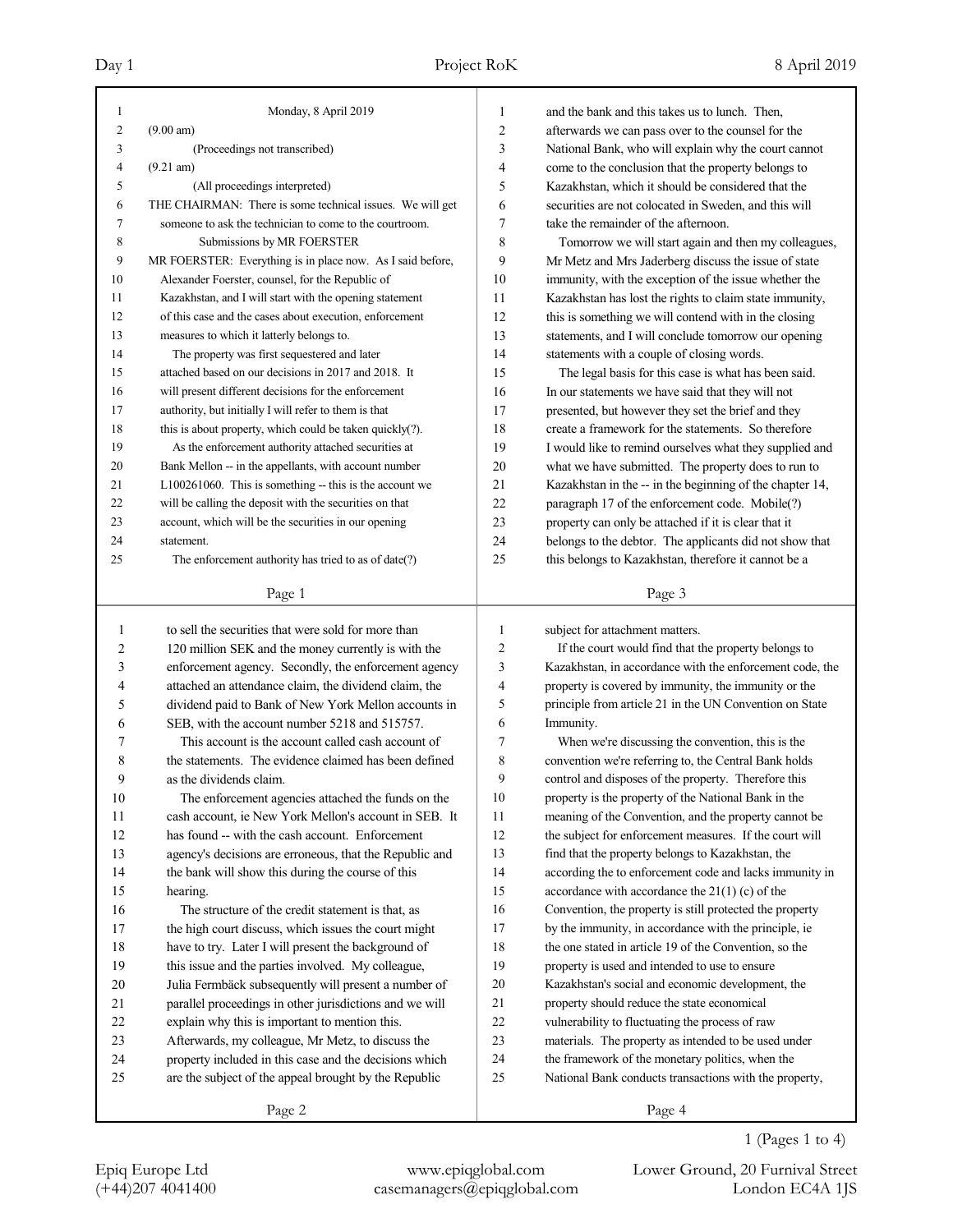Monday, 8 April 2019

(9.00 am)

(Proceedings not transcribed)

(9.21 am)

(All proceedings interpreted)

THE CHAIRMAN: There is some technical issues. We will get someone to ask the technician to come to the courtroom.

## Submissions by MR FOERSTER

MR FOERSTER: Everything is in place now. As I said before, Alexander Foerster, counsel, for the Republic of Kazakhstan, and I will start with the opening statement of this case and the cases about execution, enforcement measures to which it latterly belongs to.

The property was first sequestered and later attached based on our decisions in 2017 and 2018. It will present different decisions for the enforcement authority, but initially I will refer to them is that this is about property, which could be taken quickly(?).

As the enforcement authority attached securities at Bank Mellon -- in the appellants, with account number L100261060. This is something -- this is the account we will be calling the deposit with the securities on that account, which will be the securities in our opening statement.

The enforcement authority has tried to as of date(?) to sell the securities that were sold for more than 120 million SEK and the money currently is with the enforcement agency. Secondly, the enforcement agency attached an attendance claim, the dividend claim, the dividend paid to Bank of New York Mellon accounts in SEB, with the account number 5218 and 515757.

This account is the account called cash account of the statements. The evidence claimed has been defined as the dividends claim.

The enforcement agencies attached the funds on the cash account, ie New York Mellon's account in SEB. It has found -- with the cash account. Enforcement agency's decisions are erroneous, that the Republic and the bank will show this during the course of this hearing.

The structure of the credit statement is that, as the high court discuss, which issues the court might have to try. Later I will present the background of this issue and the parties involved. My colleague, Julia Fermbäck subsequently will present a number of parallel proceedings in other jurisdictions and we will explain why this is important to mention this. Afterwards, my colleague, Mr Metz, to discuss the property included in this case and the decisions which are the subject of the appeal brought by the Republic and the bank and this takes us to lunch. Then, afterwards we can pass over to the counsel for the National Bank, who will explain why the court cannot come to the conclusion that the property belongs to Kazakhstan, which it should be considered that the securities are not colocated in Sweden, and this will take the remainder of the afternoon.

Tomorrow we will start again and then my colleagues, Mr Metz and Mrs Jaderberg discuss the issue of state immunity, with the exception of the issue whether the Kazakhstan has lost the rights to claim state immunity, this is something we will contend with in the closing statements, and I will conclude tomorrow our opening statements with a couple of closing words.

The legal basis for this case is what has been said. In our statements we have said that they will not presented, but however they set the brief and they create a framework for the statements. So therefore I would like to remind ourselves what they supplied and what we have submitted. The property does to run to Kazakhstan in the -- in the beginning of the chapter 14, paragraph 17 of the enforcement code. Mobile(?) property can only be attached if it is clear that it belongs to the debtor. The applicants did not show that this belongs to Kazakhstan, therefore it cannot be a subject for attachment matters.

If the court would find that the property belongs to Kazakhstan, in accordance with the enforcement code, the property is covered by immunity, the immunity or the principle from article 21 in the UN Convention on State Immunity.

When we're discussing the convention, this is the convention we're referring to, the Central Bank holds control and disposes of the property. Therefore this property is the property of the National Bank in the meaning of the Convention, and the property cannot be the subject for enforcement measures. If the court will find that the property belongs to Kazakhstan, the according the to enforcement code and lacks immunity in accordance with accordance the 21(1) (c) of the Convention, the property is still protected the property by the immunity, in accordance with the principle, ie the one stated in article 19 of the Convention, so the property is used and intended to use to ensure Kazakhstan's social and economic development, the property should reduce the state economical vulnerability to fluctuating the process of raw materials. The property as intended to be used under the framework of the monetary politics, when the National Bank conducts transactions with the property,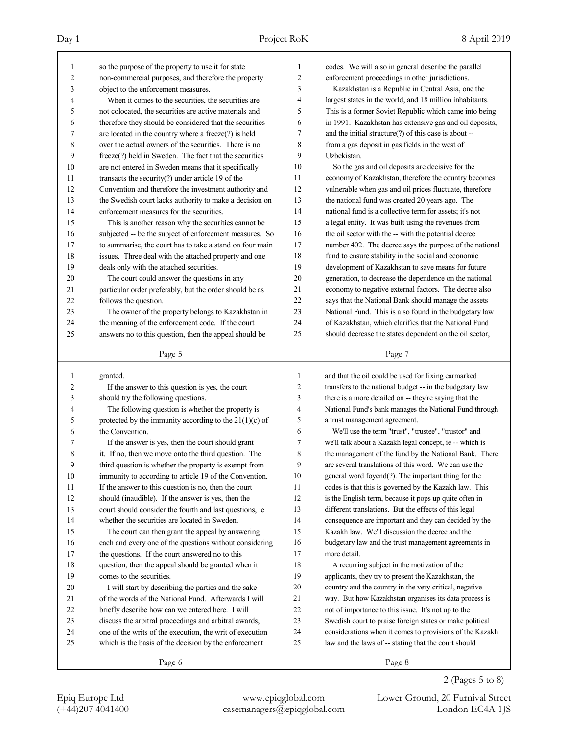so the purpose of the property to use it for state non-commercial purposes, and therefore the property object to the enforcement measures.

When it comes to the securities, the securities are not colocated, the securities are active materials and therefore they should be considered that the securities are located in the country where a freeze(?) is held over the actual owners of the securities. There is no freeze(?) held in Sweden. The fact that the securities are not entered in Sweden means that it specifically transacts the security(?) under article 19 of the Convention and therefore the investment authority and the Swedish court lacks authority to make a decision on enforcement measures for the securities.

This is another reason why the securities cannot be subjected -- be the subject of enforcement measures. So to summarise, the court has to take a stand on four main issues. Three deal with the attached property and one deals only with the attached securities.

The court could answer the questions in any particular order preferably, but the order should be as follows the question.

The owner of the property belongs to Kazakhstan in the meaning of the enforcement code. If the court answers no to this question, then the appeal should be granted.

If the answer to this question is yes, the court should try the following questions.

The following question is whether the property is protected by the immunity according to the 21(1)(c) of the Convention.

If the answer is yes, then the court should grant it. If no, then we move onto the third question. The third question is whether the property is exempt from immunity to according to article 19 of the Convention. If the answer to this question is no, then the court should (inaudible). If the answer is yes, then the court should consider the fourth and last questions, ie whether the securities are located in Sweden.

The court can then grant the appeal by answering each and every one of the questions without considering the questions. If the court answered no to this question, then the appeal should be granted when it comes to the securities.

I will start by describing the parties and the sake of the words of the National Fund. Afterwards I will briefly describe how can we entered here. I will discuss the arbitral proceedings and arbitral awards, one of the writs of the execution, the writ of execution which is the basis of the decision by the enforcement codes. We will also in general describe the parallel enforcement proceedings in other jurisdictions.

Kazakhstan is a Republic in Central Asia, one the largest states in the world, and 18 million inhabitants. This is a former Soviet Republic which came into being in 1991. Kazakhstan has extensive gas and oil deposits, and the initial structure(?) of this case is about -- from a gas deposit in gas fields in the west of Uzbekistan.

So the gas and oil deposits are decisive for the economy of Kazakhstan, therefore the country becomes vulnerable when gas and oil prices fluctuate, therefore the national fund was created 20 years ago. The national fund is a collective term for assets; it's not a legal entity. It was built using the revenues from the oil sector with the -- with the potential decree number 402. The decree says the purpose of the national fund to ensure stability in the social and economic development of Kazakhstan to save means for future generation, to decrease the dependence on the national economy to negative external factors. The decree also says that the National Bank should manage the assets National Fund. This is also found in the budgetary law of Kazakhstan, which clarifies that the National Fund should decrease the states dependent on the oil sector, and that the oil could be used for fixing earmarked transfers to the national budget -- in the budgetary law there is a more detailed on -- they're saying that the National Fund's bank manages the National Fund through a trust management agreement.

We'll use the term "trust", "trustee", "trustor" and we'll talk about a Kazakh legal concept, ie -- which is the management of the fund by the National Bank. There are several translations of this word. We can use the general word foyend(?). The important thing for the codes is that this is governed by the Kazakh law. This is the English term, because it pops up quite often in different translations. But the effects of this legal consequence are important and they can decided by the Kazakh law. We'll discussion the decree and the budgetary law and the trust management agreements in more detail.

A recurring subject in the motivation of the applicants, they try to present the Kazakhstan, the country and the country in the very critical, negative way. But how Kazakhstan organises its data process is not of importance to this issue. It's not up to the Swedish court to praise foreign states or make political considerations when it comes to provisions of the Kazakh law and the laws of -- stating that the court should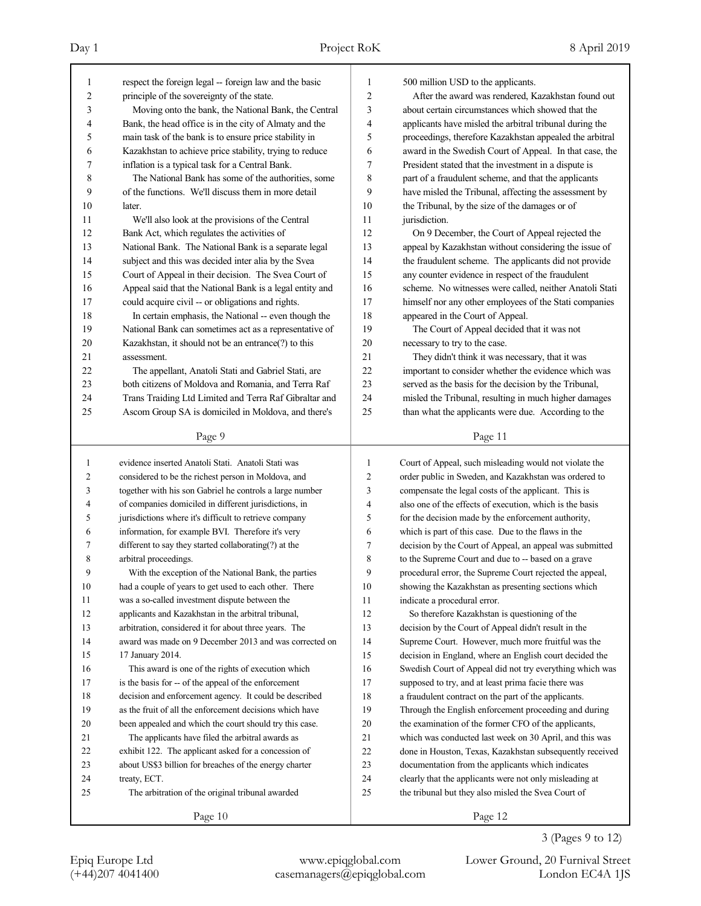respect the foreign legal -- foreign law and the basic principle of the sovereignty of the state.

Moving onto the bank, the National Bank, the Central Bank, the head office is in the city of Almaty and the main task of the bank is to ensure price stability in Kazakhstan to achieve price stability, trying to reduce inflation is a typical task for a Central Bank.

The National Bank has some of the authorities, some of the functions. We'll discuss them in more detail later.

We'll also look at the provisions of the Central Bank Act, which regulates the activities of National Bank. The National Bank is a separate legal subject and this was decided inter alia by the Svea Court of Appeal in their decision. The Svea Court of Appeal said that the National Bank is a legal entity and could acquire civil -- or obligations and rights.

In certain emphasis, the National -- even though the National Bank can sometimes act as a representative of Kazakhstan, it should not be an entrance(?) to this assessment.

The appellant, Anatoli Stati and Gabriel Stati, are both citizens of Moldova and Romania, and Terra Raf Trans Traiding Ltd Limited and Terra Raf Gibraltar and Ascom Group SA is domiciled in Moldova, and there's evidence inserted Anatoli Stati. Anatoli Stati was considered to be the richest person in Moldova, and together with his son Gabriel he controls a large number of companies domiciled in different jurisdictions, in jurisdictions where it's difficult to retrieve company information, for example BVI. Therefore it's very different to say they started collaborating(?) at the arbitral proceedings.

With the exception of the National Bank, the parties had a couple of years to get used to each other. There was a so-called investment dispute between the applicants and Kazakhstan in the arbitral tribunal, arbitration, considered it for about three years. The award was made on 9 December 2013 and was corrected on 17 January 2014.

This award is one of the rights of execution which is the basis for -- of the appeal of the enforcement decision and enforcement agency. It could be described as the fruit of all the enforcement decisions which have been appealed and which the court should try this case.

The applicants have filed the arbitral awards as exhibit 122. The applicant asked for a concession of about US$3 billion for breaches of the energy charter treaty, ECT.

The arbitration of the original tribunal awarded 500 million USD to the applicants.

After the award was rendered, Kazakhstan found out about certain circumstances which showed that the applicants have misled the arbitral tribunal during the proceedings, therefore Kazakhstan appealed the arbitral award in the Swedish Court of Appeal. In that case, the President stated that the investment in a dispute is part of a fraudulent scheme, and that the applicants have misled the Tribunal, affecting the assessment by the Tribunal, by the size of the damages or of jurisdiction.

On 9 December, the Court of Appeal rejected the appeal by Kazakhstan without considering the issue of the fraudulent scheme. The applicants did not provide any counter evidence in respect of the fraudulent scheme. No witnesses were called, neither Anatoli Stati himself nor any other employees of the Stati companies appeared in the Court of Appeal.

The Court of Appeal decided that it was not necessary to try to the case.

They didn't think it was necessary, that it was important to consider whether the evidence which was served as the basis for the decision by the Tribunal, misled the Tribunal, resulting in much higher damages than what the applicants were due. According to the Court of Appeal, such misleading would not violate the order public in Sweden, and Kazakhstan was ordered to compensate the legal costs of the applicant. This is also one of the effects of execution, which is the basis for the decision made by the enforcement authority, which is part of this case. Due to the flaws in the decision by the Court of Appeal, an appeal was submitted to the Supreme Court and due to -- based on a grave procedural error, the Supreme Court rejected the appeal, showing the Kazakhstan as presenting sections which indicate a procedural error.

So therefore Kazakhstan is questioning of the decision by the Court of Appeal didn't result in the Supreme Court. However, much more fruitful was the decision in England, where an English court decided the Swedish Court of Appeal did not try everything which was supposed to try, and at least prima facie there was a fraudulent contract on the part of the applicants. Through the English enforcement proceeding and during the examination of the former CFO of the applicants, which was conducted last week on 30 April, and this was done in Houston, Texas, Kazakhstan subsequently received documentation from the applicants which indicates clearly that the applicants were not only misleading at the tribunal but they also misled the Svea Court of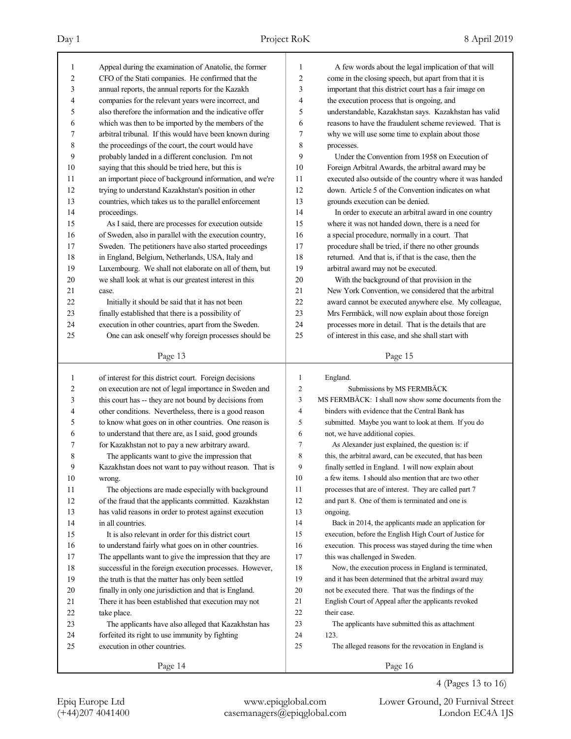Appeal during the examination of Anatolie, the former CFO of the Stati companies. He confirmed that the annual reports, the annual reports for the Kazakh companies for the relevant years were incorrect, and also therefore the information and the indicative offer which was then to be imported by the members of the arbitral tribunal. If this would have been known during the proceedings of the court, the court would have probably landed in a different conclusion. I'm not saying that this should be tried here, but this is an important piece of background information, and we're trying to understand Kazakhstan's position in other countries, which takes us to the parallel enforcement proceedings.

As I said, there are processes for execution outside of Sweden, also in parallel with the execution country, Sweden. The petitioners have also started proceedings in England, Belgium, Netherlands, USA, Italy and Luxembourg. We shall not elaborate on all of them, but we shall look at what is our greatest interest in this case.

Initially it should be said that it has not been finally established that there is a possibility of execution in other countries, apart from the Sweden.

One can ask oneself why foreign processes should be of interest for this district court. Foreign decisions on execution are not of legal importance in Sweden and this court has -- they are not bound by decisions from other conditions. Nevertheless, there is a good reason to know what goes on in other countries. One reason is to understand that there are, as I said, good grounds for Kazakhstan not to pay a new arbitrary award.

The applicants want to give the impression that Kazakhstan does not want to pay without reason. That is wrong.

The objections are made especially with background of the fraud that the applicants committed. Kazakhstan has valid reasons in order to protest against execution in all countries.

It is also relevant in order for this district court to understand fairly what goes on in other countries. The appellants want to give the impression that they are successful in the foreign execution processes. However, the truth is that the matter has only been settled finally in only one jurisdiction and that is England. There it has been established that execution may not take place.

The applicants have also alleged that Kazakhstan has forfeited its right to use immunity by fighting execution in other countries.

A few words about the legal implication of that will come in the closing speech, but apart from that it is important that this district court has a fair image on the execution process that is ongoing, and understandable, Kazakhstan says. Kazakhstan has valid reasons to have the fraudulent scheme reviewed. That is why we will use some time to explain about those processes.

Under the Convention from 1958 on Execution of Foreign Arbitral Awards, the arbitral award may be executed also outside of the country where it was handed down. Article 5 of the Convention indicates on what grounds execution can be denied.

In order to execute an arbitral award in one country where it was not handed down, there is a need for a special procedure, normally in a court. That procedure shall be tried, if there no other grounds returned. And that is, if that is the case, then the arbitral award may not be executed.

With the background of that provision in the New York Convention, we considered that the arbitral award cannot be executed anywhere else. My colleague, Mrs Fermbäck, will now explain about those foreign processes more in detail. That is the details that are of interest in this case, and she shall start with England.

## Submissions by MS FERMBÄCK

MS FERMBÄCK: I shall now show some documents from the binders with evidence that the Central Bank has submitted. Maybe you want to look at them. If you do not, we have additional copies.

As Alexander just explained, the question is: if this, the arbitral award, can be executed, that has been finally settled in England. I will now explain about a few items. I should also mention that are two other processes that are of interest. They are called part 7 and part 8. One of them is terminated and one is ongoing.

Back in 2014, the applicants made an application for execution, before the English High Court of Justice for execution. This process was stayed during the time when this was challenged in Sweden.

Now, the execution process in England is terminated, and it has been determined that the arbitral award may not be executed there. That was the findings of the English Court of Appeal after the applicants revoked their case.

The applicants have submitted this as attachment 123.

The alleged reasons for the revocation in England is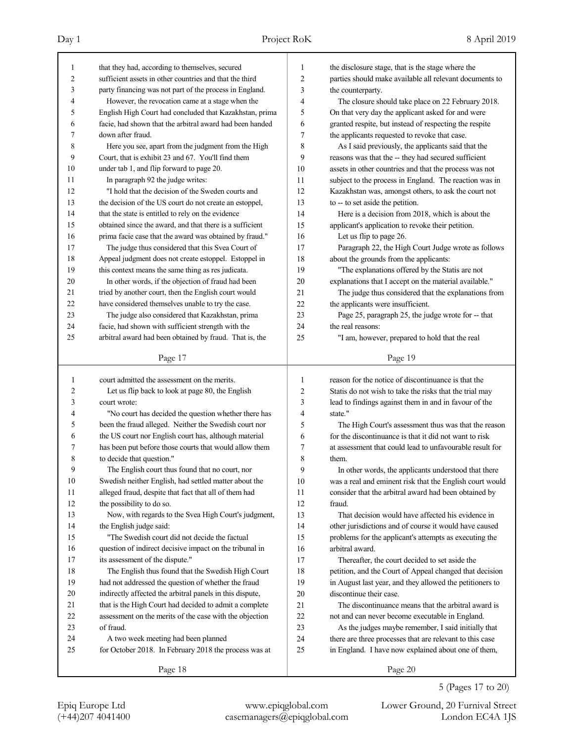that they had, according to themselves, secured sufficient assets in other countries and that the third party financing was not part of the process in England.

However, the revocation came at a stage when the English High Court had concluded that Kazakhstan, prima facie, had shown that the arbitral award had been handed down after fraud.

Here you see, apart from the judgment from the High Court, that is exhibit 23 and 67. You'll find them under tab 1, and flip forward to page 20.

In paragraph 92 the judge writes:

"I hold that the decision of the Sweden courts and the decision of the US court do not create an estoppel, that the state is entitled to rely on the evidence obtained since the award, and that there is a sufficient prima facie case that the award was obtained by fraud."

The judge thus considered that this Svea Court of Appeal judgment does not create estoppel. Estoppel in this context means the same thing as res judicata.

In other words, if the objection of fraud had been tried by another court, then the English court would have considered themselves unable to try the case.

The judge also considered that Kazakhstan, prima facie, had shown with sufficient strength with the arbitral award had been obtained by fraud. That is, the court admitted the assessment on the merits.

Let us flip back to look at page 80, the English court wrote:

"No court has decided the question whether there has been the fraud alleged. Neither the Swedish court nor the US court nor English court has, although material has been put before those courts that would allow them to decide that question."

The English court thus found that no court, nor Swedish neither English, had settled matter about the alleged fraud, despite that fact that all of them had the possibility to do so.

Now, with regards to the Svea High Court's judgment, the English judge said:

"The Swedish court did not decide the factual question of indirect decisive impact on the tribunal in its assessment of the dispute."

The English thus found that the Swedish High Court had not addressed the question of whether the fraud indirectly affected the arbitral panels in this dispute, that is the High Court had decided to admit a complete assessment on the merits of the case with the objection of fraud.

A two week meeting had been planned for October 2018. In February 2018 the process was at the disclosure stage, that is the stage where the parties should make available all relevant documents to the counterparty.

The closure should take place on 22 February 2018. On that very day the applicant asked for and were granted respite, but instead of respecting the respite the applicants requested to revoke that case.

As I said previously, the applicants said that the reasons was that the -- they had secured sufficient assets in other countries and that the process was not subject to the process in England. The reaction was in Kazakhstan was, amongst others, to ask the court not to -- to set aside the petition.

Here is a decision from 2018, which is about the applicant's application to revoke their petition.

Let us flip to page 26.

Paragraph 22, the High Court Judge wrote as follows about the grounds from the applicants:

"The explanations offered by the Statis are not explanations that I accept on the material available."

The judge thus considered that the explanations from the applicants were insufficient.

Page 25, paragraph 25, the judge wrote for -- that the real reasons:

"I am, however, prepared to hold that the real reason for the notice of discontinuance is that the Statis do not wish to take the risks that the trial may lead to findings against them in and in favour of the state."

The High Court's assessment thus was that the reason for the discontinuance is that it did not want to risk at assessment that could lead to unfavourable result for them.

In other words, the applicants understood that there was a real and eminent risk that the English court would consider that the arbitral award had been obtained by fraud.

That decision would have affected his evidence in other jurisdictions and of course it would have caused problems for the applicant's attempts as executing the arbitral award.

Thereafter, the court decided to set aside the petition, and the Court of Appeal changed that decision in August last year, and they allowed the petitioners to discontinue their case.

The discontinuance means that the arbitral award is not and can never become executable in England.

As the judges maybe remember, I said initially that there are three processes that are relevant to this case in England. I have now explained about one of them,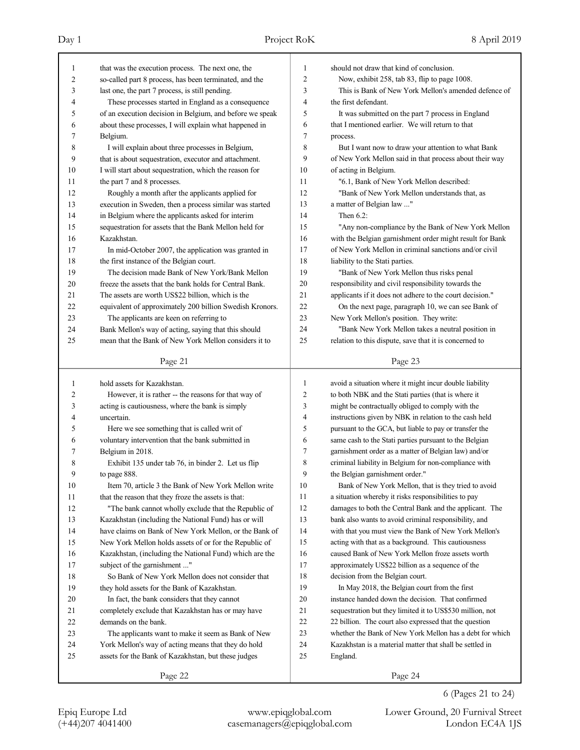that was the execution process. The next one, the so-called part 8 process, has been terminated, and the last one, the part 7 process, is still pending.

These processes started in England as a consequence of an execution decision in Belgium, and before we speak about these processes, I will explain what happened in Belgium.

I will explain about three processes in Belgium, that is about sequestration, executor and attachment. I will start about sequestration, which the reason for the part 7 and 8 processes.

Roughly a month after the applicants applied for execution in Sweden, then a process similar was started in Belgium where the applicants asked for interim sequestration for assets that the Bank Mellon held for Kazakhstan.

In mid-October 2007, the application was granted in the first instance of the Belgian court.

The decision made Bank of New York/Bank Mellon freeze the assets that the bank holds for Central Bank. The assets are worth US$22 billion, which is the equivalent of approximately 200 billion Swedish Kronors.

The applicants are keen on referring to Bank Mellon's way of acting, saying that this should mean that the Bank of New York Mellon considers it to hold assets for Kazakhstan.

However, it is rather -- the reasons for that way of acting is cautiousness, where the bank is simply uncertain.

Here we see something that is called writ of voluntary intervention that the bank submitted in Belgium in 2018.

Exhibit 135 under tab 76, in binder 2. Let us flip to page 888.

Item 70, article 3 the Bank of New York Mellon write that the reason that they froze the assets is that:

"The bank cannot wholly exclude that the Republic of Kazakhstan (including the National Fund) has or will have claims on Bank of New York Mellon, or the Bank of New York Mellon holds assets of or for the Republic of Kazakhstan, (including the National Fund) which are the subject of the garnishment ..."

So Bank of New York Mellon does not consider that they hold assets for the Bank of Kazakhstan.

In fact, the bank considers that they cannot completely exclude that Kazakhstan has or may have demands on the bank.

The applicants want to make it seem as Bank of New York Mellon's way of acting means that they do hold assets for the Bank of Kazakhstan, but these judges should not draw that kind of conclusion.

Now, exhibit 258, tab 83, flip to page 1008.

This is Bank of New York Mellon's amended defence of the first defendant.

It was submitted on the part 7 process in England that I mentioned earlier. We will return to that process.

But I want now to draw your attention to what Bank of New York Mellon said in that process about their way of acting in Belgium.

"6.1, Bank of New York Mellon described:

"Bank of New York Mellon understands that, as a matter of Belgian law ..."

Then 6.2:

"Any non-compliance by the Bank of New York Mellon with the Belgian garnishment order might result for Bank of New York Mellon in criminal sanctions and/or civil liability to the Stati parties.

"Bank of New York Mellon thus risks penal responsibility and civil responsibility towards the applicants if it does not adhere to the court decision."

On the next page, paragraph 10, we can see Bank of New York Mellon's position. They write:

"Bank New York Mellon takes a neutral position in relation to this dispute, save that it is concerned to avoid a situation where it might incur double liability to both NBK and the Stati parties (that is where it might be contractually obliged to comply with the instructions given by NBK in relation to the cash held pursuant to the GCA, but liable to pay or transfer the same cash to the Stati parties pursuant to the Belgian garnishment order as a matter of Belgian law) and/or criminal liability in Belgium for non-compliance with the Belgian garnishment order."

Bank of New York Mellon, that is they tried to avoid a situation whereby it risks responsibilities to pay damages to both the Central Bank and the applicant. The bank also wants to avoid criminal responsibility, and with that you must view the Bank of New York Mellon's acting with that as a background. This cautiousness caused Bank of New York Mellon froze assets worth approximately US$22 billion as a sequence of the decision from the Belgian court.

In May 2018, the Belgian court from the first instance handed down the decision. That confirmed sequestration but they limited it to US$530 million, not 22 billion. The court also expressed that the question whether the Bank of New York Mellon has a debt for which Kazakhstan is a material matter that shall be settled in England.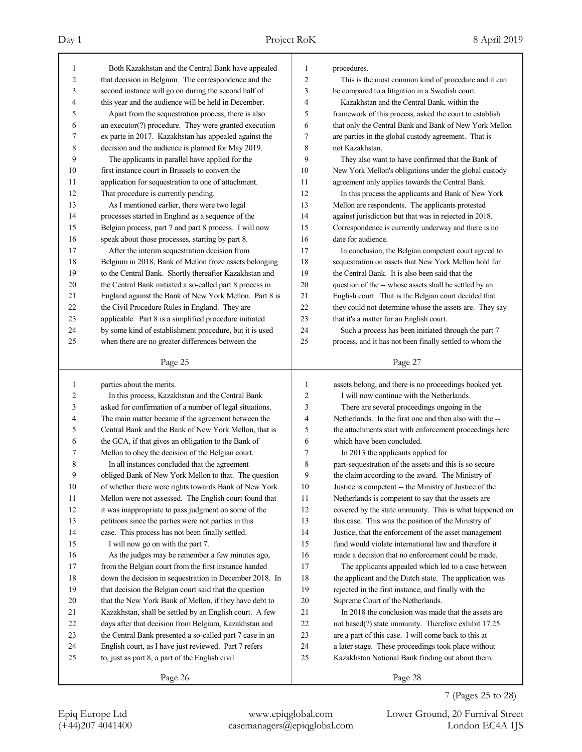Both Kazakhstan and the Central Bank have appealed that decision in Belgium. The correspondence and the second instance will go on during the second half of this year and the audience will be held in December.

Apart from the sequestration process, there is also an executor(?) procedure. They were granted execution ex parte in 2017. Kazakhstan has appealed against the decision and the audience is planned for May 2019.

The applicants in parallel have applied for the first instance court in Brussels to convert the application for sequestration to one of attachment. That procedure is currently pending.

As I mentioned earlier, there were two legal processes started in England as a sequence of the Belgian process, part 7 and part 8 process. I will now speak about those processes, starting by part 8.

After the interim sequestration decision from Belgium in 2018, Bank of Mellon froze assets belonging to the Central Bank. Shortly thereafter Kazakhstan and the Central Bank initiated a so-called part 8 process in England against the Bank of New York Mellon. Part 8 is the Civil Procedure Rules in England. They are applicable. Part 8 is a simplified procedure initiated by some kind of establishment procedure, but it is used when there are no greater differences between the parties about the merits.

In this process, Kazakhstan and the Central Bank asked for confirmation of a number of legal situations. The main matter became if the agreement between the Central Bank and the Bank of New York Mellon, that is the GCA, if that gives an obligation to the Bank of Mellon to obey the decision of the Belgian court.

In all instances concluded that the agreement obliged Bank of New York Mellon to that. The question of whether there were rights towards Bank of New York Mellon were not assessed. The English court found that it was inappropriate to pass judgment on some of the petitions since the parties were not parties in this case. This process has not been finally settled.

I will now go on with the part 7.

As the judges may be remember a few minutes ago, from the Belgian court from the first instance handed down the decision in sequestration in December 2018. In that decision the Belgian court said that the question that the New York Bank of Mellon, if they have debt to Kazakhstan, shall be settled by an English court. A few days after that decision from Belgium, Kazakhstan and the Central Bank presented a so-called part 7 case in an English court, as I have just reviewed. Part 7 refers to, just as part 8, a part of the English civil procedures.

This is the most common kind of procedure and it can be compared to a litigation in a Swedish court.

Kazakhstan and the Central Bank, within the framework of this process, asked the court to establish that only the Central Bank and Bank of New York Mellon are parties in the global custody agreement. That is not Kazakhstan.

They also want to have confirmed that the Bank of New York Mellon's obligations under the global custody agreement only applies towards the Central Bank.

In this process the applicants and Bank of New York Mellon are respondents. The applicants protested against jurisdiction but that was in rejected in 2018. Correspondence is currently underway and there is no date for audience.

In conclusion, the Belgian competent court agreed to sequestration on assets that New York Mellon hold for the Central Bank. It is also been said that the question of the -- whose assets shall be settled by an English court. That is the Belgian court decided that they could not determine whose the assets are. They say that it's a matter for an English court.

Such a process has been initiated through the part 7 process, and it has not been finally settled to whom the assets belong, and there is no proceedings booked yet.

I will now continue with the Netherlands.

There are several proceedings ongoing in the Netherlands. In the first one and then also with the -- the attachments start with enforcement proceedings here which have been concluded.

In 2013 the applicants applied for part-sequestration of the assets and this is so secure the claim according to the award. The Ministry of Justice is competent -- the Ministry of Justice of the Netherlands is competent to say that the assets are covered by the state immunity. This is what happened on this case. This was the position of the Ministry of Justice, that the enforcement of the asset management fund would violate international law and therefore it made a decision that no enforcement could be made.

The applicants appealed which led to a case between the applicant and the Dutch state. The application was rejected in the first instance, and finally with the Supreme Court of the Netherlands.

In 2018 the conclusion was made that the assets are not based(?) state immunity. Therefore exhibit 17.25 are a part of this case. I will come back to this at a later stage. These proceedings took place without Kazakhstan National Bank finding out about them.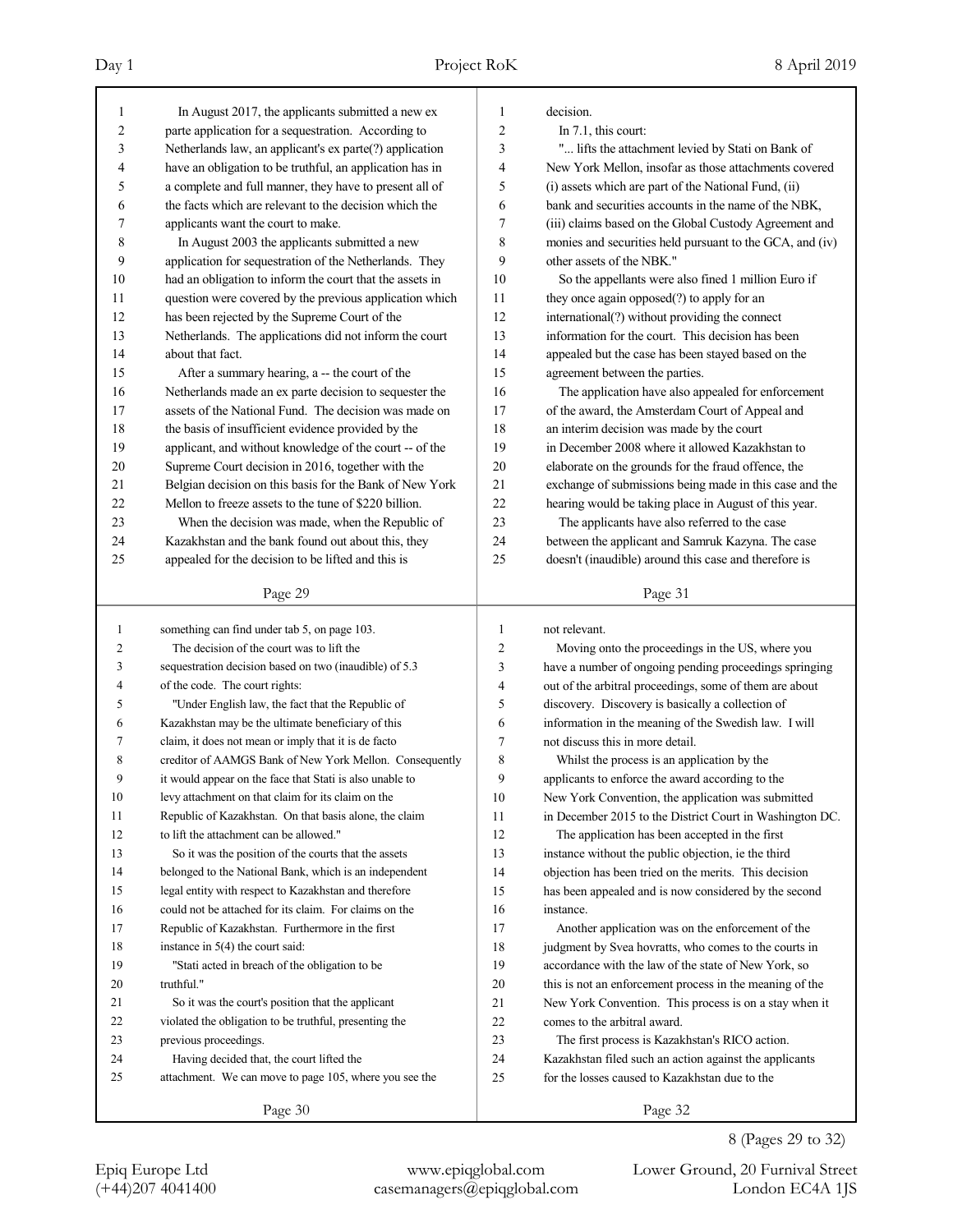In August 2017, the applicants submitted a new ex parte application for a sequestration. According to Netherlands law, an applicant's ex parte(?) application have an obligation to be truthful, an application has in a complete and full manner, they have to present all of the facts which are relevant to the decision which the applicants want the court to make.

In August 2003 the applicants submitted a new application for sequestration of the Netherlands. They had an obligation to inform the court that the assets in question were covered by the previous application which has been rejected by the Supreme Court of the Netherlands. The applications did not inform the court about that fact.

After a summary hearing, a -- the court of the Netherlands made an ex parte decision to sequester the assets of the National Fund. The decision was made on the basis of insufficient evidence provided by the applicant, and without knowledge of the court -- of the Supreme Court decision in 2016, together with the Belgian decision on this basis for the Bank of New York Mellon to freeze assets to the tune of $220 billion.

When the decision was made, when the Republic of Kazakhstan and the bank found out about this, they appealed for the decision to be lifted and this is something can find under tab 5, on page 103.

The decision of the court was to lift the sequestration decision based on two (inaudible) of 5.3 of the code. The court rights:

"Under English law, the fact that the Republic of Kazakhstan may be the ultimate beneficiary of this claim, it does not mean or imply that it is de facto creditor of AAMGS Bank of New York Mellon. Consequently it would appear on the face that Stati is also unable to levy attachment on that claim for its claim on the Republic of Kazakhstan. On that basis alone, the claim to lift the attachment can be allowed."

So it was the position of the courts that the assets belonged to the National Bank, which is an independent legal entity with respect to Kazakhstan and therefore could not be attached for its claim. For claims on the Republic of Kazakhstan. Furthermore in the first instance in 5(4) the court said:

"Stati acted in breach of the obligation to be truthful."

So it was the court's position that the applicant violated the obligation to be truthful, presenting the previous proceedings.

Having decided that, the court lifted the attachment. We can move to page 105, where you see the decision.

In 7.1, this court:

"... lifts the attachment levied by Stati on Bank of New York Mellon, insofar as those attachments covered (i) assets which are part of the National Fund, (ii) bank and securities accounts in the name of the NBK, (iii) claims based on the Global Custody Agreement and monies and securities held pursuant to the GCA, and (iv) other assets of the NBK."

So the appellants were also fined 1 million Euro if they once again opposed(?) to apply for an international(?) without providing the connect information for the court. This decision has been appealed but the case has been stayed based on the agreement between the parties.

The application have also appealed for enforcement of the award, the Amsterdam Court of Appeal and an interim decision was made by the court in December 2008 where it allowed Kazakhstan to elaborate on the grounds for the fraud offence, the exchange of submissions being made in this case and the hearing would be taking place in August of this year.

The applicants have also referred to the case between the applicant and Samruk Kazyna. The case doesn't (inaudible) around this case and therefore is not relevant.

Moving onto the proceedings in the US, where you have a number of ongoing pending proceedings springing out of the arbitral proceedings, some of them are about discovery. Discovery is basically a collection of information in the meaning of the Swedish law. I will not discuss this in more detail.

Whilst the process is an application by the applicants to enforce the award according to the New York Convention, the application was submitted in December 2015 to the District Court in Washington DC.

The application has been accepted in the first instance without the public objection, ie the third objection has been tried on the merits. This decision has been appealed and is now considered by the second instance.

Another application was on the enforcement of the judgment by Svea hovratts, who comes to the courts in accordance with the law of the state of New York, so this is not an enforcement process in the meaning of the New York Convention. This process is on a stay when it comes to the arbitral award.

The first process is Kazakhstan's RICO action. Kazakhstan filed such an action against the applicants for the losses caused to Kazakhstan due to the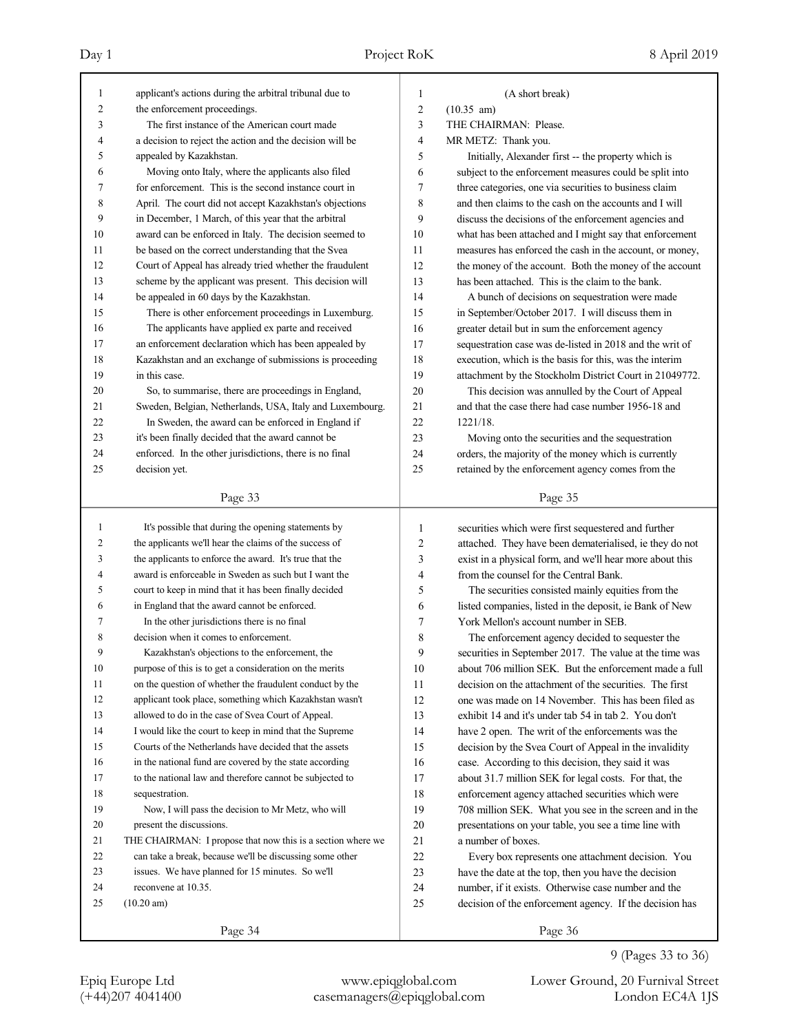applicant's actions during the arbitral tribunal due to the enforcement proceedings.

The first instance of the American court made a decision to reject the action and the decision will be appealed by Kazakhstan.

Moving onto Italy, where the applicants also filed for enforcement. This is the second instance court in April. The court did not accept Kazakhstan's objections in December, 1 March, of this year that the arbitral award can be enforced in Italy. The decision seemed to be based on the correct understanding that the Svea Court of Appeal has already tried whether the fraudulent scheme by the applicant was present. This decision will be appealed in 60 days by the Kazakhstan.

There is other enforcement proceedings in Luxemburg. The applicants have applied ex parte and received an enforcement declaration which has been appealed by Kazakhstan and an exchange of submissions is proceeding in this case.

So, to summarise, there are proceedings in England, Sweden, Belgian, Netherlands, USA, Italy and Luxembourg.

In Sweden, the award can be enforced in England if it's been finally decided that the award cannot be enforced. In the other jurisdictions, there is no final decision yet.

It's possible that during the opening statements by the applicants we'll hear the claims of the success of the applicants to enforce the award. It's true that the award is enforceable in Sweden as such but I want the court to keep in mind that it has been finally decided in England that the award cannot be enforced.

In the other jurisdictions there is no final decision when it comes to enforcement.

Kazakhstan's objections to the enforcement, the purpose of this is to get a consideration on the merits on the question of whether the fraudulent conduct by the applicant took place, something which Kazakhstan wasn't allowed to do in the case of Svea Court of Appeal. I would like the court to keep in mind that the Supreme Courts of the Netherlands have decided that the assets in the national fund are covered by the state according to the national law and therefore cannot be subjected to sequestration.

Now, I will pass the decision to Mr Metz, who will present the discussions.

THE CHAIRMAN: I propose that now this is a section where we can take a break, because we'll be discussing some other issues. We have planned for 15 minutes. So we'll reconvene at 10.35.

(10.20 am)

(A short break)

(10.35 am)

THE CHAIRMAN: Please.

MR METZ: Thank you.

Initially, Alexander first -- the property which is subject to the enforcement measures could be split into three categories, one via securities to business claim and then claims to the cash on the accounts and I will discuss the decisions of the enforcement agencies and what has been attached and I might say that enforcement measures has enforced the cash in the account, or money, the money of the account. Both the money of the account has been attached. This is the claim to the bank.

A bunch of decisions on sequestration were made in September/October 2017. I will discuss them in greater detail but in sum the enforcement agency sequestration case was de-listed in 2018 and the writ of execution, which is the basis for this, was the interim attachment by the Stockholm District Court in 21049772.

This decision was annulled by the Court of Appeal and that the case there had case number 1956-18 and 1221/18.

Moving onto the securities and the sequestration orders, the majority of the money which is currently retained by the enforcement agency comes from the securities which were first sequestered and further attached. They have been dematerialised, ie they do not exist in a physical form, and we'll hear more about this from the counsel for the Central Bank.

The securities consisted mainly equities from the listed companies, listed in the deposit, ie Bank of New York Mellon's account number in SEB.

The enforcement agency decided to sequester the securities in September 2017. The value at the time was about 706 million SEK. But the enforcement made a full decision on the attachment of the securities. The first one was made on 14 November. This has been filed as exhibit 14 and it's under tab 54 in tab 2. You don't have 2 open. The writ of the enforcements was the decision by the Svea Court of Appeal in the invalidity case. According to this decision, they said it was about 31.7 million SEK for legal costs. For that, the enforcement agency attached securities which were 708 million SEK. What you see in the screen and in the presentations on your table, you see a time line with a number of boxes.

Every box represents one attachment decision. You have the date at the top, then you have the decision number, if it exists. Otherwise case number and the decision of the enforcement agency. If the decision has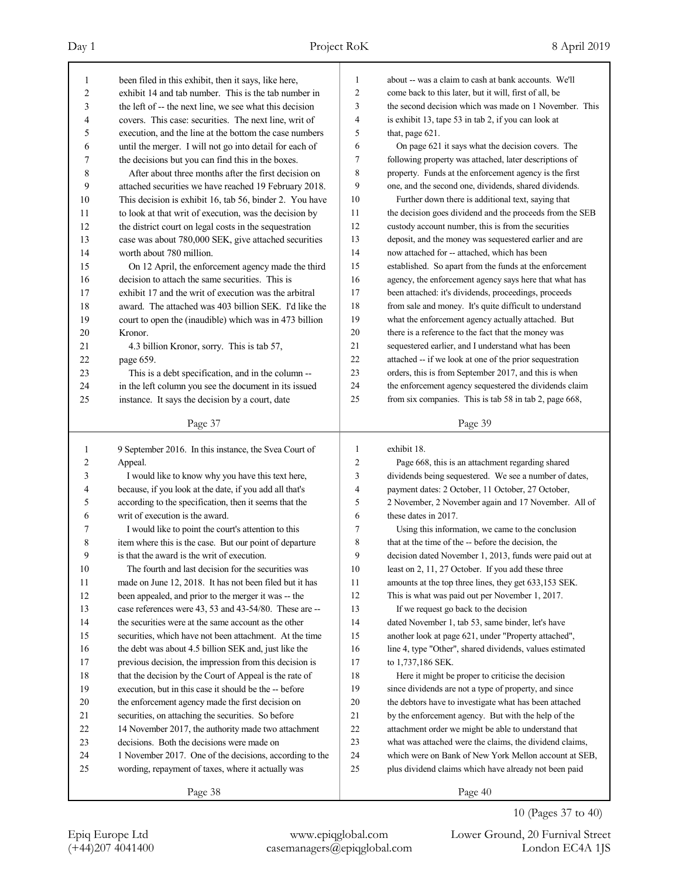been filed in this exhibit, then it says, like here, exhibit 14 and tab number. This is the tab number in the left of -- the next line, we see what this decision covers. This case: securities. The next line, writ of execution, and the line at the bottom the case numbers until the merger. I will not go into detail for each of the decisions but you can find this in the boxes.

After about three months after the first decision on attached securities we have reached 19 February 2018. This decision is exhibit 16, tab 56, binder 2. You have to look at that writ of execution, was the decision by the district court on legal costs in the sequestration case was about 780,000 SEK, give attached securities worth about 780 million.

On 12 April, the enforcement agency made the third decision to attach the same securities. This is exhibit 17 and the writ of execution was the arbitral award. The attached was 403 billion SEK. I'd like the court to open the (inaudible) which was in 473 billion Kronor.

4.3 billion Kronor, sorry. This is tab 57, page 659.

This is a debt specification, and in the column -- in the left column you see the document in its issued instance. It says the decision by a court, date 9 September 2016. In this instance, the Svea Court of Appeal.

I would like to know why you have this text here, because, if you look at the date, if you add all that's according to the specification, then it seems that the writ of execution is the award.

I would like to point the court's attention to this item where this is the case. But our point of departure is that the award is the writ of execution.

The fourth and last decision for the securities was made on June 12, 2018. It has not been filed but it has been appealed, and prior to the merger it was -- the case references were 43, 53 and 43-54/80. These are -- the securities were at the same account as the other securities, which have not been attachment. At the time the debt was about 4.5 billion SEK and, just like the previous decision, the impression from this decision is that the decision by the Court of Appeal is the rate of execution, but in this case it should be the -- before the enforcement agency made the first decision on securities, on attaching the securities. So before 14 November 2017, the authority made two attachment decisions. Both the decisions were made on 1 November 2017. One of the decisions, according to the wording, repayment of taxes, where it actually was about -- was a claim to cash at bank accounts. We'll come back to this later, but it will, first of all, be the second decision which was made on 1 November. This is exhibit 13, tape 53 in tab 2, if you can look at that, page 621.

On page 621 it says what the decision covers. The following property was attached, later descriptions of property. Funds at the enforcement agency is the first one, and the second one, dividends, shared dividends.

Further down there is additional text, saying that the decision goes dividend and the proceeds from the SEB custody account number, this is from the securities deposit, and the money was sequestered earlier and are now attached for -- attached, which has been established. So apart from the funds at the enforcement agency, the enforcement agency says here that what has been attached: it's dividends, proceedings, proceeds from sale and money. It's quite difficult to understand what the enforcement agency actually attached. But there is a reference to the fact that the money was sequestered earlier, and I understand what has been attached -- if we look at one of the prior sequestration orders, this is from September 2017, and this is when the enforcement agency sequestered the dividends claim from six companies. This is tab 58 in tab 2, page 668, exhibit 18.

Page 668, this is an attachment regarding shared dividends being sequestered. We see a number of dates, payment dates: 2 October, 11 October, 27 October, 2 November, 2 November again and 17 November. All of these dates in 2017.

Using this information, we came to the conclusion that at the time of the -- before the decision, the decision dated November 1, 2013, funds were paid out at least on 2, 11, 27 October. If you add these three amounts at the top three lines, they get 633,153 SEK. This is what was paid out per November 1, 2017.

If we request go back to the decision dated November 1, tab 53, same binder, let's have another look at page 621, under "Property attached", line 4, type "Other", shared dividends, values estimated to 1,737,186 SEK.

Here it might be proper to criticise the decision since dividends are not a type of property, and since the debtors have to investigate what has been attached by the enforcement agency. But with the help of the attachment order we might be able to understand that what was attached were the claims, the dividend claims, which were on Bank of New York Mellon account at SEB, plus dividend claims which have already not been paid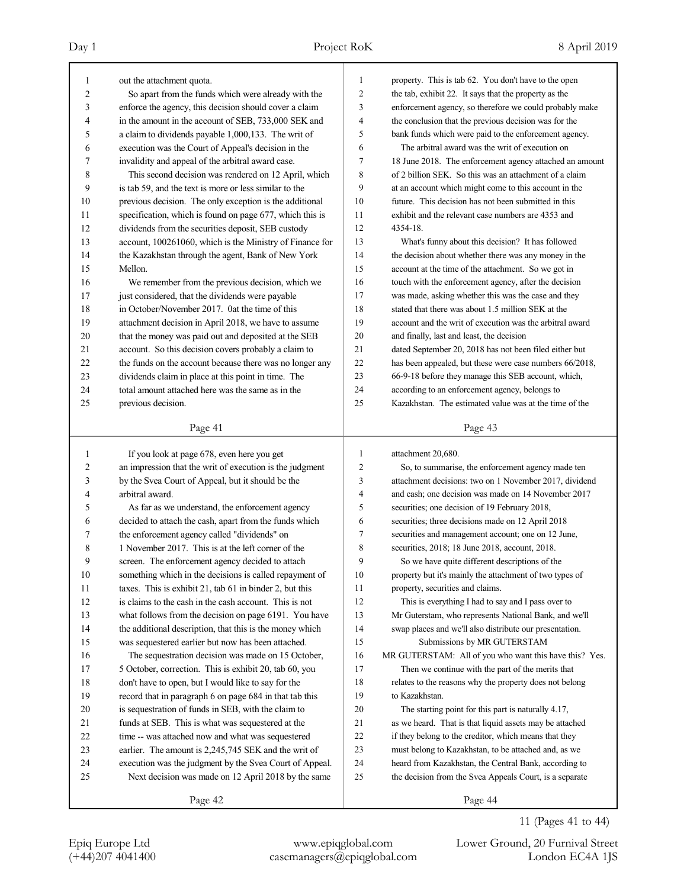out the attachment quota.

So apart from the funds which were already with the enforce the agency, this decision should cover a claim in the amount in the account of SEB, 733,000 SEK and a claim to dividends payable 1,000,133. The writ of execution was the Court of Appeal's decision in the invalidity and appeal of the arbitral award case.

This second decision was rendered on 12 April, which is tab 59, and the text is more or less similar to the previous decision. The only exception is the additional specification, which is found on page 677, which this is dividends from the securities deposit, SEB custody account, 100261060, which is the Ministry of Finance for the Kazakhstan through the agent, Bank of New York Mellon.

We remember from the previous decision, which we just considered, that the dividends were payable in October/November 2017. 0at the time of this attachment decision in April 2018, we have to assume that the money was paid out and deposited at the SEB account. So this decision covers probably a claim to the funds on the account because there was no longer any dividends claim in place at this point in time. The total amount attached here was the same as in the previous decision.

If you look at page 678, even here you get an impression that the writ of execution is the judgment by the Svea Court of Appeal, but it should be the arbitral award.

As far as we understand, the enforcement agency decided to attach the cash, apart from the funds which the enforcement agency called "dividends" on 1 November 2017. This is at the left corner of the screen. The enforcement agency decided to attach something which in the decisions is called repayment of taxes. This is exhibit 21, tab 61 in binder 2, but this is claims to the cash in the cash account. This is not what follows from the decision on page 6191. You have the additional description, that this is the money which was sequestered earlier but now has been attached.

The sequestration decision was made on 15 October, 5 October, correction. This is exhibit 20, tab 60, you don't have to open, but I would like to say for the record that in paragraph 6 on page 684 in that tab this is sequestration of funds in SEB, with the claim to funds at SEB. This is what was sequestered at the time -- was attached now and what was sequestered earlier. The amount is 2,245,745 SEK and the writ of execution was the judgment by the Svea Court of Appeal.

Next decision was made on 12 April 2018 by the same property. This is tab 62. You don't have to the open the tab, exhibit 22. It says that the property as the enforcement agency, so therefore we could probably make the conclusion that the previous decision was for the bank funds which were paid to the enforcement agency.

The arbitral award was the writ of execution on 18 June 2018. The enforcement agency attached an amount of 2 billion SEK. So this was an attachment of a claim at an account which might come to this account in the future. This decision has not been submitted in this exhibit and the relevant case numbers are 4353 and 4354-18.

What's funny about this decision? It has followed the decision about whether there was any money in the account at the time of the attachment. So we got in touch with the enforcement agency, after the decision was made, asking whether this was the case and they stated that there was about 1.5 million SEK at the account and the writ of execution was the arbitral award and finally, last and least, the decision dated September 20, 2018 has not been filed either but has been appealed, but these were case numbers 66/2018, 66-9-18 before they manage this SEB account, which, according to an enforcement agency, belongs to Kazakhstan. The estimated value was at the time of the attachment 20,680.

So, to summarise, the enforcement agency made ten attachment decisions: two on 1 November 2017, dividend and cash; one decision was made on 14 November 2017 securities; one decision of 19 February 2018, securities; three decisions made on 12 April 2018 securities and management account; one on 12 June, securities, 2018; 18 June 2018, account, 2018.

So we have quite different descriptions of the property but it's mainly the attachment of two types of property, securities and claims.

This is everything I had to say and I pass over to Mr Guterstam, who represents National Bank, and we'll swap places and we'll also distribute our presentation.

## Submissions by MR GUTERSTAM

MR GUTERSTAM: All of you who want this have this? Yes.

Then we continue with the part of the merits that relates to the reasons why the property does not belong to Kazakhstan.

The starting point for this part is naturally 4.17, as we heard. That is that liquid assets may be attached if they belong to the creditor, which means that they must belong to Kazakhstan, to be attached and, as we heard from Kazakhstan, the Central Bank, according to the decision from the Svea Appeals Court, is a separate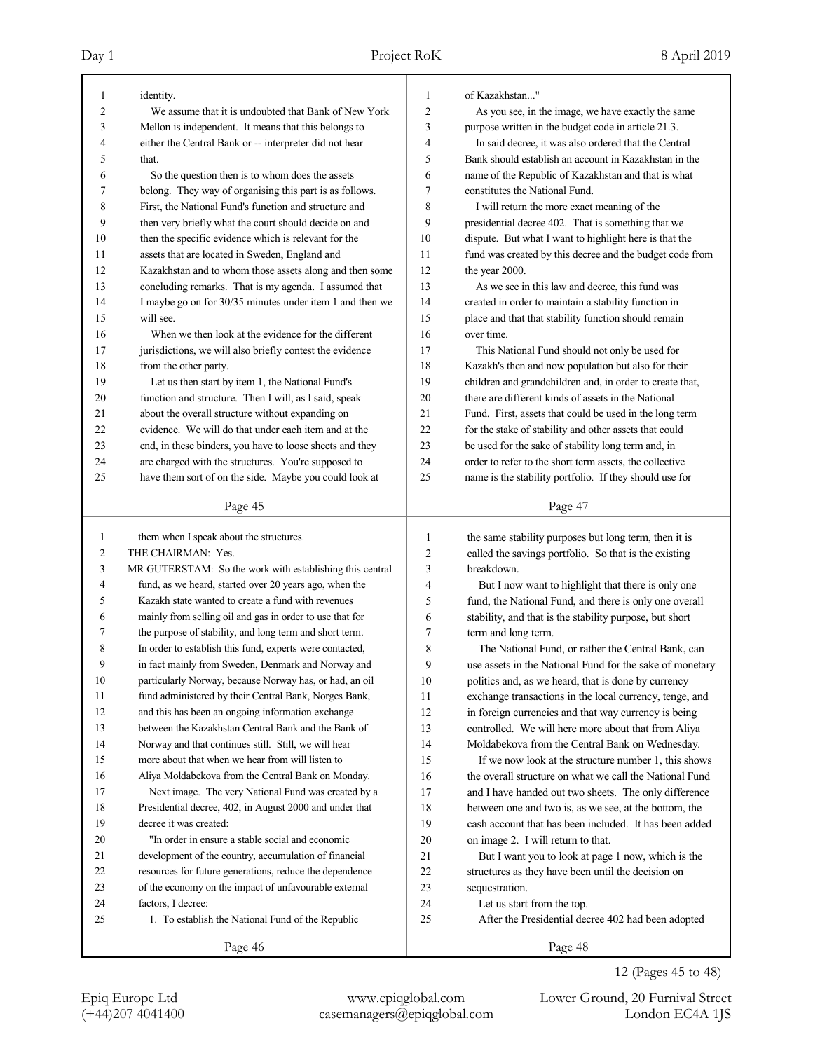identity.

We assume that it is undoubted that Bank of New York Mellon is independent. It means that this belongs to either the Central Bank or -- interpreter did not hear that.

So the question then is to whom does the assets belong. They way of organising this part is as follows. First, the National Fund's function and structure and then very briefly what the court should decide on and then the specific evidence which is relevant for the assets that are located in Sweden, England and Kazakhstan and to whom those assets along and then some concluding remarks. That is my agenda. I assumed that I maybe go on for 30/35 minutes under item 1 and then we will see.

When we then look at the evidence for the different jurisdictions, we will also briefly contest the evidence from the other party.

Let us then start by item 1, the National Fund's function and structure. Then I will, as I said, speak about the overall structure without expanding on evidence. We will do that under each item and at the end, in these binders, you have to loose sheets and they are charged with the structures. You're supposed to have them sort of on the side. Maybe you could look at them when I speak about the structures.

THE CHAIRMAN: Yes.

MR GUTERSTAM: So the work with establishing this central fund, as we heard, started over 20 years ago, when the Kazakh state wanted to create a fund with revenues mainly from selling oil and gas in order to use that for the purpose of stability, and long term and short term. In order to establish this fund, experts were contacted, in fact mainly from Sweden, Denmark and Norway and particularly Norway, because Norway has, or had, an oil fund administered by their Central Bank, Norges Bank, and this has been an ongoing information exchange between the Kazakhstan Central Bank and the Bank of Norway and that continues still. Still, we will hear more about that when we hear from will listen to Aliya Moldabekova from the Central Bank on Monday.

Next image. The very National Fund was created by a Presidential decree, 402, in August 2000 and under that decree it was created:

"In order in ensure a stable social and economic development of the country, accumulation of financial resources for future generations, reduce the dependence of the economy on the impact of unfavourable external factors, I decree:

1. To establish the National Fund of the Republic of Kazakhstan..."

As you see, in the image, we have exactly the same purpose written in the budget code in article 21.3.

In said decree, it was also ordered that the Central Bank should establish an account in Kazakhstan in the name of the Republic of Kazakhstan and that is what constitutes the National Fund.

I will return the more exact meaning of the presidential decree 402. That is something that we dispute. But what I want to highlight here is that the fund was created by this decree and the budget code from the year 2000.

As we see in this law and decree, this fund was created in order to maintain a stability function in place and that that stability function should remain over time.

This National Fund should not only be used for Kazakh's then and now population but also for their children and grandchildren and, in order to create that, there are different kinds of assets in the National Fund. First, assets that could be used in the long term for the stake of stability and other assets that could be used for the sake of stability long term and, in order to refer to the short term assets, the collective name is the stability portfolio. If they should use for the same stability purposes but long term, then it is called the savings portfolio. So that is the existing breakdown.

But I now want to highlight that there is only one fund, the National Fund, and there is only one overall stability, and that is the stability purpose, but short term and long term.

The National Fund, or rather the Central Bank, can use assets in the National Fund for the sake of monetary politics and, as we heard, that is done by currency exchange transactions in the local currency, tenge, and in foreign currencies and that way currency is being controlled. We will here more about that from Aliya Moldabekova from the Central Bank on Wednesday.

If we now look at the structure number 1, this shows the overall structure on what we call the National Fund and I have handed out two sheets. The only difference between one and two is, as we see, at the bottom, the cash account that has been included. It has been added on image 2. I will return to that.

But I want you to look at page 1 now, which is the structures as they have been until the decision on sequestration.

Let us start from the top.

After the Presidential decree 402 had been adopted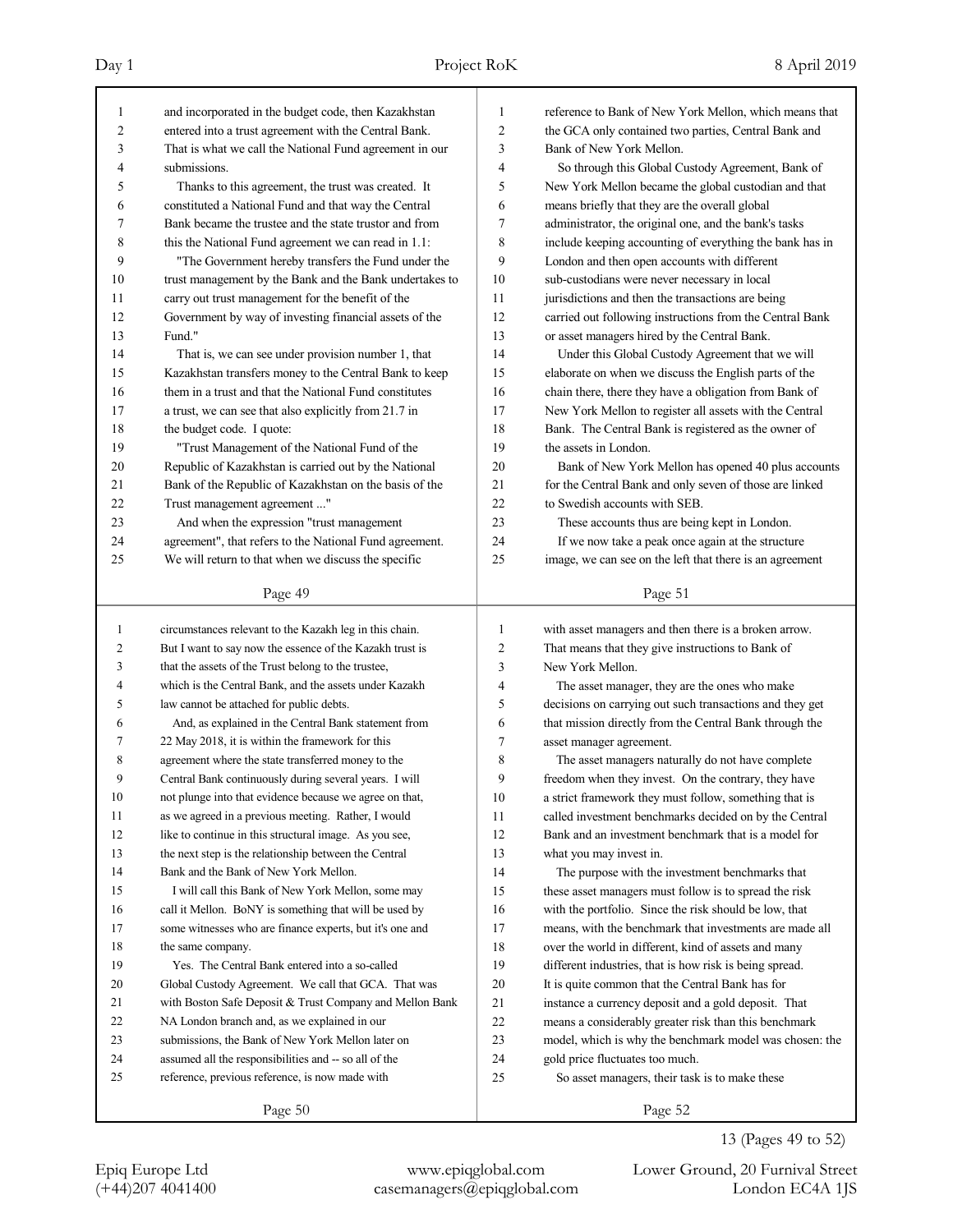and incorporated in the budget code, then Kazakhstan entered into a trust agreement with the Central Bank. That is what we call the National Fund agreement in our submissions.

Thanks to this agreement, the trust was created. It constituted a National Fund and that way the Central Bank became the trustee and the state trustor and from this the National Fund agreement we can read in 1.1:

"The Government hereby transfers the Fund under the trust management by the Bank and the Bank undertakes to carry out trust management for the benefit of the Government by way of investing financial assets of the Fund."

That is, we can see under provision number 1, that Kazakhstan transfers money to the Central Bank to keep them in a trust and that the National Fund constitutes a trust, we can see that also explicitly from 21.7 in the budget code. I quote:

"Trust Management of the National Fund of the Republic of Kazakhstan is carried out by the National Bank of the Republic of Kazakhstan on the basis of the Trust management agreement ..."

And when the expression "trust management agreement", that refers to the National Fund agreement. We will return to that when we discuss the specific circumstances relevant to the Kazakh leg in this chain. But I want to say now the essence of the Kazakh trust is that the assets of the Trust belong to the trustee, which is the Central Bank, and the assets under Kazakh law cannot be attached for public debts.

And, as explained in the Central Bank statement from 22 May 2018, it is within the framework for this agreement where the state transferred money to the Central Bank continuously during several years. I will not plunge into that evidence because we agree on that, as we agreed in a previous meeting. Rather, I would like to continue in this structural image. As you see, the next step is the relationship between the Central Bank and the Bank of New York Mellon.

I will call this Bank of New York Mellon, some may call it Mellon. BoNY is something that will be used by some witnesses who are finance experts, but it's one and the same company.

Yes. The Central Bank entered into a so-called Global Custody Agreement. We call that GCA. That was with Boston Safe Deposit & Trust Company and Mellon Bank NA London branch and, as we explained in our submissions, the Bank of New York Mellon later on assumed all the responsibilities and -- so all of the reference, previous reference, is now made with reference to Bank of New York Mellon, which means that the GCA only contained two parties, Central Bank and Bank of New York Mellon.

So through this Global Custody Agreement, Bank of New York Mellon became the global custodian and that means briefly that they are the overall global administrator, the original one, and the bank's tasks include keeping accounting of everything the bank has in London and then open accounts with different sub-custodians were never necessary in local jurisdictions and then the transactions are being carried out following instructions from the Central Bank or asset managers hired by the Central Bank.

Under this Global Custody Agreement that we will elaborate on when we discuss the English parts of the chain there, there they have a obligation from Bank of New York Mellon to register all assets with the Central Bank. The Central Bank is registered as the owner of the assets in London.

Bank of New York Mellon has opened 40 plus accounts for the Central Bank and only seven of those are linked to Swedish accounts with SEB.

These accounts thus are being kept in London.

If we now take a peak once again at the structure image, we can see on the left that there is an agreement with asset managers and then there is a broken arrow. That means that they give instructions to Bank of New York Mellon.

The asset manager, they are the ones who make decisions on carrying out such transactions and they get that mission directly from the Central Bank through the asset manager agreement.

The asset managers naturally do not have complete freedom when they invest. On the contrary, they have a strict framework they must follow, something that is called investment benchmarks decided on by the Central Bank and an investment benchmark that is a model for what you may invest in.

The purpose with the investment benchmarks that these asset managers must follow is to spread the risk with the portfolio. Since the risk should be low, that means, with the benchmark that investments are made all over the world in different, kind of assets and many different industries, that is how risk is being spread. It is quite common that the Central Bank has for instance a currency deposit and a gold deposit. That means a considerably greater risk than this benchmark model, which is why the benchmark model was chosen: the gold price fluctuates too much.

So asset managers, their task is to make these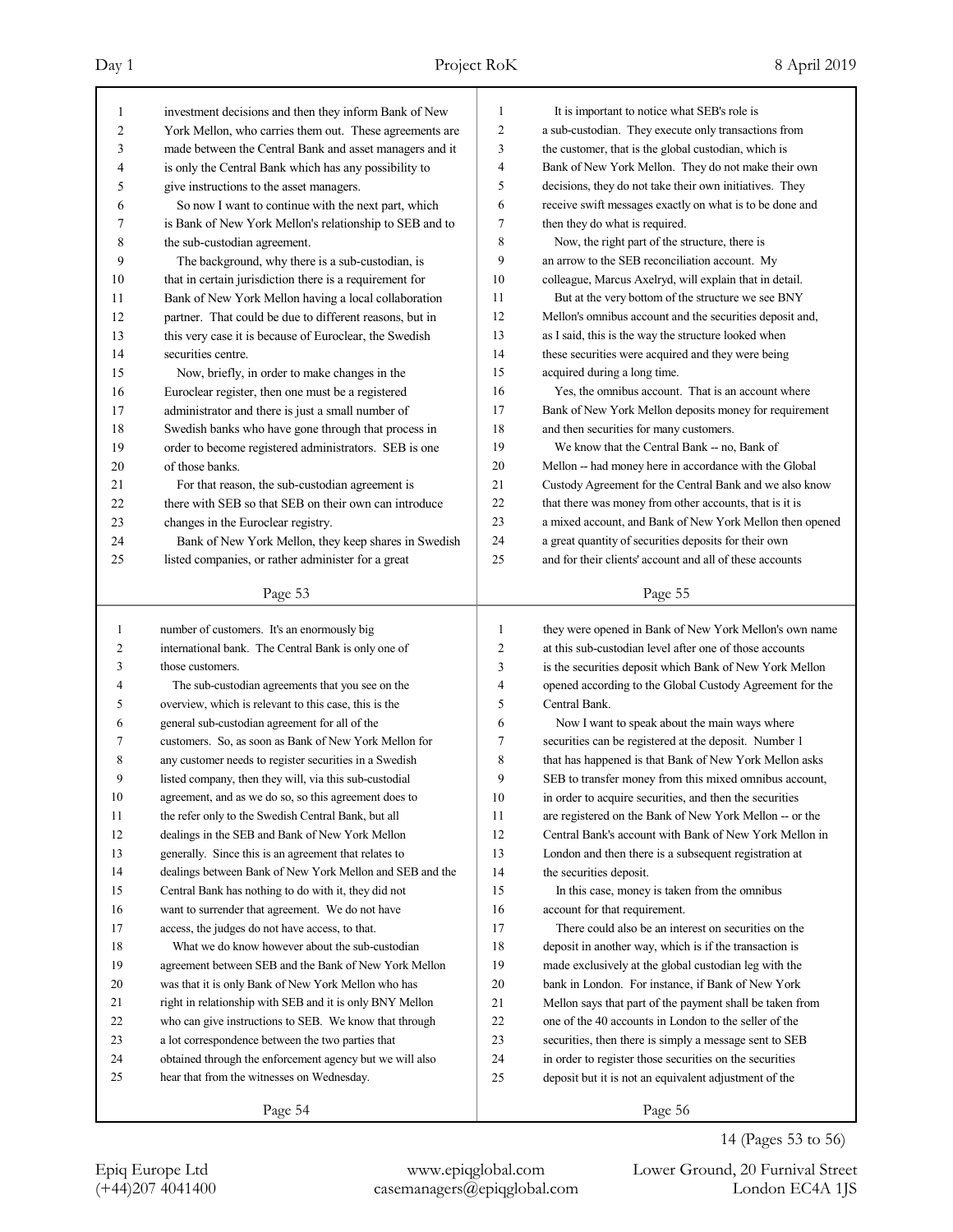investment decisions and then they inform Bank of New York Mellon, who carries them out. These agreements are made between the Central Bank and asset managers and it is only the Central Bank which has any possibility to give instructions to the asset managers.

So now I want to continue with the next part, which is Bank of New York Mellon's relationship to SEB and to the sub-custodian agreement.

The background, why there is a sub-custodian, is that in certain jurisdiction there is a requirement for Bank of New York Mellon having a local collaboration partner. That could be due to different reasons, but in this very case it is because of Euroclear, the Swedish securities centre.

Now, briefly, in order to make changes in the Euroclear register, then one must be a registered administrator and there is just a small number of Swedish banks who have gone through that process in order to become registered administrators. SEB is one of those banks.

For that reason, the sub-custodian agreement is there with SEB so that SEB on their own can introduce changes in the Euroclear registry.

Bank of New York Mellon, they keep shares in Swedish listed companies, or rather administer for a great number of customers. It's an enormously big international bank. The Central Bank is only one of those customers.

The sub-custodian agreements that you see on the overview, which is relevant to this case, this is the general sub-custodian agreement for all of the customers. So, as soon as Bank of New York Mellon for any customer needs to register securities in a Swedish listed company, then they will, via this sub-custodial agreement, and as we do so, so this agreement does to the refer only to the Swedish Central Bank, but all dealings in the SEB and Bank of New York Mellon generally. Since this is an agreement that relates to dealings between Bank of New York Mellon and SEB and the Central Bank has nothing to do with it, they did not want to surrender that agreement. We do not have access, the judges do not have access, to that.

What we do know however about the sub-custodian agreement between SEB and the Bank of New York Mellon was that it is only Bank of New York Mellon who has right in relationship with SEB and it is only BNY Mellon who can give instructions to SEB. We know that through a lot correspondence between the two parties that obtained through the enforcement agency but we will also hear that from the witnesses on Wednesday.

It is important to notice what SEB's role is a sub-custodian. They execute only transactions from the customer, that is the global custodian, which is Bank of New York Mellon. They do not make their own decisions, they do not take their own initiatives. They receive swift messages exactly on what is to be done and then they do what is required.

Now, the right part of the structure, there is an arrow to the SEB reconciliation account. My colleague, Marcus Axelryd, will explain that in detail.

But at the very bottom of the structure we see BNY Mellon's omnibus account and the securities deposit and, as I said, this is the way the structure looked when these securities were acquired and they were being acquired during a long time.

Yes, the omnibus account. That is an account where Bank of New York Mellon deposits money for requirement and then securities for many customers.

We know that the Central Bank -- no, Bank of Mellon -- had money here in accordance with the Global Custody Agreement for the Central Bank and we also know that there was money from other accounts, that is it is a mixed account, and Bank of New York Mellon then opened a great quantity of securities deposits for their own and for their clients' account and all of these accounts they were opened in Bank of New York Mellon's own name at this sub-custodian level after one of those accounts is the securities deposit which Bank of New York Mellon opened according to the Global Custody Agreement for the Central Bank.

Now I want to speak about the main ways where securities can be registered at the deposit. Number 1 that has happened is that Bank of New York Mellon asks SEB to transfer money from this mixed omnibus account, in order to acquire securities, and then the securities are registered on the Bank of New York Mellon -- or the Central Bank's account with Bank of New York Mellon in London and then there is a subsequent registration at the securities deposit.

In this case, money is taken from the omnibus account for that requirement.

There could also be an interest on securities on the deposit in another way, which is if the transaction is made exclusively at the global custodian leg with the bank in London. For instance, if Bank of New York Mellon says that part of the payment shall be taken from one of the 40 accounts in London to the seller of the securities, then there is simply a message sent to SEB in order to register those securities on the securities deposit but it is not an equivalent adjustment of the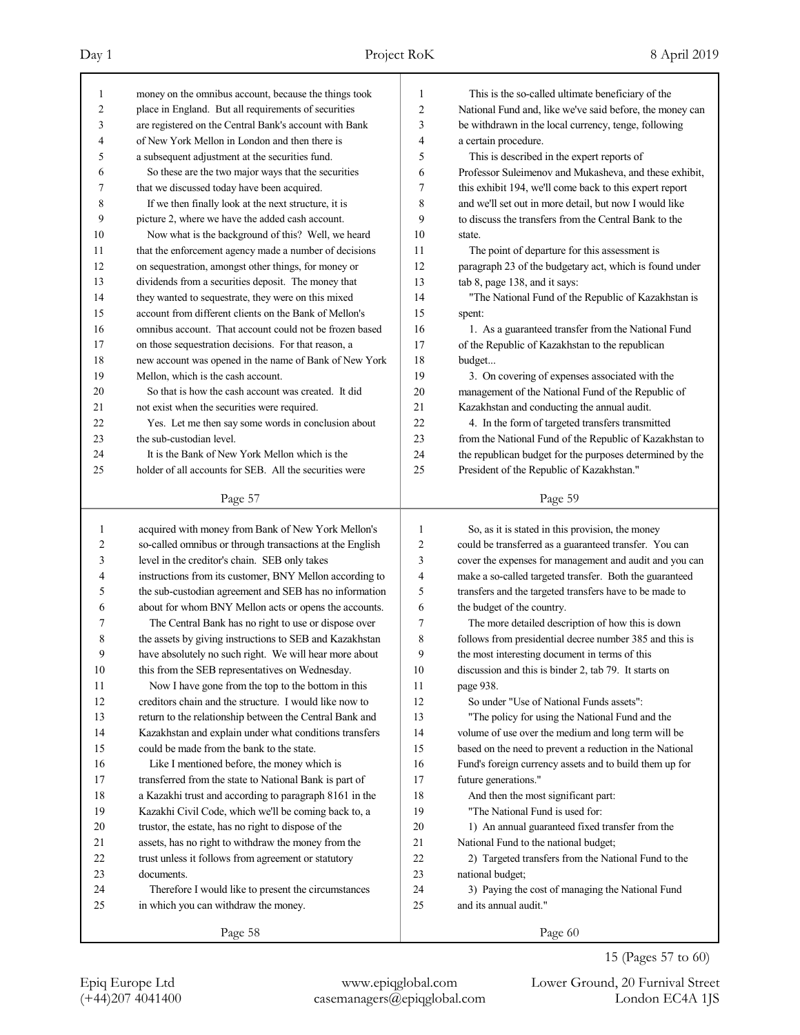money on the omnibus account, because the things took place in England. But all requirements of securities are registered on the Central Bank's account with Bank of New York Mellon in London and then there is a subsequent adjustment at the securities fund.

So these are the two major ways that the securities that we discussed today have been acquired.

If we then finally look at the next structure, it is picture 2, where we have the added cash account.

Now what is the background of this? Well, we heard that the enforcement agency made a number of decisions on sequestration, amongst other things, for money or dividends from a securities deposit. The money that they wanted to sequestrate, they were on this mixed account from different clients on the Bank of Mellon's omnibus account. That account could not be frozen based on those sequestration decisions. For that reason, a new account was opened in the name of Bank of New York Mellon, which is the cash account.

So that is how the cash account was created. It did not exist when the securities were required.

Yes. Let me then say some words in conclusion about the sub-custodian level.

It is the Bank of New York Mellon which is the holder of all accounts for SEB. All the securities were acquired with money from Bank of New York Mellon's so-called omnibus or through transactions at the English level in the creditor's chain. SEB only takes instructions from its customer, BNY Mellon according to the sub-custodian agreement and SEB has no information about for whom BNY Mellon acts or opens the accounts.

The Central Bank has no right to use or dispose over the assets by giving instructions to SEB and Kazakhstan have absolutely no such right. We will hear more about this from the SEB representatives on Wednesday.

Now I have gone from the top to the bottom in this creditors chain and the structure. I would like now to return to the relationship between the Central Bank and Kazakhstan and explain under what conditions transfers could be made from the bank to the state.

Like I mentioned before, the money which is transferred from the state to National Bank is part of a Kazakhi trust and according to paragraph 8161 in the Kazakhi Civil Code, which we'll be coming back to, a trustor, the estate, has no right to dispose of the assets, has no right to withdraw the money from the trust unless it follows from agreement or statutory documents.

Therefore I would like to present the circumstances in which you can withdraw the money.

This is the so-called ultimate beneficiary of the National Fund and, like we've said before, the money can be withdrawn in the local currency, tenge, following a certain procedure.

This is described in the expert reports of Professor Suleimenov and Mukasheva, and these exhibit, this exhibit 194, we'll come back to this expert report and we'll set out in more detail, but now I would like to discuss the transfers from the Central Bank to the state.

The point of departure for this assessment is paragraph 23 of the budgetary act, which is found under tab 8, page 138, and it says:

"The National Fund of the Republic of Kazakhstan is spent:

1. As a guaranteed transfer from the National Fund of the Republic of Kazakhstan to the republican budget...

3. On covering of expenses associated with the management of the National Fund of the Republic of Kazakhstan and conducting the annual audit.

4. In the form of targeted transfers transmitted from the National Fund of the Republic of Kazakhstan to the republican budget for the purposes determined by the President of the Republic of Kazakhstan."

So, as it is stated in this provision, the money could be transferred as a guaranteed transfer. You can cover the expenses for management and audit and you can make a so-called targeted transfer. Both the guaranteed transfers and the targeted transfers have to be made to the budget of the country.

The more detailed description of how this is down follows from presidential decree number 385 and this is the most interesting document in terms of this discussion and this is binder 2, tab 79. It starts on page 938.

So under "Use of National Funds assets":

"The policy for using the National Fund and the volume of use over the medium and long term will be based on the need to prevent a reduction in the National Fund's foreign currency assets and to build them up for future generations."

And then the most significant part:

"The National Fund is used for:

1) An annual guaranteed fixed transfer from the National Fund to the national budget;

2) Targeted transfers from the National Fund to the national budget;

3) Paying the cost of managing the National Fund and its annual audit."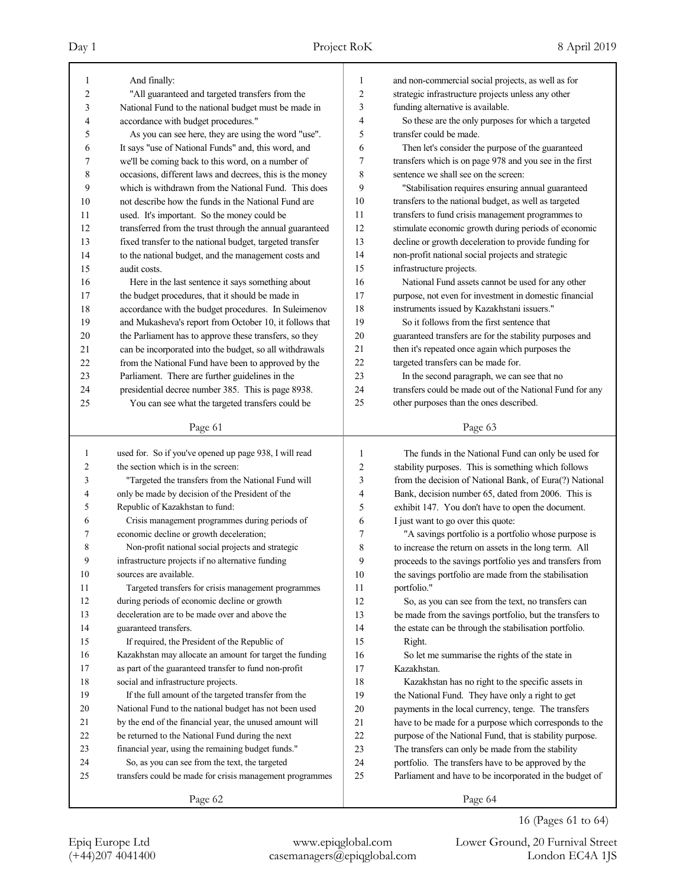And finally:

"All guaranteed and targeted transfers from the National Fund to the national budget must be made in accordance with budget procedures."

As you can see here, they are using the word "use". It says "use of National Funds" and, this word, and we'll be coming back to this word, on a number of occasions, different laws and decrees, this is the money which is withdrawn from the National Fund. This does not describe how the funds in the National Fund are used. It's important. So the money could be transferred from the trust through the annual guaranteed fixed transfer to the national budget, targeted transfer to the national budget, and the management costs and audit costs.

Here in the last sentence it says something about the budget procedures, that it should be made in accordance with the budget procedures. In Suleimenov and Mukasheva's report from October 10, it follows that the Parliament has to approve these transfers, so they can be incorporated into the budget, so all withdrawals from the National Fund have been to approved by the Parliament. There are further guidelines in the presidential decree number 385. This is page 8938.

You can see what the targeted transfers could be used for. So if you've opened up page 938, I will read the section which is in the screen:

"Targeted the transfers from the National Fund will only be made by decision of the President of the Republic of Kazakhstan to fund:

Crisis management programmes during periods of economic decline or growth deceleration;

Non-profit national social projects and strategic infrastructure projects if no alternative funding sources are available.

Targeted transfers for crisis management programmes during periods of economic decline or growth deceleration are to be made over and above the guaranteed transfers.

If required, the President of the Republic of Kazakhstan may allocate an amount for target the funding as part of the guaranteed transfer to fund non-profit social and infrastructure projects.

If the full amount of the targeted transfer from the National Fund to the national budget has not been used by the end of the financial year, the unused amount will be returned to the National Fund during the next financial year, using the remaining budget funds."

So, as you can see from the text, the targeted transfers could be made for crisis management programmes and non-commercial social projects, as well as for strategic infrastructure projects unless any other funding alternative is available.

So these are the only purposes for which a targeted transfer could be made.

Then let's consider the purpose of the guaranteed transfers which is on page 978 and you see in the first sentence we shall see on the screen:

"Stabilisation requires ensuring annual guaranteed transfers to the national budget, as well as targeted transfers to fund crisis management programmes to stimulate economic growth during periods of economic decline or growth deceleration to provide funding for non-profit national social projects and strategic infrastructure projects.

National Fund assets cannot be used for any other purpose, not even for investment in domestic financial instruments issued by Kazakhstani issuers."

So it follows from the first sentence that guaranteed transfers are for the stability purposes and then it's repeated once again which purposes the targeted transfers can be made for.

In the second paragraph, we can see that no transfers could be made out of the National Fund for any other purposes than the ones described.

The funds in the National Fund can only be used for stability purposes. This is something which follows from the decision of National Bank, of Eura(?) National Bank, decision number 65, dated from 2006. This is exhibit 147. You don't have to open the document. I just want to go over this quote:

"A savings portfolio is a portfolio whose purpose is to increase the return on assets in the long term. All proceeds to the savings portfolio yes and transfers from the savings portfolio are made from the stabilisation portfolio."

So, as you can see from the text, no transfers can be made from the savings portfolio, but the transfers to the estate can be through the stabilisation portfolio.

Right.

So let me summarise the rights of the state in Kazakhstan.

Kazakhstan has no right to the specific assets in the National Fund. They have only a right to get payments in the local currency, tenge. The transfers have to be made for a purpose which corresponds to the purpose of the National Fund, that is stability purpose. The transfers can only be made from the stability portfolio. The transfers have to be approved by the Parliament and have to be incorporated in the budget of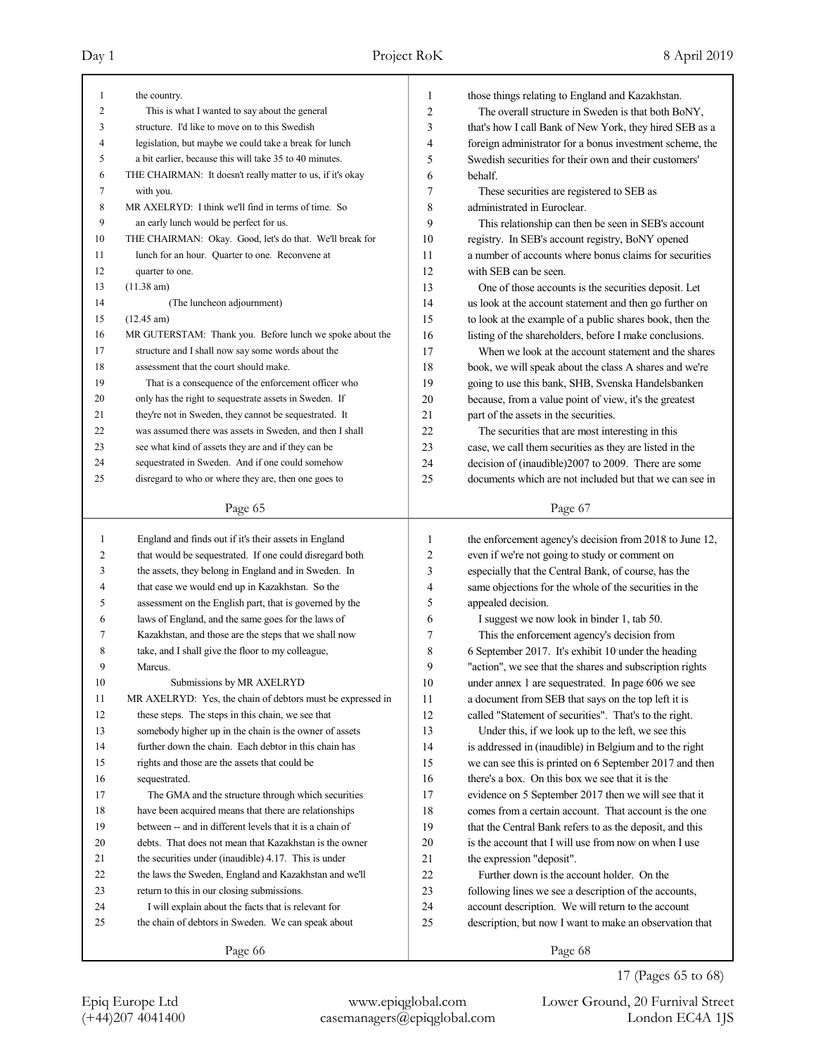the country.

This is what I wanted to say about the general structure. I'd like to move on to this Swedish legislation, but maybe we could take a break for lunch a bit earlier, because this will take 35 to 40 minutes.

THE CHAIRMAN: It doesn't really matter to us, if it's okay with you.

MR AXELRYD: I think we'll find in terms of time. So an early lunch would be perfect for us.

THE CHAIRMAN: Okay. Good, let's do that. We'll break for lunch for an hour. Quarter to one. Reconvene at quarter to one.

(11.38 am)

(The luncheon adjournment)

(12.45 am)

MR GUTERSTAM: Thank you. Before lunch we spoke about the structure and I shall now say some words about the assessment that the court should make.

That is a consequence of the enforcement officer who only has the right to sequestrate assets in Sweden. If they're not in Sweden, they cannot be sequestrated. It was assumed there was assets in Sweden, and then I shall see what kind of assets they are and if they can be sequestrated in Sweden. And if one could somehow disregard to who or where they are, then one goes to England and finds out if it's their assets in England that would be sequestrated. If one could disregard both the assets, they belong in England and in Sweden. In that case we would end up in Kazakhstan. So the assessment on the English part, that is governed by the laws of England, and the same goes for the laws of Kazakhstan, and those are the steps that we shall now take, and I shall give the floor to my colleague, Marcus.

## Submissions by MR AXELRYD

MR AXELRYD: Yes, the chain of debtors must be expressed in these steps. The steps in this chain, we see that somebody higher up in the chain is the owner of assets further down the chain. Each debtor in this chain has rights and those are the assets that could be sequestrated.

The GMA and the structure through which securities have been acquired means that there are relationships between -- and in different levels that it is a chain of debts. That does not mean that Kazakhstan is the owner the securities under (inaudible) 4.17. This is under the laws the Sweden, England and Kazakhstan and we'll return to this in our closing submissions.

I will explain about the facts that is relevant for the chain of debtors in Sweden. We can speak about those things relating to England and Kazakhstan.

The overall structure in Sweden is that both BoNY, that's how I call Bank of New York, they hired SEB as a foreign administrator for a bonus investment scheme, the Swedish securities for their own and their customers' behalf.

These securities are registered to SEB as administrated in Euroclear.

This relationship can then be seen in SEB's account registry. In SEB's account registry, BoNY opened a number of accounts where bonus claims for securities with SEB can be seen.

One of those accounts is the securities deposit. Let us look at the account statement and then go further on to look at the example of a public shares book, then the listing of the shareholders, before I make conclusions.

When we look at the account statement and the shares book, we will speak about the class A shares and we're going to use this bank, SHB, Svenska Handelsbanken because, from a value point of view, it's the greatest part of the assets in the securities.

The securities that are most interesting in this case, we call them securities as they are listed in the decision of (inaudible)2007 to 2009. There are some documents which are not included but that we can see in the enforcement agency's decision from 2018 to June 12, even if we're not going to study or comment on especially that the Central Bank, of course, has the same objections for the whole of the securities in the appealed decision.

I suggest we now look in binder 1, tab 50.

This the enforcement agency's decision from 6 September 2017. It's exhibit 10 under the heading "action", we see that the shares and subscription rights under annex 1 are sequestrated. In page 606 we see a document from SEB that says on the top left it is called "Statement of securities". That's to the right.

Under this, if we look up to the left, we see this is addressed in (inaudible) in Belgium and to the right we can see this is printed on 6 September 2017 and then there's a box. On this box we see that it is the evidence on 5 September 2017 then we will see that it comes from a certain account. That account is the one that the Central Bank refers to as the deposit, and this is the account that I will use from now on when I use the expression "deposit".

Further down is the account holder. On the following lines we see a description of the accounts, account description. We will return to the account description, but now I want to make an observation that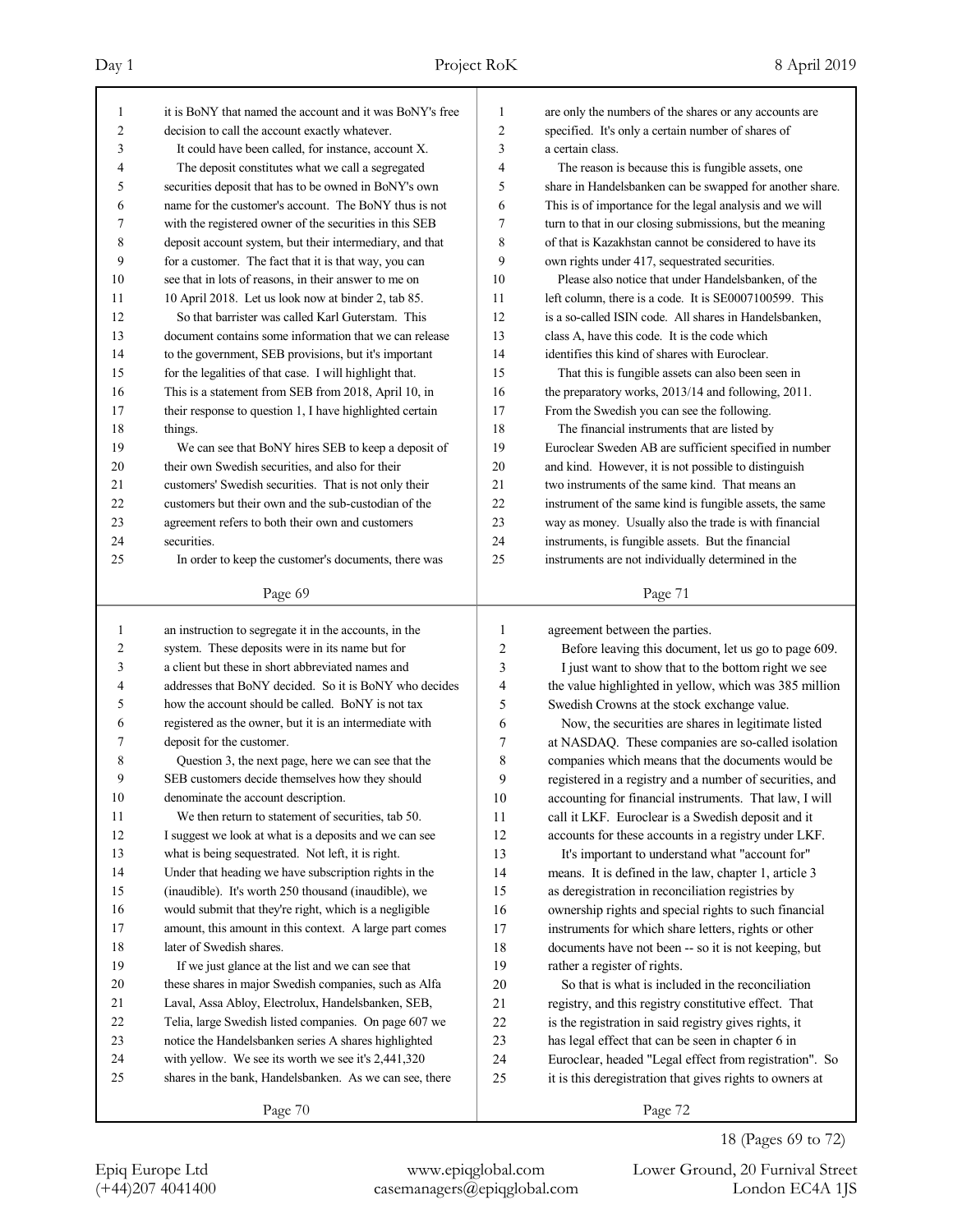it is BoNY that named the account and it was BoNY's free decision to call the account exactly whatever.

It could have been called, for instance, account X.

The deposit constitutes what we call a segregated securities deposit that has to be owned in BoNY's own name for the customer's account. The BoNY thus is not with the registered owner of the securities in this SEB deposit account system, but their intermediary, and that for a customer. The fact that it is that way, you can see that in lots of reasons, in their answer to me on 10 April 2018. Let us look now at binder 2, tab 85.

So that barrister was called Karl Guterstam. This document contains some information that we can release to the government, SEB provisions, but it's important for the legalities of that case. I will highlight that. This is a statement from SEB from 2018, April 10, in their response to question 1, I have highlighted certain things.

We can see that BoNY hires SEB to keep a deposit of their own Swedish securities, and also for their customers' Swedish securities. That is not only their customers but their own and the sub-custodian of the agreement refers to both their own and customers securities.

In order to keep the customer's documents, there was an instruction to segregate it in the accounts, in the system. These deposits were in its name but for a client but these in short abbreviated names and addresses that BoNY decided. So it is BoNY who decides how the account should be called. BoNY is not tax registered as the owner, but it is an intermediate with deposit for the customer.

Question 3, the next page, here we can see that the SEB customers decide themselves how they should denominate the account description.

We then return to statement of securities, tab 50. I suggest we look at what is a deposits and we can see what is being sequestrated. Not left, it is right. Under that heading we have subscription rights in the (inaudible). It's worth 250 thousand (inaudible), we would submit that they're right, which is a negligible amount, this amount in this context. A large part comes later of Swedish shares.

If we just glance at the list and we can see that these shares in major Swedish companies, such as Alfa Laval, Assa Abloy, Electrolux, Handelsbanken, SEB, Telia, large Swedish listed companies. On page 607 we notice the Handelsbanken series A shares highlighted with yellow. We see its worth we see it's 2,441,320 shares in the bank, Handelsbanken. As we can see, there are only the numbers of the shares or any accounts are specified. It's only a certain number of shares of a certain class.

The reason is because this is fungible assets, one share in Handelsbanken can be swapped for another share. This is of importance for the legal analysis and we will turn to that in our closing submissions, but the meaning of that is Kazakhstan cannot be considered to have its own rights under 417, sequestrated securities.

Please also notice that under Handelsbanken, of the left column, there is a code. It is SE0007100599. This is a so-called ISIN code. All shares in Handelsbanken, class A, have this code. It is the code which identifies this kind of shares with Euroclear.

That this is fungible assets can also been seen in the preparatory works, 2013/14 and following, 2011. From the Swedish you can see the following.

The financial instruments that are listed by Euroclear Sweden AB are sufficient specified in number and kind. However, it is not possible to distinguish two instruments of the same kind. That means an instrument of the same kind is fungible assets, the same way as money. Usually also the trade is with financial instruments, is fungible assets. But the financial instruments are not individually determined in the agreement between the parties.

Before leaving this document, let us go to page 609. I just want to show that to the bottom right we see the value highlighted in yellow, which was 385 million Swedish Crowns at the stock exchange value.

Now, the securities are shares in legitimate listed at NASDAQ. These companies are so-called isolation companies which means that the documents would be registered in a registry and a number of securities, and accounting for financial instruments. That law, I will call it LKF. Euroclear is a Swedish deposit and it accounts for these accounts in a registry under LKF.

It's important to understand what "account for" means. It is defined in the law, chapter 1, article 3 as deregistration in reconciliation registries by ownership rights and special rights to such financial instruments for which share letters, rights or other documents have not been -- so it is not keeping, but rather a register of rights.

So that is what is included in the reconciliation registry, and this registry constitutive effect. That is the registration in said registry gives rights, it has legal effect that can be seen in chapter 6 in Euroclear, headed "Legal effect from registration". So it is this deregistration that gives rights to owners at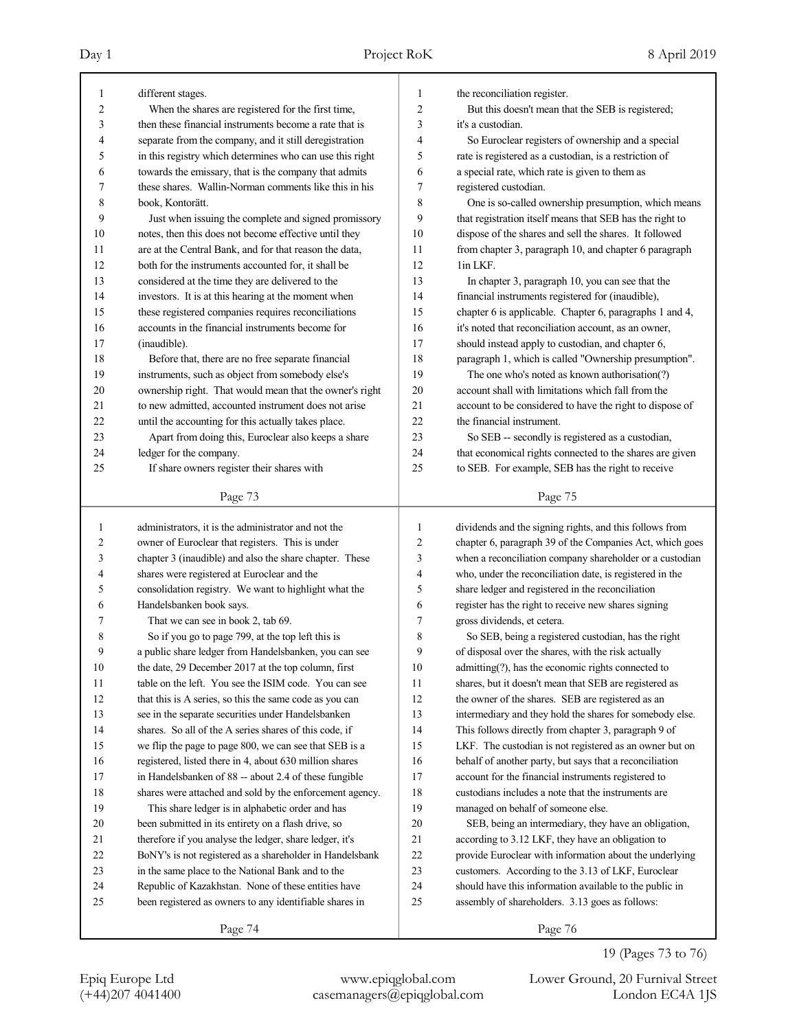different stages.

When the shares are registered for the first time, then these financial instruments become a rate that is separate from the company, and it still deregistration in this registry which determines who can use this right towards the emissary, that is the company that admits these shares. Wallin-Norman comments like this in his book, Kontorätt.

Just when issuing the complete and signed promissory notes, then this does not become effective until they are at the Central Bank, and for that reason the data, both for the instruments accounted for, it shall be considered at the time they are delivered to the investors. It is at this hearing at the moment when these registered companies requires reconciliations accounts in the financial instruments become for (inaudible).

Before that, there are no free separate financial instruments, such as object from somebody else's ownership right. That would mean that the owner's right to new admitted, accounted instrument does not arise until the accounting for this actually takes place.

Apart from doing this, Euroclear also keeps a share ledger for the company.

If share owners register their shares with administrators, it is the administrator and not the owner of Euroclear that registers. This is under chapter 3 (inaudible) and also the share chapter. These shares were registered at Euroclear and the consolidation registry. We want to highlight what the Handelsbanken book says.

That we can see in book 2, tab 69.

So if you go to page 799, at the top left this is a public share ledger from Handelsbanken, you can see the date, 29 December 2017 at the top column, first table on the left. You see the ISIM code. You can see that this is A series, so this the same code as you can see in the separate securities under Handelsbanken shares. So all of the A series shares of this code, if we flip the page to page 800, we can see that SEB is a registered, listed there in 4, about 630 million shares in Handelsbanken of 88 -- about 2.4 of these fungible shares were attached and sold by the enforcement agency.

This share ledger is in alphabetic order and has been submitted in its entirety on a flash drive, so therefore if you analyse the ledger, share ledger, it's BoNY's is not registered as a shareholder in Handelsbank in the same place to the National Bank and to the Republic of Kazakhstan. None of these entities have been registered as owners to any identifiable shares in the reconciliation register.

But this doesn't mean that the SEB is registered; it's a custodian.

So Euroclear registers of ownership and a special rate is registered as a custodian, is a restriction of a special rate, which rate is given to them as registered custodian.

One is so-called ownership presumption, which means that registration itself means that SEB has the right to dispose of the shares and sell the shares. It followed from chapter 3, paragraph 10, and chapter 6 paragraph 1in LKF.

In chapter 3, paragraph 10, you can see that the financial instruments registered for (inaudible), chapter 6 is applicable. Chapter 6, paragraphs 1 and 4, it's noted that reconciliation account, as an owner, should instead apply to custodian, and chapter 6, paragraph 1, which is called "Ownership presumption".

The one who's noted as known authorisation(?) account shall with limitations which fall from the account to be considered to have the right to dispose of the financial instrument.

So SEB -- secondly is registered as a custodian, that economical rights connected to the shares are given to SEB. For example, SEB has the right to receive dividends and the signing rights, and this follows from chapter 6, paragraph 39 of the Companies Act, which goes when a reconciliation company shareholder or a custodian who, under the reconciliation date, is registered in the share ledger and registered in the reconciliation register has the right to receive new shares signing gross dividends, et cetera.

So SEB, being a registered custodian, has the right of disposal over the shares, with the risk actually admitting(?), has the economic rights connected to shares, but it doesn't mean that SEB are registered as the owner of the shares. SEB are registered as an intermediary and they hold the shares for somebody else. This follows directly from chapter 3, paragraph 9 of LKF. The custodian is not registered as an owner but on behalf of another party, but says that a reconciliation account for the financial instruments registered to custodians includes a note that the instruments are managed on behalf of someone else.

SEB, being an intermediary, they have an obligation, according to 3.12 LKF, they have an obligation to provide Euroclear with information about the underlying customers. According to the 3.13 of LKF, Euroclear should have this information available to the public in assembly of shareholders. 3.13 goes as follows: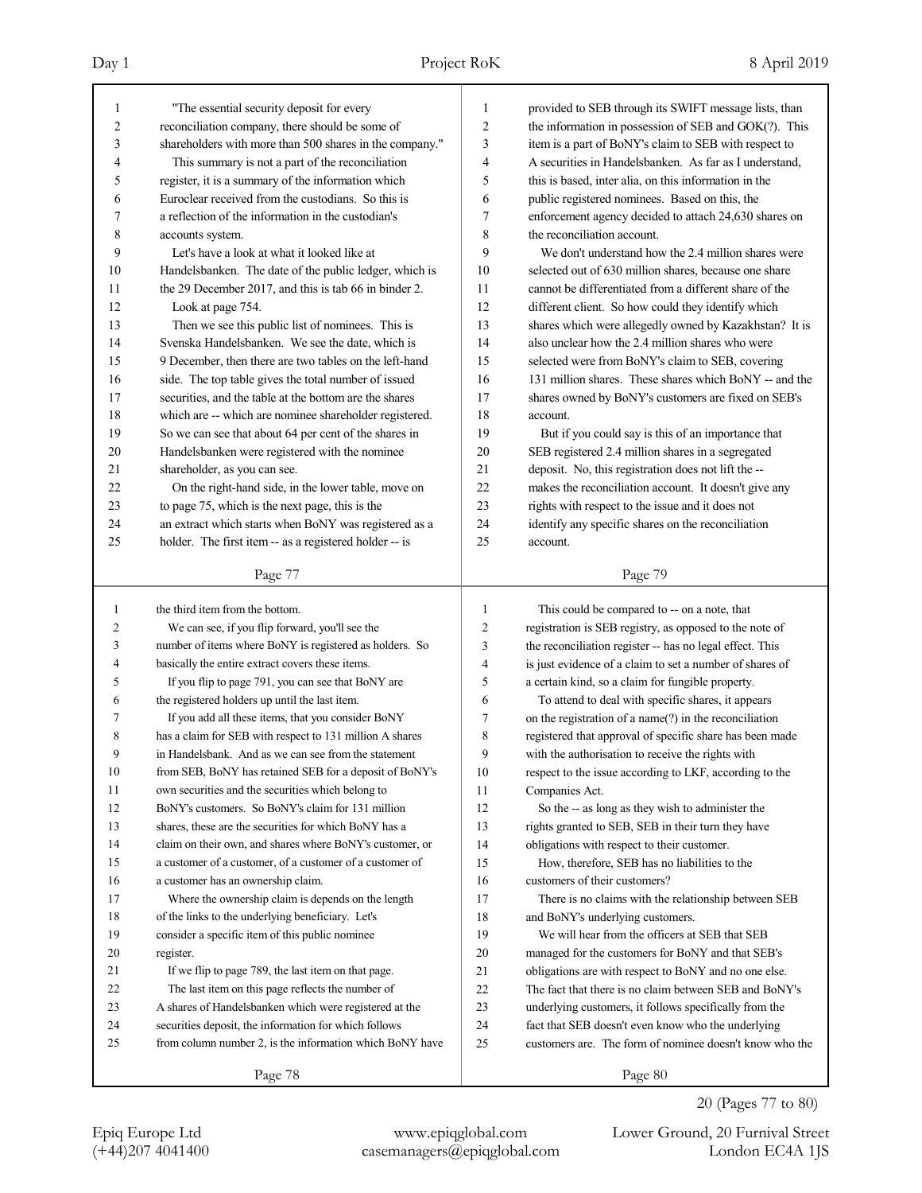"The essential security deposit for every reconciliation company, there should be some of shareholders with more than 500 shares in the company."

This summary is not a part of the reconciliation register, it is a summary of the information which Euroclear received from the custodians. So this is a reflection of the information in the custodian's accounts system.

Let's have a look at what it looked like at Handelsbanken. The date of the public ledger, which is the 29 December 2017, and this is tab 66 in binder 2.

Look at page 754.

Then we see this public list of nominees. This is Svenska Handelsbanken. We see the date, which is 9 December, then there are two tables on the left-hand side. The top table gives the total number of issued securities, and the table at the bottom are the shares which are -- which are nominee shareholder registered. So we can see that about 64 per cent of the shares in Handelsbanken were registered with the nominee shareholder, as you can see.

On the right-hand side, in the lower table, move on to page 75, which is the next page, this is the an extract which starts when BoNY was registered as a holder. The first item -- as a registered holder -- is the third item from the bottom.

We can see, if you flip forward, you'll see the number of items where BoNY is registered as holders. So basically the entire extract covers these items.

If you flip to page 791, you can see that BoNY are the registered holders up until the last item.

If you add all these items, that you consider BoNY has a claim for SEB with respect to 131 million A shares in Handelsbank. And as we can see from the statement from SEB, BoNY has retained SEB for a deposit of BoNY's own securities and the securities which belong to BoNY's customers. So BoNY's claim for 131 million shares, these are the securities for which BoNY has a claim on their own, and shares where BoNY's customer, or a customer of a customer, of a customer of a customer of a customer has an ownership claim.

Where the ownership claim is depends on the length of the links to the underlying beneficiary. Let's consider a specific item of this public nominee register.

If we flip to page 789, the last item on that page.

The last item on this page reflects the number of A shares of Handelsbanken which were registered at the securities deposit, the information for which follows from column number 2, is the information which BoNY have provided to SEB through its SWIFT message lists, than the information in possession of SEB and GOK(?). This item is a part of BoNY's claim to SEB with respect to A securities in Handelsbanken. As far as I understand, this is based, inter alia, on this information in the public registered nominees. Based on this, the enforcement agency decided to attach 24,630 shares on the reconciliation account.

We don't understand how the 2.4 million shares were selected out of 630 million shares, because one share cannot be differentiated from a different share of the different client. So how could they identify which shares which were allegedly owned by Kazakhstan? It is also unclear how the 2.4 million shares who were selected from BoNY's claim to SEB, covering 131 million shares. These shares which BoNY -- and the shares owned by BoNY's customers are fixed on SEB's account.

But if you could say is this of an importance that SEB registered 2.4 million shares in a segregated deposit. No, this registration does not lift the -- makes the reconciliation account. It doesn't give any rights with respect to the issue and it does not identify any specific shares on the reconciliation account.

This could be compared to -- on a note, that registration is SEB registry, as opposed to the note of the reconciliation register -- has no legal effect. This is just evidence of a claim to set a number of shares of a certain kind, so a claim for fungible property.

To attend to deal with specific shares, it appears on the registration of a name(?) in the reconciliation registered that approval of specific share has been made with the authorisation to receive the rights with respect to the issue according to LKF, according to the Companies Act.

So the -- as long as they wish to administer the rights granted to SEB, SEB in their turn they have obligations with respect to their customer.

How, therefore, SEB has no liabilities to the customers of their customers?

There is no claims with the relationship between SEB and BoNY's underlying customers.

We will hear from the officers at SEB that SEB managed for the customers for BoNY and that SEB's obligations are with respect to BoNY and no one else. The fact that there is no claim between SEB and BoNY's underlying customers, it follows specifically from the fact that SEB doesn't even know who the underlying customers are. The form of nominee doesn't know who the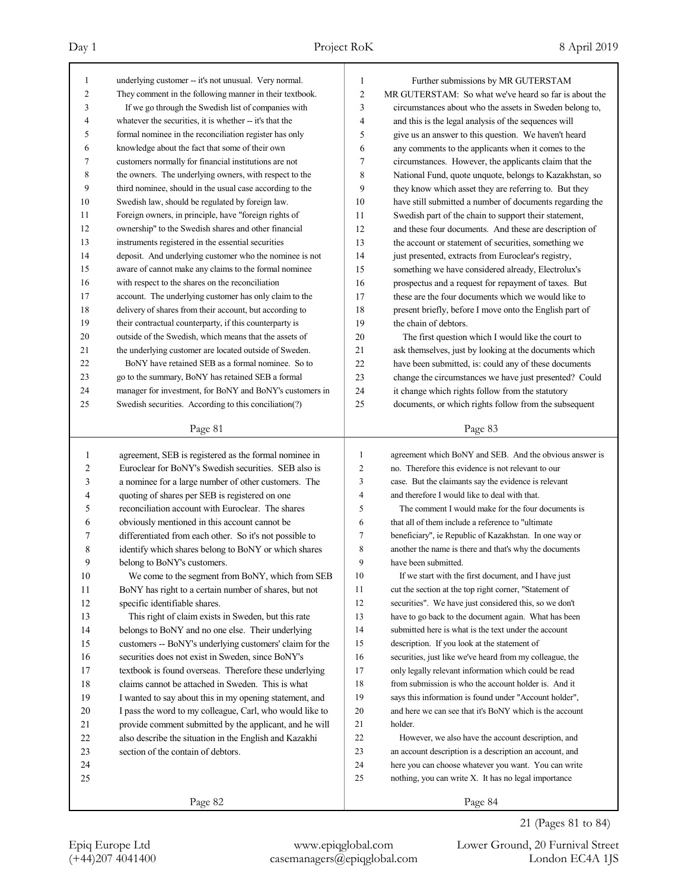underlying customer -- it's not unusual. Very normal. They comment in the following manner in their textbook.

If we go through the Swedish list of companies with whatever the securities, it is whether -- it's that the formal nominee in the reconciliation register has only knowledge about the fact that some of their own customers normally for financial institutions are not the owners. The underlying owners, with respect to the third nominee, should in the usual case according to the Swedish law, should be regulated by foreign law. Foreign owners, in principle, have "foreign rights of ownership" to the Swedish shares and other financial instruments registered in the essential securities deposit. And underlying customer who the nominee is not aware of cannot make any claims to the formal nominee with respect to the shares on the reconciliation account. The underlying customer has only claim to the delivery of shares from their account, but according to their contractual counterparty, if this counterparty is outside of the Swedish, which means that the assets of the underlying customer are located outside of Sweden.

BoNY have retained SEB as a formal nominee. So to go to the summary, BoNY has retained SEB a formal manager for investment, for BoNY and BoNY's customers in Swedish securities. According to this conciliation(?) agreement, SEB is registered as the formal nominee in Euroclear for BoNY's Swedish securities. SEB also is a nominee for a large number of other customers. The quoting of shares per SEB is registered on one reconciliation account with Euroclear. The shares obviously mentioned in this account cannot be differentiated from each other. So it's not possible to identify which shares belong to BoNY or which shares belong to BoNY's customers.

We come to the segment from BoNY, which from SEB BoNY has right to a certain number of shares, but not specific identifiable shares.

This right of claim exists in Sweden, but this rate belongs to BoNY and no one else. Their underlying customers -- BoNY's underlying customers' claim for the securities does not exist in Sweden, since BoNY's textbook is found overseas. Therefore these underlying claims cannot be attached in Sweden. This is what I wanted to say about this in my opening statement, and I pass the word to my colleague, Carl, who would like to provide comment submitted by the applicant, and he will also describe the situation in the English and Kazakhi section of the contain of debtors.

Further submissions by MR GUTERSTAM

MR GUTERSTAM: So what we've heard so far is about the circumstances about who the assets in Sweden belong to, and this is the legal analysis of the sequences will give us an answer to this question. We haven't heard any comments to the applicants when it comes to the circumstances. However, the applicants claim that the National Fund, quote unquote, belongs to Kazakhstan, so they know which asset they are referring to. But they have still submitted a number of documents regarding the Swedish part of the chain to support their statement, and these four documents. And these are description of the account or statement of securities, something we just presented, extracts from Euroclear's registry, something we have considered already, Electrolux's prospectus and a request for repayment of taxes. But these are the four documents which we would like to present briefly, before I move onto the English part of the chain of debtors.

The first question which I would like the court to ask themselves, just by looking at the documents which have been submitted, is: could any of these documents change the circumstances we have just presented? Could it change which rights follow from the statutory documents, or which rights follow from the subsequent agreement which BoNY and SEB. And the obvious answer is no. Therefore this evidence is not relevant to our case. But the claimants say the evidence is relevant and therefore I would like to deal with that.

The comment I would make for the four documents is that all of them include a reference to "ultimate beneficiary", ie Republic of Kazakhstan. In one way or another the name is there and that's why the documents have been submitted.

If we start with the first document, and I have just cut the section at the top right corner, "Statement of securities". We have just considered this, so we don't have to go back to the document again. What has been submitted here is what is the text under the account description. If you look at the statement of securities, just like we've heard from my colleague, the only legally relevant information which could be read from submission is who the account holder is. And it says this information is found under "Account holder", and here we can see that it's BoNY which is the account holder.

However, we also have the account description, and an account description is a description an account, and here you can choose whatever you want. You can write nothing, you can write X. It has no legal importance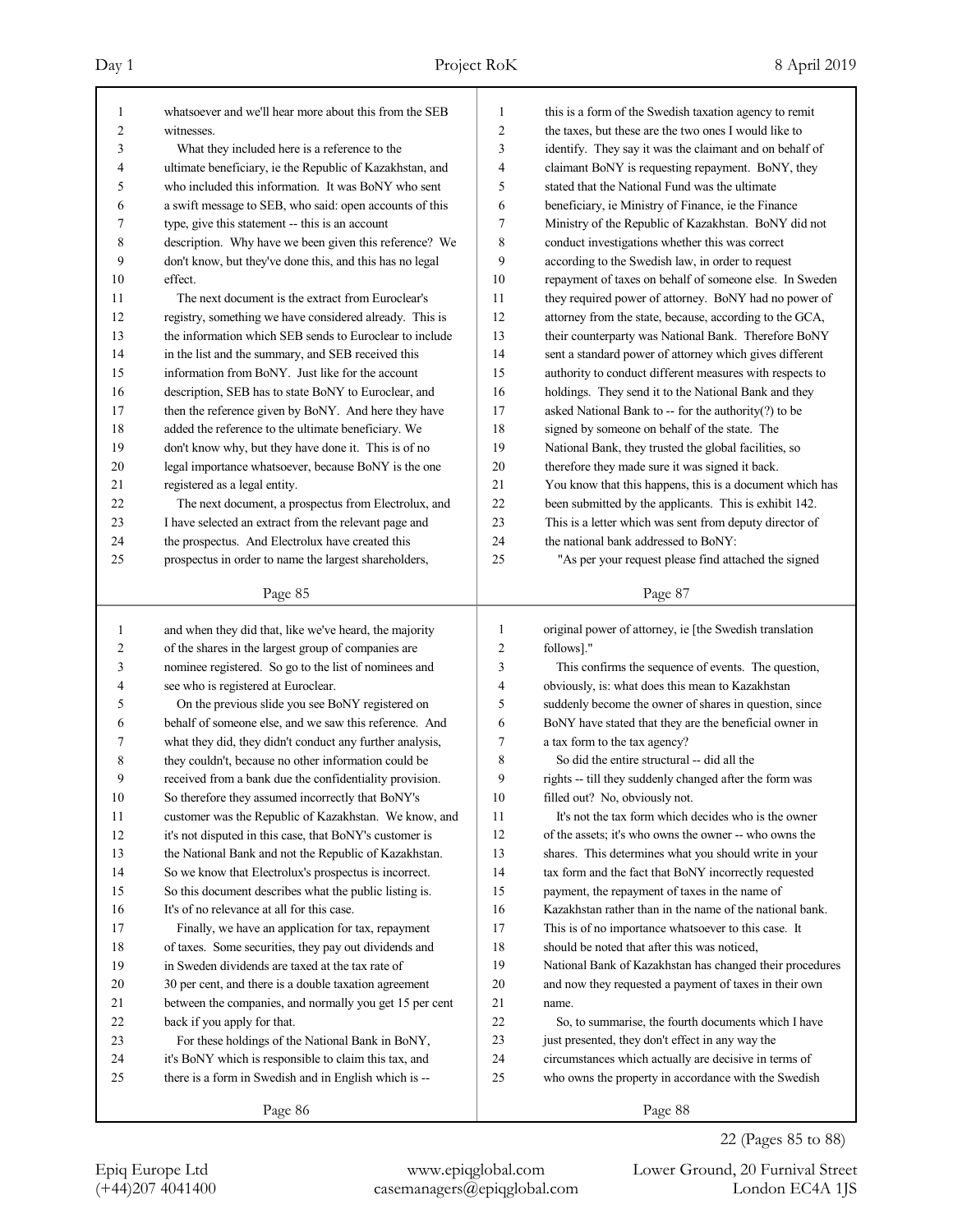whatsoever and we'll hear more about this from the SEB witnesses.

What they included here is a reference to the ultimate beneficiary, ie the Republic of Kazakhstan, and who included this information. It was BoNY who sent a swift message to SEB, who said: open accounts of this type, give this statement -- this is an account description. Why have we been given this reference? We don't know, but they've done this, and this has no legal effect.

The next document is the extract from Euroclear's registry, something we have considered already. This is the information which SEB sends to Euroclear to include in the list and the summary, and SEB received this information from BoNY. Just like for the account description, SEB has to state BoNY to Euroclear, and then the reference given by BoNY. And here they have added the reference to the ultimate beneficiary. We don't know why, but they have done it. This is of no legal importance whatsoever, because BoNY is the one registered as a legal entity.

The next document, a prospectus from Electrolux, and I have selected an extract from the relevant page and the prospectus. And Electrolux have created this prospectus in order to name the largest shareholders,

Page 85

and when they did that, like we've heard, the majority of the shares in the largest group of companies are nominee registered. So go to the list of nominees and see who is registered at Euroclear.

On the previous slide you see BoNY registered on behalf of someone else, and we saw this reference. And what they did, they didn't conduct any further analysis, they couldn't, because no other information could be received from a bank due the confidentiality provision. So therefore they assumed incorrectly that BoNY's customer was the Republic of Kazakhstan. We know, and it's not disputed in this case, that BoNY's customer is the National Bank and not the Republic of Kazakhstan. So we know that Electrolux's prospectus is incorrect. So this document describes what the public listing is. It's of no relevance at all for this case.

Finally, we have an application for tax, repayment of taxes. Some securities, they pay out dividends and in Sweden dividends are taxed at the tax rate of 30 per cent, and there is a double taxation agreement between the companies, and normally you get 15 per cent back if you apply for that.

For these holdings of the National Bank in BoNY, it's BoNY which is responsible to claim this tax, and there is a form in Swedish and in English which is --

Page 86

this is a form of the Swedish taxation agency to remit the taxes, but these are the two ones I would like to identify. They say it was the claimant and on behalf of claimant BoNY is requesting repayment. BoNY, they stated that the National Fund was the ultimate beneficiary, ie Ministry of Finance, ie the Finance Ministry of the Republic of Kazakhstan. BoNY did not conduct investigations whether this was correct according to the Swedish law, in order to request repayment of taxes on behalf of someone else. In Sweden they required power of attorney. BoNY had no power of attorney from the state, because, according to the GCA, their counterparty was National Bank. Therefore BoNY sent a standard power of attorney which gives different authority to conduct different measures with respects to holdings. They send it to the National Bank and they asked National Bank to -- for the authority(?) to be signed by someone on behalf of the state. The National Bank, they trusted the global facilities, so therefore they made sure it was signed it back. You know that this happens, this is a document which has been submitted by the applicants. This is exhibit 142. This is a letter which was sent from deputy director of the national bank addressed to BoNY:

"As per your request please find attached the signed

Page 87

original power of attorney, ie [the Swedish translation follows]."

This confirms the sequence of events. The question, obviously, is: what does this mean to Kazakhstan suddenly become the owner of shares in question, since BoNY have stated that they are the beneficial owner in a tax form to the tax agency?

So did the entire structural -- did all the rights -- till they suddenly changed after the form was filled out? No, obviously not.

It's not the tax form which decides who is the owner of the assets; it's who owns the owner -- who owns the shares. This determines what you should write in your tax form and the fact that BoNY incorrectly requested payment, the repayment of taxes in the name of Kazakhstan rather than in the name of the national bank. This is of no importance whatsoever to this case. It should be noted that after this was noticed, National Bank of Kazakhstan has changed their procedures and now they requested a payment of taxes in their own name.

So, to summarise, the fourth documents which I have just presented, they don't effect in any way the circumstances which actually are decisive in terms of who owns the property in accordance with the Swedish

Page 88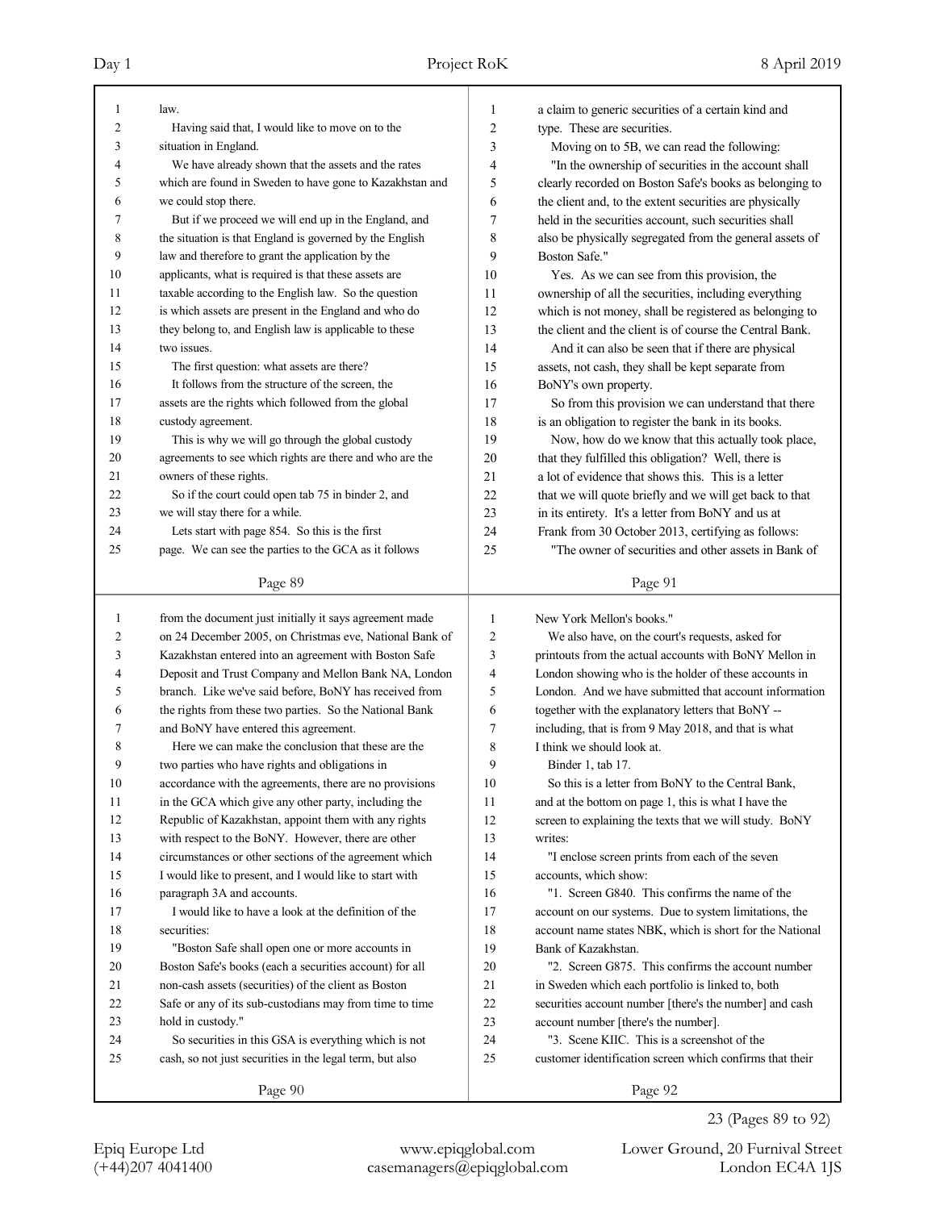law.

Having said that, I would like to move on to the situation in England.

We have already shown that the assets and the rates which are found in Sweden to have gone to Kazakhstan and we could stop there.

But if we proceed we will end up in the England, and the situation is that England is governed by the English law and therefore to grant the application by the applicants, what is required is that these assets are taxable according to the English law. So the question is which assets are present in the England and who do they belong to, and English law is applicable to these two issues.

The first question: what assets are there?

It follows from the structure of the screen, the assets are the rights which followed from the global custody agreement.

This is why we will go through the global custody agreements to see which rights are there and who are the owners of these rights.

So if the court could open tab 75 in binder 2, and we will stay there for a while.

Lets start with page 854. So this is the first page. We can see the parties to the GCA as it follows from the document just initially it says agreement made on 24 December 2005, on Christmas eve, National Bank of Kazakhstan entered into an agreement with Boston Safe Deposit and Trust Company and Mellon Bank NA, London branch. Like we've said before, BoNY has received from the rights from these two parties. So the National Bank and BoNY have entered this agreement.

Here we can make the conclusion that these are the two parties who have rights and obligations in accordance with the agreements, there are no provisions in the GCA which give any other party, including the Republic of Kazakhstan, appoint them with any rights with respect to the BoNY. However, there are other circumstances or other sections of the agreement which I would like to present, and I would like to start with paragraph 3A and accounts.

I would like to have a look at the definition of the securities:

"Boston Safe shall open one or more accounts in Boston Safe's books (each a securities account) for all non-cash assets (securities) of the client as Boston Safe or any of its sub-custodians may from time to time hold in custody."

So securities in this GSA is everything which is not cash, so not just securities in the legal term, but also a claim to generic securities of a certain kind and type. These are securities.

Moving on to 5B, we can read the following:

"In the ownership of securities in the account shall clearly recorded on Boston Safe's books as belonging to the client and, to the extent securities are physically held in the securities account, such securities shall also be physically segregated from the general assets of Boston Safe."

Yes. As we can see from this provision, the ownership of all the securities, including everything which is not money, shall be registered as belonging to the client and the client is of course the Central Bank.

And it can also be seen that if there are physical assets, not cash, they shall be kept separate from BoNY's own property.

So from this provision we can understand that there is an obligation to register the bank in its books.

Now, how do we know that this actually took place, that they fulfilled this obligation? Well, there is a lot of evidence that shows this. This is a letter that we will quote briefly and we will get back to that in its entirety. It's a letter from BoNY and us at Frank from 30 October 2013, certifying as follows:

"The owner of securities and other assets in Bank of New York Mellon's books."

We also have, on the court's requests, asked for printouts from the actual accounts with BoNY Mellon in London showing who is the holder of these accounts in London. And we have submitted that account information together with the explanatory letters that BoNY -- including, that is from 9 May 2018, and that is what I think we should look at.

Binder 1, tab 17.

So this is a letter from BoNY to the Central Bank, and at the bottom on page 1, this is what I have the screen to explaining the texts that we will study. BoNY writes:

"I enclose screen prints from each of the seven accounts, which show:

"1. Screen G840. This confirms the name of the account on our systems. Due to system limitations, the account name states NBK, which is short for the National Bank of Kazakhstan.

"2. Screen G875. This confirms the account number in Sweden which each portfolio is linked to, both securities account number [there's the number] and cash account number [there's the number].

"3. Scene KIIC. This is a screenshot of the customer identification screen which confirms that their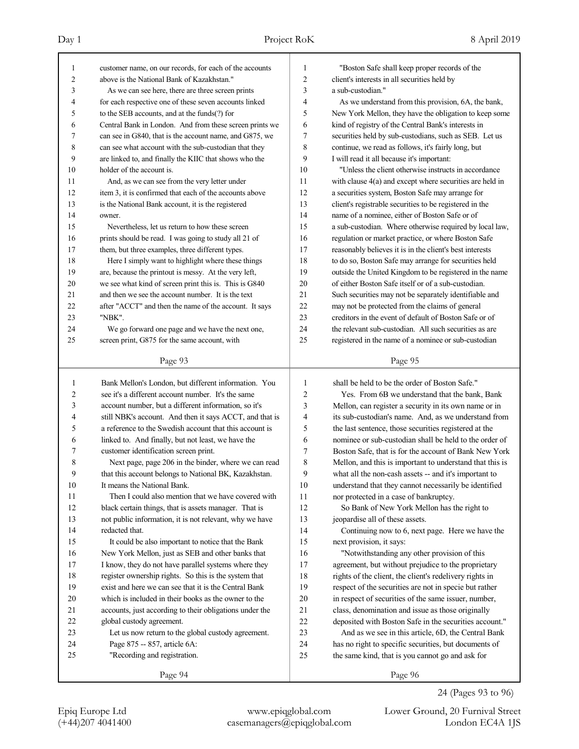customer name, on our records, for each of the accounts above is the National Bank of Kazakhstan."

As we can see here, there are three screen prints for each respective one of these seven accounts linked to the SEB accounts, and at the funds(?) for Central Bank in London. And from these screen prints we can see in G840, that is the account name, and G875, we can see what account with the sub-custodian that they are linked to, and finally the KIIC that shows who the holder of the account is.

And, as we can see from the very letter under item 3, it is confirmed that each of the accounts above is the National Bank account, it is the registered owner.

Nevertheless, let us return to how these screen prints should be read. I was going to study all 21 of them, but three examples, three different types.

Here I simply want to highlight where these things are, because the printout is messy. At the very left, we see what kind of screen print this is. This is G840 and then we see the account number. It is the text after "ACCT" and then the name of the account. It says "NBK".

We go forward one page and we have the next one, screen print, G875 for the same account, with Bank Mellon's London, but different information. You see it's a different account number. It's the same account number, but a different information, so it's still NBK's account. And then it says ACCT, and that is a reference to the Swedish account that this account is linked to. And finally, but not least, we have the customer identification screen print.

Next page, page 206 in the binder, where we can read that this account belongs to National BK, Kazakhstan. It means the National Bank.

Then I could also mention that we have covered with black certain things, that is assets manager. That is not public information, it is not relevant, why we have redacted that.

It could be also important to notice that the Bank New York Mellon, just as SEB and other banks that I know, they do not have parallel systems where they register ownership rights. So this is the system that exist and here we can see that it is the Central Bank which is included in their books as the owner to the accounts, just according to their obligations under the global custody agreement.

Let us now return to the global custody agreement.

Page 875 -- 857, article 6A:

"Recording and registration.

"Boston Safe shall keep proper records of the client's interests in all securities held by a sub-custodian."

As we understand from this provision, 6A, the bank, New York Mellon, they have the obligation to keep some kind of registry of the Central Bank's interests in securities held by sub-custodians, such as SEB. Let us continue, we read as follows, it's fairly long, but I will read it all because it's important:

"Unless the client otherwise instructs in accordance with clause 4(a) and except where securities are held in a securities system, Boston Safe may arrange for client's registrable securities to be registered in the name of a nominee, either of Boston Safe or of a sub-custodian. Where otherwise required by local law, regulation or market practice, or where Boston Safe reasonably believes it is in the client's best interests to do so, Boston Safe may arrange for securities held outside the United Kingdom to be registered in the name of either Boston Safe itself or of a sub-custodian. Such securities may not be separately identifiable and may not be protected from the claims of general creditors in the event of default of Boston Safe or of the relevant sub-custodian. All such securities as are registered in the name of a nominee or sub-custodian shall be held to be the order of Boston Safe."

Yes. From 6B we understand that the bank, Bank Mellon, can register a security in its own name or in its sub-custodian's name. And, as we understand from the last sentence, those securities registered at the nominee or sub-custodian shall be held to the order of Boston Safe, that is for the account of Bank New York Mellon, and this is important to understand that this is what all the non-cash assets -- and it's important to understand that they cannot necessarily be identified nor protected in a case of bankruptcy.

So Bank of New York Mellon has the right to jeopardise all of these assets.

Continuing now to 6, next page. Here we have the next provision, it says:

"Notwithstanding any other provision of this agreement, but without prejudice to the proprietary rights of the client, the client's redelivery rights in respect of the securities are not in specie but rather in respect of securities of the same issuer, number, class, denomination and issue as those originally deposited with Boston Safe in the securities account."

And as we see in this article, 6D, the Central Bank has no right to specific securities, but documents of the same kind, that is you cannot go and ask for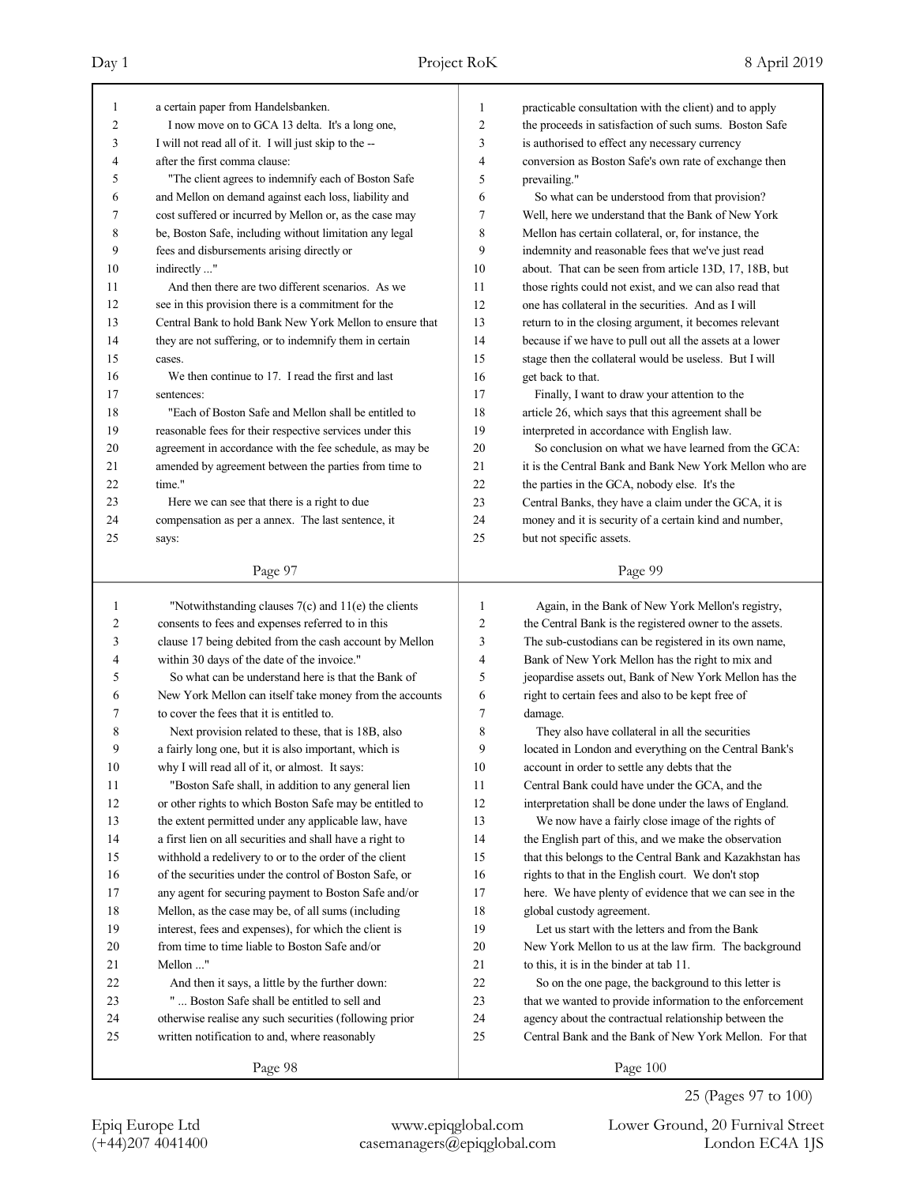a certain paper from Handelsbanken.

I now move on to GCA 13 delta. It's a long one, I will not read all of it. I will just skip to the -- after the first comma clause:

"The client agrees to indemnify each of Boston Safe and Mellon on demand against each loss, liability and cost suffered or incurred by Mellon or, as the case may be, Boston Safe, including without limitation any legal fees and disbursements arising directly or indirectly ..."

And then there are two different scenarios. As we see in this provision there is a commitment for the Central Bank to hold Bank New York Mellon to ensure that they are not suffering, or to indemnify them in certain cases.

We then continue to 17. I read the first and last sentences:

"Each of Boston Safe and Mellon shall be entitled to reasonable fees for their respective services under this agreement in accordance with the fee schedule, as may be amended by agreement between the parties from time to time."

Here we can see that there is a right to due compensation as per a annex. The last sentence, it says:

"Notwithstanding clauses 7(c) and 11(e) the clients consents to fees and expenses referred to in this clause 17 being debited from the cash account by Mellon within 30 days of the date of the invoice."

So what can be understand here is that the Bank of New York Mellon can itself take money from the accounts to cover the fees that it is entitled to.

Next provision related to these, that is 18B, also a fairly long one, but it is also important, which is why I will read all of it, or almost. It says:

"Boston Safe shall, in addition to any general lien or other rights to which Boston Safe may be entitled to the extent permitted under any applicable law, have a first lien on all securities and shall have a right to withhold a redelivery to or to the order of the client of the securities under the control of Boston Safe, or any agent for securing payment to Boston Safe and/or Mellon, as the case may be, of all sums (including interest, fees and expenses), for which the client is from time to time liable to Boston Safe and/or Mellon ..."

And then it says, a little by the further down:

" ... Boston Safe shall be entitled to sell and otherwise realise any such securities (following prior written notification to and, where reasonably practicable consultation with the client) and to apply the proceeds in satisfaction of such sums. Boston Safe is authorised to effect any necessary currency conversion as Boston Safe's own rate of exchange then prevailing."

So what can be understood from that provision? Well, here we understand that the Bank of New York Mellon has certain collateral, or, for instance, the indemnity and reasonable fees that we've just read about. That can be seen from article 13D, 17, 18B, but those rights could not exist, and we can also read that one has collateral in the securities. And as I will return to in the closing argument, it becomes relevant because if we have to pull out all the assets at a lower stage then the collateral would be useless. But I will get back to that.

Finally, I want to draw your attention to the article 26, which says that this agreement shall be interpreted in accordance with English law.

So conclusion on what we have learned from the GCA: it is the Central Bank and Bank New York Mellon who are the parties in the GCA, nobody else. It's the Central Banks, they have a claim under the GCA, it is money and it is security of a certain kind and number, but not specific assets.

Again, in the Bank of New York Mellon's registry, the Central Bank is the registered owner to the assets. The sub-custodians can be registered in its own name, Bank of New York Mellon has the right to mix and jeopardise assets out, Bank of New York Mellon has the right to certain fees and also to be kept free of damage.

They also have collateral in all the securities located in London and everything on the Central Bank's account in order to settle any debts that the Central Bank could have under the GCA, and the interpretation shall be done under the laws of England.

We now have a fairly close image of the rights of the English part of this, and we make the observation that this belongs to the Central Bank and Kazakhstan has rights to that in the English court. We don't stop here. We have plenty of evidence that we can see in the global custody agreement.

Let us start with the letters and from the Bank New York Mellon to us at the law firm. The background to this, it is in the binder at tab 11.

So on the one page, the background to this letter is that we wanted to provide information to the enforcement agency about the contractual relationship between the Central Bank and the Bank of New York Mellon. For that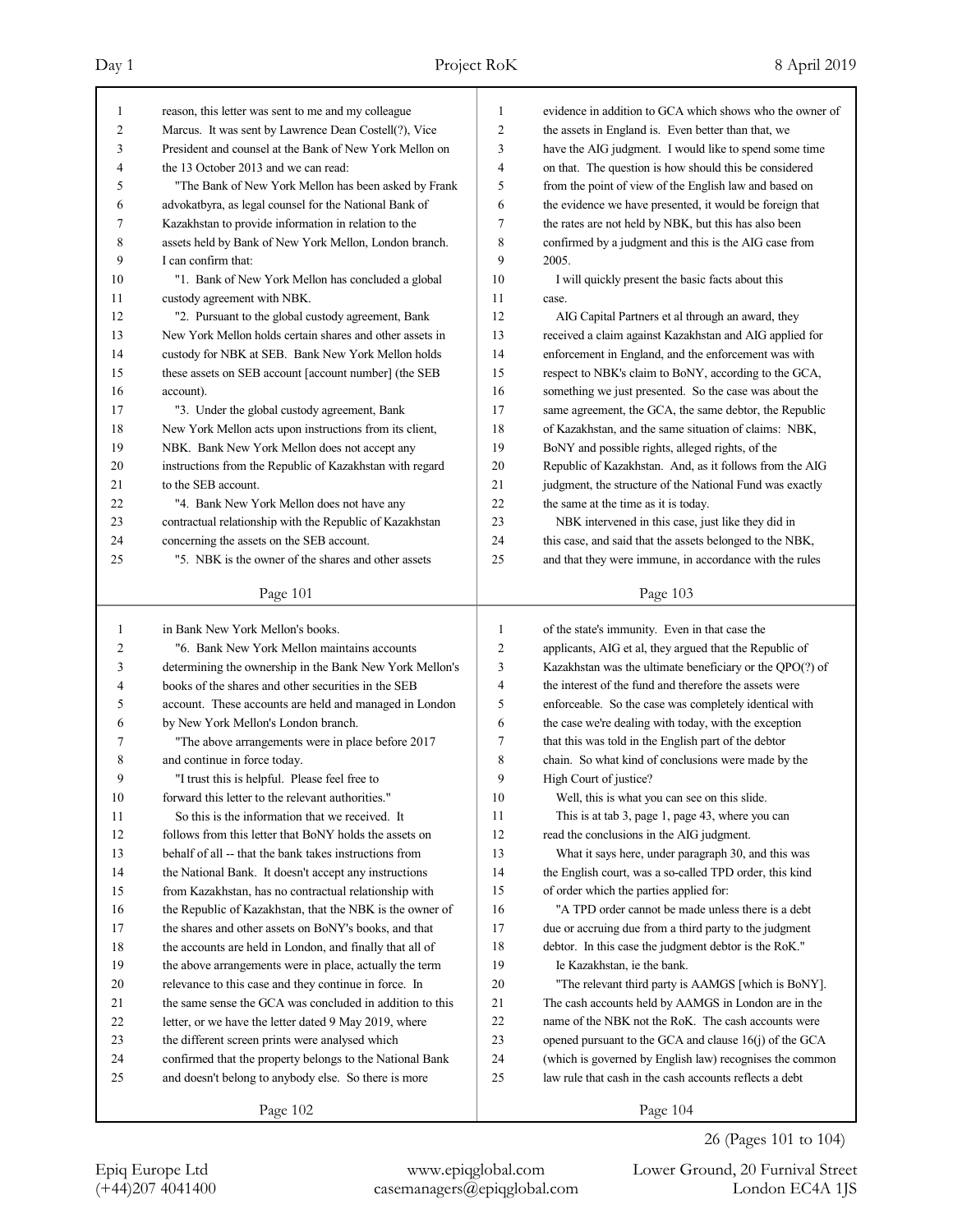reason, this letter was sent to me and my colleague Marcus. It was sent by Lawrence Dean Costell(?), Vice President and counsel at the Bank of New York Mellon on the 13 October 2013 and we can read:

"The Bank of New York Mellon has been asked by Frank advokatbyra, as legal counsel for the National Bank of Kazakhstan to provide information in relation to the assets held by Bank of New York Mellon, London branch. I can confirm that:

"1. Bank of New York Mellon has concluded a global custody agreement with NBK.

"2. Pursuant to the global custody agreement, Bank New York Mellon holds certain shares and other assets in custody for NBK at SEB. Bank New York Mellon holds these assets on SEB account [account number] (the SEB account).

"3. Under the global custody agreement, Bank New York Mellon acts upon instructions from its client, NBK. Bank New York Mellon does not accept any instructions from the Republic of Kazakhstan with regard to the SEB account.

"4. Bank New York Mellon does not have any contractual relationship with the Republic of Kazakhstan concerning the assets on the SEB account.

"5. NBK is the owner of the shares and other assets in Bank New York Mellon's books.

"6. Bank New York Mellon maintains accounts determining the ownership in the Bank New York Mellon's books of the shares and other securities in the SEB account. These accounts are held and managed in London by New York Mellon's London branch.

"The above arrangements were in place before 2017 and continue in force today.

"I trust this is helpful. Please feel free to forward this letter to the relevant authorities."

So this is the information that we received. It follows from this letter that BoNY holds the assets on behalf of all -- that the bank takes instructions from the National Bank. It doesn't accept any instructions from Kazakhstan, has no contractual relationship with the Republic of Kazakhstan, that the NBK is the owner of the shares and other assets on BoNY's books, and that the accounts are held in London, and finally that all of the above arrangements were in place, actually the term relevance to this case and they continue in force. In the same sense the GCA was concluded in addition to this letter, or we have the letter dated 9 May 2019, where the different screen prints were analysed which confirmed that the property belongs to the National Bank and doesn't belong to anybody else. So there is more evidence in addition to GCA which shows who the owner of the assets in England is. Even better than that, we have the AIG judgment. I would like to spend some time on that. The question is how should this be considered from the point of view of the English law and based on the evidence we have presented, it would be foreign that the rates are not held by NBK, but this has also been confirmed by a judgment and this is the AIG case from 2005.

I will quickly present the basic facts about this case.

AIG Capital Partners et al through an award, they received a claim against Kazakhstan and AIG applied for enforcement in England, and the enforcement was with respect to NBK's claim to BoNY, according to the GCA, something we just presented. So the case was about the same agreement, the GCA, the same debtor, the Republic of Kazakhstan, and the same situation of claims: NBK, BoNY and possible rights, alleged rights, of the Republic of Kazakhstan. And, as it follows from the AIG judgment, the structure of the National Fund was exactly the same at the time as it is today.

NBK intervened in this case, just like they did in this case, and said that the assets belonged to the NBK, and that they were immune, in accordance with the rules of the state's immunity. Even in that case the applicants, AIG et al, they argued that the Republic of Kazakhstan was the ultimate beneficiary or the QPO(?) of the interest of the fund and therefore the assets were enforceable. So the case was completely identical with the case we're dealing with today, with the exception that this was told in the English part of the debtor chain. So what kind of conclusions were made by the High Court of justice?

Well, this is what you can see on this slide.

This is at tab 3, page 1, page 43, where you can read the conclusions in the AIG judgment.

What it says here, under paragraph 30, and this was the English court, was a so-called TPD order, this kind of order which the parties applied for:

"A TPD order cannot be made unless there is a debt due or accruing due from a third party to the judgment debtor. In this case the judgment debtor is the RoK."

Ie Kazakhstan, ie the bank.

"The relevant third party is AAMGS [which is BoNY]. The cash accounts held by AAMGS in London are in the name of the NBK not the RoK. The cash accounts were opened pursuant to the GCA and clause 16(j) of the GCA (which is governed by English law) recognises the common law rule that cash in the cash accounts reflects a debt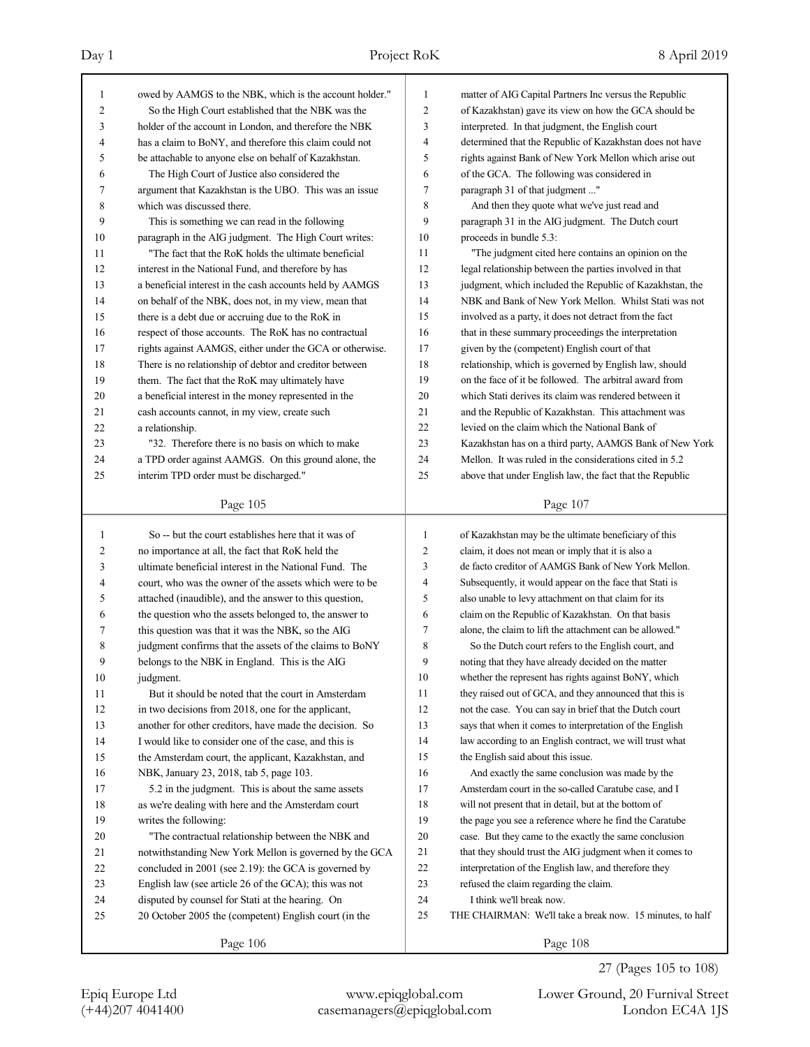owed by AAMGS to the NBK, which is the account holder."

So the High Court established that the NBK was the holder of the account in London, and therefore the NBK has a claim to BoNY, and therefore this claim could not be attachable to anyone else on behalf of Kazakhstan.

The High Court of Justice also considered the argument that Kazakhstan is the UBO. This was an issue which was discussed there.

This is something we can read in the following paragraph in the AIG judgment. The High Court writes:

"The fact that the RoK holds the ultimate beneficial interest in the National Fund, and therefore by has a beneficial interest in the cash accounts held by AAMGS on behalf of the NBK, does not, in my view, mean that there is a debt due or accruing due to the RoK in respect of those accounts. The RoK has no contractual rights against AAMGS, either under the GCA or otherwise. There is no relationship of debtor and creditor between them. The fact that the RoK may ultimately have a beneficial interest in the money represented in the cash accounts cannot, in my view, create such a relationship.

"32. Therefore there is no basis on which to make a TPD order against AAMGS. On this ground alone, the interim TPD order must be discharged."

So -- but the court establishes here that it was of no importance at all, the fact that RoK held the ultimate beneficial interest in the National Fund. The court, who was the owner of the assets which were to be attached (inaudible), and the answer to this question, the question who the assets belonged to, the answer to this question was that it was the NBK, so the AIG judgment confirms that the assets of the claims to BoNY belongs to the NBK in England. This is the AIG judgment.

But it should be noted that the court in Amsterdam in two decisions from 2018, one for the applicant, another for other creditors, have made the decision. So I would like to consider one of the case, and this is the Amsterdam court, the applicant, Kazakhstan, and NBK, January 23, 2018, tab 5, page 103.

5.2 in the judgment. This is about the same assets as we're dealing with here and the Amsterdam court writes the following:

"The contractual relationship between the NBK and notwithstanding New York Mellon is governed by the GCA concluded in 2001 (see 2.19): the GCA is governed by English law (see article 26 of the GCA); this was not disputed by counsel for Stati at the hearing. On 20 October 2005 the (competent) English court (in the matter of AIG Capital Partners Inc versus the Republic of Kazakhstan) gave its view on how the GCA should be interpreted. In that judgment, the English court determined that the Republic of Kazakhstan does not have rights against Bank of New York Mellon which arise out of the GCA. The following was considered in paragraph 31 of that judgment ..."

And then they quote what we've just read and paragraph 31 in the AIG judgment. The Dutch court proceeds in bundle 5.3:

"The judgment cited here contains an opinion on the legal relationship between the parties involved in that judgment, which included the Republic of Kazakhstan, the NBK and Bank of New York Mellon. Whilst Stati was not involved as a party, it does not detract from the fact that in these summary proceedings the interpretation given by the (competent) English court of that relationship, which is governed by English law, should on the face of it be followed. The arbitral award from which Stati derives its claim was rendered between it and the Republic of Kazakhstan. This attachment was levied on the claim which the National Bank of Kazakhstan has on a third party, AAMGS Bank of New York Mellon. It was ruled in the considerations cited in 5.2 above that under English law, the fact that the Republic of Kazakhstan may be the ultimate beneficiary of this claim, it does not mean or imply that it is also a de facto creditor of AAMGS Bank of New York Mellon. Subsequently, it would appear on the face that Stati is also unable to levy attachment on that claim for its claim on the Republic of Kazakhstan. On that basis alone, the claim to lift the attachment can be allowed."

So the Dutch court refers to the English court, and noting that they have already decided on the matter whether the represent has rights against BoNY, which they raised out of GCA, and they announced that this is not the case. You can say in brief that the Dutch court says that when it comes to interpretation of the English law according to an English contract, we will trust what the English said about this issue.

And exactly the same conclusion was made by the Amsterdam court in the so-called Caratube case, and I will not present that in detail, but at the bottom of the page you see a reference where he find the Caratube case. But they came to the exactly the same conclusion that they should trust the AIG judgment when it comes to interpretation of the English law, and therefore they refused the claim regarding the claim.

I think we'll break now.

THE CHAIRMAN: We'll take a break now. 15 minutes, to half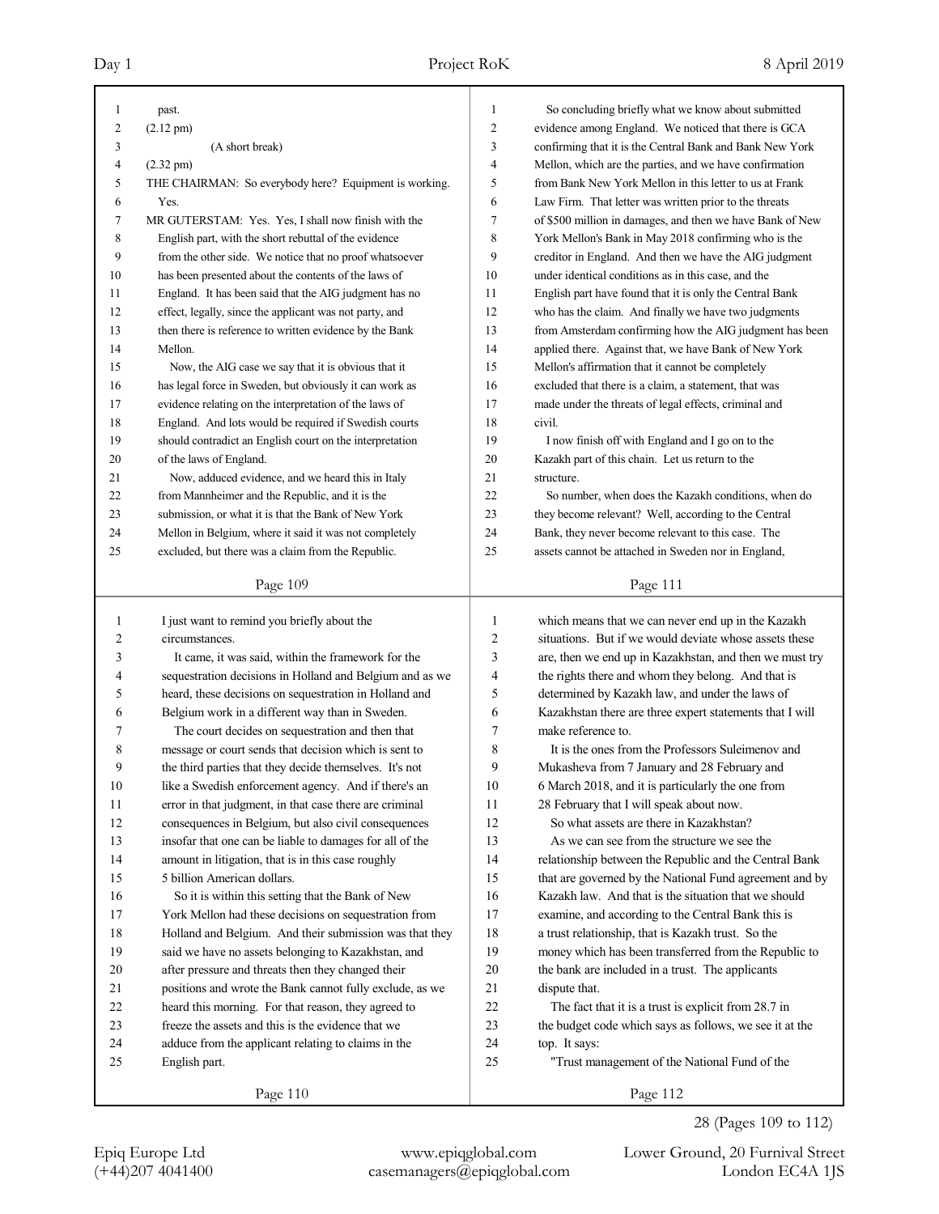past.

(2.12 pm)

(A short break)

(2.32 pm)

THE CHAIRMAN: So everybody here? Equipment is working. Yes.

MR GUTERSTAM: Yes. Yes, I shall now finish with the English part, with the short rebuttal of the evidence from the other side. We notice that no proof whatsoever has been presented about the contents of the laws of England. It has been said that the AIG judgment has no effect, legally, since the applicant was not party, and then there is reference to written evidence by the Bank Mellon.

Now, the AIG case we say that it is obvious that it has legal force in Sweden, but obviously it can work as evidence relating on the interpretation of the laws of England. And lots would be required if Swedish courts should contradict an English court on the interpretation of the laws of England.

Now, adduced evidence, and we heard this in Italy from Mannheimer and the Republic, and it is the submission, or what it is that the Bank of New York Mellon in Belgium, where it said it was not completely excluded, but there was a claim from the Republic.

I just want to remind you briefly about the circumstances.

It came, it was said, within the framework for the sequestration decisions in Holland and Belgium and as we heard, these decisions on sequestration in Holland and Belgium work in a different way than in Sweden.

The court decides on sequestration and then that message or court sends that decision which is sent to the third parties that they decide themselves. It's not like a Swedish enforcement agency. And if there's an error in that judgment, in that case there are criminal consequences in Belgium, but also civil consequences insofar that one can be liable to damages for all of the amount in litigation, that is in this case roughly 5 billion American dollars.

So it is within this setting that the Bank of New York Mellon had these decisions on sequestration from Holland and Belgium. And their submission was that they said we have no assets belonging to Kazakhstan, and after pressure and threats then they changed their positions and wrote the Bank cannot fully exclude, as we heard this morning. For that reason, they agreed to freeze the assets and this is the evidence that we adduce from the applicant relating to claims in the English part.

So concluding briefly what we know about submitted evidence among England. We noticed that there is GCA confirming that it is the Central Bank and Bank New York Mellon, which are the parties, and we have confirmation from Bank New York Mellon in this letter to us at Frank Law Firm. That letter was written prior to the threats of \$500 million in damages, and then we have Bank of New York Mellon's Bank in May 2018 confirming who is the creditor in England. And then we have the AIG judgment under identical conditions as in this case, and the English part have found that it is only the Central Bank who has the claim. And finally we have two judgments from Amsterdam confirming how the AIG judgment has been applied there. Against that, we have Bank of New York Mellon's affirmation that it cannot be completely excluded that there is a claim, a statement, that was made under the threats of legal effects, criminal and civil.

I now finish off with England and I go on to the Kazakh part of this chain. Let us return to the structure.

So number, when does the Kazakh conditions, when do they become relevant? Well, according to the Central Bank, they never become relevant to this case. The assets cannot be attached in Sweden nor in England, which means that we can never end up in the Kazakh situations. But if we would deviate whose assets these are, then we end up in Kazakhstan, and then we must try the rights there and whom they belong. And that is determined by Kazakh law, and under the laws of Kazakhstan there are three expert statements that I will make reference to.

It is the ones from the Professors Suleimenov and Mukasheva from 7 January and 28 February and 6 March 2018, and it is particularly the one from 28 February that I will speak about now.

So what assets are there in Kazakhstan?

As we can see from the structure we see the relationship between the Republic and the Central Bank that are governed by the National Fund agreement and by Kazakh law. And that is the situation that we should examine, and according to the Central Bank this is a trust relationship, that is Kazakh trust. So the money which has been transferred from the Republic to the bank are included in a trust. The applicants dispute that.

The fact that it is a trust is explicit from 28.7 in the budget code which says as follows, we see it at the top. It says:

"Trust management of the National Fund of the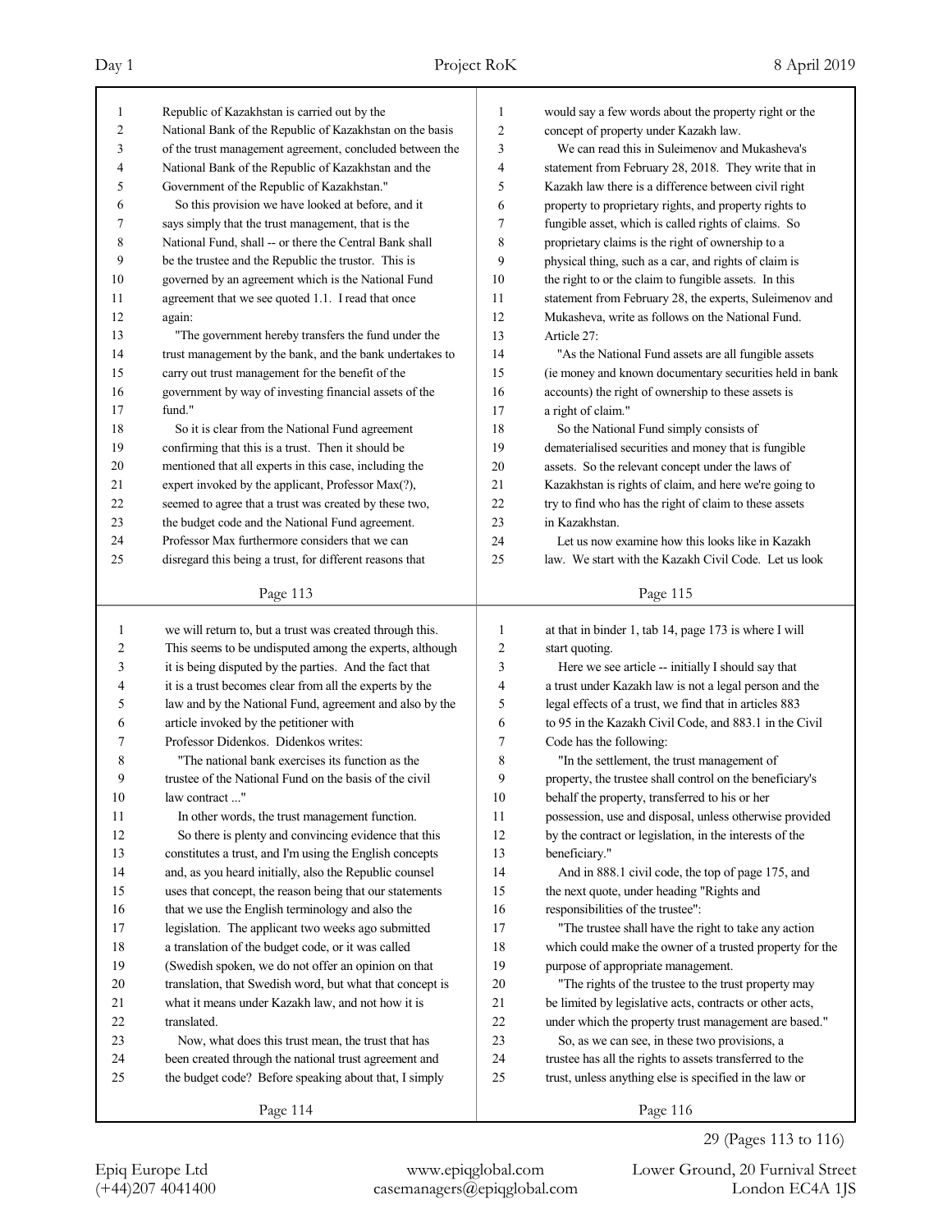Republic of Kazakhstan is carried out by the National Bank of the Republic of Kazakhstan on the basis of the trust management agreement, concluded between the National Bank of the Republic of Kazakhstan and the Government of the Republic of Kazakhstan."

So this provision we have looked at before, and it says simply that the trust management, that is the National Fund, shall -- or there the Central Bank shall be the trustee and the Republic the trustor. This is governed by an agreement which is the National Fund agreement that we see quoted 1.1. I read that once again:

"The government hereby transfers the fund under the trust management by the bank, and the bank undertakes to carry out trust management for the benefit of the government by way of investing financial assets of the fund."

So it is clear from the National Fund agreement confirming that this is a trust. Then it should be mentioned that all experts in this case, including the expert invoked by the applicant, Professor Max(?), seemed to agree that a trust was created by these two, the budget code and the National Fund agreement. Professor Max furthermore considers that we can disregard this being a trust, for different reasons that we will return to, but a trust was created through this. This seems to be undisputed among the experts, although it is being disputed by the parties. And the fact that it is a trust becomes clear from all the experts by the law and by the National Fund, agreement and also by the article invoked by the petitioner with Professor Didenkos. Didenkos writes:

"The national bank exercises its function as the trustee of the National Fund on the basis of the civil law contract ..."

In other words, the trust management function.

So there is plenty and convincing evidence that this constitutes a trust, and I'm using the English concepts and, as you heard initially, also the Republic counsel uses that concept, the reason being that our statements that we use the English terminology and also the legislation. The applicant two weeks ago submitted a translation of the budget code, or it was called (Swedish spoken, we do not offer an opinion on that translation, that Swedish word, but what that concept is what it means under Kazakh law, and not how it is translated.

Now, what does this trust mean, the trust that has been created through the national trust agreement and the budget code? Before speaking about that, I simply would say a few words about the property right or the concept of property under Kazakh law.

We can read this in Suleimenov and Mukasheva's statement from February 28, 2018. They write that in Kazakh law there is a difference between civil right property to proprietary rights, and property rights to fungible asset, which is called rights of claims. So proprietary claims is the right of ownership to a physical thing, such as a car, and rights of claim is the right to or the claim to fungible assets. In this statement from February 28, the experts, Suleimenov and Mukasheva, write as follows on the National Fund. Article 27:

"As the National Fund assets are all fungible assets (ie money and known documentary securities held in bank accounts) the right of ownership to these assets is a right of claim."

So the National Fund simply consists of dematerialised securities and money that is fungible assets. So the relevant concept under the laws of Kazakhstan is rights of claim, and here we're going to try to find who has the right of claim to these assets in Kazakhstan.

Let us now examine how this looks like in Kazakh law. We start with the Kazakh Civil Code. Let us look at that in binder 1, tab 14, page 173 is where I will start quoting.

Here we see article -- initially I should say that a trust under Kazakh law is not a legal person and the legal effects of a trust, we find that in articles 883 to 95 in the Kazakh Civil Code, and 883.1 in the Civil Code has the following:

"In the settlement, the trust management of property, the trustee shall control on the beneficiary's behalf the property, transferred to his or her possession, use and disposal, unless otherwise provided by the contract or legislation, in the interests of the beneficiary."

And in 888.1 civil code, the top of page 175, and the next quote, under heading "Rights and responsibilities of the trustee":

"The trustee shall have the right to take any action which could make the owner of a trusted property for the purpose of appropriate management.

"The rights of the trustee to the trust property may be limited by legislative acts, contracts or other acts, under which the property trust management are based."

So, as we can see, in these two provisions, a trustee has all the rights to assets transferred to the trust, unless anything else is specified in the law or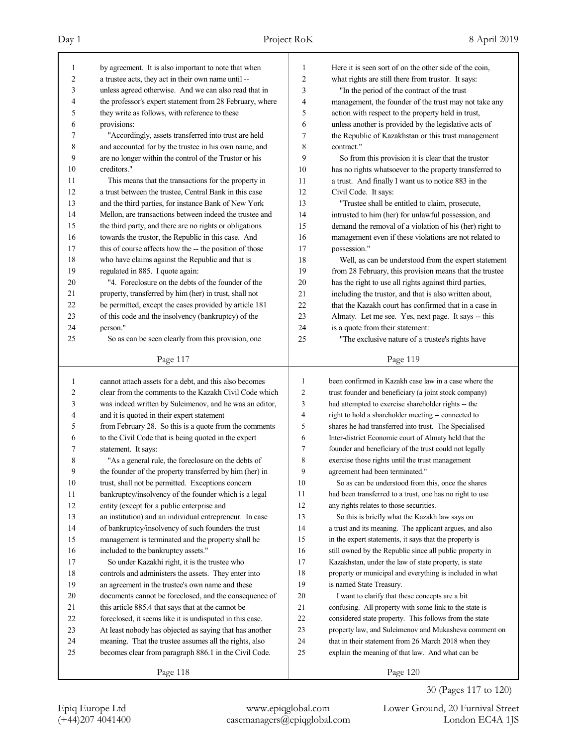by agreement. It is also important to note that when a trustee acts, they act in their own name until -- unless agreed otherwise. And we can also read that in the professor's expert statement from 28 February, where they write as follows, with reference to these provisions:

"Accordingly, assets transferred into trust are held and accounted for by the trustee in his own name, and are no longer within the control of the Trustor or his creditors."

This means that the transactions for the property in a trust between the trustee, Central Bank in this case and the third parties, for instance Bank of New York Mellon, are transactions between indeed the trustee and the third party, and there are no rights or obligations towards the trustor, the Republic in this case. And this of course affects how the -- the position of those who have claims against the Republic and that is regulated in 885. I quote again:

"4. Foreclosure on the debts of the founder of the property, transferred by him (her) in trust, shall not be permitted, except the cases provided by article 181 of this code and the insolvency (bankruptcy) of the person."

So as can be seen clearly from this provision, one cannot attach assets for a debt, and this also becomes clear from the comments to the Kazakh Civil Code which was indeed written by Suleimenov, and he was an editor, and it is quoted in their expert statement from February 28. So this is a quote from the comments to the Civil Code that is being quoted in the expert statement. It says:

"As a general rule, the foreclosure on the debts of the founder of the property transferred by him (her) in trust, shall not be permitted. Exceptions concern bankruptcy/insolvency of the founder which is a legal entity (except for a public enterprise and an institution) and an individual entrepreneur. In case of bankruptcy/insolvency of such founders the trust management is terminated and the property shall be included to the bankruptcy assets."

So under Kazakhi right, it is the trustee who controls and administers the assets. They enter into an agreement in the trustee's own name and these documents cannot be foreclosed, and the consequence of this article 885.4 that says that at the cannot be foreclosed, it seems like it is undisputed in this case. At least nobody has objected as saying that has another meaning. That the trustee assumes all the rights, also becomes clear from paragraph 886.1 in the Civil Code.

Here it is seen sort of on the other side of the coin, what rights are still there from trustor. It says:

"In the period of the contract of the trust management, the founder of the trust may not take any action with respect to the property held in trust, unless another is provided by the legislative acts of the Republic of Kazakhstan or this trust management contract."

So from this provision it is clear that the trustor has no rights whatsoever to the property transferred to a trust. And finally I want us to notice 883 in the Civil Code. It says:

"Trustee shall be entitled to claim, prosecute, intrusted to him (her) for unlawful possession, and demand the removal of a violation of his (her) right to management even if these violations are not related to possession."

Well, as can be understood from the expert statement from 28 February, this provision means that the trustee has the right to use all rights against third parties, including the trustor, and that is also written about, that the Kazakh court has confirmed that in a case in Almaty. Let me see. Yes, next page. It says -- this is a quote from their statement:

"The exclusive nature of a trustee's rights have been confirmed in Kazakh case law in a case where the trust founder and beneficiary (a joint stock company) had attempted to exercise shareholder rights -- the right to hold a shareholder meeting -- connected to shares he had transferred into trust. The Specialised Inter-district Economic court of Almaty held that the founder and beneficiary of the trust could not legally exercise those rights until the trust management agreement had been terminated."

So as can be understood from this, once the shares had been transferred to a trust, one has no right to use any rights relates to those securities.

So this is briefly what the Kazakh law says on a trust and its meaning. The applicant argues, and also in the expert statements, it says that the property is still owned by the Republic since all public property in Kazakhstan, under the law of state property, is state property or municipal and everything is included in what is named State Treasury.

I want to clarify that these concepts are a bit confusing. All property with some link to the state is considered state property. This follows from the state property law, and Suleimenov and Mukasheva comment on that in their statement from 26 March 2018 when they explain the meaning of that law. And what can be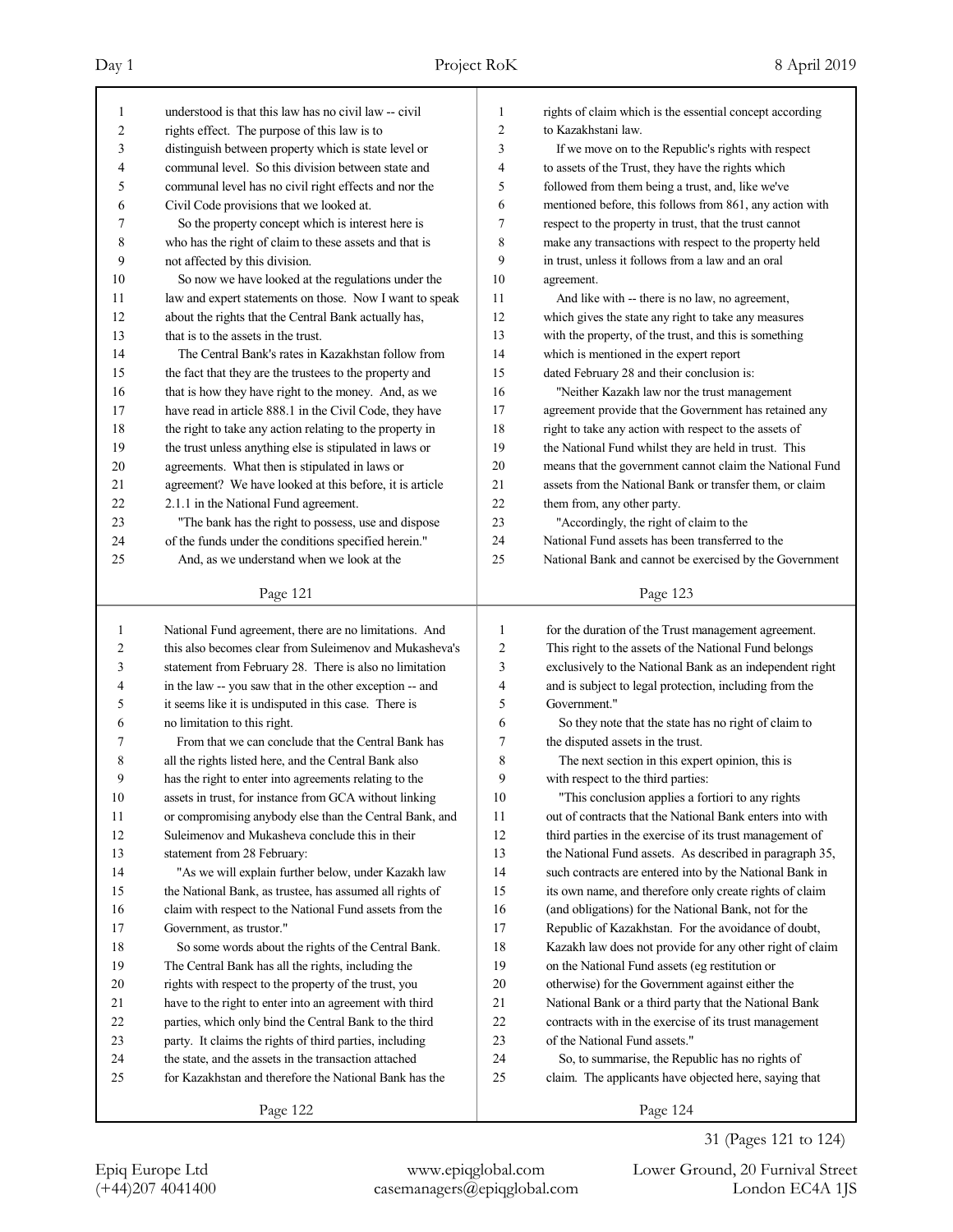understood is that this law has no civil law -- civil rights effect. The purpose of this law is to distinguish between property which is state level or communal level. So this division between state and communal level has no civil right effects and nor the Civil Code provisions that we looked at.

So the property concept which is interest here is who has the right of claim to these assets and that is not affected by this division.

So now we have looked at the regulations under the law and expert statements on those. Now I want to speak about the rights that the Central Bank actually has, that is to the assets in the trust.

The Central Bank's rates in Kazakhstan follow from the fact that they are the trustees to the property and that is how they have right to the money. And, as we have read in article 888.1 in the Civil Code, they have the right to take any action relating to the property in the trust unless anything else is stipulated in laws or agreements. What then is stipulated in laws or agreement? We have looked at this before, it is article 2.1.1 in the National Fund agreement.

"The bank has the right to possess, use and dispose of the funds under the conditions specified herein."

And, as we understand when we look at the National Fund agreement, there are no limitations. And this also becomes clear from Suleimenov and Mukasheva's statement from February 28. There is also no limitation in the law -- you saw that in the other exception -- and it seems like it is undisputed in this case. There is no limitation to this right.

From that we can conclude that the Central Bank has all the rights listed here, and the Central Bank also has the right to enter into agreements relating to the assets in trust, for instance from GCA without linking or compromising anybody else than the Central Bank, and Suleimenov and Mukasheva conclude this in their statement from 28 February:

"As we will explain further below, under Kazakh law the National Bank, as trustee, has assumed all rights of claim with respect to the National Fund assets from the Government, as trustor."

So some words about the rights of the Central Bank. The Central Bank has all the rights, including the rights with respect to the property of the trust, you have to the right to enter into an agreement with third parties, which only bind the Central Bank to the third party. It claims the rights of third parties, including the state, and the assets in the transaction attached for Kazakhstan and therefore the National Bank has the rights of claim which is the essential concept according to Kazakhstani law.

If we move on to the Republic's rights with respect to assets of the Trust, they have the rights which followed from them being a trust, and, like we've mentioned before, this follows from 861, any action with respect to the property in trust, that the trust cannot make any transactions with respect to the property held in trust, unless it follows from a law and an oral agreement.

And like with -- there is no law, no agreement, which gives the state any right to take any measures with the property, of the trust, and this is something which is mentioned in the expert report dated February 28 and their conclusion is:

"Neither Kazakh law nor the trust management agreement provide that the Government has retained any right to take any action with respect to the assets of the National Fund whilst they are held in trust. This means that the government cannot claim the National Fund assets from the National Bank or transfer them, or claim them from, any other party.

"Accordingly, the right of claim to the National Fund assets has been transferred to the National Bank and cannot be exercised by the Government for the duration of the Trust management agreement. This right to the assets of the National Fund belongs exclusively to the National Bank as an independent right and is subject to legal protection, including from the Government."

So they note that the state has no right of claim to the disputed assets in the trust.

The next section in this expert opinion, this is with respect to the third parties:

"This conclusion applies a fortiori to any rights out of contracts that the National Bank enters into with third parties in the exercise of its trust management of the National Fund assets. As described in paragraph 35, such contracts are entered into by the National Bank in its own name, and therefore only create rights of claim (and obligations) for the National Bank, not for the Republic of Kazakhstan. For the avoidance of doubt, Kazakh law does not provide for any other right of claim on the National Fund assets (eg restitution or otherwise) for the Government against either the National Bank or a third party that the National Bank contracts with in the exercise of its trust management of the National Fund assets."

So, to summarise, the Republic has no rights of claim. The applicants have objected here, saying that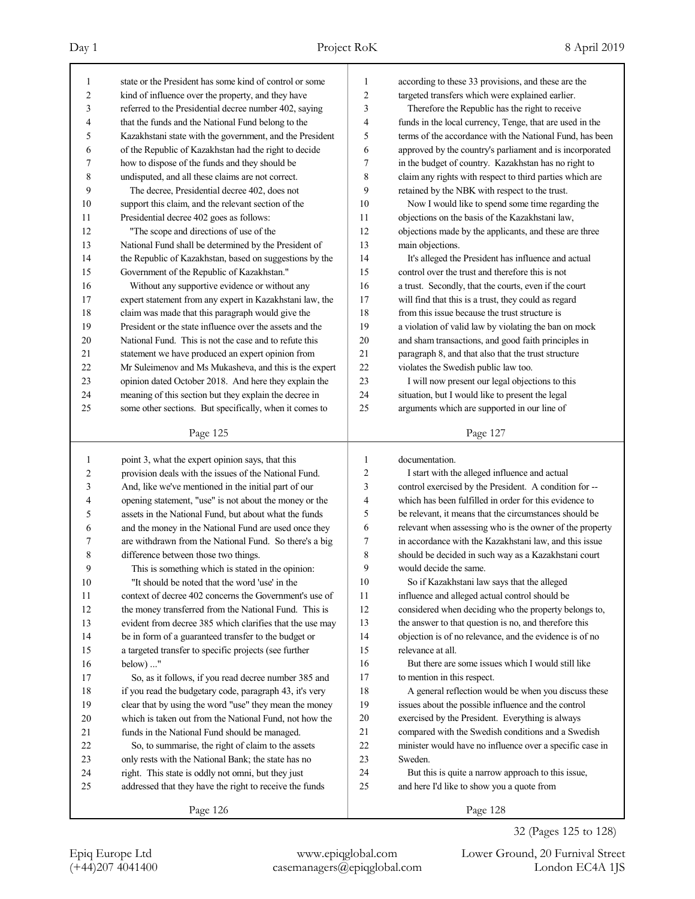state or the President has some kind of control or some kind of influence over the property, and they have referred to the Presidential decree number 402, saying that the funds and the National Fund belong to the Kazakhstani state with the government, and the President of the Republic of Kazakhstan had the right to decide how to dispose of the funds and they should be undisputed, and all these claims are not correct.

The decree, Presidential decree 402, does not support this claim, and the relevant section of the Presidential decree 402 goes as follows:

"The scope and directions of use of the National Fund shall be determined by the President of the Republic of Kazakhstan, based on suggestions by the Government of the Republic of Kazakhstan."

Without any supportive evidence or without any expert statement from any expert in Kazakhstani law, the claim was made that this paragraph would give the President or the state influence over the assets and the National Fund. This is not the case and to refute this statement we have produced an expert opinion from Mr Suleimenov and Ms Mukasheva, and this is the expert opinion dated October 2018. And here they explain the meaning of this section but they explain the decree in some other sections. But specifically, when it comes to point 3, what the expert opinion says, that this provision deals with the issues of the National Fund. And, like we've mentioned in the initial part of our opening statement, "use" is not about the money or the assets in the National Fund, but about what the funds and the money in the National Fund are used once they are withdrawn from the National Fund. So there's a big difference between those two things.

This is something which is stated in the opinion:

"It should be noted that the word 'use' in the context of decree 402 concerns the Government's use of the money transferred from the National Fund. This is evident from decree 385 which clarifies that the use may be in form of a guaranteed transfer to the budget or a targeted transfer to specific projects (see further below) ..."

So, as it follows, if you read decree number 385 and if you read the budgetary code, paragraph 43, it's very clear that by using the word "use" they mean the money which is taken out from the National Fund, not how the funds in the National Fund should be managed.

So, to summarise, the right of claim to the assets only rests with the National Bank; the state has no right. This state is oddly not omni, but they just addressed that they have the right to receive the funds according to these 33 provisions, and these are the targeted transfers which were explained earlier.

Therefore the Republic has the right to receive funds in the local currency, Tenge, that are used in the terms of the accordance with the National Fund, has been approved by the country's parliament and is incorporated in the budget of country. Kazakhstan has no right to claim any rights with respect to third parties which are retained by the NBK with respect to the trust.

Now I would like to spend some time regarding the objections on the basis of the Kazakhstani law, objections made by the applicants, and these are three main objections.

It's alleged the President has influence and actual control over the trust and therefore this is not a trust. Secondly, that the courts, even if the court will find that this is a trust, they could as regard from this issue because the trust structure is a violation of valid law by violating the ban on mock and sham transactions, and good faith principles in paragraph 8, and that also that the trust structure violates the Swedish public law too.

I will now present our legal objections to this situation, but I would like to present the legal arguments which are supported in our line of documentation.

I start with the alleged influence and actual control exercised by the President. A condition for -- which has been fulfilled in order for this evidence to be relevant, it means that the circumstances should be relevant when assessing who is the owner of the property in accordance with the Kazakhstani law, and this issue should be decided in such way as a Kazakhstani court would decide the same.

So if Kazakhstani law says that the alleged influence and alleged actual control should be considered when deciding who the property belongs to, the answer to that question is no, and therefore this objection is of no relevance, and the evidence is of no relevance at all.

But there are some issues which I would still like to mention in this respect.

A general reflection would be when you discuss these issues about the possible influence and the control exercised by the President. Everything is always compared with the Swedish conditions and a Swedish minister would have no influence over a specific case in Sweden.

But this is quite a narrow approach to this issue, and here I'd like to show you a quote from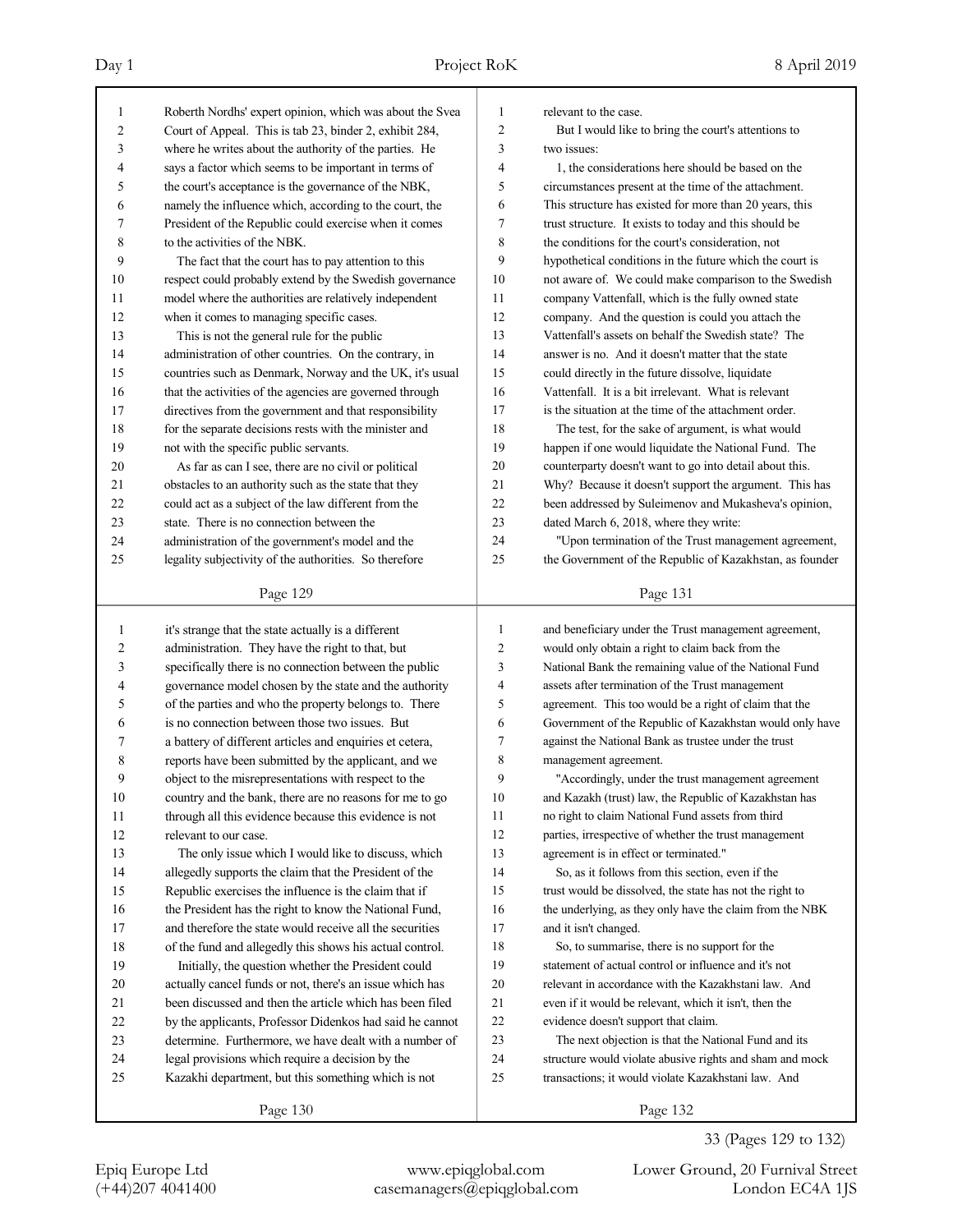Roberth Nordhs' expert opinion, which was about the Svea Court of Appeal. This is tab 23, binder 2, exhibit 284, where he writes about the authority of the parties. He says a factor which seems to be important in terms of the court's acceptance is the governance of the NBK, namely the influence which, according to the court, the President of the Republic could exercise when it comes to the activities of the NBK.

The fact that the court has to pay attention to this respect could probably extend by the Swedish governance model where the authorities are relatively independent when it comes to managing specific cases.

This is not the general rule for the public administration of other countries. On the contrary, in countries such as Denmark, Norway and the UK, it's usual that the activities of the agencies are governed through directives from the government and that responsibility for the separate decisions rests with the minister and not with the specific public servants.

As far as can I see, there are no civil or political obstacles to an authority such as the state that they could act as a subject of the law different from the state. There is no connection between the administration of the government's model and the legality subjectivity of the authorities. So therefore it's strange that the state actually is a different administration. They have the right to that, but specifically there is no connection between the public governance model chosen by the state and the authority of the parties and who the property belongs to. There is no connection between those two issues. But a battery of different articles and enquiries et cetera, reports have been submitted by the applicant, and we object to the misrepresentations with respect to the country and the bank, there are no reasons for me to go through all this evidence because this evidence is not relevant to our case.

The only issue which I would like to discuss, which allegedly supports the claim that the President of the Republic exercises the influence is the claim that if the President has the right to know the National Fund, and therefore the state would receive all the securities of the fund and allegedly this shows his actual control.

Initially, the question whether the President could actually cancel funds or not, there's an issue which has been discussed and then the article which has been filed by the applicants, Professor Didenkos had said he cannot determine. Furthermore, we have dealt with a number of legal provisions which require a decision by the Kazakhi department, but this something which is not relevant to the case.

But I would like to bring the court's attentions to two issues:

1, the considerations here should be based on the circumstances present at the time of the attachment. This structure has existed for more than 20 years, this trust structure. It exists to today and this should be the conditions for the court's consideration, not hypothetical conditions in the future which the court is not aware of. We could make comparison to the Swedish company Vattenfall, which is the fully owned state company. And the question is could you attach the Vattenfall's assets on behalf the Swedish state? The answer is no. And it doesn't matter that the state could directly in the future dissolve, liquidate Vattenfall. It is a bit irrelevant. What is relevant is the situation at the time of the attachment order.

The test, for the sake of argument, is what would happen if one would liquidate the National Fund. The counterparty doesn't want to go into detail about this. Why? Because it doesn't support the argument. This has been addressed by Suleimenov and Mukasheva's opinion, dated March 6, 2018, where they write:

"Upon termination of the Trust management agreement, the Government of the Republic of Kazakhstan, as founder and beneficiary under the Trust management agreement, would only obtain a right to claim back from the National Bank the remaining value of the National Fund assets after termination of the Trust management agreement. This too would be a right of claim that the Government of the Republic of Kazakhstan would only have against the National Bank as trustee under the trust management agreement.

"Accordingly, under the trust management agreement and Kazakh (trust) law, the Republic of Kazakhstan has no right to claim National Fund assets from third parties, irrespective of whether the trust management agreement is in effect or terminated."

So, as it follows from this section, even if the trust would be dissolved, the state has not the right to the underlying, as they only have the claim from the NBK and it isn't changed.

So, to summarise, there is no support for the statement of actual control or influence and it's not relevant in accordance with the Kazakhstani law. And even if it would be relevant, which it isn't, then the evidence doesn't support that claim.

The next objection is that the National Fund and its structure would violate abusive rights and sham and mock transactions; it would violate Kazakhstani law. And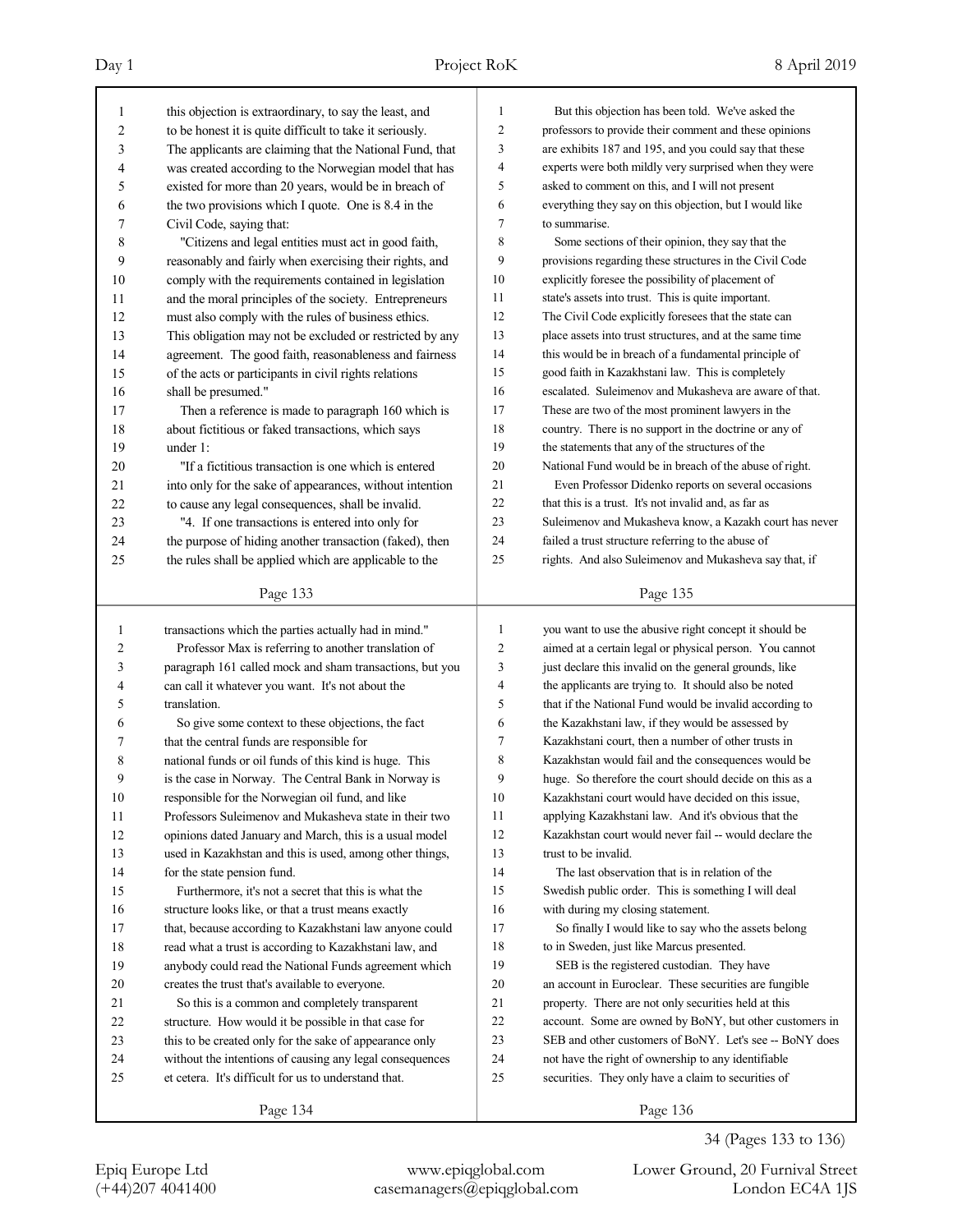this objection is extraordinary, to say the least, and to be honest it is quite difficult to take it seriously. The applicants are claiming that the National Fund, that was created according to the Norwegian model that has existed for more than 20 years, would be in breach of the two provisions which I quote. One is 8.4 in the Civil Code, saying that:

"Citizens and legal entities must act in good faith, reasonably and fairly when exercising their rights, and comply with the requirements contained in legislation and the moral principles of the society. Entrepreneurs must also comply with the rules of business ethics. This obligation may not be excluded or restricted by any agreement. The good faith, reasonableness and fairness of the acts or participants in civil rights relations shall be presumed."

Then a reference is made to paragraph 160 which is about fictitious or faked transactions, which says under 1:

"If a fictitious transaction is one which is entered into only for the sake of appearances, without intention to cause any legal consequences, shall be invalid.

"4. If one transactions is entered into only for the purpose of hiding another transaction (faked), then the rules shall be applied which are applicable to the transactions which the parties actually had in mind."

Professor Max is referring to another translation of paragraph 161 called mock and sham transactions, but you can call it whatever you want. It's not about the translation.

So give some context to these objections, the fact that the central funds are responsible for national funds or oil funds of this kind is huge. This is the case in Norway. The Central Bank in Norway is responsible for the Norwegian oil fund, and like Professors Suleimenov and Mukasheva state in their two opinions dated January and March, this is a usual model used in Kazakhstan and this is used, among other things, for the state pension fund.

Furthermore, it's not a secret that this is what the structure looks like, or that a trust means exactly that, because according to Kazakhstani law anyone could read what a trust is according to Kazakhstani law, and anybody could read the National Funds agreement which creates the trust that's available to everyone.

So this is a common and completely transparent structure. How would it be possible in that case for this to be created only for the sake of appearance only without the intentions of causing any legal consequences et cetera. It's difficult for us to understand that.

But this objection has been told. We've asked the professors to provide their comment and these opinions are exhibits 187 and 195, and you could say that these experts were both mildly very surprised when they were asked to comment on this, and I will not present everything they say on this objection, but I would like to summarise.

Some sections of their opinion, they say that the provisions regarding these structures in the Civil Code explicitly foresee the possibility of placement of state's assets into trust. This is quite important. The Civil Code explicitly foresees that the state can place assets into trust structures, and at the same time this would be in breach of a fundamental principle of good faith in Kazakhstani law. This is completely escalated. Suleimenov and Mukasheva are aware of that. These are two of the most prominent lawyers in the country. There is no support in the doctrine or any of the statements that any of the structures of the National Fund would be in breach of the abuse of right.

Even Professor Didenko reports on several occasions that this is a trust. It's not invalid and, as far as Suleimenov and Mukasheva know, a Kazakh court has never failed a trust structure referring to the abuse of rights. And also Suleimenov and Mukasheva say that, if you want to use the abusive right concept it should be aimed at a certain legal or physical person. You cannot just declare this invalid on the general grounds, like the applicants are trying to. It should also be noted that if the National Fund would be invalid according to the Kazakhstani law, if they would be assessed by Kazakhstani court, then a number of other trusts in Kazakhstan would fail and the consequences would be huge. So therefore the court should decide on this as a Kazakhstani court would have decided on this issue, applying Kazakhstani law. And it's obvious that the Kazakhstan court would never fail -- would declare the trust to be invalid.

The last observation that is in relation of the Swedish public order. This is something I will deal with during my closing statement.

So finally I would like to say who the assets belong to in Sweden, just like Marcus presented.

SEB is the registered custodian. They have an account in Euroclear. These securities are fungible property. There are not only securities held at this account. Some are owned by BoNY, but other customers in SEB and other customers of BoNY. Let's see -- BoNY does not have the right of ownership to any identifiable securities. They only have a claim to securities of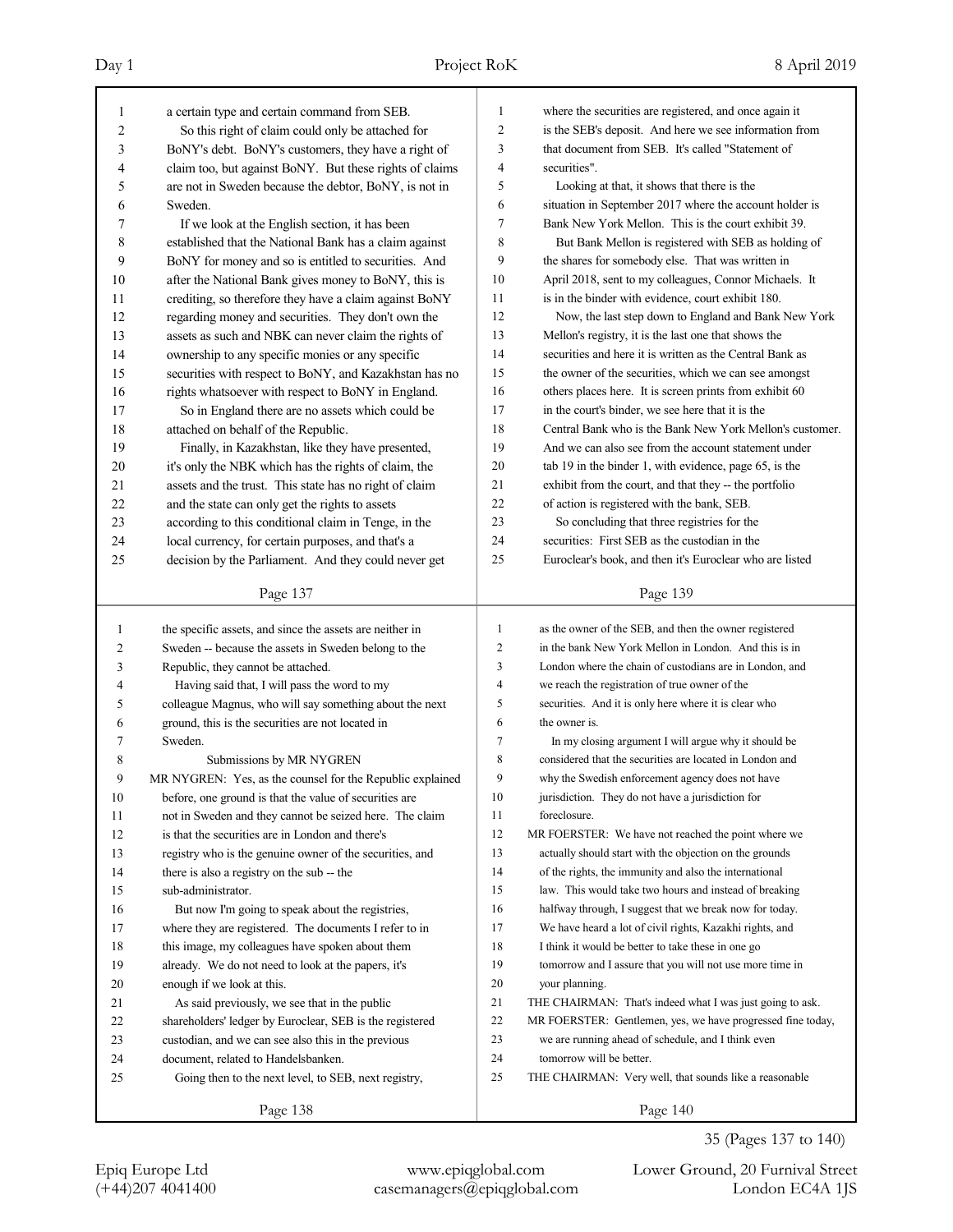a certain type and certain command from SEB.

So this right of claim could only be attached for BoNY's debt. BoNY's customers, they have a right of claim too, but against BoNY. But these rights of claims are not in Sweden because the debtor, BoNY, is not in Sweden.

If we look at the English section, it has been established that the National Bank has a claim against BoNY for money and so is entitled to securities. And after the National Bank gives money to BoNY, this is crediting, so therefore they have a claim against BoNY regarding money and securities. They don't own the assets as such and NBK can never claim the rights of ownership to any specific monies or any specific securities with respect to BoNY, and Kazakhstan has no rights whatsoever with respect to BoNY in England.

So in England there are no assets which could be attached on behalf of the Republic.

Finally, in Kazakhstan, like they have presented, it's only the NBK which has the rights of claim, the assets and the trust. This state has no right of claim and the state can only get the rights to assets according to this conditional claim in Tenge, in the local currency, for certain purposes, and that's a decision by the Parliament. And they could never get the specific assets, and since the assets are neither in Sweden -- because the assets in Sweden belong to the Republic, they cannot be attached.

Having said that, I will pass the word to my colleague Magnus, who will say something about the next ground, this is the securities are not located in Sweden.

## Submissions by MR NYGREN

MR NYGREN: Yes, as the counsel for the Republic explained before, one ground is that the value of securities are not in Sweden and they cannot be seized here. The claim is that the securities are in London and there's registry who is the genuine owner of the securities, and there is also a registry on the sub -- the sub-administrator.

But now I'm going to speak about the registries, where they are registered. The documents I refer to in this image, my colleagues have spoken about them already. We do not need to look at the papers, it's enough if we look at this.

As said previously, we see that in the public shareholders' ledger by Euroclear, SEB is the registered custodian, and we can see also this in the previous document, related to Handelsbanken.

Going then to the next level, to SEB, next registry, where the securities are registered, and once again it is the SEB's deposit. And here we see information from that document from SEB. It's called "Statement of securities".

Looking at that, it shows that there is the situation in September 2017 where the account holder is Bank New York Mellon. This is the court exhibit 39.

But Bank Mellon is registered with SEB as holding of the shares for somebody else. That was written in April 2018, sent to my colleagues, Connor Michaels. It is in the binder with evidence, court exhibit 180.

Now, the last step down to England and Bank New York Mellon's registry, it is the last one that shows the securities and here it is written as the Central Bank as the owner of the securities, which we can see amongst others places here. It is screen prints from exhibit 60 in the court's binder, we see here that it is the Central Bank who is the Bank New York Mellon's customer. And we can also see from the account statement under tab 19 in the binder 1, with evidence, page 65, is the exhibit from the court, and that they -- the portfolio of action is registered with the bank, SEB.

So concluding that three registries for the securities: First SEB as the custodian in the Euroclear's book, and then it's Euroclear who are listed as the owner of the SEB, and then the owner registered in the bank New York Mellon in London. And this is in London where the chain of custodians are in London, and we reach the registration of true owner of the securities. And it is only here where it is clear who the owner is.

In my closing argument I will argue why it should be considered that the securities are located in London and why the Swedish enforcement agency does not have jurisdiction. They do not have a jurisdiction for foreclosure.

MR FOERSTER: We have not reached the point where we actually should start with the objection on the grounds of the rights, the immunity and also the international law. This would take two hours and instead of breaking halfway through, I suggest that we break now for today. We have heard a lot of civil rights, Kazakhi rights, and I think it would be better to take these in one go tomorrow and I assure that you will not use more time in your planning.

THE CHAIRMAN: That's indeed what I was just going to ask.

MR FOERSTER: Gentlemen, yes, we have progressed fine today, we are running ahead of schedule, and I think even tomorrow will be better.

THE CHAIRMAN: Very well, that sounds like a reasonable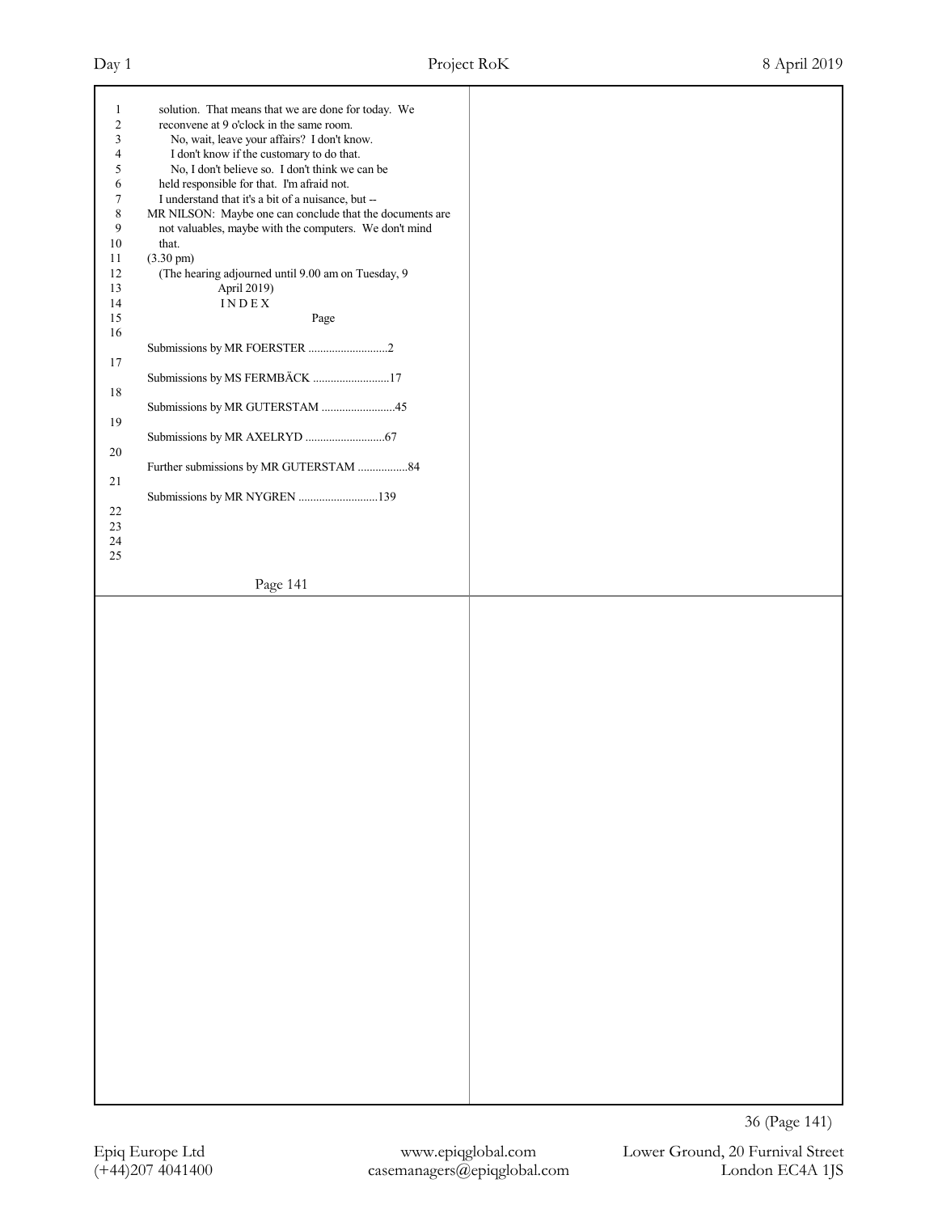solution. That means that we are done for today. We reconvene at 9 o'clock in the same room.

No, wait, leave your affairs? I don't know. I don't know if the customary to do that.

No, I don't believe so. I don't think we can be held responsible for that. I'm afraid not. I understand that it's a bit of a nuisance, but --

MR NILSON: Maybe one can conclude that the documents are not valuables, maybe with the computers. We don't mind that.

(3.30 pm)

(The hearing adjourned until 9.00 am on Tuesday, 9 April 2019)

## INDEX

| | Page |
|---|---|
| Submissions by MR FOERSTER | 2 |
| Submissions by MS FERMBÄCK | 17 |
| Submissions by MR GUTERSTAM | 45 |
| Submissions by MR AXELRYD | 67 |
| Further submissions by MR GUTERSTAM | 84 |
| Submissions by MR NYGREN | 139 |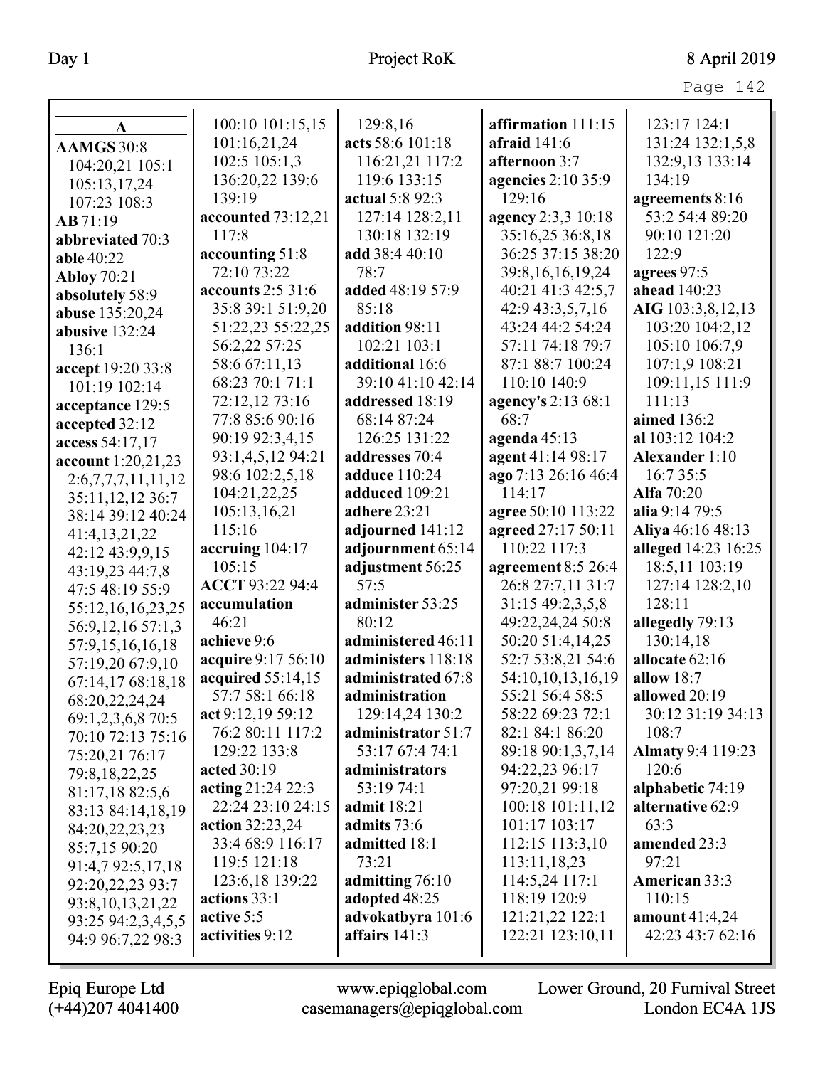**A**

**AAMGS** 30:8 104:20,21 105:1 105:13,17,24 107:23 108:3
**AB** 71:19
**abbreviated** 70:3
**able** 40:22
**Abloy** 70:21
**absolutely** 58:9
**abuse** 135:20,24
**abusive** 132:24 136:1
**accept** 19:20 33:8 101:19 102:14
**acceptance** 129:5
**accepted** 32:12
**access** 54:17,17
**account** 1:20,21,23 2:6,7,7,7,11,11,12 35:11,12,12 36:7 38:14 39:12 40:24 41:4,13,21,22 42:12 43:9,9,15 43:19,23 44:7,8 47:5 48:19 55:9 55:12,16,16,23,25 56:9,12,16 57:1,3 57:9,15,16,16,18 57:19,20 67:9,10 67:14,17 68:18,18 68:20,22,24,24 69:1,2,3,6,8 70:5 70:10 72:13 75:16 75:20,21 76:17 79:8,18,22,25 81:17,18 82:5,6 83:13 84:14,18,19 84:20,22,23,23 85:7,15 90:20 91:4,7 92:5,17,18 92:20,22,23 93:7 93:8,10,13,21,22 93:25 94:2,3,4,5,5 94:9 96:7,22 98:3 100:10 101:15,15 101:16,21,24 102:5 105:1,3 136:20,22 139:6 139:19
**accounted** 73:12,21 117:8
**accounting** 51:8 72:10 73:22
**accounts** 2:5 31:6 35:8 39:1 51:9,20 51:22,23 55:22,25 56:2,22 57:25 58:6 67:11,13 68:23 70:1 71:1 72:12,12 73:16 77:8 85:6 90:16 90:19 92:3,4,15 93:1,4,5,12 94:21 98:6 102:2,5,18 104:21,22,25 105:13,16,21 115:16
**accruing** 104:17 105:15
**ACCT** 93:22 94:4
**accumulation** 46:21
**achieve** 9:6
**acquire** 9:17 56:10
**acquired** 55:14,15 57:7 58:1 66:18
**act** 9:12,19 59:12 76:2 80:11 117:2 129:22 133:8
**acted** 30:19
**acting** 21:24 22:3 22:24 23:10 24:15
**action** 32:23,24 33:4 68:9 116:17 119:5 121:18 123:6,18 139:22
**actions** 33:1
**active** 5:5
**activities** 9:12 129:8,16
**acts** 58:6 101:18 116:21,21 117:2 119:6 133:15
**actual** 5:8 92:3 127:14 128:2,11 130:18 132:19
**add** 38:4 40:10 78:7
**added** 48:19 57:9 85:18
**addition** 98:11 102:21 103:1
**additional** 16:6 39:10 41:10 42:14
**addressed** 18:19 68:14 87:24 126:25 131:22
**addresses** 70:4
**adduce** 110:24
**adduced** 109:21
**adhere** 23:21
**adjourned** 141:12
**adjournment** 65:14
**adjustment** 56:25 57:5
**administer** 53:25 80:12
**administered** 46:11
**administers** 118:18
**administrated** 67:8
**administration** 129:14,24 130:2
**administrator** 51:7 53:17 67:4 74:1
**administrators** 53:19 74:1
**admit** 18:21
**admits** 73:6
**admitted** 18:1 73:21
**admitting** 76:10
**adopted** 48:25
**advokatbyra** 101:6
**affairs** 141:3
**affirmation** 111:15
**afraid** 141:6
**afternoon** 3:7
**agencies** 2:10 35:9 129:16
**agency** 2:3,3 10:18 35:16,25 36:8,18 36:25 37:15 38:20 39:8,16,16,19,24 40:21 41:3 42:5,7 42:9 43:3,5,7,16 43:24 44:2 54:24 57:11 74:18 79:7 87:1 88:7 100:24 110:10 140:9
**agency's** 2:13 68:1 68:7
**agenda** 45:13
**agent** 41:14 98:17
**ago** 7:13 26:16 46:4 114:17
**agree** 50:10 113:22
**agreed** 27:17 50:11 110:22 117:3
**agreement** 8:5 26:4 26:8 27:7,11 31:7 31:15 49:2,3,5,8 49:22,24,24 50:8 50:20 51:4,14,25 52:7 53:8,21 54:6 54:10,10,13,16,19 55:21 56:4 58:5 58:22 69:23 72:1 82:1 84:1 86:20 89:18 90:1,3,7,14 94:22,23 96:17 97:20,21 99:18 100:18 101:11,12 101:17 103:17 112:15 113:3,10 113:11,18,23 114:5,24 117:1 118:19 120:9 121:21,22 122:1 122:21 123:10,11 123:17 124:1 131:24 132:1,5,8 132:9,13 133:14 134:19
**agreements** 8:16 53:2 54:4 89:20 90:10 121:20 122:9
**agrees** 97:5
**ahead** 140:23
**AIG** 103:3,8,12,13 103:20 104:2,12 105:10 106:7,9 107:1,9 108:21 109:11,15 111:9 111:13
**aimed** 136:2
**al** 103:12 104:2
**Alexander** 1:10 16:7 35:5
**Alfa** 70:20
**alia** 9:14 79:5
**Aliya** 46:16 48:13
**alleged** 14:23 16:25 18:5,11 103:19 127:14 128:2,10 128:11
**allegedly** 79:13 130:14,18
**allocate** 62:16
**allow** 18:7
**allowed** 20:19 30:12 31:19 34:13 108:7
**Almaty** 9:4 119:23 120:6
**alphabetic** 74:19
**alternative** 62:9 63:3
**amended** 23:3 97:21
**American** 33:3 110:15
**amount** 41:4,24 42:23 43:7 62:16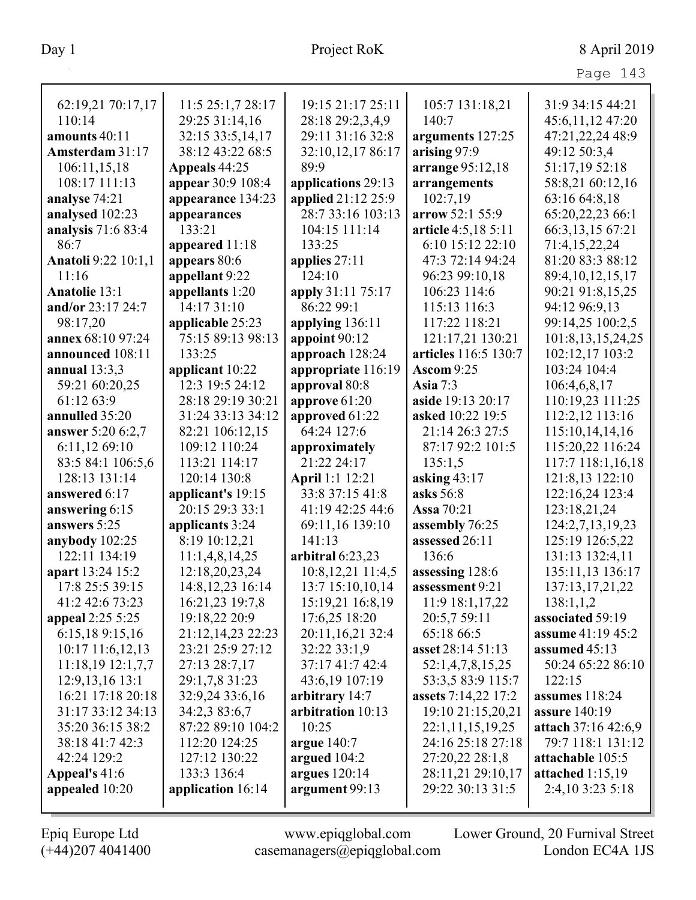62:19,21 70:17,17 110:14
**amounts** 40:11
**Amsterdam** 31:17 106:11,15,18 108:17 111:13
**analyse** 74:21
**analysed** 102:23
**analysis** 71:6 83:4 86:7
**Anatoli** 9:22 10:1,1 11:16
**Anatolie** 13:1
**and/or** 23:17 24:7 98:17,20
**annex** 68:10 97:24
**announced** 108:11
**annual** 13:3,3 59:21 60:20,25 61:12 63:9
**annulled** 35:20
**answer** 5:20 6:2,7 6:11,12 69:10 83:5 84:1 106:5,6 128:13 131:14
**answered** 6:17
**answering** 6:15
**answers** 5:25
**anybody** 102:25 122:11 134:19
**apart** 13:24 15:2 17:8 25:5 39:15 41:2 42:6 73:23
**appeal** 2:25 5:25 6:15,18 9:15,16 10:17 11:6,12,13 11:18,19 12:1,7,7 12:9,13,16 13:1 16:21 17:18 20:18 31:17 33:12 34:13 35:20 36:15 38:2 38:18 41:7 42:3 42:24 129:2
**Appeal's** 41:6
**appealed** 10:20

11:5 25:1,7 28:17 29:25 31:14,16 32:15 33:5,14,17 38:12 43:22 68:5
**Appeals** 44:25
**appear** 30:9 108:4
**appearance** 134:23
**appearances** 133:21
**appeared** 11:18
**appears** 80:6
**appellant** 9:22
**appellants** 1:20 14:17 31:10
**applicable** 25:23 75:15 89:13 98:13 133:25
**applicant** 10:22 12:3 19:5 24:12 28:18 29:19 30:21 31:24 33:13 34:12 82:21 106:12,15 109:12 110:24 113:21 114:17 120:14 130:8
**applicant's** 19:15 20:15 29:3 33:1
**applicants** 3:24 8:19 10:12,21 11:1,4,8,14,25 12:18,20,23,24 14:8,12,23 16:14 16:21,23 19:7,8 19:18,22 20:9 21:12,14,23 22:23 23:21 25:9 27:12 27:13 28:7,17 29:1,7,8 31:23 32:9,24 33:6,16 34:2,3 83:6,7 87:22 89:10 104:2 112:20 124:25 127:12 130:22 133:3 136:4
**application** 16:14

19:15 21:17 25:11 28:18 29:2,3,4,9 29:11 31:16 32:8 32:10,12,17 86:17 89:9
**applications** 29:13
**applied** 21:12 25:9 28:7 33:16 103:13 104:15 111:14 133:25
**applies** 27:11 124:10
**apply** 31:11 75:17 86:22 99:1
**applying** 136:11
**appoint** 90:12
**approach** 128:24
**appropriate** 116:19
**approval** 80:8
**approve** 61:20
**approved** 61:22 64:24 127:6
**approximately** 21:22 24:17
**April** 1:1 12:21 33:8 37:15 41:8 41:19 42:25 44:6 69:11,16 139:10 141:13
**arbitral** 6:23,23 10:8,12,21 11:4,5 13:7 15:10,10,14 15:19,21 16:8,19 17:6,25 18:20 20:11,16,21 32:4 32:22 33:1,9 37:17 41:7 42:4 43:6,19 107:19
**arbitrary** 14:7
**arbitration** 10:13 10:25
**argue** 140:7
**argued** 104:2
**argues** 120:14
**argument** 99:13

105:7 131:18,21 140:7
**arguments** 127:25
**arising** 97:9
**arrange** 95:12,18
**arrangements** 102:7,19
**arrow** 52:1 55:9
**article** 4:5,18 5:11 6:10 15:12 22:10 47:3 72:14 94:24 96:23 99:10,18 106:23 114:6 115:13 116:3 117:22 118:21 121:17,21 130:21
**articles** 116:5 130:7
**Ascom** 9:25
**Asia** 7:3
**aside** 19:13 20:17
**asked** 10:22 19:5 21:14 26:3 27:5 87:17 92:2 101:5 135:1,5
**asking** 43:17
**asks** 56:8
**Assa** 70:21
**assembly** 76:25
**assessed** 26:11 136:6
**assessing** 128:6
**assessment** 9:21 11:9 18:1,17,22 20:5,7 59:11 65:18 66:5
**asset** 28:14 51:13 52:1,4,7,8,15,25 53:3,5 83:9 115:7
**assets** 7:14,22 17:2 19:10 21:15,20,21 22:1,11,15,19,25 24:16 25:18 27:18 27:20,22 28:1,8 28:11,21 29:10,17 29:22 30:13 31:5

31:9 34:15 44:21 45:6,11,12 47:20 47:21,22,24 48:9 49:12 50:3,4 51:17,19 52:18 58:8,21 60:12,16 63:16 64:8,18 65:20,22,23 66:1 66:3,13,15 67:21 71:4,15,22,24 81:20 83:3 88:12 89:4,10,12,15,17 90:21 91:8,15,25 94:12 96:9,13 99:14,25 100:2,5 101:8,13,15,24,25 102:12,17 103:2 103:24 104:4 106:4,6,8,17 110:19,23 111:25 112:2,12 113:16 115:10,14,14,16 115:20,22 116:24 117:7 118:1,16,18 121:8,13 122:10 122:16,24 123:4 123:18,21,24 124:2,7,13,19,23 125:19 126:5,22 131:13 132:4,11 135:11,13 136:17 137:13,17,21,22 138:1,1,2
**associated** 59:19
**assume** 41:19 45:2
**assumed** 45:13 50:24 65:22 86:10 122:15
**assumes** 118:24
**assure** 140:19
**attach** 37:16 42:6,9 79:7 118:1 131:12
**attachable** 105:5
**attached** 1:15,19 2:4,10 3:23 5:18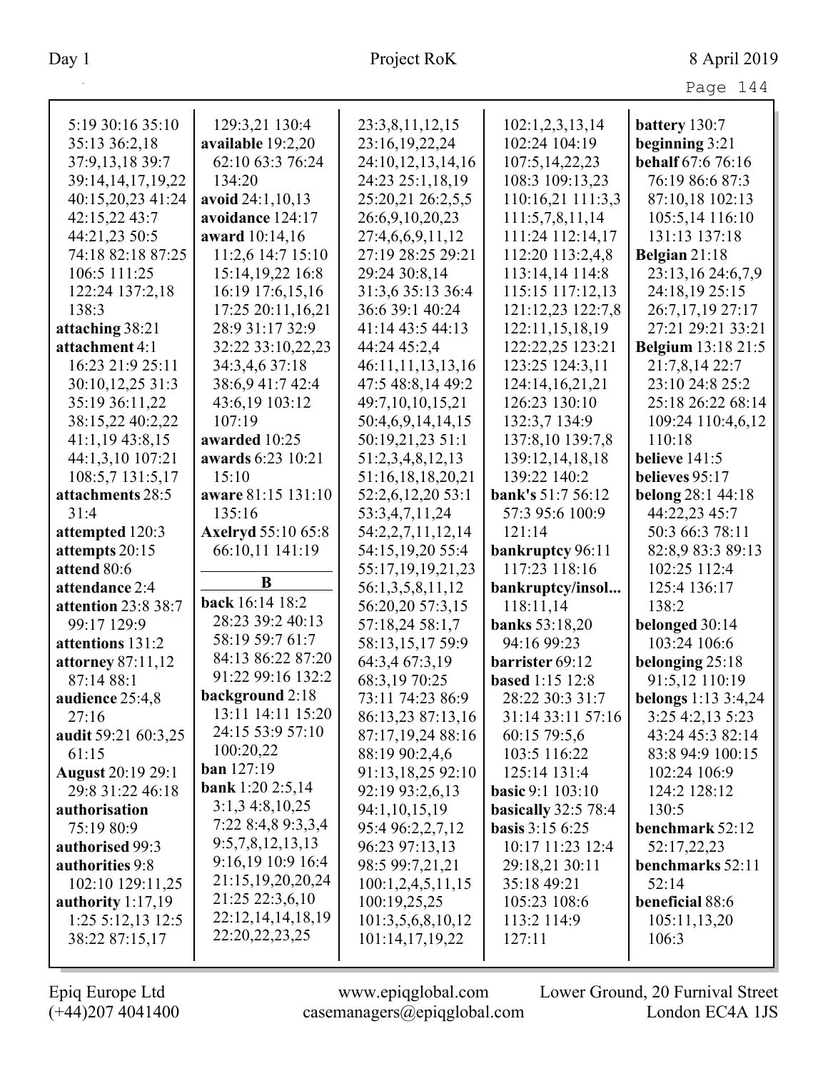5:19 30:16 35:10
35:13 36:2,18
37:9,13,18 39:7
39:14,14,17,19,22
40:15,20,23 41:24
42:15,22 43:7
44:21,23 50:5
74:18 82:18 87:25
106:5 111:25
122:24 137:2,18
138:3
**attaching** 38:21
**attachment** 4:1
16:23 21:9 25:11
30:10,12,25 31:3
35:19 36:11,22
38:15,22 40:2,22
41:1,19 43:8,15
44:1,3,10 107:21
108:5,7 131:5,17
**attachments** 28:5
31:4
**attempted** 120:3
**attempts** 20:15
**attend** 80:6
**attendance** 2:4
**attention** 23:8 38:7
99:17 129:9
**attentions** 131:2
**attorney** 87:11,12
87:14 88:1
**audience** 25:4,8
27:16
**audit** 59:21 60:3,25
61:15
**August** 20:19 29:1
29:8 31:22 46:18
**authorisation**
75:19 80:9
**authorised** 99:3
**authorities** 9:8
102:10 129:11,25
**authority** 1:17,19
1:25 5:12,13 12:5
38:22 87:15,17

129:3,21 130:4
**available** 19:2,20
62:10 63:3 76:24
134:20
**avoid** 24:1,10,13
**avoidance** 124:17
**award** 10:14,16
11:2,6 14:7 15:10
15:14,19,22 16:8
16:19 17:6,15,16
17:25 20:11,16,21
28:9 31:17 32:9
32:22 33:10,22,23
34:3,4,6 37:18
38:6,9 41:7 42:4
43:6,19 103:12
107:19
**awarded** 10:25
**awards** 6:23 10:21
15:10
**aware** 81:15 131:10
135:16
**Axelryd** 55:10 65:8
66:10,11 141:19

**B**

**back** 16:14 18:2
28:23 39:2 40:13
58:19 59:7 61:7
84:13 86:22 87:20
91:22 99:16 132:2
**background** 2:18
13:11 14:11 15:20
24:15 53:9 57:10
100:20,22
**ban** 127:19
**bank** 1:20 2:5,14
3:1,3 4:8,10,25
7:22 8:4,8 9:3,3,4
9:5,7,8,12,13,13
9:16,19 10:9 16:4
21:15,19,20,20,24
21:25 22:3,6,10
22:12,14,14,18,19
22:20,22,23,25

23:3,8,11,12,15
23:16,19,22,24
24:10,12,13,14,16
24:23 25:1,18,19
25:20,21 26:2,5,5
26:6,9,10,20,23
27:4,6,6,9,11,12
27:19 28:25 29:21
29:24 30:8,14
31:3,6 35:13 36:4
36:6 39:1 40:24
41:14 43:5 44:13
44:24 45:2,4
46:11,11,13,13,16
47:5 48:8,14 49:2
49:7,10,10,15,21
50:4,6,9,14,14,15
50:19,21,23 51:1
51:2,3,4,8,12,13
51:16,18,18,20,21
52:2,6,12,20 53:1
53:3,4,7,11,24
54:2,2,7,11,12,14
54:15,19,20 55:4
55:17,19,19,21,23
56:1,3,5,8,11,12
56:20,20 57:3,15
57:18,24 58:1,7
58:13,15,17 59:9
64:3,4 67:3,19
68:3,19 70:25
73:11 74:23 86:9
86:13,23 87:13,16
87:17,19,24 88:16
88:19 90:2,4,6
91:13,18,25 92:10
92:19 93:2,6,13
94:1,10,15,19
95:4 96:2,2,7,12
96:23 97:13,13
98:5 99:7,21,21
100:1,2,4,5,11,15
100:19,25,25
101:3,5,6,8,10,12
101:14,17,19,22

102:1,2,3,13,14
102:24 104:19
107:5,14,22,23
108:3 109:13,23
110:16,21 111:3,3
111:5,7,8,11,14
111:24 112:14,17
112:20 113:2,4,8
113:14,14 114:8
115:15 117:12,13
121:12,23 122:7,8
122:11,15,18,19
122:22,25 123:21
123:25 124:3,11
124:14,16,21,21
126:23 130:10
132:3,7 134:9
137:8,10 139:7,8
139:12,14,18,18
139:22 140:2
**bank's** 51:7 56:12
57:3 95:6 100:9
121:14
**bankruptcy** 96:11
117:23 118:16
**bankruptcy/insol...**
118:11,14
**banks** 53:18,20
94:16 99:23
**barrister** 69:12
**based** 1:15 12:8
28:22 30:3 31:7
31:14 33:11 57:16
60:15 79:5,6
103:5 116:22
125:14 131:4
**basic** 9:1 103:10
**basically** 32:5 78:4
**basis** 3:15 6:25
10:17 11:23 12:4
29:18,21 30:11
35:18 49:21
105:23 108:6
113:2 114:9
127:11

**battery** 130:7
**beginning** 3:21
**behalf** 67:6 76:16
76:19 86:6 87:3
87:10,18 102:13
105:5,14 116:10
131:13 137:18
**Belgian** 21:18
23:13,16 24:6,7,9
24:18,19 25:15
26:7,17,19 27:17
27:21 29:21 33:21
**Belgium** 13:18 21:5
21:7,8,14 22:7
23:10 24:8 25:2
25:18 26:22 68:14
109:24 110:4,6,12
110:18
**believe** 141:5
**believes** 95:17
**belong** 28:1 44:18
44:22,23 45:7
50:3 66:3 78:11
82:8,9 83:3 89:13
102:25 112:4
125:4 136:17
138:2
**belonged** 30:14
103:24 106:6
**belonging** 25:18
91:5,12 110:19
**belongs** 1:13 3:4,24
3:25 4:2,13 5:23
43:24 45:3 82:14
83:8 94:9 100:15
102:24 106:9
124:2 128:12
130:5
**benchmark** 52:12
52:17,22,23
**benchmarks** 52:11
52:14
**beneficial** 88:6
105:11,13,20
106:3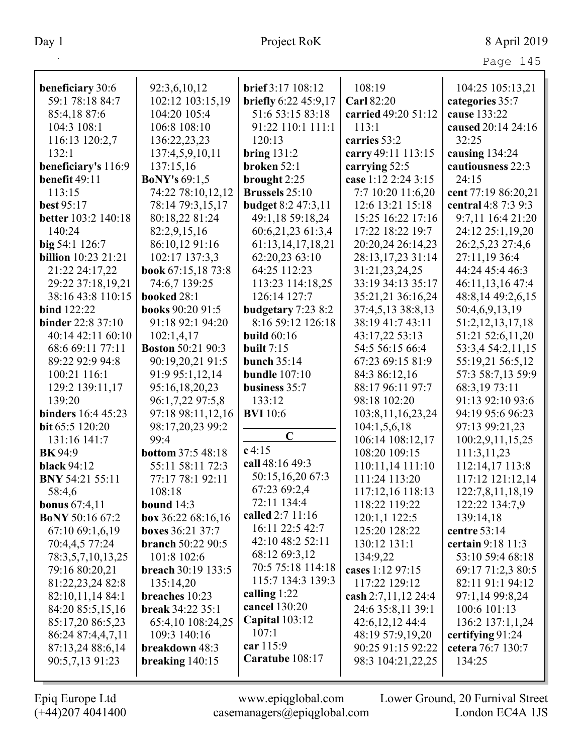**beneficiary** 30:6 59:1 78:18 84:7 85:4,18 87:6 104:3 108:1 116:13 120:2,7 132:1
**beneficiary's** 116:9
**benefit** 49:11 113:15
**best** 95:17
**better** 103:2 140:18 140:24
**big** 54:1 126:7
**billion** 10:23 21:21 21:22 24:17,22 29:22 37:18,19,21 38:16 43:8 110:15
**bind** 122:22
**binder** 22:8 37:10 40:14 42:11 60:10 68:6 69:11 77:11 89:22 92:9 94:8 100:21 116:1 129:2 139:11,17 139:20
**binders** 16:4 45:23
**bit** 65:5 120:20 131:16 141:7
**BK** 94:9
**black** 94:12
**BNY** 54:21 55:11 58:4,6
**bonus** 67:4,11
**BoNY** 50:16 67:2 67:10 69:1,6,19 70:4,4,5 77:24 78:3,5,7,10,13,25 79:16 80:20,21 81:22,23,24 82:8 82:10,11,14 84:1 84:20 85:5,15,16 85:17,20 86:5,23 86:24 87:4,4,7,11 87:13,24 88:6,14 90:5,7,13 91:23 92:3,6,10,12 102:12 103:15,19 104:20 105:4 106:8 108:10 136:22,23,23 137:4,5,9,10,11 137:15,16
**BoNY's** 69:1,5 74:22 78:10,12,12 78:14 79:3,15,17 80:18,22 81:24 82:2,9,15,16 86:10,12 91:16 102:17 137:3,3
**book** 67:15,18 73:8 74:6,7 139:25
**booked** 28:1
**books** 90:20 91:5 91:18 92:1 94:20 102:1,4,17
**Boston** 50:21 90:3 90:19,20,21 91:5 91:9 95:1,12,14 95:16,18,20,23 96:1,7,22 97:5,8 97:18 98:11,12,16 98:17,20,23 99:2 99:4
**bottom** 37:5 48:18 55:11 58:11 72:3 77:17 78:1 92:11 108:18
**bound** 14:3
**box** 36:22 68:16,16
**boxes** 36:21 37:7
**branch** 50:22 90:5 101:8 102:6
**breach** 30:19 133:5 135:14,20
**breaches** 10:23
**break** 34:22 35:1 65:4,10 108:24,25 109:3 140:16
**breakdown** 48:3
**breaking** 140:15
**brief** 3:17 108:12
**briefly** 6:22 45:9,17 51:6 53:15 83:18 91:22 110:1 111:1 120:13
**bring** 131:2
**broken** 52:1
**brought** 2:25
**Brussels** 25:10
**budget** 8:2 47:3,11 49:1,18 59:18,24 60:6,21,23 61:3,4 61:13,14,17,18,21 62:20,23 63:10 64:25 112:23 113:23 114:18,25 126:14 127:7
**budgetary** 7:23 8:2 8:16 59:12 126:18
**build** 60:16
**built** 7:15
**bunch** 35:14
**bundle** 107:10
**business** 35:7 133:12
**BVI** 10:6

## C

**c** 4:15
**call** 48:16 49:3 50:15,16,20 67:3 67:23 69:2,4 72:11 134:4
**called** 2:7 11:16 16:11 22:5 42:7 42:10 48:2 52:11 68:12 69:3,12 70:5 75:18 114:18 115:7 134:3 139:3
**calling** 1:22
**cancel** 130:20
**Capital** 103:12 107:1
**car** 115:9
**Caratube** 108:17 108:19
**Carl** 82:20
**carried** 49:20 51:12 113:1
**carries** 53:2
**carry** 49:11 113:15
**carrying** 52:5
**case** 1:12 2:24 3:15 7:7 10:20 11:6,20 12:6 13:21 15:18 15:25 16:22 17:16 17:22 18:22 19:7 20:20,24 26:14,23 28:13,17,23 31:14 31:21,23,24,25 33:19 34:13 35:17 35:21,21 36:16,24 37:4,5,13 38:8,13 38:19 41:7 43:11 43:17,22 53:13 54:5 56:15 66:4 67:23 69:15 81:9 84:3 86:12,16 88:17 96:11 97:7 98:18 102:20 103:8,11,16,23,24 104:1,5,6,18 106:14 108:12,17 108:20 109:15 110:11,14 111:10 111:24 113:20 117:12,16 118:13 118:22 119:22 120:1,1 122:5 125:20 128:22 130:12 131:1 134:9,22
**cases** 1:12 97:15 117:22 129:12
**cash** 2:7,11,12 24:4 24:6 35:8,11 39:1 42:6,12,12 44:4 48:19 57:9,19,20 90:25 91:15 92:22 98:3 104:21,22,25 104:25 105:13,21
**categories** 35:7
**cause** 133:22
**caused** 20:14 24:16 32:25
**causing** 134:24
**cautiousness** 22:3 24:15
**cent** 77:19 86:20,21
**central** 4:8 7:3 9:3 9:7,11 16:4 21:20 24:12 25:1,19,20 26:2,5,23 27:4,6 27:11,19 36:4 44:24 45:4 46:3 46:11,13,16 47:4 48:8,14 49:2,6,15 50:4,6,9,13,19 51:2,12,13,17,18 51:21 52:6,11,20 53:3,4 54:2,11,15 55:19,21 56:5,12 57:3 58:7,13 59:9 68:3,19 73:11 91:13 92:10 93:6 94:19 95:6 96:23 97:13 99:21,23 100:2,9,11,15,25 111:3,11,23 112:14,17 113:8 117:12 121:12,14 122:7,8,11,18,19 122:22 134:7,9 139:14,18
**centre** 53:14
**certain** 9:18 11:3 53:10 59:4 68:18 69:17 71:2,3 80:5 82:11 91:1 94:12 97:1,14 99:8,24 100:6 101:13 136:2 137:1,1,24
**certifying** 91:24
**cetera** 76:7 130:7 134:25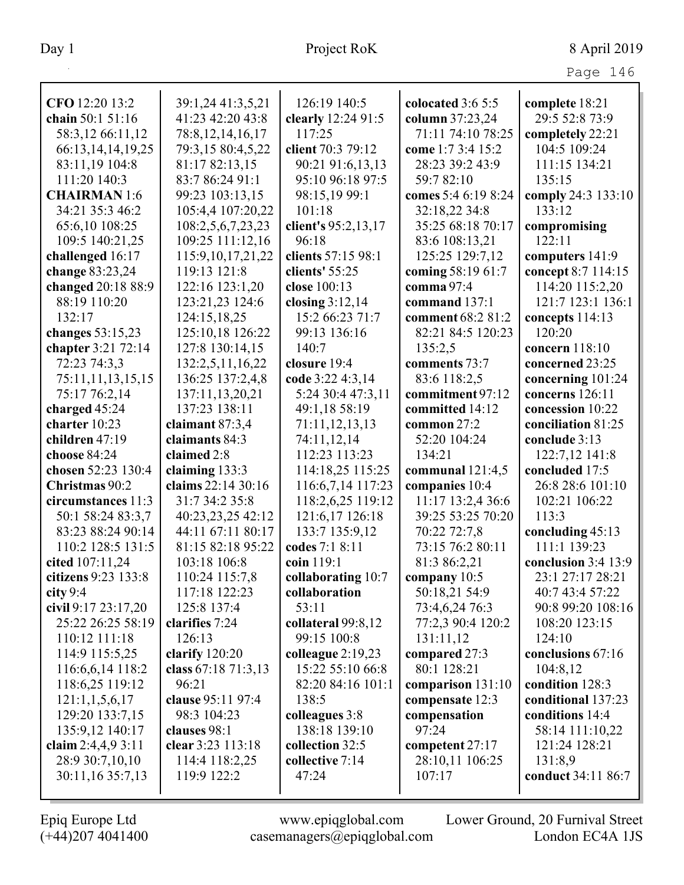**CFO** 12:20 13:2
**chain** 50:1 51:16 58:3,12 66:11,12 66:13,14,14,19,25 83:11,19 104:8 111:20 140:3
**CHAIRMAN** 1:6 34:21 35:3 46:2 65:6,10 108:25 109:5 140:21,25
**challenged** 16:17
**change** 83:23,24
**changed** 20:18 88:9 88:19 110:20 132:17
**changes** 53:15,23
**chapter** 3:21 72:14 72:23 74:3,3 75:11,11,13,15,15 75:17 76:2,14
**charged** 45:24
**charter** 10:23
**children** 47:19
**choose** 84:24
**chosen** 52:23 130:4
**Christmas** 90:2
**circumstances** 11:3 50:1 58:24 83:3,7 83:23 88:24 90:14 110:2 128:5 131:5
**cited** 107:11,24
**citizens** 9:23 133:8
**city** 9:4
**civil** 9:17 23:17,20 25:22 26:25 58:19 110:12 111:18 114:9 115:5,25 116:6,6,14 118:2 118:6,25 119:12 121:1,1,5,6,17 129:20 133:7,15 135:9,12 140:17
**claim** 2:4,4,9 3:11 28:9 30:7,10,10 30:11,16 35:7,13 39:1,24 41:3,5,21 41:23 42:20 43:8 78:8,12,14,16,17 79:3,15 80:4,5,22 81:17 82:13,15 83:7 86:24 91:1 99:23 103:13,15 105:4,4 107:20,22 108:2,5,6,7,23,23 109:25 111:12,16 115:9,10,17,21,22 119:13 121:8 122:16 123:1,20 123:21,23 124:6 124:15,18,25 125:10,18 126:22 127:8 130:14,15 132:2,5,11,16,22 136:25 137:2,4,8 137:11,13,20,21 137:23 138:11
**claimant** 87:3,4
**claimants** 84:3
**claimed** 2:8
**claiming** 133:3
**claims** 22:14 30:16 31:7 34:2 35:8 40:23,23,25 42:12 44:11 67:11 80:17 81:15 82:18 95:22 103:18 106:8 110:24 115:7,8 117:18 122:23 125:8 137:4
**clarifies** 7:24 126:13
**clarify** 120:20
**class** 67:18 71:3,13 96:21
**clause** 95:11 97:4 98:3 104:23
**clauses** 98:1
**clear** 3:23 113:18 114:4 118:2,25 119:9 122:2 126:19 140:5
**clearly** 12:24 91:5 117:25
**client** 70:3 79:12 90:21 91:6,13,13 95:10 96:18 97:5 98:15,19 99:1 101:18
**client's** 95:2,13,17 96:18
**clients** 57:15 98:1
**clients'** 55:25
**close** 100:13
**closing** 3:12,14 15:2 66:23 71:7 99:13 136:16 140:7
**closure** 19:4
**code** 3:22 4:3,14 5:24 30:4 47:3,11 49:1,18 58:19 71:11,12,13,13 74:11,12,14 112:23 113:23 114:18,25 115:25 116:6,7,14 117:23 118:2,6,25 119:12 121:6,17 126:18 133:7 135:9,12
**codes** 7:1 8:11
**coin** 119:1
**collaborating** 10:7
**collaboration** 53:11
**collateral** 99:8,12 99:15 100:8
**colleague** 2:19,23 15:22 55:10 66:8 82:20 84:16 101:1 138:5
**colleagues** 3:8 138:18 139:10
**collection** 32:5
**collective** 7:14 47:24
**colocated** 3:6 5:5
**column** 37:23,24 71:11 74:10 78:25
**come** 1:7 3:4 15:2 28:23 39:2 43:9 59:7 82:10
**comes** 5:4 6:19 8:24 32:18,22 34:8 35:25 68:18 70:17 83:6 108:13,21 125:25 129:7,12
**coming** 58:19 61:7
**comma** 97:4
**command** 137:1
**comment** 68:2 81:2 82:21 84:5 120:23 135:2,5
**comments** 73:7 83:6 118:2,5
**commitment** 97:12
**committed** 14:12
**common** 27:2 52:20 104:24 134:21
**communal** 121:4,5
**companies** 10:4 11:17 13:2,4 36:6 39:25 53:25 70:20 70:22 72:7,8 73:15 76:2 80:11 81:3 86:2,21
**company** 10:5 50:18,21 54:9 73:4,6,24 76:3 77:2,3 90:4 120:2 131:11,12
**compared** 27:3 80:1 128:21
**comparison** 131:10
**compensate** 12:3
**compensation** 97:24
**competent** 27:17 28:10,11 106:25 107:17
**complete** 18:21 29:5 52:8 73:9
**completely** 22:21 104:5 109:24 111:15 134:21 135:15
**comply** 24:3 133:10 133:12
**compromising** 122:11
**computers** 141:9
**concept** 8:7 114:15 114:20 115:2,20 121:7 123:1 136:1
**concepts** 114:13 120:20
**concern** 118:10
**concerned** 23:25
**concerning** 101:24
**concerns** 126:11
**concession** 10:22
**conciliation** 81:25
**conclude** 3:13 122:7,12 141:8
**concluded** 17:5 26:8 28:6 101:10 102:21 106:22 113:3
**concluding** 45:13 111:1 139:23
**conclusion** 3:4 13:9 23:1 27:17 28:21 40:7 43:4 57:22 90:8 99:20 108:16 108:20 123:15 124:10
**conclusions** 67:16 104:8,12
**condition** 128:3
**conditional** 137:23
**conditions** 14:4 58:14 111:10,22 121:24 128:21 131:8,9
**conduct** 34:11 86:7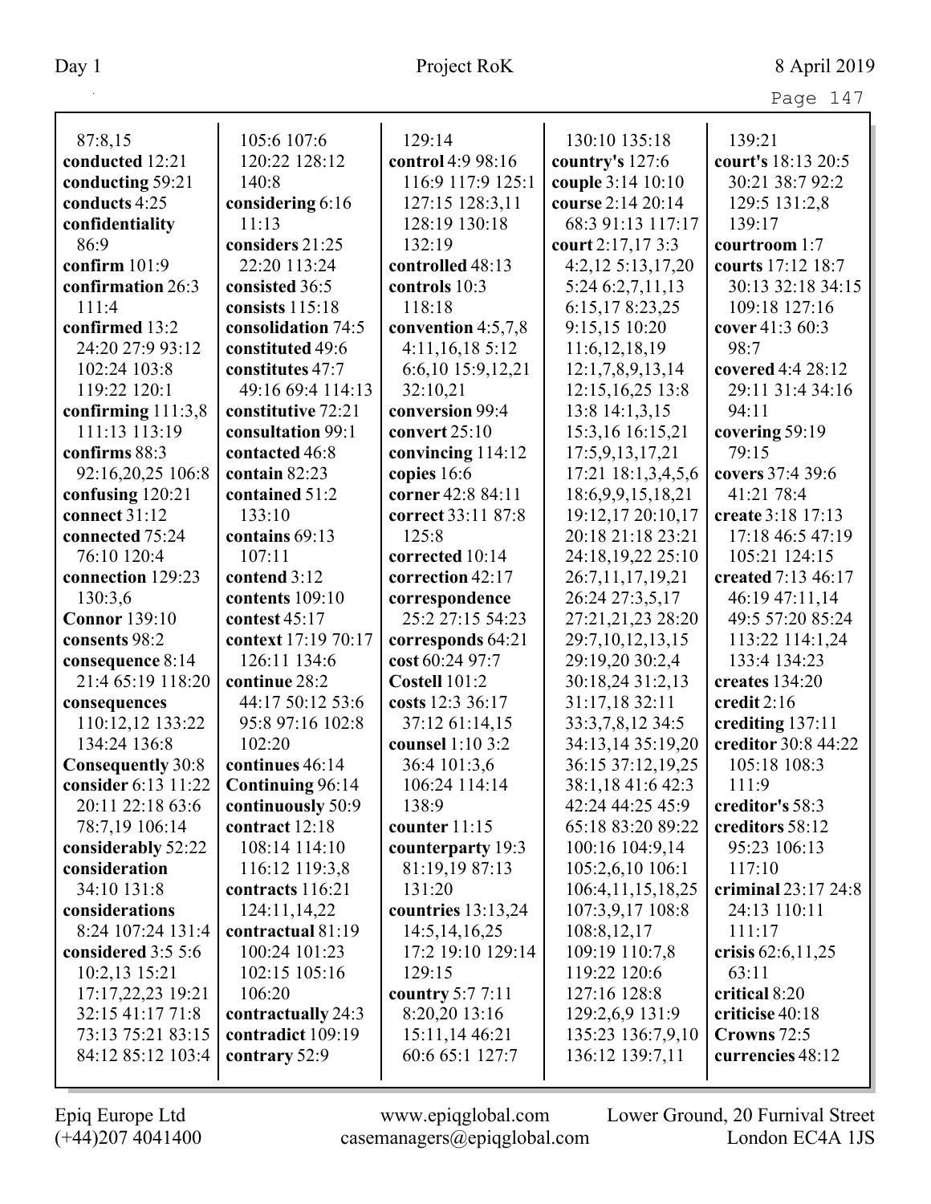87:8,15
**conducted** 12:21
**conducting** 59:21
**conducts** 4:25
**confidentiality** 86:9
**confirm** 101:9
**confirmation** 26:3 111:4
**confirmed** 13:2 24:20 27:9 93:12 102:24 103:8 119:22 120:1
**confirming** 111:3,8 111:13 113:19
**confirms** 88:3 92:16,20,25 106:8
**confusing** 120:21
**connect** 31:12
**connected** 75:24 76:10 120:4
**connection** 129:23 130:3,6
**Connor** 139:10
**consents** 98:2
**consequence** 8:14 21:4 65:19 118:20
**consequences** 110:12,12 133:22 134:24 136:8
**Consequently** 30:8
**consider** 6:13 11:22 20:11 22:18 63:6 78:7,19 106:14
**considerably** 52:22
**consideration** 34:10 131:8
**considerations** 8:24 107:24 131:4
**considered** 3:5 5:6 10:2,13 15:21 17:17,22,23 19:21 32:15 41:17 71:8 73:13 75:21 83:15 84:12 85:12 103:4 105:6 107:6 120:22 128:12 140:8
**considering** 6:16 11:13
**considers** 21:25 22:20 113:24
**consisted** 36:5
**consists** 115:18
**consolidation** 74:5
**constituted** 49:6
**constitutes** 47:7 49:16 69:4 114:13
**constitutive** 72:21
**consultation** 99:1
**contacted** 46:8
**contain** 82:23
**contained** 51:2 133:10
**contains** 69:13 107:11
**contend** 3:12
**contents** 109:10
**contest** 45:17
**context** 17:19 70:17 126:11 134:6
**continue** 28:2 44:17 50:12 53:6 95:8 97:16 102:8 102:20
**continues** 46:14
**Continuing** 96:14
**continuously** 50:9
**contract** 12:18 108:14 114:10 116:12 119:3,8
**contracts** 116:21 124:11,14,22
**contractual** 81:19 100:24 101:23 102:15 105:16 106:20
**contractually** 24:3
**contradict** 109:19
**contrary** 52:9
129:14
**control** 4:9 98:16 116:9 117:9 125:1 127:15 128:3,11 128:19 130:18 132:19
**controlled** 48:13
**controls** 10:3 118:18
**convention** 4:5,7,8 4:11,16,18 5:12 6:6,10 15:9,12,21 32:10,21
**conversion** 99:4
**convert** 25:10
**convincing** 114:12
**copies** 16:6
**corner** 42:8 84:11
**correct** 33:11 87:8 125:8
**corrected** 10:14
**correction** 42:17
**correspondence** 25:2 27:15 54:23
**corresponds** 64:21
**cost** 60:24 97:7
**Costell** 101:2
**costs** 12:3 36:17 37:12 61:14,15
**counsel** 1:10 3:2 36:4 101:3,6 106:24 114:14 138:9
**counter** 11:15
**counterparty** 19:3 81:19,19 87:13 131:20
**countries** 13:13,24 14:5,14,16,25 17:2 19:10 129:14 129:15
**country** 5:7 7:11 8:20,20 13:16 15:11,14 46:21 60:6 65:1 127:7
130:10 135:18
**country's** 127:6
**couple** 3:14 10:10
**course** 2:14 20:14 68:3 91:13 117:17
**court** 2:17,17 3:3 4:2,12 5:13,17,20 5:24 6:2,7,11,13 6:15,17 8:23,25 9:15,15 10:20 11:6,12,18,19 12:1,7,8,9,13,14 12:15,16,25 13:8 13:8 14:1,3,15 15:3,16 16:15,21 17:5,9,13,17,21 17:21 18:1,3,4,5,6 18:6,9,9,15,18,21 19:12,17 20:10,17 20:18 21:18 23:21 24:18,19,22 25:10 26:7,11,17,19,21 26:24 27:3,5,17 27:21,21,23 28:20 29:7,10,12,13,15 29:19,20 30:2,4 30:18,24 31:2,13 31:17,18 32:11 33:3,7,8,12 34:5 34:13,14 35:19,20 36:15 37:12,19,25 38:1,18 41:6 42:3 42:24 44:25 45:9 65:18 83:20 89:22 100:16 104:9,14 105:2,6,10 106:1 106:4,11,15,18,25 107:3,9,17 108:8 108:8,12,17 109:19 110:7,8 119:22 120:6 127:16 128:8 129:2,6,9 131:9 135:23 136:7,9,10 136:12 139:7,11
139:21
**court's** 18:13 20:5 30:21 38:7 92:2 129:5 131:2,8 139:17
**courtroom** 1:7
**courts** 17:12 18:7 30:13 32:18 34:15 109:18 127:16
**cover** 41:3 60:3 98:7
**covered** 4:4 28:12 29:11 31:4 34:16 94:11
**covering** 59:19 79:15
**covers** 37:4 39:6 41:21 78:4
**create** 3:18 17:13 17:18 46:5 47:19 105:21 124:15
**created** 7:13 46:17 46:19 47:11,14 49:5 57:20 85:24 113:22 114:1,24 133:4 134:23
**creates** 134:20
**credit** 2:16
**crediting** 137:11
**creditor** 30:8 44:22 105:18 108:3 111:9
**creditor's** 58:3
**creditors** 58:12 95:23 106:13 117:10
**criminal** 23:17 24:8 24:13 110:11 111:17
**crisis** 62:6,11,25 63:11
**critical** 8:20
**criticise** 40:18
**Crowns** 72:5
**currencies** 48:12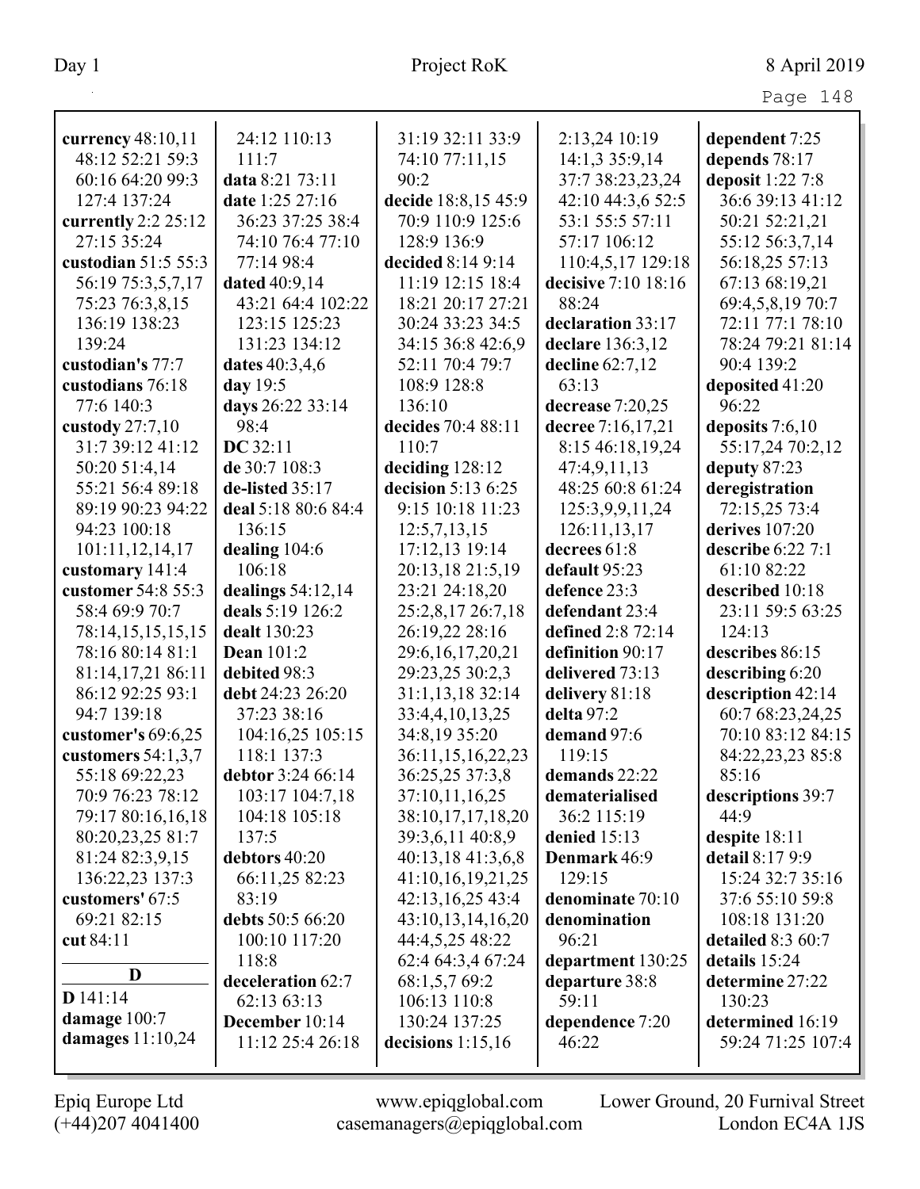**currency** 48:10,11 48:12 52:21 59:3 60:16 64:20 99:3 127:4 137:24
**currently** 2:2 25:12 27:15 35:24
**custodian** 51:5 55:3 56:19 75:3,5,7,17 75:23 76:3,8,15 136:19 138:23 139:24
**custodian's** 77:7
**custodians** 76:18 77:6 140:3
**custody** 27:7,10 31:7 39:12 41:12 50:20 51:4,14 55:21 56:4 89:18 89:19 90:23 94:22 94:23 100:18 101:11,12,14,17
**customary** 141:4
**customer** 54:8 55:3 58:4 69:9 70:7 78:14,15,15,15,15 78:16 80:14 81:1 81:14,17,21 86:11 86:12 92:25 93:1 94:7 139:18
**customer's** 69:6,25
**customers** 54:1,3,7 55:18 69:22,23 70:9 76:23 78:12 79:17 80:16,16,18 80:20,23,25 81:7 81:24 82:3,9,15 136:22,23 137:3
**customers'** 67:5 69:21 82:15
**cut** 84:11

**D**

**D** 141:14
**damage** 100:7
**damages** 11:10,24
**data** 8:21 73:11
**date** 1:25 27:16 36:23 37:25 38:4 74:10 76:4 77:10 77:14 98:4
**dated** 40:9,14 43:21 64:4 102:22 123:15 125:23 131:23 134:12
**dates** 40:3,4,6
**day** 19:5
**days** 26:22 33:14 98:4
**DC** 32:11
**de** 30:7 108:3
**de-listed** 35:17
**deal** 5:18 80:6 84:4 136:15
**dealing** 104:6 106:18
**dealings** 54:12,14
**deals** 5:19 126:2
**dealt** 130:23
**Dean** 101:2
**debited** 98:3
**debt** 24:23 26:20 37:23 38:16 104:16,25 105:15 118:1 137:3
**debtor** 3:24 66:14 103:17 104:7,18 104:18 105:18 137:5
**debtors** 40:20 66:11,25 82:23 83:19
**debts** 50:5 66:20 100:10 117:20 118:8
**deceleration** 62:7 62:13 63:13
**December** 10:14 11:12 25:4 26:18 24:12 110:13 111:7 31:19 32:11 33:9 74:10 77:11,15 90:2
**decide** 18:8,15 45:9 70:9 110:9 125:6 128:9 136:9
**decided** 8:14 9:14 11:19 12:15 18:4 18:21 20:17 27:21 30:24 33:23 34:5 34:15 36:8 42:6,9 52:11 70:4 79:7 108:9 128:8 136:10
**decides** 70:4 88:11 110:7
**deciding** 128:12
**decision** 5:13 6:25 9:15 10:18 11:23 12:5,7,13,15 17:12,13 19:14 20:13,18 21:5,19 23:21 24:18,20 25:2,8,17 26:7,18 26:19,22 28:16 29:6,16,17,20,21 29:23,25 30:2,3 31:1,13,18 32:14 33:4,4,10,13,25 34:8,19 35:20 36:11,15,16,22,23 36:25,25 37:3,8 37:10,11,16,25 38:10,17,17,18,20 39:3,6,11 40:8,9 40:13,18 41:3,6,8 41:10,16,19,21,25 42:13,16,25 43:4 43:10,13,14,16,20 44:4,5,25 48:22 62:4 64:3,4 67:24 68:1,5,7 69:2 106:13 110:8 130:24 137:25
**decisions** 1:15,16 2:13,24 10:19 14:1,3 35:9,14 37:7 38:23,23,24 42:10 44:3,6 52:5 53:1 55:5 57:11 57:17 106:12 110:4,5,17 129:18
**decisive** 7:10 18:16 88:24
**declaration** 33:17
**declare** 136:3,12
**decline** 62:7,12 63:13
**decrease** 7:20,25
**decree** 7:16,17,21 8:15 46:18,19,24 47:4,9,11,13 48:25 60:8 61:24 125:3,9,9,11,24 126:11,13,17
**decrees** 61:8
**default** 95:23
**defence** 23:3
**defendant** 23:4
**defined** 2:8 72:14
**definition** 90:17
**delivered** 73:13
**delivery** 81:18
**delta** 97:2
**demand** 97:6 119:15
**demands** 22:22
**dematerialised** 36:2 115:19
**denied** 15:13
**Denmark** 46:9 129:15
**denominate** 70:10
**denomination** 96:21
**department** 130:25
**departure** 38:8 59:11
**dependence** 7:20 46:22
**dependent** 7:25
**depends** 78:17
**deposit** 1:22 7:8 36:6 39:13 41:12 50:21 52:21,21 55:12 56:3,7,14 56:18,25 57:13 67:13 68:19,21 69:4,5,8,19 70:7 72:11 77:1 78:10 78:24 79:21 81:14 90:4 139:2
**deposited** 41:20 96:22
**deposits** 7:6,10 55:17,24 70:2,12
**deputy** 87:23
**deregistration** 72:15,25 73:4
**derives** 107:20
**describe** 6:22 7:1 61:10 82:22
**described** 10:18 23:11 59:5 63:25 124:13
**describes** 86:15
**describing** 6:20
**description** 42:14 60:7 68:23,24,25 70:10 83:12 84:15 84:22,23,23 85:8 85:16
**descriptions** 39:7 44:9
**despite** 18:11
**detail** 8:17 9:9 15:24 32:7 35:16 37:6 55:10 59:8 108:18 131:20
**detailed** 8:3 60:7
**details** 15:24
**determine** 27:22 130:23
**determined** 16:19 59:24 71:25 107:4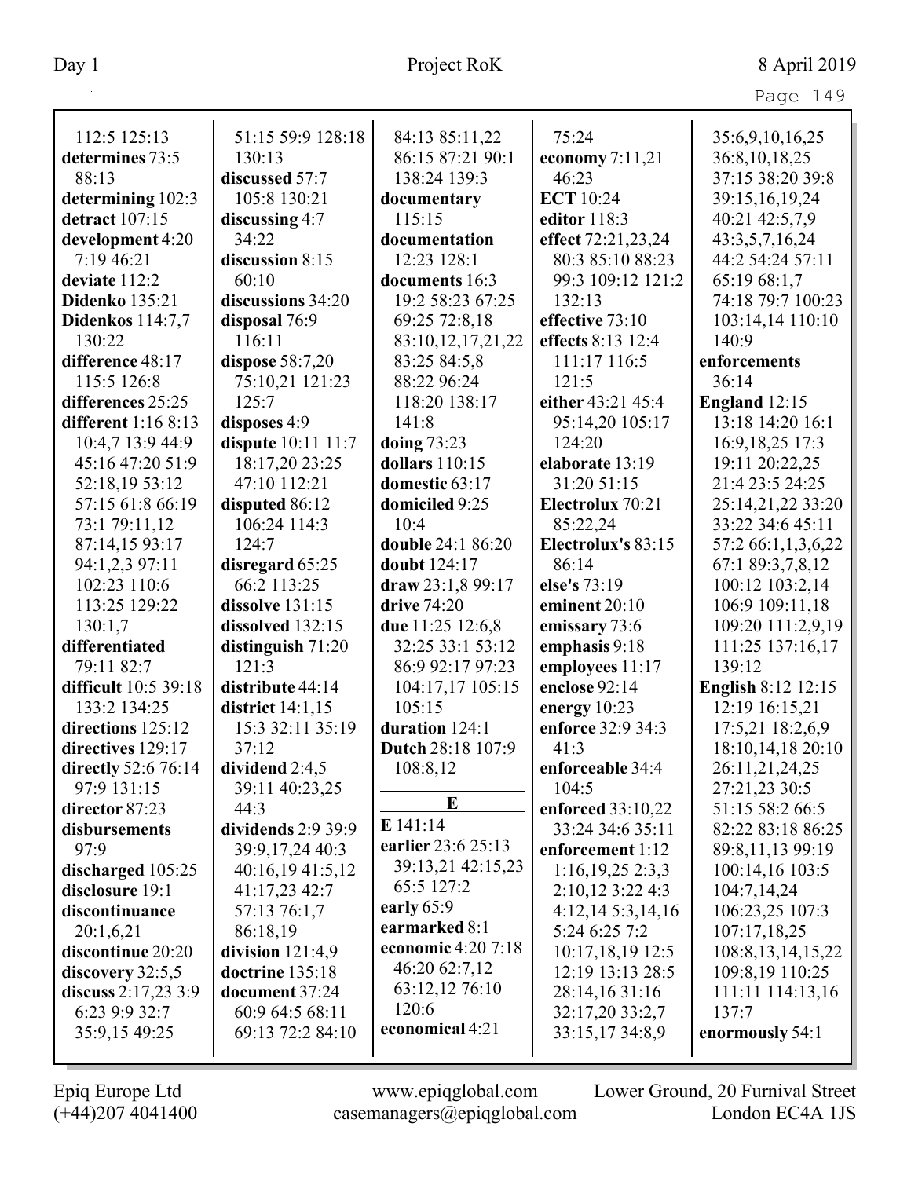112:5 125:13
**determines** 73:5 88:13
**determining** 102:3
**detract** 107:15
**development** 4:20 7:19 46:21
**deviate** 112:2
**Didenko** 135:21
**Didenkos** 114:7,7 130:22
**difference** 48:17 115:5 126:8
**differences** 25:25
**different** 1:16 8:13 10:4,7 13:9 44:9 45:16 47:20 51:9 52:18,19 53:12 57:15 61:8 66:19 73:1 79:11,12 87:14,15 93:17 94:1,2,3 97:11 102:23 110:6 113:25 129:22 130:1,7
**differentiated** 79:11 82:7
**difficult** 10:5 39:18 133:2 134:25
**directions** 125:12
**directives** 129:17
**directly** 52:6 76:14 97:9 131:15
**director** 87:23
**disbursements** 97:9
**discharged** 105:25
**disclosure** 19:1
**discontinuance** 20:1,6,21
**discontinue** 20:20
**discovery** 32:5,5
**discuss** 2:17,23 3:9 6:23 9:9 32:7 35:9,15 49:25 51:15 59:9 128:18 130:13
**discussed** 57:7 105:8 130:21
**discussing** 4:7 34:22
**discussion** 8:15 60:10
**discussions** 34:20
**disposal** 76:9 116:11
**dispose** 58:7,20 75:10,21 121:23 125:7
**disposes** 4:9
**dispute** 10:11 11:7 18:17,20 23:25 47:10 112:21
**disputed** 86:12 106:24 114:3 124:7
**disregard** 65:25 66:2 113:25
**dissolve** 131:15
**dissolved** 132:15
**distinguish** 71:20 121:3
**distribute** 44:14
**district** 14:1,15 15:3 32:11 35:19 37:12
**dividend** 2:4,5 39:11 40:23,25 44:3
**dividends** 2:9 39:9 39:9,17,24 40:3 40:16,19 41:5,12 41:17,23 42:7 57:13 76:1,7 86:18,19
**division** 121:4,9
**doctrine** 135:18
**document** 37:24 60:9 64:5 68:11 69:13 72:2 84:10 84:13 85:11,22 86:15 87:21 90:1 138:24 139:3
**documentary** 115:15
**documentation** 12:23 128:1
**documents** 16:3 19:2 58:23 67:25 69:25 72:8,18 83:10,12,17,21,22 83:25 84:5,8 88:22 96:24 118:20 138:17 141:8
**doing** 73:23
**dollars** 110:15
**domestic** 63:17
**domiciled** 9:25 10:4
**double** 24:1 86:20
**doubt** 124:17
**draw** 23:1,8 99:17
**drive** 74:20
**due** 11:25 12:6,8 32:25 33:1 53:12 86:9 92:17 97:23 104:17,17 105:15 105:15
**duration** 124:1
**Dutch** 28:18 107:9 108:8,12

## E

**E** 141:14
**earlier** 23:6 25:13 39:13,21 42:15,23 65:5 127:2
**early** 65:9
**earmarked** 8:1
**economic** 4:20 7:18 46:20 62:7,12 63:12,12 76:10 120:6
**economical** 4:21 75:24
**economy** 7:11,21 46:23
**ECT** 10:24
**editor** 118:3
**effect** 72:21,23,24 80:3 85:10 88:23 99:3 109:12 121:2 132:13
**effective** 73:10
**effects** 8:13 12:4 111:17 116:5 121:5
**either** 43:21 45:4 95:14,20 105:17 124:20
**elaborate** 13:19 31:20 51:15
**Electrolux** 70:21 85:22,24
**Electrolux's** 83:15 86:14
**else's** 73:19
**eminent** 20:10
**emissary** 73:6
**emphasis** 9:18
**employees** 11:17
**enclose** 92:14
**energy** 10:23
**enforce** 32:9 34:3 41:3
**enforceable** 34:4 104:5
**enforced** 33:10,22 33:24 34:6 35:11
**enforcement** 1:12 1:16,19,25 2:3,3 2:10,12 3:22 4:3 4:12,14 5:3,14,16 5:24 6:25 7:2 10:17,18,19 12:5 12:19 13:13 28:5 28:14,16 31:16 32:17,20 33:2,7 33:15,17 34:8,9 35:6,9,10,16,25 36:8,10,18,25 37:15 38:20 39:8 39:15,16,19,24 40:21 42:5,7,9 43:3,5,7,16,24 44:2 54:24 57:11 65:19 68:1,7 74:18 79:7 100:23 103:14,14 110:10 140:9
**enforcements** 36:14
**England** 12:15 13:18 14:20 16:1 16:9,18,25 17:3 19:11 20:22,25 21:4 23:5 24:25 25:14,21,22 33:20 33:22 34:6 45:11 57:2 66:1,1,3,6,22 67:1 89:3,7,8,12 100:12 103:2,14 106:9 109:11,18 109:20 111:2,9,19 111:25 137:16,17 139:12
**English** 8:12 12:15 12:19 16:15,21 17:5,21 18:2,6,9 18:10,14,18 20:10 26:11,21,24,25 27:21,23 30:5 51:15 58:2 66:5 82:22 83:18 86:25 89:8,11,13 99:19 100:14,16 103:5 104:7,14,24 106:23,25 107:3 107:17,18,25 108:8,13,14,15,22 109:8,19 110:25 111:11 114:13,16 137:7
**enormously** 54:1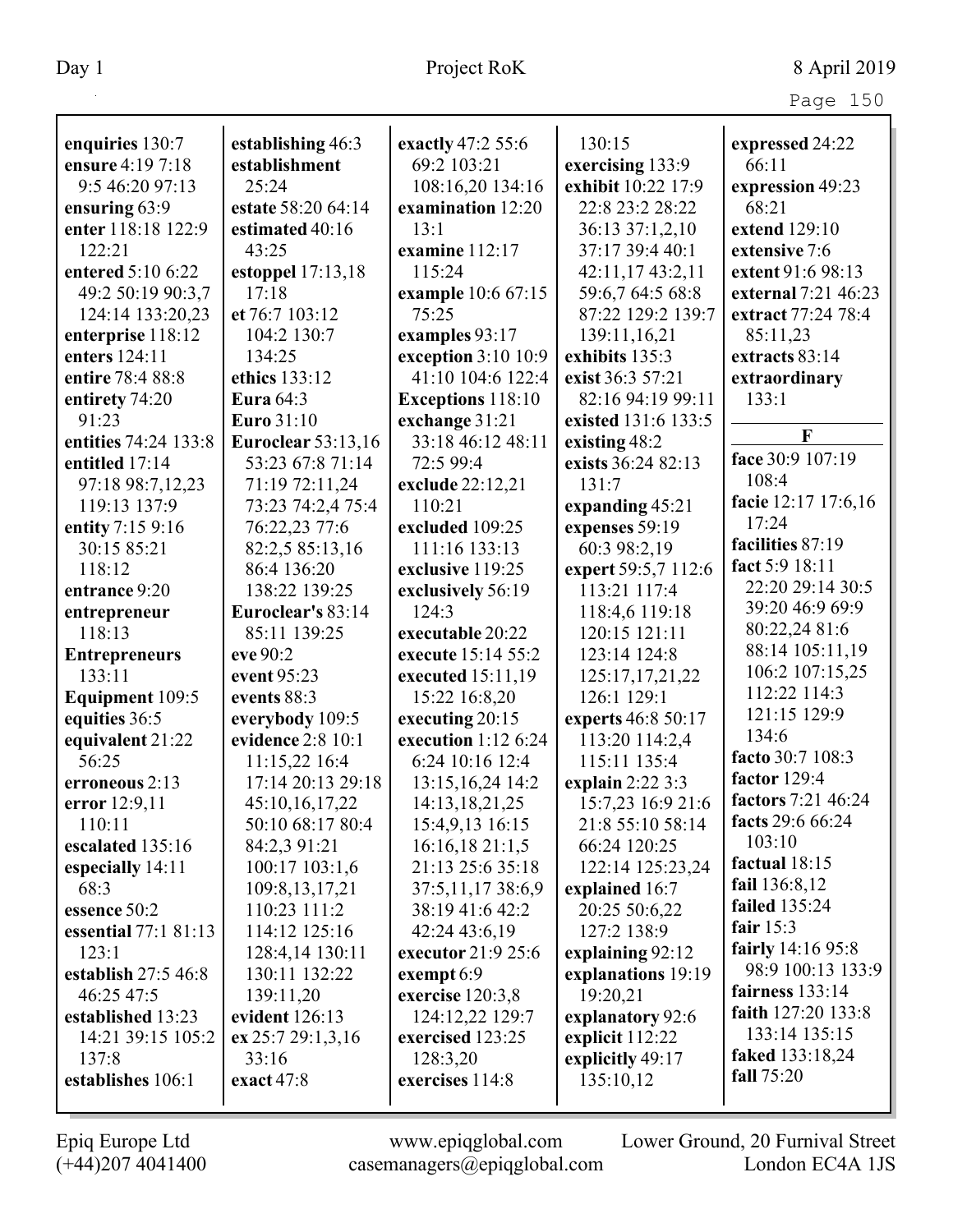**enquiries** 130:7
**ensure** 4:19 7:18 9:5 46:20 97:13
**ensuring** 63:9
**enter** 118:18 122:9 122:21
**entered** 5:10 6:22 49:2 50:19 90:3,7 124:14 133:20,23
**enterprise** 118:12
**enters** 124:11
**entire** 78:4 88:8
**entirety** 74:20 91:23
**entities** 74:24 133:8
**entitled** 17:14 97:18 98:7,12,23 119:13 137:9
**entity** 7:15 9:16 30:15 85:21 118:12
**entrance** 9:20
**entrepreneur** 118:13
**Entrepreneurs** 133:11
**Equipment** 109:5
**equities** 36:5
**equivalent** 21:22 56:25
**erroneous** 2:13
**error** 12:9,11 110:11
**escalated** 135:16
**especially** 14:11 68:3
**essence** 50:2
**essential** 77:1 81:13 123:1
**establish** 27:5 46:8 46:25 47:5
**established** 13:23 14:21 39:15 105:2 137:8
**establishes** 106:1
**establishing** 46:3
**establishment** 25:24
**estate** 58:20 64:14
**estimated** 40:16 43:25
**estoppel** 17:13,18 17:18
**et** 76:7 103:12 104:2 130:7 134:25
**ethics** 133:12
**Eura** 64:3
**Euro** 31:10
**Euroclear** 53:13,16 53:23 67:8 71:14 71:19 72:11,24 73:23 74:2,4 75:4 76:22,23 77:6 82:2,5 85:13,16 86:4 136:20 138:22 139:25
**Euroclear's** 83:14 85:11 139:25
**eve** 90:2
**event** 95:23
**events** 88:3
**everybody** 109:5
**evidence** 2:8 10:1 11:15,22 16:4 17:14 20:13 29:18 45:10,16,17,22 50:10 68:17 80:4 84:2,3 91:21 100:17 103:1,6 109:8,13,17,21 110:23 111:2 114:12 125:16 128:4,14 130:11 130:11 132:22 139:11,20
**evident** 126:13
**ex** 25:7 29:1,3,16 33:16
**exact** 47:8
**exactly** 47:2 55:6 69:2 103:21 108:16,20 134:16
**examination** 12:20 13:1
**examine** 112:17 115:24
**example** 10:6 67:15 75:25
**examples** 93:17
**exception** 3:10 10:9 41:10 104:6 122:4
**Exceptions** 118:10
**exchange** 31:21 33:18 46:12 48:11 72:5 99:4
**exclude** 22:12,21 110:21
**excluded** 109:25 111:16 133:13
**exclusive** 119:25
**exclusively** 56:19 124:3
**executable** 20:22
**execute** 15:14 55:2
**executed** 15:11,19 15:22 16:8,20
**executing** 20:15
**execution** 1:12 6:24 6:24 10:16 12:4 13:15,16,24 14:2 14:13,18,21,25 15:4,9,13 16:15 16:16,18 21:1,5 21:13 25:6 35:18 37:5,11,17 38:6,9 38:19 41:6 42:2 42:24 43:6,19
**executor** 21:9 25:6
**exempt** 6:9
**exercise** 120:3,8 124:12,22 129:7
**exercised** 123:25 128:3,20
**exercises** 114:8
130:15
**exercising** 133:9
**exhibit** 10:22 17:9 22:8 23:2 28:22 36:13 37:1,2,10 37:17 39:4 40:1 42:11,17 43:2,11 59:6,7 64:5 68:8 87:22 129:2 139:7 139:11,16,21
**exhibits** 135:3
**exist** 36:3 57:21 82:16 94:19 99:11
**existed** 131:6 133:5
**existing** 48:2
**exists** 36:24 82:13 131:7
**expanding** 45:21
**expenses** 59:19 60:3 98:2,19
**expert** 59:5,7 112:6 113:21 117:4 118:4,6 119:18 120:15 121:11 123:14 124:8 125:17,17,21,22 126:1 129:1
**experts** 46:8 50:17 113:20 114:2,4 115:11 135:4
**explain** 2:22 3:3 15:7,23 16:9 21:6 21:8 55:10 58:14 66:24 120:25 122:14 125:23,24
**explained** 16:7 20:25 50:6,22 127:2 138:9
**explaining** 92:12
**explanations** 19:19 19:20,21
**explanatory** 92:6
**explicit** 112:22
**explicitly** 49:17 135:10,12
**expressed** 24:22 66:11
**expression** 49:23 68:21
**extend** 129:10
**extensive** 7:6
**extent** 91:6 98:13
**external** 7:21 46:23
**extract** 77:24 78:4 85:11,23
**extracts** 83:14
**extraordinary** 133:1

**F**

**face** 30:9 107:19 108:4
**facie** 12:17 17:6,16 17:24
**facilities** 87:19
**fact** 5:9 18:11 22:20 29:14 30:5 39:20 46:9 69:9 80:22,24 81:6 88:14 105:11,19 106:2 107:15,25 112:22 114:3 121:15 129:9 134:6
**facto** 30:7 108:3
**factor** 129:4
**factors** 7:21 46:24
**facts** 29:6 66:24 103:10
**factual** 18:15
**fail** 136:8,12
**failed** 135:24
**fair** 15:3
**fairly** 14:16 95:8 98:9 100:13 133:9
**fairness** 133:14
**faith** 127:20 133:8 133:14 135:15
**faked** 133:18,24
**fall** 75:20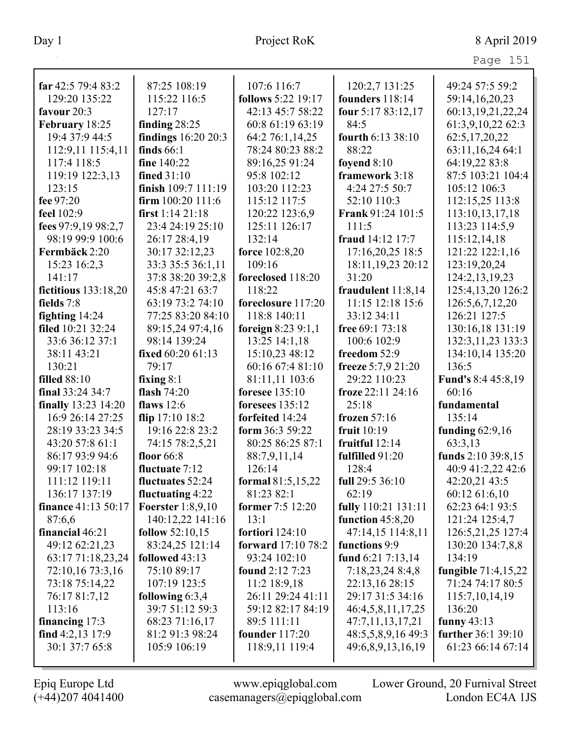**far** 42:5 79:4 83:2 129:20 135:22
**favour** 20:3
**February** 18:25 19:4 37:9 44:5 112:9,11 115:4,11 117:4 118:5 119:19 122:3,13 123:15
**fee** 97:20
**feel** 102:9
**fees** 97:9,19 98:2,7 98:19 99:9 100:6
**Fermbäck** 2:20 15:23 16:2,3 141:17
**fictitious** 133:18,20
**fields** 7:8
**fighting** 14:24
**filed** 10:21 32:24 33:6 36:12 37:1 38:11 43:21 130:21
**filled** 88:10
**final** 33:24 34:7
**finally** 13:23 14:20 16:9 26:14 27:25 28:19 33:23 34:5 43:20 57:8 61:1 86:17 93:9 94:6 99:17 102:18 111:12 119:11 136:17 137:19
**finance** 41:13 50:17 87:6,6
**financial** 46:21 49:12 62:21,23 63:17 71:18,23,24 72:10,16 73:3,16 73:18 75:14,22 76:17 81:7,12 113:16
**financing** 17:3
**find** 4:2,13 17:9 30:1 37:7 65:8 87:25 108:19 115:22 116:5 127:17
**finding** 28:25
**findings** 16:20 20:3
**finds** 66:1
**fine** 140:22
**fined** 31:10
**finish** 109:7 111:19
**firm** 100:20 111:6
**first** 1:14 21:18 23:4 24:19 25:10 26:17 28:4,19 30:17 32:12,23 33:3 35:5 36:1,11 37:8 38:20 39:2,8 45:8 47:21 63:7 63:19 73:2 74:10 77:25 83:20 84:10 89:15,24 97:4,16 98:14 139:24
**fixed** 60:20 61:13 79:17
**fixing** 8:1
**flash** 74:20
**flaws** 12:6
**flip** 17:10 18:2 19:16 22:8 23:2 74:15 78:2,5,21
**floor** 66:8
**fluctuate** 7:12
**fluctuates** 52:24
**fluctuating** 4:22
**Foerster** 1:8,9,10 140:12,22 141:16
**follow** 52:10,15 83:24,25 121:14
**followed** 43:13 75:10 89:17 107:19 123:5
**following** 6:3,4 39:7 51:12 59:3 68:23 71:16,17 81:2 91:3 98:24 105:9 106:19 107:6 116:7
**follows** 5:22 19:17 42:13 45:7 58:22 60:8 61:19 63:19 64:2 76:1,14,25 78:24 80:23 88:2 89:16,25 91:24 95:8 102:12 103:20 112:23 115:12 117:5 120:22 123:6,9 125:11 126:17 132:14
**force** 102:8,20 109:16
**foreclosed** 118:20 118:22
**foreclosure** 117:20 118:8 140:11
**foreign** 8:23 9:1,1 13:25 14:1,18 15:10,23 48:12 60:16 67:4 81:10 81:11,11 103:6
**foresee** 135:10
**foresees** 135:12
**forfeited** 14:24
**form** 36:3 59:22 80:25 86:25 87:1 88:7,9,11,14 126:14
**formal** 81:5,15,22 81:23 82:1
**former** 7:5 12:20 13:1
**fortiori** 124:10
**forward** 17:10 78:2 93:24 102:10
**found** 2:12 7:23 11:2 18:9,18 26:11 29:24 41:11 59:12 82:17 84:19 89:5 111:11
**founder** 117:20 118:9,11 119:4 120:2,7 131:25
**founders** 118:14
**four** 5:17 83:12,17 84:5
**fourth** 6:13 38:10 88:22
**foyend** 8:10
**framework** 3:18 4:24 27:5 50:7 52:10 110:3
**Frank** 91:24 101:5 111:5
**fraud** 14:12 17:7 17:16,20,25 18:5 18:11,19,23 20:12 31:20
**fraudulent** 11:8,14 11:15 12:18 15:6 33:12 34:11
**free** 69:1 73:18 100:6 102:9
**freedom** 52:9
**freeze** 5:7,9 21:20 29:22 110:23
**froze** 22:11 24:16 25:18
**frozen** 57:16
**fruit** 10:19
**fruitful** 12:14
**fulfilled** 91:20 128:4
**full** 29:5 36:10 62:19
**fully** 110:21 131:11
**function** 45:8,20 47:14,15 114:8,11
**functions** 9:9
**fund** 6:21 7:13,14 7:18,23,24 8:4,8 22:13,16 28:15 29:17 31:5 34:16 46:4,5,8,11,17,25 47:7,11,13,17,21 48:5,5,8,9,16 49:3 49:6,8,9,13,16,19 49:24 57:5 59:2 59:14,16,20,23 60:13,19,21,22,24 61:3,9,10,22 62:3 62:5,17,20,22 63:11,16,24 64:1 64:19,22 83:8 87:5 103:21 104:4 105:12 106:3 112:15,25 113:8 113:10,13,17,18 113:23 114:5,9 115:12,14,18 121:22 122:1,16 123:19,20,24 124:2,13,19,23 125:4,13,20 126:2 126:5,6,7,12,20 126:21 127:5 130:16,18 131:19 132:3,11,23 133:3 134:10,14 135:20 136:5
**Fund's** 8:4 45:8,19 60:16
**fundamental** 135:14
**funding** 62:9,16 63:3,13
**funds** 2:10 39:8,15 40:9 41:2,22 42:6 42:20,21 43:5 60:12 61:6,10 62:23 64:1 93:5 121:24 125:4,7 126:5,21,25 127:4 130:20 134:7,8,8 134:19
**fungible** 71:4,15,22 71:24 74:17 80:5 115:7,10,14,19 136:20
**funny** 43:13
**further** 36:1 39:10 61:23 66:14 67:14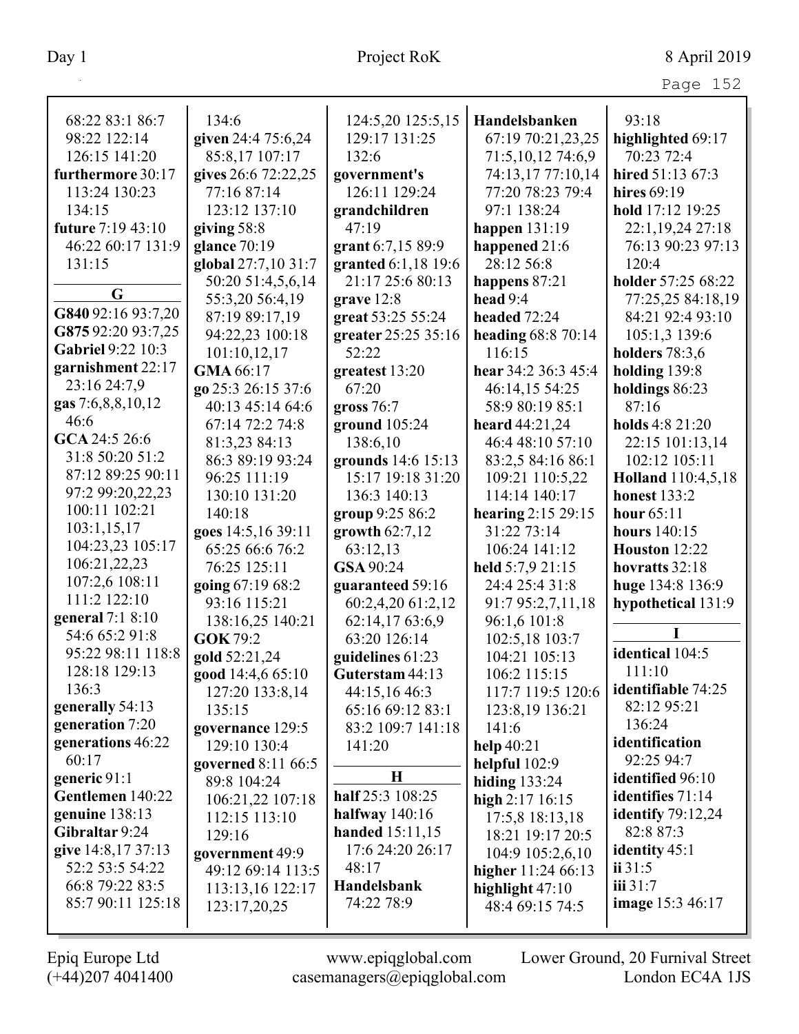68:22 83:1 86:7 98:22 122:14 126:15 141:20
**furthermore** 30:17 113:24 130:23 134:15
**future** 7:19 43:10 46:22 60:17 131:9 131:15

**G**

**G840** 92:16 93:7,20
**G875** 92:20 93:7,25
**Gabriel** 9:22 10:3
**garnishment** 22:17 23:16 24:7,9
**gas** 7:6,8,8,10,12 46:6
**GCA** 24:5 26:6 31:8 50:20 51:2 87:12 89:25 90:11 97:2 99:20,22,23 100:11 102:21 103:1,15,17 104:23,23 105:17 106:21,22,23 107:2,6 108:11 111:2 122:10
**general** 7:1 8:10 54:6 65:2 91:8 95:22 98:11 118:8 128:18 129:13 136:3
**generally** 54:13
**generation** 7:20
**generations** 46:22 60:17
**generic** 91:1
**Gentlemen** 140:22
**genuine** 138:13
**Gibraltar** 9:24
**give** 14:8,17 37:13 52:2 53:5 54:22 66:8 79:22 83:5 85:7 90:11 125:18 134:6
**given** 24:4 75:6,24 85:8,17 107:17
**gives** 26:6 72:22,25 77:16 87:14 123:12 137:10
**giving** 58:8
**glance** 70:19
**global** 27:7,10 31:7 50:20 51:4,5,6,14 55:3,20 56:4,19 87:19 89:17,19 94:22,23 100:18 101:10,12,17
**GMA** 66:17
**go** 25:3 26:15 37:6 40:13 45:14 64:6 67:14 72:2 74:8 81:3,23 84:13 86:3 89:19 93:24 96:25 111:19 130:10 131:20 140:18
**goes** 14:5,16 39:11 65:25 66:6 76:2 76:25 125:11
**going** 67:19 68:2 93:16 115:21 138:16,25 140:21
**GOK** 79:2
**gold** 52:21,24
**good** 14:4,6 65:10 127:20 133:8,14 135:15
**governance** 129:5 129:10 130:4
**governed** 8:11 66:5 89:8 104:24 106:21,22 107:18 112:15 113:10 129:16
**government** 49:9 49:12 69:14 113:5 113:13,16 122:17 123:17,20,25 124:5,20 125:5,15 129:17 131:25 132:6
**government's** 126:11 129:24
**grandchildren** 47:19
**grant** 6:7,15 89:9
**granted** 6:1,18 19:6 21:17 25:6 80:13
**grave** 12:8
**great** 53:25 55:24
**greater** 25:25 35:16 52:22
**greatest** 13:20 67:20
**gross** 76:7
**ground** 105:24 138:6,10
**grounds** 14:6 15:13 15:17 19:18 31:20 136:3 140:13
**group** 9:25 86:2
**growth** 62:7,12 63:12,13
**GSA** 90:24
**guaranteed** 59:16 60:2,4,20 61:2,12 62:14,17 63:6,9 63:20 126:14
**guidelines** 61:23
**Guterstam** 44:13 44:15,16 46:3 65:16 69:12 83:1 83:2 109:7 141:18 141:20

**H**

**half** 25:3 108:25
**halfway** 140:16
**handed** 15:11,15 17:6 24:20 26:17 48:17
**Handelsbank** 74:22 78:9
**Handelsbanken** 67:19 70:21,23,25 71:5,10,12 74:6,9 74:13,17 77:10,14 77:20 78:23 79:4 97:1 138:24
**happen** 131:19
**happened** 21:6 28:12 56:8
**happens** 87:21
**head** 9:4
**headed** 72:24
**heading** 68:8 70:14 116:15
**hear** 34:2 36:3 45:4 46:14,15 54:25 58:9 80:19 85:1
**heard** 44:21,24 46:4 48:10 57:10 83:2,5 84:16 86:1 109:21 110:5,22 114:14 140:17
**hearing** 2:15 29:15 31:22 73:14 106:24 141:12
**held** 5:7,9 21:15 24:4 25:4 31:8 91:7 95:2,7,11,18 96:1,6 101:8 102:5,18 103:7 104:21 105:13 106:2 115:15 117:7 119:5 120:6 123:8,19 136:21 141:6
**help** 40:21
**helpful** 102:9
**hiding** 133:24
**high** 2:17 16:15 17:5,8 18:13,18 18:21 19:17 20:5 104:9 105:2,6,10
**higher** 11:24 66:13
**highlight** 47:10 48:4 69:15 74:5 93:18
**highlighted** 69:17 70:23 72:4
**hired** 51:13 67:3
**hires** 69:19
**hold** 17:12 19:25 22:1,19,24 27:18 76:13 90:23 97:13 120:4
**holder** 57:25 68:22 77:25,25 84:18,19 84:21 92:4 93:10 105:1,3 139:6
**holders** 78:3,6
**holding** 139:8
**holdings** 86:23 87:16
**holds** 4:8 21:20 22:15 101:13,14 102:12 105:11
**Holland** 110:4,5,18
**honest** 133:2
**hour** 65:11
**hours** 140:15
**Houston** 12:22
**hovratts** 32:18
**huge** 134:8 136:9
**hypothetical** 131:9

**I**

**identical** 104:5 111:10
**identifiable** 74:25 82:12 95:21 136:24
**identification** 92:25 94:7
**identified** 96:10
**identifies** 71:14
**identify** 79:12,24 82:8 87:3
**identity** 45:1
**ii** 31:5
**iii** 31:7
**image** 15:3 46:17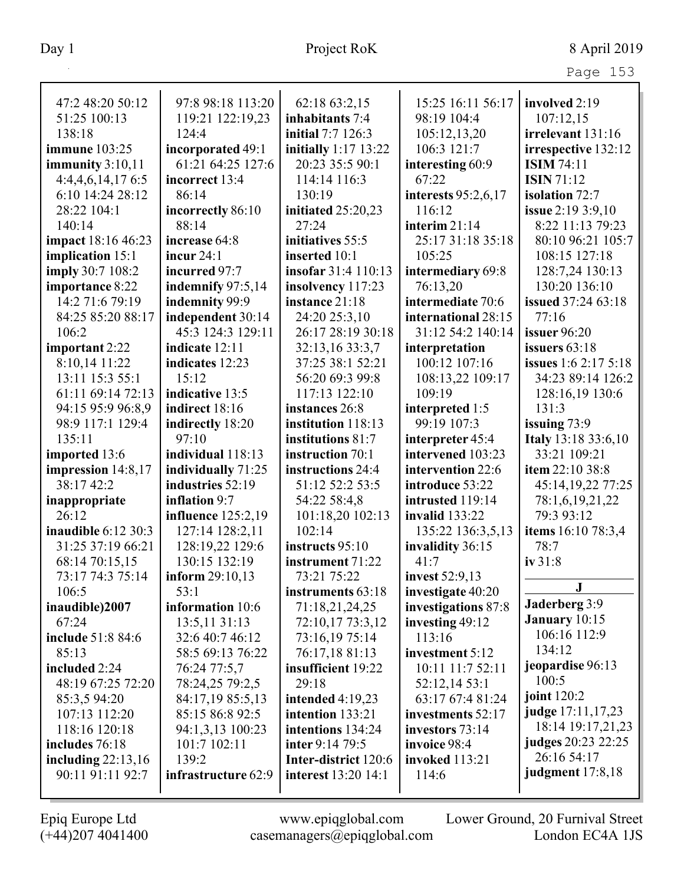47:2 48:20 50:12 51:25 100:13 138:18
**immune** 103:25
**immunity** 3:10,11 4:4,4,6,14,17 6:5 6:10 14:24 28:12 28:22 104:1 140:14
**impact** 18:16 46:23
**implication** 15:1
**imply** 30:7 108:2
**importance** 8:22 14:2 71:6 79:19 84:25 85:20 88:17 106:2
**important** 2:22 8:10,14 11:22 13:11 15:3 55:1 61:11 69:14 72:13 94:15 95:9 96:8,9 98:9 117:1 129:4 135:11
**imported** 13:6
**impression** 14:8,17 38:17 42:2
**inappropriate** 26:12
**inaudible** 6:12 30:3 31:25 37:19 66:21 68:14 70:15,15 73:17 74:3 75:14 106:5
**inaudible)2007** 67:24
**include** 51:8 84:6 85:13
**included** 2:24 48:19 67:25 72:20 85:3,5 94:20 107:13 112:20 118:16 120:18
**includes** 76:18
**including** 22:13,16 90:11 91:11 92:7 97:8 98:18 113:20 119:21 122:19,23 124:4
**incorporated** 49:1 61:21 64:25 127:6
**incorrect** 13:4 86:14
**incorrectly** 86:10 88:14
**increase** 64:8
**incur** 24:1
**incurred** 97:7
**indemnify** 97:5,14
**indemnity** 99:9
**independent** 30:14 45:3 124:3 129:11
**indicate** 12:11
**indicates** 12:23 15:12
**indicative** 13:5
**indirect** 18:16
**indirectly** 18:20 97:10
**individual** 118:13
**individually** 71:25
**industries** 52:19
**inflation** 9:7
**influence** 125:2,19 127:14 128:2,11 128:19,22 129:6 130:15 132:19
**inform** 29:10,13 53:1
**information** 10:6 13:5,11 31:13 32:6 40:7 46:12 58:5 69:13 76:22 76:24 77:5,7 78:24,25 79:2,5 84:17,19 85:5,13 85:15 86:8 92:5 94:1,3,13 100:23 101:7 102:11 139:2
**infrastructure** 62:9 62:18 63:2,15
**inhabitants** 7:4
**initial** 7:7 126:3
**initially** 1:17 13:22 20:23 35:5 90:1 114:14 116:3 130:19
**initiated** 25:20,23 27:24
**initiatives** 55:5
**inserted** 10:1
**insofar** 31:4 110:13
**insolvency** 117:23
**instance** 21:18 24:20 25:3,10 26:17 28:19 30:18 32:13,16 33:3,7 37:25 38:1 52:21 56:20 69:3 99:8 117:13 122:10
**instances** 26:8
**institution** 118:13
**institutions** 81:7
**instruction** 70:1
**instructions** 24:4 51:12 52:2 53:5 54:22 58:4,8 101:18,20 102:13 102:14
**instructs** 95:10
**instrument** 71:22 73:21 75:22
**instruments** 63:18 71:18,21,24,25 72:10,17 73:3,12 73:16,19 75:14 76:17,18 81:13
**insufficient** 19:22 29:18
**intended** 4:19,23
**intention** 133:21
**intentions** 134:24
**inter** 9:14 79:5
**Inter-district** 120:6
**interest** 13:20 14:1 15:25 16:11 56:17 98:19 104:4 105:12,13,20 106:3 121:7
**interesting** 60:9 67:22
**interests** 95:2,6,17 116:12
**interim** 21:14 25:17 31:18 35:18 105:25
**intermediary** 69:8 76:13,20
**intermediate** 70:6
**international** 28:15 31:12 54:2 140:14
**interpretation** 100:12 107:16 108:13,22 109:17 109:19
**interpreted** 1:5 99:19 107:3
**interpreter** 45:4
**intervened** 103:23
**intervention** 22:6
**introduce** 53:22
**intrusted** 119:14
**invalid** 133:22 135:22 136:3,5,13
**invalidity** 36:15 41:7
**invest** 52:9,13
**investigate** 40:20
**investigations** 87:8
**investing** 49:12 113:16
**investment** 5:12 10:11 11:7 52:11 52:12,14 53:1 63:17 67:4 81:24
**investments** 52:17
**investors** 73:14
**invoice** 98:4
**invoked** 113:21 114:6
**involved** 2:19 107:12,15
**irrelevant** 131:16
**irrespective** 132:12
**ISIM** 74:11
**ISIN** 71:12
**isolation** 72:7
**issue** 2:19 3:9,10 8:22 11:13 79:23 80:10 96:21 105:7 108:15 127:18 128:7,24 130:13 130:20 136:10
**issued** 37:24 63:18 77:16
**issuer** 96:20
**issuers** 63:18
**issues** 1:6 2:17 5:18 34:23 89:14 126:2 128:16,19 130:6 131:3
**issuing** 73:9
**Italy** 13:18 33:6,10 33:21 109:21
**item** 22:10 38:8 45:14,19,22 77:25 78:1,6,19,21,22 79:3 93:12
**items** 16:10 78:3,4 78:7
**iv** 31:8

**J**

**Jaderberg** 3:9
**January** 10:15 106:16 112:9 134:12
**jeopardise** 96:13 100:5
**joint** 120:2
**judge** 17:11,17,23 18:14 19:17,21,23
**judges** 20:23 22:25 26:16 54:17
**judgment** 17:8,18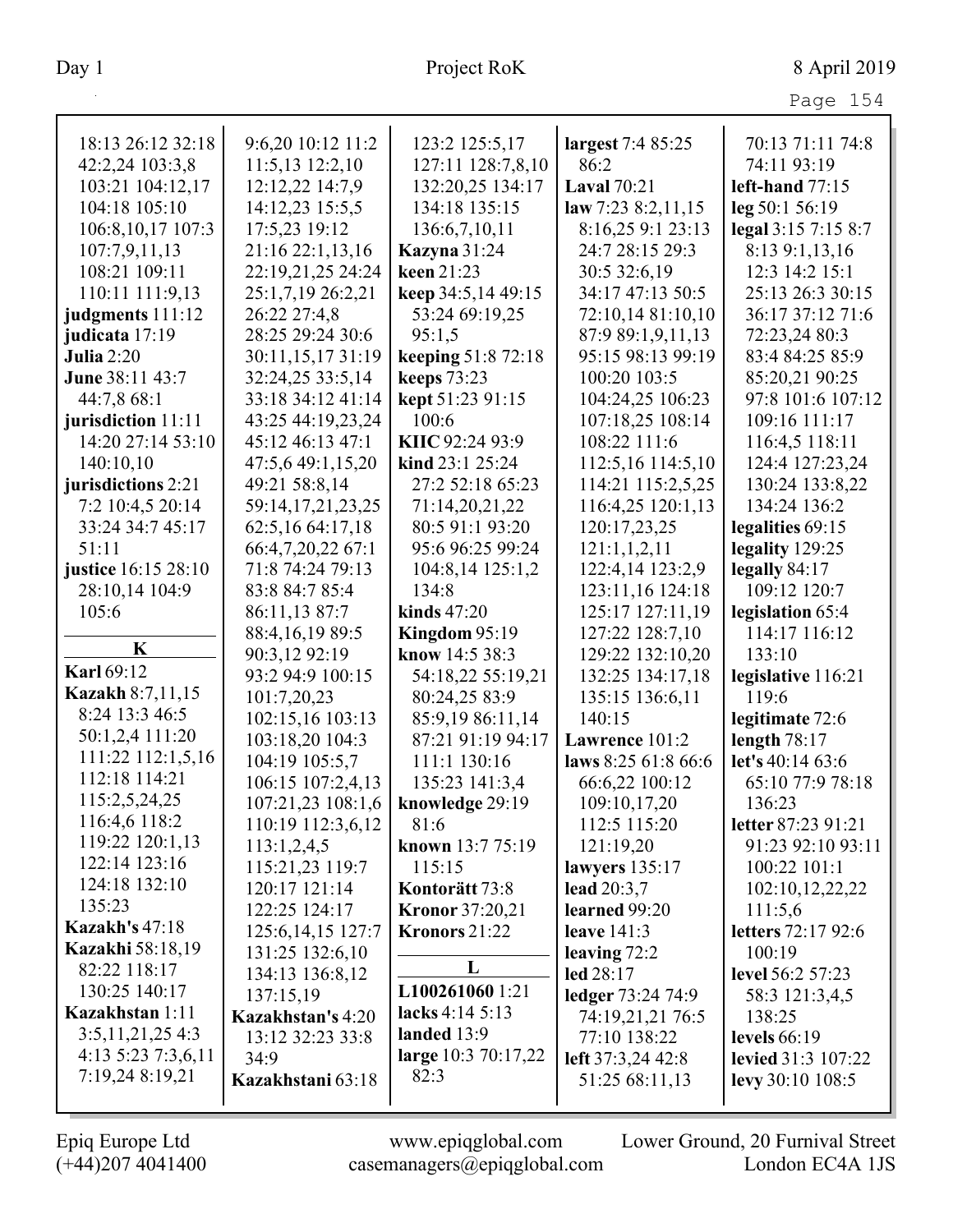18:13 26:12 32:18
42:2,24 103:3,8
103:21 104:12,17
104:18 105:10
106:8,10,17 107:3
107:7,9,11,13
108:21 109:11
110:11 111:9,13

**judgments** 111:12
**judicata** 17:19
**Julia** 2:20
**June** 38:11 43:7
44:7,8 68:1
**jurisdiction** 11:11
14:20 27:14 53:10
140:10,10
**jurisdictions** 2:21
7:2 10:4,5 20:14
33:24 34:7 45:17
51:11
**justice** 16:15 28:10
28:10,14 104:9
105:6

**K**

**Karl** 69:12
**Kazakh** 8:7,11,15
8:24 13:3 46:5
50:1,2,4 111:20
111:22 112:1,5,16
112:18 114:21
115:2,5,24,25
116:4,6 118:2
119:22 120:1,13
122:14 123:16
124:18 132:10
135:23
**Kazakh's** 47:18
**Kazakhi** 58:18,19
82:22 118:17
130:25 140:17
**Kazakhstan** 1:11
3:5,11,21,25 4:3
4:13 5:23 7:3,6,11
7:19,24 8:19,21
9:6,20 10:12 11:2
11:5,13 12:2,10
12:12,22 14:7,9
14:12,23 15:5,5
17:5,23 19:12
21:16 22:1,13,16
22:19,21,25 24:24
25:1,7,19 26:2,21
26:22 27:4,8
28:25 29:24 30:6
30:11,15,17 31:19
32:24,25 33:5,14
33:18 34:12 41:14
43:25 44:19,23,24
45:12 46:13 47:1
47:5,6 49:1,15,20
49:21 58:8,14
59:14,17,21,23,25
62:5,16 64:17,18
66:4,7,20,22 67:1
71:8 74:24 79:13
83:8 84:7 85:4
86:11,13 87:7
88:4,16,19 89:5
90:3,12 92:19
93:2 94:9 100:15
101:7,20,23
102:15,16 103:13
103:18,20 104:3
104:19 105:5,7
106:15 107:2,4,13
107:21,23 108:1,6
110:19 112:3,6,12
113:1,2,4,5
115:21,23 119:7
120:17 121:14
122:25 124:17
125:6,14,15 127:7
131:25 132:6,10
134:13 136:8,12
137:15,19
**Kazakhstan's** 4:20
13:12 32:23 33:8
34:9
**Kazakhstani** 63:18
123:2 125:5,17
127:11 128:7,8,10
132:20,25 134:17
134:18 135:15
136:6,7,10,11
**Kazyna** 31:24
**keen** 21:23
**keep** 34:5,14 49:15
53:24 69:19,25
95:1,5
**keeping** 51:8 72:18
**keeps** 73:23
**kept** 51:23 91:15
**KIIC** 92:24 93:9
100:6
**kind** 23:1 25:24
27:2 52:18 65:23
71:14,20,21,22
80:5 91:1 93:20
95:6 96:25 99:24
104:8,14 125:1,2
134:8
**kinds** 47:20
**Kingdom** 95:19
**know** 14:5 38:3
54:18,22 55:19,21
80:24,25 83:9
85:9,19 86:11,14
87:21 91:19 94:17
111:1 130:16
135:23 141:3,4
**knowledge** 29:19
81:6
**known** 13:7 75:19
115:15
**Kontorätt** 73:8
**Kronor** 37:20,21
**Kronors** 21:22

**L**

**L100261060** 1:21
**lacks** 4:14 5:13
**landed** 13:9
**large** 10:3 70:17,22
82:3
**largest** 7:4 85:25
86:2
**Laval** 70:21
**law** 7:23 8:2,11,15
8:16,25 9:1 23:13
24:7 28:15 29:3
30:5 32:6,19
34:17 47:13 50:5
72:10,14 81:10,10
87:9 89:1,9,11,13
95:15 98:13 99:19
100:20 103:5
104:24,25 106:23
107:18,25 108:14
108:22 111:6
112:5,16 114:5,10
114:21 115:2,5,25
116:4,25 120:1,13
120:17,23,25
121:1,1,2,11
122:4,14 123:2,9
123:11,16 124:18
125:17 127:11,19
127:22 128:7,10
129:22 132:10,20
132:25 134:17,18
135:15 136:6,11
140:15
**Lawrence** 101:2
**laws** 8:25 61:8 66:6
66:6,22 100:12
109:10,17,20
112:5 115:20
121:19,20
**lawyers** 135:17
**lead** 20:3,7
**learned** 99:20
**leave** 141:3
**leaving** 72:2
**led** 28:17
**ledger** 73:24 74:9
74:19,21,21 76:5
77:10 138:22
**left** 37:3,24 42:8
51:25 68:11,13
70:13 71:11 74:8
74:11 93:19
**left-hand** 77:15
**leg** 50:1 56:19
**legal** 3:15 7:15 8:7
8:13 9:1,13,16
12:3 14:2 15:1
25:13 26:3 30:15
36:17 37:12 71:6
72:23,24 80:3
83:4 84:25 85:9
85:20,21 90:25
97:8 101:6 107:12
109:16 111:17
116:4,5 118:11
124:4 127:23,24
130:24 133:8,22
134:24 136:2
**legalities** 69:15
**legality** 129:25
**legally** 84:17
109:12 120:7
**legislation** 65:4
114:17 116:12
133:10
**legislative** 116:21
119:6
**legitimate** 72:6
**length** 78:17
**let's** 40:14 63:6
65:10 77:9 78:18
136:23
**letter** 87:23 91:21
91:23 92:10 93:11
100:22 101:1
102:10,12,22,22
111:5,6
**letters** 72:17 92:6
100:19
**level** 56:2 57:23
58:3 121:3,4,5
138:25
**levels** 66:19
**levied** 31:3 107:22
**levy** 30:10 108:5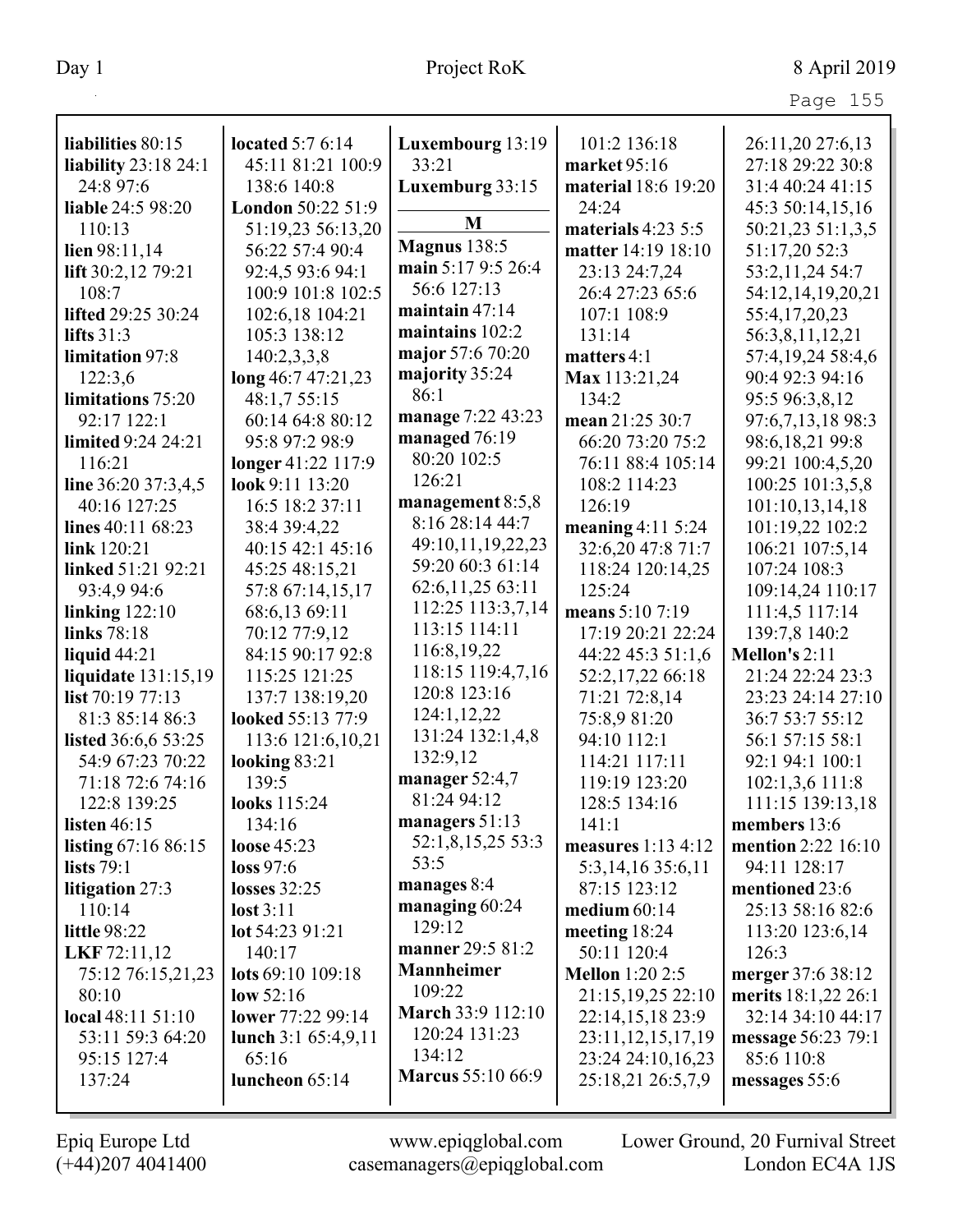**liabilities** 80:15
**liability** 23:18 24:1 24:8 97:6
**liable** 24:5 98:20 110:13
**lien** 98:11,14
**lift** 30:2,12 79:21 108:7
**lifted** 29:25 30:24
**lifts** 31:3
**limitation** 97:8 122:3,6
**limitations** 75:20 92:17 122:1
**limited** 9:24 24:21 116:21
**line** 36:20 37:3,4,5 40:16 127:25
**lines** 40:11 68:23
**link** 120:21
**linked** 51:21 92:21 93:4,9 94:6
**linking** 122:10
**links** 78:18
**liquid** 44:21
**liquidate** 131:15,19
**list** 70:19 77:13 81:3 85:14 86:3
**listed** 36:6,6 53:25 54:9 67:23 70:22 71:18 72:6 74:16 122:8 139:25
**listen** 46:15
**listing** 67:16 86:15
**lists** 79:1
**litigation** 27:3 110:14
**little** 98:22
**LKF** 72:11,12 75:12 76:15,21,23 80:10
**local** 48:11 51:10 53:11 59:3 64:20 95:15 127:4 137:24
**located** 5:7 6:14 45:11 81:21 100:9 138:6 140:8
**London** 50:22 51:9 51:19,23 56:13,20 56:22 57:4 90:4 92:4,5 93:6 94:1 100:9 101:8 102:5 102:6,18 104:21 105:3 138:12 140:2,3,3,8
**long** 46:7 47:21,23 48:1,7 55:15 60:14 64:8 80:12 95:8 97:2 98:9
**longer** 41:22 117:9
**look** 9:11 13:20 16:5 18:2 37:11 38:4 39:4,22 40:15 42:1 45:16 45:25 48:15,21 57:8 67:14,15,17 68:6,13 69:11 70:12 77:9,12 84:15 90:17 92:8 115:25 121:25 137:7 138:19,20
**looked** 55:13 77:9 113:6 121:6,10,21
**looking** 83:21 139:5
**looks** 115:24 134:16
**loose** 45:23
**loss** 97:6
**losses** 32:25
**lost** 3:11
**lot** 54:23 91:21 140:17
**lots** 69:10 109:18
**low** 52:16
**lower** 77:22 99:14
**lunch** 3:1 65:4,9,11 65:16
**luncheon** 65:14
**Luxembourg** 13:19 33:21
**Luxemburg** 33:15

**M**

**Magnus** 138:5
**main** 5:17 9:5 26:4 56:6 127:13
**maintain** 47:14
**maintains** 102:2
**major** 57:6 70:20
**majority** 35:24 86:1
**manage** 7:22 43:23
**managed** 76:19 80:20 102:5 126:21
**management** 8:5,8 8:16 28:14 44:7 49:10,11,19,22,23 59:20 60:3 61:14 62:6,11,25 63:11 112:25 113:3,7,14 113:15 114:11 116:8,19,22 118:15 119:4,7,16 120:8 123:16 124:1,12,22 131:24 132:1,4,8 132:9,12
**manager** 52:4,7 81:24 94:12
**managers** 51:13 52:1,8,15,25 53:3 53:5
**manages** 8:4
**managing** 60:24 129:12
**manner** 29:5 81:2
**Mannheimer** 109:22
**March** 33:9 112:10 120:24 131:23 134:12
**Marcus** 55:10 66:9 101:2 136:18
**market** 95:16
**material** 18:6 19:20 24:24
**materials** 4:23 5:5
**matter** 14:19 18:10 23:13 24:7,24 26:4 27:23 65:6 107:1 108:9 131:14
**matters** 4:1
**Max** 113:21,24 134:2
**mean** 21:25 30:7 66:20 73:20 75:2 76:11 88:4 105:14 108:2 114:23 126:19
**meaning** 4:11 5:24 32:6,20 47:8 71:7 118:24 120:14,25 125:24
**means** 5:10 7:19 17:19 20:21 22:24 44:22 45:3 51:1,6 52:2,17,22 66:18 71:21 72:8,14 75:8,9 81:20 94:10 112:1 114:21 117:11 119:19 123:20 128:5 134:16 141:1
**measures** 1:13 4:12 5:3,14,16 35:6,11 87:15 123:12
**medium** 60:14
**meeting** 18:24 50:11 120:4
**Mellon** 1:20 2:5 21:15,19,25 22:10 22:14,15,18 23:9 23:11,12,15,17,19 23:24 24:10,16,23 25:18,21 26:5,7,9 26:11,20 27:6,13 27:18 29:22 30:8 31:4 40:24 41:15 45:3 50:14,15,16 50:21,23 51:1,3,5 51:17,20 52:3 53:2,11,24 54:7 54:12,14,19,20,21 55:4,17,20,23 56:3,8,11,12,21 57:4,19,24 58:4,6 90:4 92:3 94:16 95:5 96:3,8,12 97:6,7,13,18 98:3 98:6,18,21 99:8 99:21 100:4,5,20 100:25 101:3,5,8 101:10,13,14,18 101:19,22 102:2 106:21 107:5,14 107:24 108:3 109:14,24 110:17 111:4,5 117:14 139:7,8 140:2
**Mellon's** 2:11 21:24 22:24 23:3 23:23 24:14 27:10 36:7 53:7 55:12 56:1 57:15 58:1 92:1 94:1 100:1 102:1,3,6 111:8 111:15 139:13,18
**members** 13:6
**mention** 2:22 16:10 94:11 128:17
**mentioned** 23:6 25:13 58:16 82:6 113:20 123:6,14 126:3
**merger** 37:6 38:12
**merits** 18:1,22 26:1 32:14 34:10 44:17
**message** 56:23 79:1 85:6 110:8
**messages** 55:6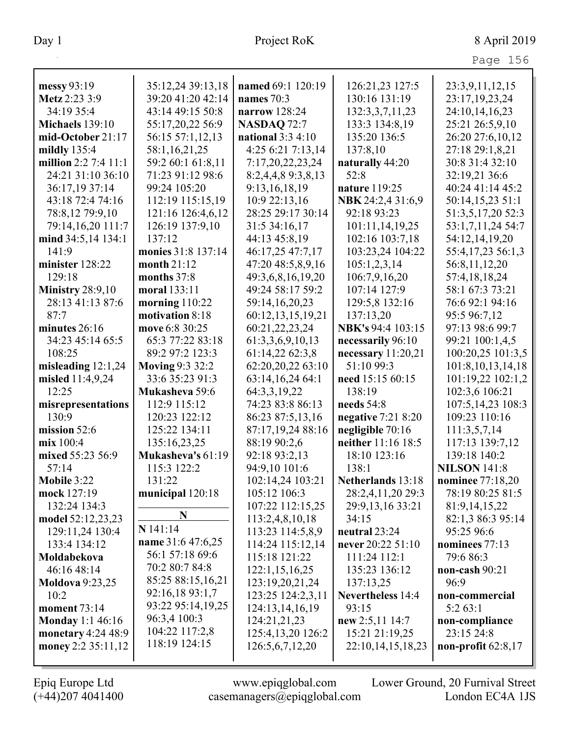**messy** 93:19
**Metz** 2:23 3:9 34:19 35:4
**Michaels** 139:10
**mid-October** 21:17
**mildly** 135:4
**million** 2:2 7:4 11:1 24:21 31:10 36:10 36:17,19 37:14 43:18 72:4 74:16 78:8,12 79:9,10 79:14,16,20 111:7
**mind** 34:5,14 134:1 141:9
**minister** 128:22 129:18
**Ministry** 28:9,10 28:13 41:13 87:6 87:7
**minutes** 26:16 34:23 45:14 65:5 108:25
**misleading** 12:1,24
**misled** 11:4,9,24 12:25
**misrepresentations** 130:9
**mission** 52:6
**mix** 100:4
**mixed** 55:23 56:9 57:14
**Mobile** 3:22
**mock** 127:19 132:24 134:3
**model** 52:12,23,23 129:11,24 130:4 133:4 134:12
**Moldabekova** 46:16 48:14
**Moldova** 9:23,25 10:2
**moment** 73:14
**Monday** 1:1 46:16
**monetary** 4:24 48:9
**money** 2:2 35:11,12 35:12,24 39:13,18 39:20 41:20 42:14 43:14 49:15 50:8 55:17,20,22 56:9 56:15 57:1,12,13 58:1,16,21,25 59:2 60:1 61:8,11 71:23 91:12 98:6 99:24 105:20 112:19 115:15,19 121:16 126:4,6,12 126:19 137:9,10 137:12
**monies** 31:8 137:14
**month** 21:12
**months** 37:8
**moral** 133:11
**morning** 110:22
**motivation** 8:18
**move** 6:8 30:25 65:3 77:22 83:18 89:2 97:2 123:3
**Moving** 9:3 32:2 33:6 35:23 91:3
**Mukasheva** 59:6 112:9 115:12 120:23 122:12 125:22 134:11 135:16,23,25
**Mukasheva's** 61:19 115:3 122:2 131:22
**municipal** 120:18

**N**

**N** 141:14
**name** 31:6 47:6,25 56:1 57:18 69:6 70:2 80:7 84:8 85:25 88:15,16,21 92:16,18 93:1,7 93:22 95:14,19,25 96:3,4 100:3 104:22 117:2,8 118:19 124:15
**named** 69:1 120:19
**names** 70:3
**narrow** 128:24
**NASDAQ** 72:7
**national** 3:3 4:10 4:25 6:21 7:13,14 7:17,20,22,23,24 8:2,4,4,8 9:3,8,13 9:13,16,18,19 10:9 22:13,16 28:25 29:17 30:14 31:5 34:16,17 44:13 45:8,19 46:17,25 47:7,17 47:20 48:5,8,9,16 49:3,6,8,16,19,20 49:24 58:17 59:2 59:14,16,20,23 60:12,13,15,19,21 60:21,22,23,24 61:3,3,6,9,10,13 61:14,22 62:3,8 62:20,20,22 63:10 63:14,16,24 64:1 64:3,3,19,22 74:23 83:8 86:13 86:23 87:5,13,16 87:17,19,24 88:16 88:19 90:2,6 92:18 93:2,13 94:9,10 101:6 102:14,24 103:21 105:12 106:3 107:22 112:15,25 113:2,4,8,10,18 113:23 114:5,8,9 114:24 115:12,14 115:18 121:22 122:1,15,16,25 123:19,20,21,24 123:25 124:2,3,11 124:13,14,16,19 124:21,21,23 125:4,13,20 126:2 126:5,6,7,12,20 126:21,23 127:5 130:16 131:19 132:3,3,7,11,23 133:3 134:8,19 135:20 136:5 137:8,10
**naturally** 44:20 52:8
**nature** 119:25
**NBK** 24:2,4 31:6,9 92:18 93:23 101:11,14,19,25 102:16 103:7,18 103:23,24 104:22 105:1,2,3,14 106:7,9,16,20 107:14 127:9 129:5,8 132:16 137:13,20
**NBK's** 94:4 103:15
**necessarily** 96:10
**necessary** 11:20,21 51:10 99:3
**need** 15:15 60:15 138:19
**needs** 54:8
**negative** 7:21 8:20
**negligible** 70:16
**neither** 11:16 18:5 18:10 123:16 138:1
**Netherlands** 13:18 28:2,4,11,20 29:3 29:9,13,16 33:21 34:15
**neutral** 23:24
**never** 20:22 51:10 111:24 112:1 135:23 136:12 137:13,25
**Nevertheless** 14:4 93:15
**new** 2:5,11 14:7 15:21 21:19,25 22:10,14,15,18,23 23:3,9,11,12,15 23:17,19,23,24 24:10,14,16,23 25:21 26:5,9,10 26:20 27:6,10,12 27:18 29:1,8,21 30:8 31:4 32:10 32:19,21 36:6 40:24 41:14 45:2 50:14,15,23 51:1 51:3,5,17,20 52:3 53:1,7,11,24 54:7 54:12,14,19,20 55:4,17,23 56:1,3 56:8,11,12,20 57:4,18,18,24 58:1 67:3 73:21 76:6 92:1 94:16 95:5 96:7,12 97:13 98:6 99:7 99:21 100:1,4,5 100:20,25 101:3,5 101:8,10,13,14,18 101:19,22 102:1,2 102:3,6 106:21 107:5,14,23 108:3 109:23 110:16 111:3,5,7,14 117:13 139:7,12 139:18 140:2
**NILSON** 141:8
**nominee** 77:18,20 78:19 80:25 81:5 81:9,14,15,22 82:1,3 86:3 95:14 95:25 96:6
**nominees** 77:13 79:6 86:3
**non-cash** 90:21 96:9
**non-commercial** 5:2 63:1
**non-compliance** 23:15 24:8
**non-profit** 62:8,17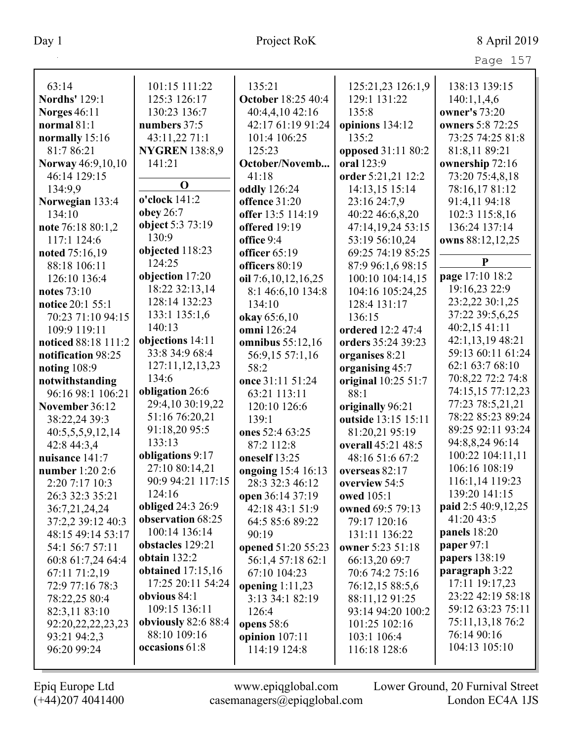63:14
**Nordhs'** 129:1
**Norges** 46:11
**normal** 81:1
**normally** 15:16 81:7 86:21
**Norway** 46:9,10,10 46:14 129:15 134:9,9
**Norwegian** 133:4 134:10
**note** 76:18 80:1,2 117:1 124:6
**noted** 75:16,19 88:18 106:11 126:10 136:4
**notes** 73:10
**notice** 20:1 55:1 70:23 71:10 94:15 109:9 119:11
**noticed** 88:18 111:2
**notification** 98:25
**noting** 108:9
**notwithstanding** 96:16 98:1 106:21
**November** 36:12 38:22,24 39:3 40:5,5,5,9,12,14 42:8 44:3,4
**nuisance** 141:7
**number** 1:20 2:6 2:20 7:17 10:3 26:3 32:3 35:21 36:7,21,24,24 37:2,2 39:12 40:3 48:15 49:14 53:17 54:1 56:7 57:11 60:8 61:7,24 64:4 67:11 71:2,19 72:9 77:16 78:3 78:22,25 80:4 82:3,11 83:10 92:20,22,22,23,23 93:21 94:2,3 96:20 99:24
101:15 111:22 125:3 126:17 130:23 136:7
**numbers** 37:5 43:11,22 71:1
**NYGREN** 138:8,9 141:21

**O**

**o'clock** 141:2
**obey** 26:7
**object** 5:3 73:19 130:9
**objected** 118:23 124:25
**objection** 17:20 18:22 32:13,14 128:14 132:23 133:1 135:1,6 140:13
**objections** 14:11 33:8 34:9 68:4 127:11,12,13,23 134:6
**obligation** 26:6 29:4,10 30:19,22 51:16 76:20,21 91:18,20 95:5 133:13
**obligations** 9:17 27:10 80:14,21 90:9 94:21 117:15 124:16
**obliged** 24:3 26:9
**observation** 68:25 100:14 136:14
**obstacles** 129:21
**obtain** 132:2
**obtained** 17:15,16 17:25 20:11 54:24
**obvious** 84:1 109:15 136:11
**obviously** 82:6 88:4 88:10 109:16
**occasions** 61:8
135:21
**October** 18:25 40:4 40:4,4,10 42:16 42:17 61:19 91:24 101:4 106:25 125:23
**October/Novemb...** 41:18
**oddly** 126:24
**offence** 31:20
**offer** 13:5 114:19
**offered** 19:19
**office** 9:4
**officer** 65:19
**officers** 80:19
**oil** 7:6,10,12,16,25 8:1 46:6,10 134:8 134:10
**okay** 65:6,10
**omni** 126:24
**omnibus** 55:12,16 56:9,15 57:1,16 58:2
**once** 31:11 51:24 63:21 113:11 120:10 126:6 139:1
**ones** 52:4 63:25 87:2 112:8
**oneself** 13:25
**ongoing** 15:4 16:13 28:3 32:3 46:12
**open** 36:14 37:19 42:18 43:1 51:9 64:5 85:6 89:22 90:19
**opened** 51:20 55:23 56:1,4 57:18 62:1 67:10 104:23
**opening** 1:11,23 3:13 34:1 82:19 126:4
**opens** 58:6
**opinion** 107:11 114:19 124:8
125:21,23 126:1,9 129:1 131:22 135:8
**opinions** 134:12 135:2
**opposed** 31:11 80:2
**oral** 123:9
**order** 5:21,21 12:2 14:13,15 15:14 23:16 24:7,9 40:22 46:6,8,20 47:14,19,24 53:15 53:19 56:10,24 69:25 74:19 85:25 87:9 96:1,6 98:15 100:10 104:14,15 104:16 105:24,25 128:4 131:17 136:15
**ordered** 12:2 47:4
**orders** 35:24 39:23
**organises** 8:21
**organising** 45:7
**original** 10:25 51:7 88:1
**originally** 96:21
**outside** 13:15 15:11 81:20,21 95:19
**overall** 45:21 48:5 48:16 51:6 67:2
**overseas** 82:17
**overview** 54:5
**owed** 105:1
**owned** 69:5 79:13 79:17 120:16 131:11 136:22
**owner** 5:23 51:18 66:13,20 69:7 70:6 74:2 75:16 76:12,15 88:5,6 88:11,12 91:25 93:14 94:20 100:2 101:25 102:16 103:1 106:4 116:18 128:6
138:13 139:15 140:1,1,4,6
**owner's** 73:20
**owners** 5:8 72:25 73:25 74:25 81:8 81:8,11 89:21
**ownership** 72:16 73:20 75:4,8,18 78:16,17 81:12 91:4,11 94:18 102:3 115:8,16 136:24 137:14
**owns** 88:12,12,25

**P**

**page** 17:10 18:2 19:16,23 22:9 23:2,22 30:1,25 37:22 39:5,6,25 40:2,15 41:11 42:1,13,19 48:21 59:13 60:11 61:24 62:1 63:7 68:10 70:8,22 72:2 74:8 74:15,15 77:12,23 77:23 78:5,21,21 78:22 85:23 89:24 89:25 92:11 93:24 94:8,8,24 96:14 100:22 104:11,11 106:16 108:19 116:1,14 119:23 139:20 141:15
**paid** 2:5 40:9,12,25 41:20 43:5
**panels** 18:20
**paper** 97:1
**papers** 138:19
**paragraph** 3:22 17:11 19:17,23 23:22 42:19 58:18 59:12 63:23 75:11 75:11,13,18 76:2 76:14 90:16 104:13 105:10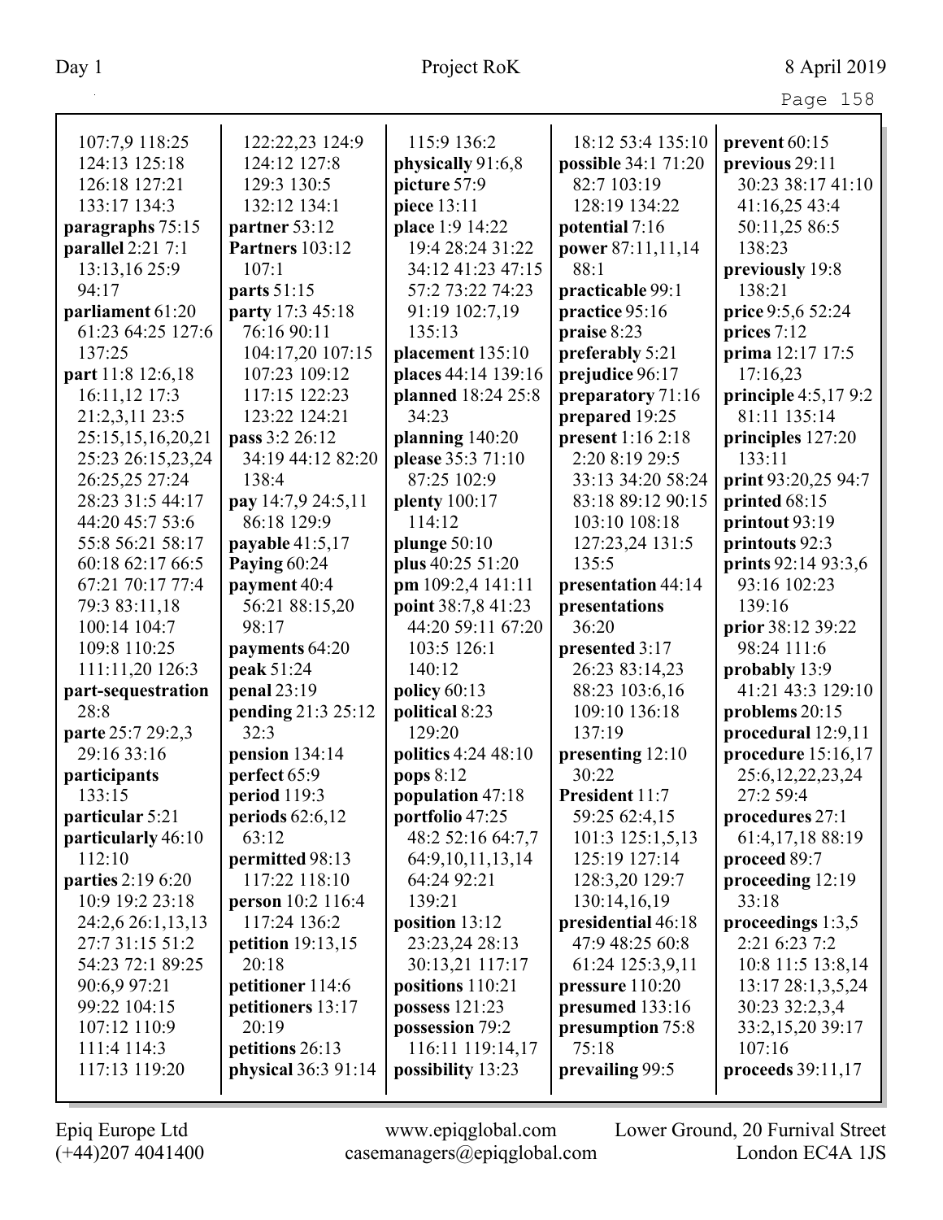107:7,9 118:25
124:13 125:18
126:18 127:21
133:17 134:3
**paragraphs** 75:15
**parallel** 2:21 7:1
13:13,16 25:9
94:17
**parliament** 61:20
61:23 64:25 127:6
137:25
**part** 11:8 12:6,18
16:11,12 17:3
21:2,3,11 23:5
25:15,15,16,20,21
25:23 26:15,23,24
26:25,25 27:24
28:23 31:5 44:17
44:20 45:7 53:6
55:8 56:21 58:17
60:18 62:17 66:5
67:21 70:17 77:4
79:3 83:11,18
100:14 104:7
109:8 110:25
111:11,20 126:3
**part-sequestration**
28:8
**parte** 25:7 29:2,3
29:16 33:16
**participants**
133:15
**particular** 5:21
**particularly** 46:10
112:10
**parties** 2:19 6:20
10:9 19:2 23:18
24:2,6 26:1,13,13
27:7 31:15 51:2
54:23 72:1 89:25
90:6,9 97:21
99:22 104:15
107:12 110:9
111:4 114:3
117:13 119:20

122:22,23 124:9
124:12 127:8
129:3 130:5
132:12 134:1
**partner** 53:12
**Partners** 103:12
107:1
**parts** 51:15
**party** 17:3 45:18
76:16 90:11
104:17,20 107:15
107:23 109:12
117:15 122:23
123:22 124:21
**pass** 3:2 26:12
34:19 44:12 82:20
138:4
**pay** 14:7,9 24:5,11
86:18 129:9
**payable** 41:5,17
**Paying** 60:24
**payment** 40:4
56:21 88:15,20
98:17
**payments** 64:20
**peak** 51:24
**penal** 23:19
**pending** 21:3 25:12
32:3
**pension** 134:14
**perfect** 65:9
**period** 119:3
**periods** 62:6,12
63:12
**permitted** 98:13
117:22 118:10
**person** 10:2 116:4
117:24 136:2
**petition** 19:13,15
20:18
**petitioner** 114:6
**petitioners** 13:17
20:19
**petitions** 26:13
**physical** 36:3 91:14

115:9 136:2
**physically** 91:6,8
**picture** 57:9
**piece** 13:11
**place** 1:9 14:22
19:4 28:24 31:22
34:12 41:23 47:15
57:2 73:22 74:23
91:19 102:7,19
135:13
**placement** 135:10
**places** 44:14 139:16
**planned** 18:24 25:8
34:23
**planning** 140:20
**please** 35:3 71:10
87:25 102:9
**plenty** 100:17
114:12
**plunge** 50:10
**plus** 40:25 51:20
**pm** 109:2,4 141:11
**point** 38:7,8 41:23
44:20 59:11 67:20
103:5 126:1
140:12
**policy** 60:13
**political** 8:23
129:20
**politics** 4:24 48:10
**pops** 8:12
**population** 47:18
**portfolio** 47:25
48:2 52:16 64:7,7
64:9,10,11,13,14
64:24 92:21
139:21
**position** 13:12
23:23,24 28:13
30:13,21 117:17
**positions** 110:21
**possess** 121:23
**possession** 79:2
116:11 119:14,17
**possibility** 13:23

18:12 53:4 135:10
**possible** 34:1 71:20
82:7 103:19
128:19 134:22
**potential** 7:16
**power** 87:11,11,14
88:1
**practicable** 99:1
**practice** 95:16
**praise** 8:23
**preferably** 5:21
**prejudice** 96:17
**preparatory** 71:16
**prepared** 19:25
**present** 1:16 2:18
2:20 8:19 29:5
33:13 34:20 58:24
83:18 89:12 90:15
103:10 108:18
127:23,24 131:5
135:5
**presentation** 44:14
**presentations**
36:20
**presented** 3:17
26:23 83:14,23
88:23 103:6,16
109:10 136:18
137:19
**presenting** 12:10
30:22
**President** 11:7
59:25 62:4,15
101:3 125:1,5,13
125:19 127:14
128:3,20 129:7
130:14,16,19
**presidential** 46:18
47:9 48:25 60:8
61:24 125:3,9,11
**pressure** 110:20
**presumed** 133:16
**presumption** 75:8
75:18
**prevailing** 99:5

**prevent** 60:15
**previous** 29:11
30:23 38:17 41:10
41:16,25 43:4
50:11,25 86:5
138:23
**previously** 19:8
138:21
**price** 9:5,6 52:24
**prices** 7:12
**prima** 12:17 17:5
17:16,23
**principle** 4:5,17 9:2
81:11 135:14
**principles** 127:20
133:11
**print** 93:20,25 94:7
**printed** 68:15
**printout** 93:19
**printouts** 92:3
**prints** 92:14 93:3,6
93:16 102:23
139:16
**prior** 38:12 39:22
98:24 111:6
**probably** 13:9
41:21 43:3 129:10
**problems** 20:15
**procedural** 12:9,11
**procedure** 15:16,17
25:6,12,22,23,24
27:2 59:4
**procedures** 27:1
61:4,17,18 88:19
**proceed** 89:7
**proceeding** 12:19
33:18
**proceedings** 1:3,5
2:21 6:23 7:2
10:8 11:5 13:8,14
13:17 28:1,3,5,24
30:23 32:2,3,4
33:2,15,20 39:17
107:16
**proceeds** 39:11,17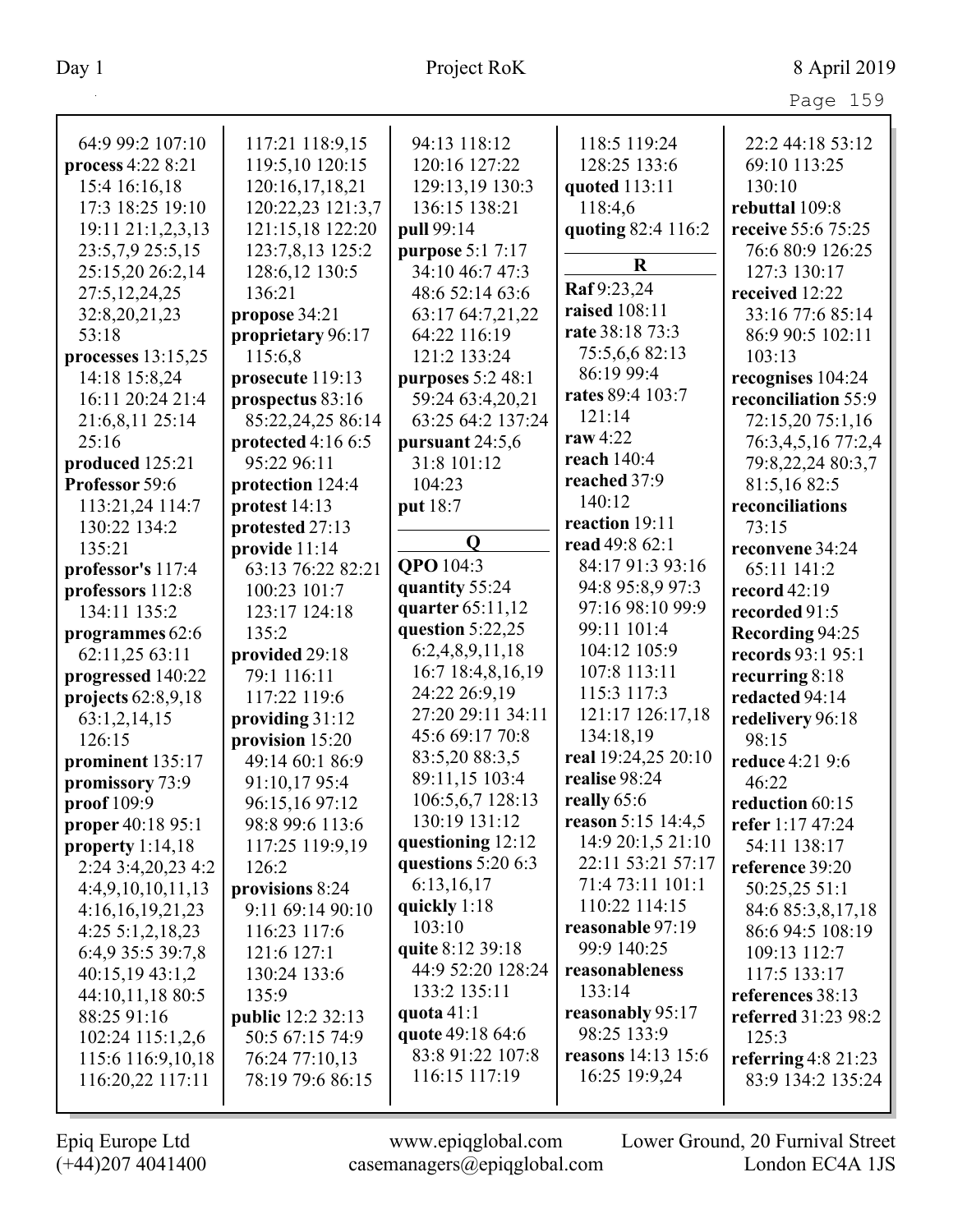64:9 99:2 107:10
**process** 4:22 8:21 15:4 16:16,18 17:3 18:25 19:10 19:11 21:1,2,3,13 23:5,7,9 25:5,15 25:15,20 26:2,14 27:5,12,24,25 32:8,20,21,23 53:18
**processes** 13:15,25 14:18 15:8,24 16:11 20:24 21:4 21:6,8,11 25:14 25:16
**produced** 125:21
**Professor** 59:6 113:21,24 114:7 130:22 134:2 135:21
**professor's** 117:4
**professors** 112:8 134:11 135:2
**programmes** 62:6 62:11,25 63:11
**progressed** 140:22
**projects** 62:8,9,18 63:1,2,14,15 126:15
**prominent** 135:17
**promissory** 73:9
**proof** 109:9
**proper** 40:18 95:1
**property** 1:14,18 2:24 3:4,20,23 4:2 4:4,9,10,10,11,13 4:16,16,19,21,23 4:25 5:1,2,18,23 6:4,9 35:5 39:7,8 40:15,19 43:1,2 44:10,11,18 80:5 88:25 91:16 102:24 115:1,2,6 115:6 116:9,10,18 116:20,22 117:11 117:21 118:9,15 119:5,10 120:15 120:16,17,18,21 120:22,23 121:3,7 121:15,18 122:20 123:7,8,13 125:2 128:6,12 130:5 136:21
**propose** 34:21
**proprietary** 96:17 115:6,8
**prosecute** 119:13
**prospectus** 83:16 85:22,24,25 86:14
**protected** 4:16 6:5 95:22 96:11
**protection** 124:4
**protest** 14:13
**protested** 27:13
**provide** 11:14 63:13 76:22 82:21 100:23 101:7 123:17 124:18 135:2
**provided** 29:18 79:1 116:11 117:22 119:6
**providing** 31:12
**provision** 15:20 49:14 60:1 86:9 91:10,17 95:4 96:15,16 97:12 98:8 99:6 113:6 117:25 119:9,19 126:2
**provisions** 8:24 9:11 69:14 90:10 116:23 117:6 121:6 127:1 130:24 133:6 135:9
**public** 12:2 32:13 50:5 67:15 74:9 76:24 77:10,13 78:19 79:6 86:15 94:13 118:12 120:16 127:22 129:13,19 130:3 136:15 138:21
**pull** 99:14
**purpose** 5:1 7:17 34:10 46:7 47:3 48:6 52:14 63:6 63:17 64:7,21,22 64:22 116:19 121:2 133:24
**purposes** 5:2 48:1 59:24 63:4,20,21 63:25 64:2 137:24
**pursuant** 24:5,6 31:8 101:12 104:23
**put** 18:7

## Q

**QPO** 104:3
**quantity** 55:24
**quarter** 65:11,12
**question** 5:22,25 6:2,4,8,9,11,18 16:7 18:4,8,16,19 24:22 26:9,19 27:20 29:11 34:11 45:6 69:17 70:8 83:5,20 88:3,5 89:11,15 103:4 106:5,6,7 128:13 130:19 131:12
**questioning** 12:12
**questions** 5:20 6:3 6:13,16,17
**quickly** 1:18 103:10
**quite** 8:12 39:18 44:9 52:20 128:24 133:2 135:11
**quota** 41:1
**quote** 49:18 64:6 83:8 91:22 107:8 116:15 117:19 118:5 119:24 128:25 133:6
**quoted** 113:11 118:4,6
**quoting** 82:4 116:2

## R

**Raf** 9:23,24
**raised** 108:11
**rate** 38:18 73:3 75:5,6,6 82:13 86:19 99:4
**rates** 89:4 103:7 121:14
**raw** 4:22
**reach** 140:4
**reached** 37:9 140:12
**reaction** 19:11
**read** 49:8 62:1 84:17 91:3 93:16 94:8 95:8,9 97:3 97:16 98:10 99:9 99:11 101:4 104:12 105:9 107:8 113:11 115:3 117:3 121:17 126:17,18 134:18,19
**real** 19:24,25 20:10
**realise** 98:24
**really** 65:6
**reason** 5:15 14:4,5 14:9 20:1,5 21:10 22:11 53:21 57:17 71:4 73:11 101:1 110:22 114:15
**reasonable** 97:19 99:9 140:25
**reasonableness** 133:14
**reasonably** 95:17 98:25 133:9
**reasons** 14:13 15:6 16:25 19:9,24 22:2 44:18 53:12 69:10 113:25 130:10
**rebuttal** 109:8
**receive** 55:6 75:25 76:6 80:9 126:25 127:3 130:17
**received** 12:22 33:16 77:6 85:14 86:9 90:5 102:11 103:13
**recognises** 104:24
**reconciliation** 55:9 72:15,20 75:1,16 76:3,4,5,16 77:2,4 79:8,22,24 80:3,7 81:5,16 82:5
**reconciliations** 73:15
**reconvene** 34:24 65:11 141:2
**record** 42:19
**recorded** 91:5
**Recording** 94:25
**records** 93:1 95:1
**recurring** 8:18
**redacted** 94:14
**redelivery** 96:18 98:15
**reduce** 4:21 9:6 46:22
**reduction** 60:15
**refer** 1:17 47:24 54:11 138:17
**reference** 39:20 50:25,25 51:1 84:6 85:3,8,17,18 86:6 94:5 108:19 109:13 112:7 117:5 133:17
**references** 38:13
**referred** 31:23 98:2 125:3
**referring** 4:8 21:23 83:9 134:2 135:24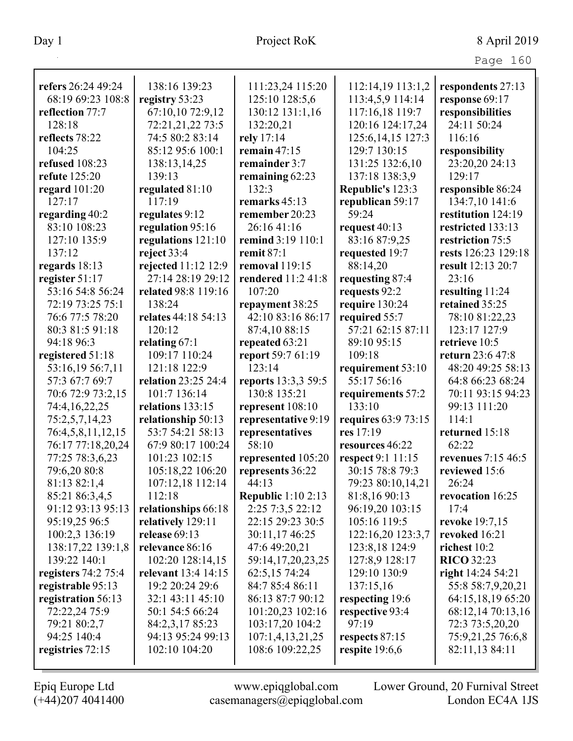**refers** 26:24 49:24 68:19 69:23 108:8
**reflection** 77:7 128:18
**reflects** 78:22 104:25
**refused** 108:23
**refute** 125:20
**regard** 101:20 127:17
**regarding** 40:2 83:10 108:23 127:10 135:9 137:12
**regards** 18:13
**register** 51:17 53:16 54:8 56:24 72:19 73:25 75:1 76:6 77:5 78:20 80:3 81:5 91:18 94:18 96:3
**registered** 51:18 53:16,19 56:7,11 57:3 67:7 69:7 70:6 72:9 73:2,15 74:4,16,22,25 75:2,5,7,14,23 76:4,5,8,11,12,15 76:17 77:18,20,24 77:25 78:3,6,23 79:6,20 80:8 81:13 82:1,4 85:21 86:3,4,5 91:12 93:13 95:13 95:19,25 96:5 100:2,3 136:19 138:17,22 139:1,8 139:22 140:1
**registers** 74:2 75:4
**registrable** 95:13
**registration** 56:13 72:22,24 75:9 79:21 80:2,7 94:25 140:4
**registries** 72:15 138:16 139:23
**registry** 53:23 67:10,10 72:9,12 72:21,21,22 73:5 74:5 80:2 83:14 85:12 95:6 100:1 138:13,14,25 139:13
**regulated** 81:10 117:19
**regulates** 9:12
**regulation** 95:16
**regulations** 121:10
**reject** 33:4
**rejected** 11:12 12:9 27:14 28:19 29:12
**related** 98:8 119:16 138:24
**relates** 44:18 54:13 120:12
**relating** 67:1 109:17 110:24 121:18 122:9
**relation** 23:25 24:4 101:7 136:14
**relations** 133:15
**relationship** 50:13 53:7 54:21 58:13 67:9 80:17 100:24 101:23 102:15 105:18,22 106:20 107:12,18 112:14 112:18
**relationships** 66:18
**relatively** 129:11
**release** 69:13
**relevance** 86:16 102:20 128:14,15
**relevant** 13:4 14:15 19:2 20:24 29:6 32:1 43:11 45:10 50:1 54:5 66:24 84:2,3,17 85:23 94:13 95:24 99:13 102:10 104:20 111:23,24 115:20 125:10 128:5,6 130:12 131:1,16 132:20,21
**rely** 17:14
**remain** 47:15
**remainder** 3:7
**remaining** 62:23 132:3
**remarks** 45:13
**remember** 20:23 26:16 41:16
**remind** 3:19 110:1
**remit** 87:1
**removal** 119:15
**rendered** 11:2 41:8 107:20
**repayment** 38:25 42:10 83:16 86:17 87:4,10 88:15
**repeated** 63:21
**report** 59:7 61:19 123:14
**reports** 13:3,3 59:5 130:8 135:21
**represent** 108:10
**representative** 9:19
**representatives** 58:10
**represented** 105:20
**represents** 36:22 44:13
**Republic** 1:10 2:13 2:25 7:3,5 22:12 22:15 29:23 30:5 30:11,17 46:25 47:6 49:20,21 59:14,17,20,23,25 62:5,15 74:24 84:7 85:4 86:11 86:13 87:7 90:12 101:20,23 102:16 103:17,20 104:2 107:1,4,13,21,25 108:6 109:22,25 112:14,19 113:1,2 113:4,5,9 114:14 117:16,18 119:7 120:16 124:17,24 125:6,14,15 127:3 129:7 130:15 131:25 132:6,10 137:18 138:3,9
**Republic's** 123:3
**republican** 59:17 59:24
**request** 40:13 83:16 87:9,25
**requested** 19:7 88:14,20
**requesting** 87:4
**requests** 92:2
**require** 130:24
**required** 55:7 57:21 62:15 87:11 89:10 95:15 109:18
**requirement** 53:10 55:17 56:16
**requirements** 57:2 133:10
**requires** 63:9 73:15
**res** 17:19
**resources** 46:22
**respect** 9:1 11:15 30:15 78:8 79:3 79:23 80:10,14,21 81:8,16 90:13 96:19,20 103:15 105:16 119:5 122:16,20 123:3,7 123:8,18 124:9 127:8,9 128:17 129:10 130:9 137:15,16
**respecting** 19:6
**respective** 93:4 97:19
**respects** 87:15
**respite** 19:6,6
**respondents** 27:13
**response** 69:17
**responsibilities** 24:11 50:24 116:16
**responsibility** 23:20,20 24:13 129:17
**responsible** 86:24 134:7,10 141:6
**restitution** 124:19
**restricted** 133:13
**restriction** 75:5
**rests** 126:23 129:18
**result** 12:13 20:7 23:16
**resulting** 11:24
**retained** 35:25 78:10 81:22,23 123:17 127:9
**retrieve** 10:5
**return** 23:6 47:8 48:20 49:25 58:13 64:8 66:23 68:24 70:11 93:15 94:23 99:13 111:20 114:1
**returned** 15:18 62:22
**revenues** 7:15 46:5
**reviewed** 15:6 26:24
**revocation** 16:25 17:4
**revoke** 19:7,15
**revoked** 16:21
**richest** 10:2
**RICO** 32:23
**right** 14:24 54:21 55:8 58:7,9,20,21 64:15,18,19 65:20 68:12,14 70:13,16 72:3 73:5,20,20 75:9,21,25 76:6,8 82:11,13 84:11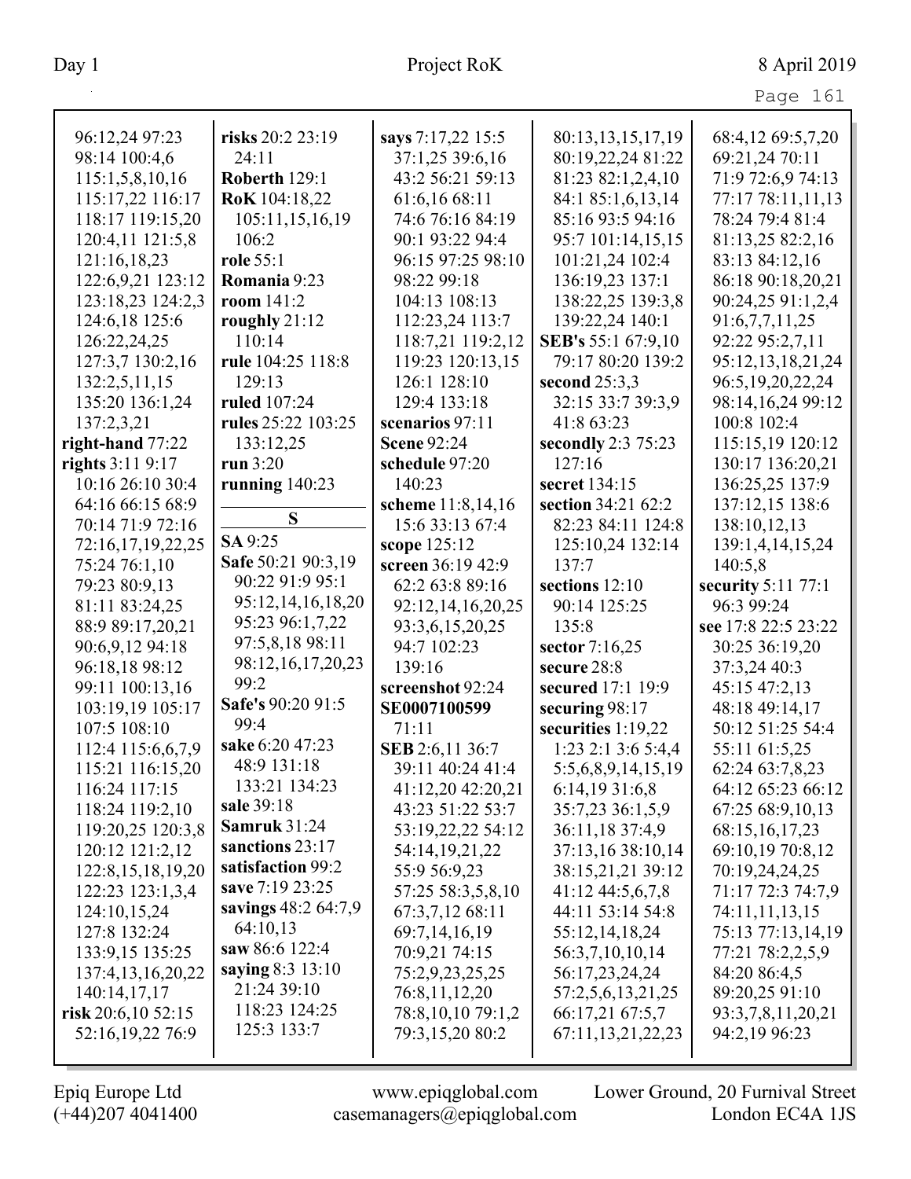96:12,24 97:23
98:14 100:4,6
115:1,5,8,10,16
115:17,22 116:17
118:17 119:15,20
120:4,11 121:5,8
121:16,18,23
122:6,9,21 123:12
123:18,23 124:2,3
124:6,18 125:6
126:22,24,25
127:3,7 130:2,16
132:2,5,11,15
135:20 136:1,24
137:2,3,21

**right-hand** 77:22

**rights** 3:11 9:17
10:16 26:10 30:4
64:16 66:15 68:9
70:14 71:9 72:16
72:16,17,19,22,25
75:24 76:1,10
79:23 80:9,13
81:11 83:24,25
88:9 89:17,20,21
90:6,9,12 94:18
96:18,18 98:12
99:11 100:13,16
103:19,19 105:17
107:5 108:10
112:4 115:6,6,7,9
115:21 116:15,20
116:24 117:15
118:24 119:2,10
119:20,25 120:3,8
120:12 121:2,12
122:8,15,18,19,20
122:23 123:1,3,4
124:10,15,24
127:8 132:24
133:9,15 135:25
137:4,13,16,20,22
140:14,17,17

**risk** 20:6,10 52:15
52:16,19,22 76:9

**risks** 20:2 23:19
24:11

**Roberth** 129:1

**RoK** 104:18,22
105:11,15,16,19
106:2

**role** 55:1

**Romania** 9:23

**room** 141:2

**roughly** 21:12
110:14

**rule** 104:25 118:8
129:13

**ruled** 107:24

**rules** 25:22 103:25
133:12,25

**run** 3:20

**running** 140:23

## S

**SA** 9:25

**Safe** 50:21 90:3,19
90:22 91:9 95:1
95:12,14,16,18,20
95:23 96:1,7,22
97:5,8,18 98:11
98:12,16,17,20,23
99:2

**Safe's** 90:20 91:5
99:4

**sake** 6:20 47:23
48:9 131:18
133:21 134:23

**sale** 39:18

**Samruk** 31:24

**sanctions** 23:17

**satisfaction** 99:2

**save** 7:19 23:25

**savings** 48:2 64:7,9
64:10,13

**saw** 86:6 122:4

**saying** 8:3 13:10
21:24 39:10
118:23 124:25
125:3 133:7

**says** 7:17,22 15:5
37:1,25 39:6,16
43:2 56:21 59:13
61:6,16 68:11
74:6 76:16 84:19
90:1 93:22 94:4
96:15 97:25 98:10
98:22 99:18
104:13 108:13
112:23,24 113:7
118:7,21 119:2,12
119:23 120:13,15
126:1 128:10
129:4 133:18

**scenarios** 97:11

**Scene** 92:24

**schedule** 97:20
140:23

**scheme** 11:8,14,16
15:6 33:13 67:4

**scope** 125:12

**screen** 36:19 42:9
62:2 63:8 89:16
92:12,14,16,20,25
93:3,6,15,20,25
94:7 102:23
139:16

**screenshot** 92:24

**SE0007100599**
71:11

**SEB** 2:6,11 36:7
39:11 40:24 41:4
41:12,20 42:20,21
43:23 51:22 53:7
53:19,22,22 54:12
54:14,19,21,22
55:9 56:9,23
57:25 58:3,5,8,10
67:3,7,12 68:11
69:7,14,16,19
70:9,21 74:15
75:2,9,23,25,25
76:8,11,12,20
78:8,10,10 79:1,2
79:3,15,20 80:2
80:13,13,15,17,19
80:19,22,24 81:22
81:23 82:1,2,4,10
84:1 85:1,6,13,14
85:16 93:5 94:16
95:7 101:14,15,15
101:21,24 102:4
136:19,23 137:1
138:22,25 139:3,8
139:22,24 140:1

**SEB's** 55:1 67:9,10
79:17 80:20 139:2

**second** 25:3,3
32:15 33:7 39:3,9
41:8 63:23

**secondly** 2:3 75:23
127:16

**secret** 134:15

**section** 34:21 62:2
82:23 84:11 124:8
125:10,24 132:14
137:7

**sections** 12:10
90:14 125:25
135:8

**sector** 7:16,25

**secure** 28:8

**secured** 17:1 19:9

**securing** 98:17

**securities** 1:19,22
1:23 2:1 3:6 5:4,4
5:5,6,8,9,14,15,19
6:14,19 31:6,8
35:7,23 36:1,5,9
36:11,18 37:4,9
37:13,16 38:10,14
38:15,21,21 39:12
41:12 44:5,6,7,8
44:11 53:14 54:8
55:12,14,18,24
56:3,7,10,10,14
56:17,23,24,24
57:2,5,6,13,21,25
66:17,21 67:5,7
67:11,13,21,22,23
68:4,12 69:5,7,20
69:21,24 70:11
71:9 72:6,9 74:13
77:17 78:11,11,13
78:24 79:4 81:4
81:13,25 82:2,16
83:13 84:12,16
86:18 90:18,20,21
90:24,25 91:1,2,4
91:6,7,7,11,25
92:22 95:2,7,11
95:12,13,18,21,24
96:5,19,20,22,24
98:14,16,24 99:12
100:8 102:4
115:15,19 120:12
130:17 136:20,21
136:25,25 137:9
137:12,15 138:6
138:10,12,13
139:1,4,14,15,24
140:5,8

**security** 5:11 77:1
96:3 99:24

**see** 17:8 22:5 23:22
30:25 36:19,20
37:3,24 40:3
45:15 47:2,13
48:18 49:14,17
50:12 51:25 54:4
55:11 61:5,25
62:24 63:7,8,23
64:12 65:23 66:12
67:25 68:9,10,13
68:15,16,17,23
69:10,19 70:8,12
70:19,24,24,25
71:17 72:3 74:7,9
74:11,11,13,15
75:13 77:13,14,19
77:21 78:2,2,5,9
84:20 86:4,5
89:20,25 91:10
93:3,7,8,11,20,21
94:2,19 96:23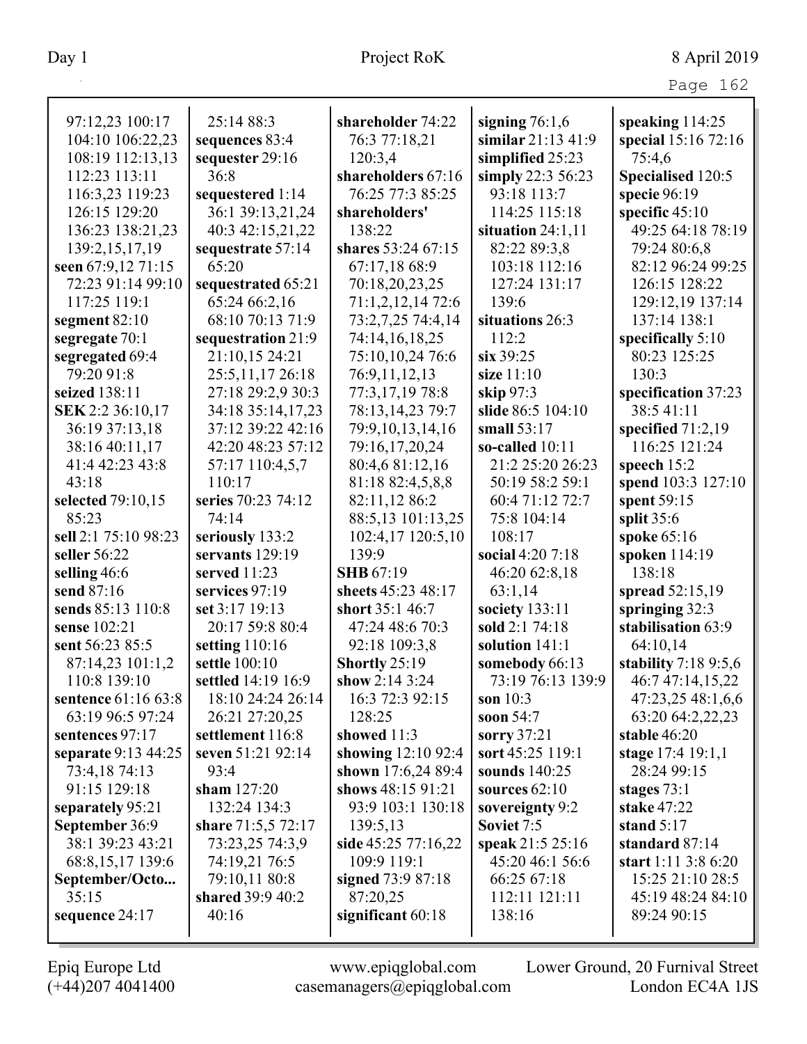97:12,23 100:17
104:10 106:22,23
108:19 112:13,13
112:23 113:11
116:3,23 119:23
126:15 129:20
136:23 138:21,23
139:2,15,17,19
**seen** 67:9,12 71:15
72:23 91:14 99:10
117:25 119:1
**segment** 82:10
**segregate** 70:1
**segregated** 69:4
79:20 91:8
**seized** 138:11
**SEK** 2:2 36:10,17
36:19 37:13,18
38:16 40:11,17
41:4 42:23 43:8
43:18
**selected** 79:10,15
85:23
**sell** 2:1 75:10 98:23
**seller** 56:22
**selling** 46:6
**send** 87:16
**sends** 85:13 110:8
**sense** 102:21
**sent** 56:23 85:5
87:14,23 101:1,2
110:8 139:10
**sentence** 61:16 63:8
63:19 96:5 97:24
**sentences** 97:17
**separate** 9:13 44:25
73:4,18 74:13
91:15 129:18
**separately** 95:21
**September** 36:9
38:1 39:23 43:21
68:8,15,17 139:6
**September/Octo...**
35:15
**sequence** 24:17
25:14 88:3
**sequences** 83:4
**sequester** 29:16
36:8
**sequestered** 1:14
36:1 39:13,21,24
40:3 42:15,21,22
**sequestrate** 57:14
65:20
**sequestrated** 65:21
65:24 66:2,16
68:10 70:13 71:9
**sequestration** 21:9
21:10,15 24:21
25:5,11,17 26:18
27:18 29:2,9 30:3
34:18 35:14,17,23
37:12 39:22 42:16
42:20 48:23 57:12
57:17 110:4,5,7
110:17
**series** 70:23 74:12
74:14
**seriously** 133:2
**servants** 129:19
**served** 11:23
**services** 97:19
**set** 3:17 19:13
20:17 59:8 80:4
**setting** 110:16
**settle** 100:10
**settled** 14:19 16:9
18:10 24:24 26:14
26:21 27:20,25
**settlement** 116:8
**seven** 51:21 92:14
93:4
**sham** 127:20
132:24 134:3
**share** 71:5,5 72:17
73:23,25 74:3,9
74:19,21 76:5
79:10,11 80:8
**shared** 39:9 40:2
40:16
**shareholder** 74:22
76:3 77:18,21
120:3,4
**shareholders** 67:16
76:25 77:3 85:25
**shareholders'**
138:22
**shares** 53:24 67:15
67:17,18 68:9
70:18,20,23,25
71:1,2,12,14 72:6
73:2,7,25 74:4,14
74:14,16,18,25
75:10,10,24 76:6
76:9,11,12,13
77:3,17,19 78:8
78:13,14,23 79:7
79:9,10,13,14,16
79:16,17,20,24
80:4,6 81:12,16
81:18 82:4,5,8,8
82:11,12 86:2
88:5,13 101:13,25
102:4,17 120:5,10
139:9
**SHB** 67:19
**sheets** 45:23 48:17
**short** 35:1 46:7
47:24 48:6 70:3
92:18 109:3,8
**Shortly** 25:19
**show** 2:14 3:24
16:3 72:3 92:15
128:25
**showed** 11:3
**showing** 12:10 92:4
**shown** 17:6,24 89:4
**shows** 48:15 91:21
93:9 103:1 130:18
139:5,13
**side** 45:25 77:16,22
109:9 119:1
**signed** 73:9 87:18
87:20,25
**significant** 60:18
**signing** 76:1,6
**similar** 21:13 41:9
**simplified** 25:23
**simply** 22:3 56:23
93:18 113:7
114:25 115:18
**situation** 24:1,11
82:22 89:3,8
103:18 112:16
127:24 131:17
139:6
**situations** 26:3
112:2
**six** 39:25
**size** 11:10
**skip** 97:3
**slide** 86:5 104:10
**small** 53:17
**so-called** 10:11
21:2 25:20 26:23
50:19 58:2 59:1
60:4 71:12 72:7
75:8 104:14
108:17
**social** 4:20 7:18
46:20 62:8,18
63:1,14
**society** 133:11
**sold** 2:1 74:18
**solution** 141:1
**somebody** 66:13
73:19 76:13 139:9
**son** 10:3
**soon** 54:7
**sorry** 37:21
**sort** 45:25 119:1
**sounds** 140:25
**sources** 62:10
**sovereignty** 9:2
**Soviet** 7:5
**speak** 21:5 25:16
45:20 46:1 56:6
66:25 67:18
112:11 121:11
138:16
**speaking** 114:25
**special** 15:16 72:16
75:4,6
**Specialised** 120:5
**specie** 96:19
**specific** 45:10
49:25 64:18 78:19
79:24 80:6,8
82:12 96:24 99:25
126:15 128:22
129:12,19 137:14
137:14 138:1
**specifically** 5:10
80:23 125:25
130:3
**specification** 37:23
38:5 41:11
**specified** 71:2,19
116:25 121:24
**speech** 15:2
**spend** 103:3 127:10
**spent** 59:15
**split** 35:6
**spoke** 65:16
**spoken** 114:19
138:18
**spread** 52:15,19
**springing** 32:3
**stabilisation** 63:9
64:10,14
**stability** 7:18 9:5,6
46:7 47:14,15,22
47:23,25 48:1,6,6
63:20 64:2,22,23
**stable** 46:20
**stage** 17:4 19:1,1
28:24 99:15
**stages** 73:1
**stake** 47:22
**stand** 5:17
**standard** 87:14
**start** 1:11 3:8 6:20
15:25 21:10 28:5
45:19 48:24 84:10
89:24 90:15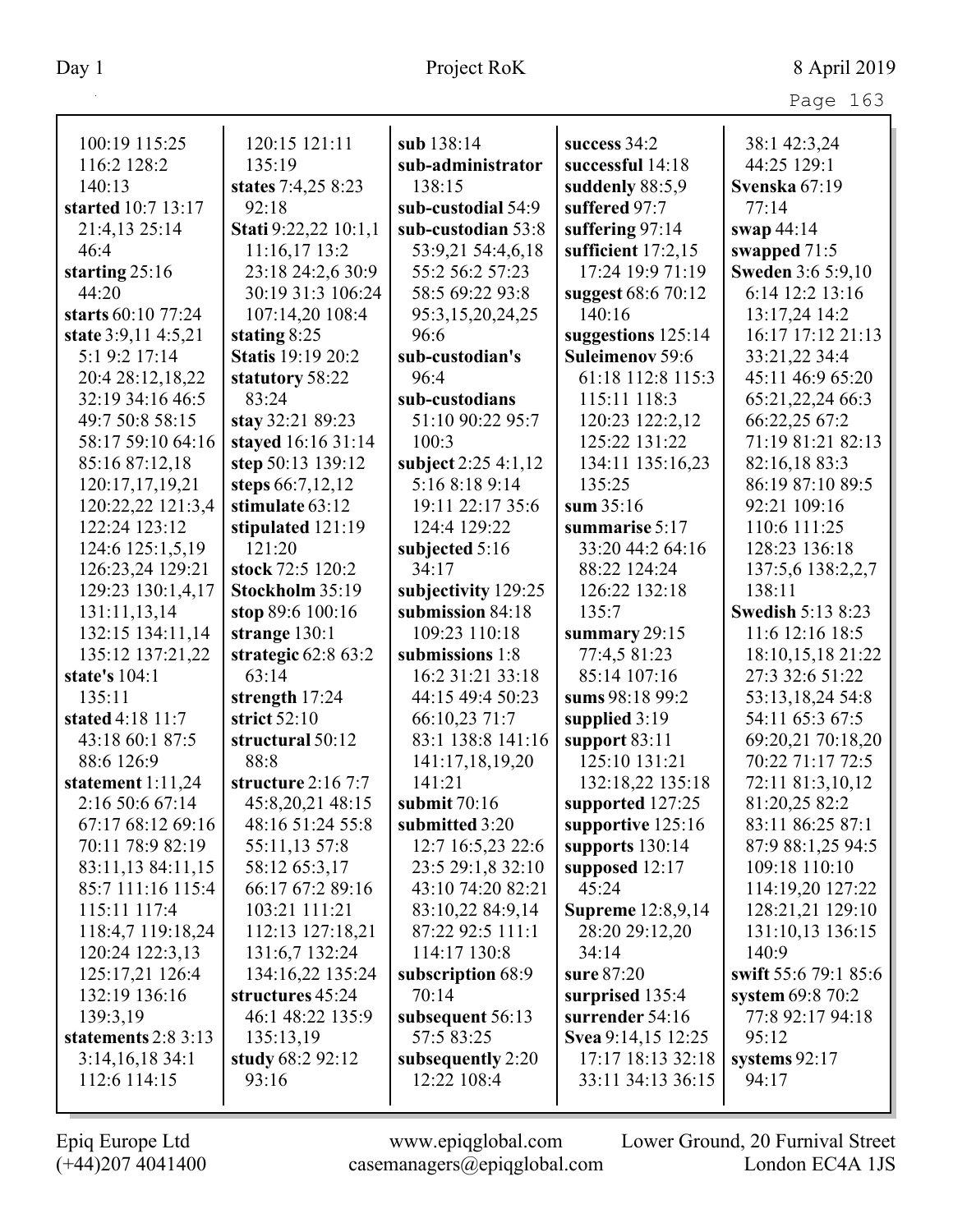100:19 115:25 116:2 128:2 140:13
**started** 10:7 13:17 21:4,13 25:14 46:4
**starting** 25:16 44:20
**starts** 60:10 77:24
**state** 3:9,11 4:5,21 5:1 9:2 17:14 20:4 28:12,18,22 32:19 34:16 46:5 49:7 50:8 58:15 58:17 59:10 64:16 85:16 87:12,18 120:17,17,19,21 120:22,22 121:3,4 122:24 123:12 124:6 125:1,5,19 126:23,24 129:21 129:23 130:1,4,17 131:11,13,14 132:15 134:11,14 135:12 137:21,22
**state's** 104:1 135:11
**stated** 4:18 11:7 43:18 60:1 87:5 88:6 126:9
**statement** 1:11,24 2:16 50:6 67:14 67:17 68:12 69:16 70:11 78:9 82:19 83:11,13 84:11,15 85:7 111:16 115:4 115:11 117:4 118:4,7 119:18,24 120:24 122:3,13 125:17,21 126:4 132:19 136:16 139:3,19
**statements** 2:8 3:13 3:14,16,18 34:1 112:6 114:15
120:15 121:11 135:19
**states** 7:4,25 8:23 92:18
**Stati** 9:22,22 10:1,1 11:16,17 13:2 23:18 24:2,6 30:9 30:19 31:3 106:24 107:14,20 108:4
**stating** 8:25
**Statis** 19:19 20:2
**statutory** 58:22 83:24
**stay** 32:21 89:23
**stayed** 16:16 31:14
**step** 50:13 139:12
**steps** 66:7,12,12
**stimulate** 63:12
**stipulated** 121:19 121:20
**stock** 72:5 120:2
**Stockholm** 35:19
**stop** 89:6 100:16
**strange** 130:1
**strategic** 62:8 63:2 63:14
**strength** 17:24
**strict** 52:10
**structural** 50:12 88:8
**structure** 2:16 7:7 45:8,20,21 48:15 48:16 51:24 55:8 55:11,13 57:8 58:12 65:3,17 66:17 67:2 89:16 103:21 111:21 112:13 127:18,21 131:6,7 132:24 134:16,22 135:24
**structures** 45:24 46:1 48:22 135:9 135:13,19
**study** 68:2 92:12 93:16
**sub** 138:14
**sub-administrator** 138:15
**sub-custodial** 54:9
**sub-custodian** 53:8 53:9,21 54:4,6,18 55:2 56:2 57:23 58:5 69:22 93:8 95:3,15,20,24,25 96:6
**sub-custodian's** 96:4
**sub-custodians** 51:10 90:22 95:7 100:3
**subject** 2:25 4:1,12 5:16 8:18 9:14 19:11 22:17 35:6 124:4 129:22
**subjected** 5:16 34:17
**subjectivity** 129:25
**submission** 84:18 109:23 110:18
**submissions** 1:8 16:2 31:21 33:18 44:15 49:4 50:23 66:10,23 71:7 83:1 138:8 141:16 141:17,18,19,20 141:21
**submit** 70:16
**submitted** 3:20 12:7 16:5,23 22:6 23:5 29:1,8 32:10 43:10 74:20 82:21 83:10,22 84:9,14 87:22 92:5 111:1 114:17 130:8
**subscription** 68:9 70:14
**subsequent** 56:13 57:5 83:25
**subsequently** 2:20 12:22 108:4
**success** 34:2
**successful** 14:18
**suddenly** 88:5,9
**suffered** 97:7
**suffering** 97:14
**sufficient** 17:2,15 17:24 19:9 71:19
**suggest** 68:6 70:12 140:16
**suggestions** 125:14
**Suleimenov** 59:6 61:18 112:8 115:3 115:11 118:3 120:23 122:2,12 125:22 131:22 134:11 135:16,23 135:25
**sum** 35:16
**summarise** 5:17 33:20 44:2 64:16 88:22 124:24 126:22 132:18 135:7
**summary** 29:15 77:4,5 81:23 85:14 107:16
**sums** 98:18 99:2
**supplied** 3:19
**support** 83:11 125:10 131:21 132:18,22 135:18
**supported** 127:25
**supportive** 125:16
**supports** 130:14
**supposed** 12:17 45:24
**Supreme** 12:8,9,14 28:20 29:12,20 34:14
**sure** 87:20
**surprised** 135:4
**surrender** 54:16
**Svea** 9:14,15 12:25 17:17 18:13 32:18 33:11 34:13 36:15
38:1 42:3,24 44:25 129:1
**Svenska** 67:19 77:14
**swap** 44:14
**swapped** 71:5
**Sweden** 3:6 5:9,10 6:14 12:2 13:16 13:17,24 14:2 16:17 17:12 21:13 33:21,22 34:4 45:11 46:9 65:20 65:21,22,24 66:3 66:22,25 67:2 71:19 81:21 82:13 82:16,18 83:3 86:19 87:10 89:5 92:21 109:16 110:6 111:25 128:23 136:18 137:5,6 138:2,2,7 138:11
**Swedish** 5:13 8:23 11:6 12:16 18:5 18:10,15,18 21:22 27:3 32:6 51:22 53:13,18,24 54:8 54:11 65:3 67:5 69:20,21 70:18,20 70:22 71:17 72:5 72:11 81:3,10,12 81:20,25 82:2 83:11 86:25 87:1 87:9 88:1,25 94:5 109:18 110:10 114:19,20 127:22 128:21,21 129:10 131:10,13 136:15 140:9
**swift** 55:6 79:1 85:6
**system** 69:8 70:2 77:8 92:17 94:18 95:12
**systems** 92:17 94:17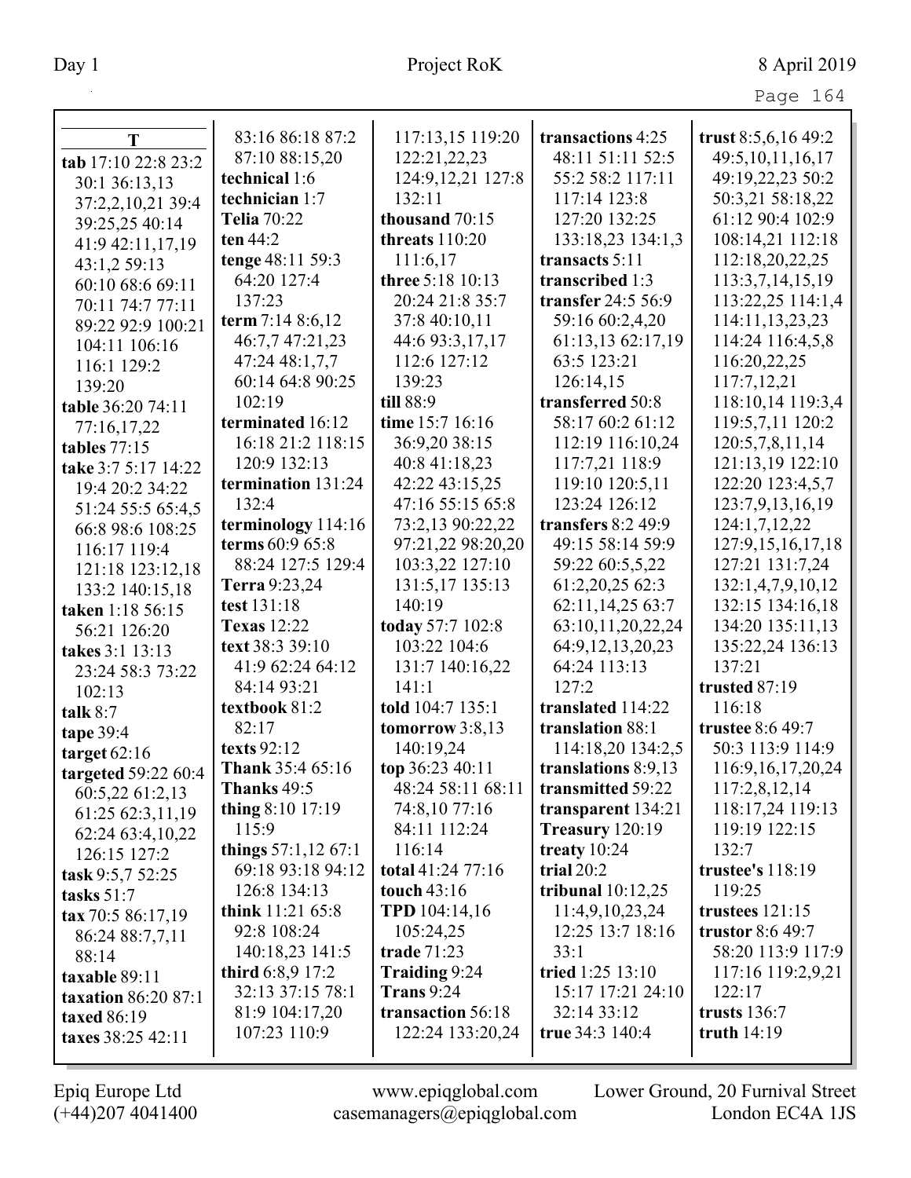**T**

**tab** 17:10 22:8 23:2 30:1 36:13,13 37:2,2,10,21 39:4 39:25,25 40:14 41:9 42:11,17,19 43:1,2 59:13 60:10 68:6 69:11 70:11 74:7 77:11 89:22 92:9 100:21 104:11 106:16 116:1 129:2 139:20
**table** 36:20 74:11 77:16,17,22
**tables** 77:15
**take** 3:7 5:17 14:22 19:4 20:2 34:22 51:24 55:5 65:4,5 66:8 98:6 108:25 116:17 119:4 121:18 123:12,18 133:2 140:15,18
**taken** 1:18 56:15 56:21 126:20
**takes** 3:1 13:13 23:24 58:3 73:22 102:13
**talk** 8:7
**tape** 39:4
**target** 62:16
**targeted** 59:22 60:4 60:5,22 61:2,13 61:25 62:3,11,19 62:24 63:4,10,22 126:15 127:2
**task** 9:5,7 52:25
**tasks** 51:7
**tax** 70:5 86:17,19 86:24 88:7,7,11 88:14
**taxable** 89:11
**taxation** 86:20 87:1
**taxed** 86:19
**taxes** 38:25 42:11 83:16 86:18 87:2 87:10 88:15,20
**technical** 1:6
**technician** 1:7
**Telia** 70:22
**ten** 44:2
**tenge** 48:11 59:3 64:20 127:4 137:23
**term** 7:14 8:6,12 46:7,7 47:21,23 47:24 48:1,7,7 60:14 64:8 90:25 102:19
**terminated** 16:12 16:18 21:2 118:15 120:9 132:13
**termination** 131:24 132:4
**terminology** 114:16
**terms** 60:9 65:8 88:24 127:5 129:4
**Terra** 9:23,24
**test** 131:18
**Texas** 12:22
**text** 38:3 39:10 41:9 62:24 64:12 84:14 93:21
**textbook** 81:2 82:17
**texts** 92:12
**Thank** 35:4 65:16
**Thanks** 49:5
**thing** 8:10 17:19 115:9
**things** 57:1,12 67:1 69:18 93:18 94:12 126:8 134:13
**think** 11:21 65:8 92:8 108:24 140:18,23 141:5
**third** 6:8,9 17:2 32:13 37:15 78:1 81:9 104:17,20 107:23 110:9 117:13,15 119:20 122:21,22,23 124:9,12,21 127:8 132:11
**thousand** 70:15
**threats** 110:20 111:6,17
**three** 5:18 10:13 20:24 21:8 35:7 37:8 40:10,11 44:6 93:3,17,17 112:6 127:12 139:23
**till** 88:9
**time** 15:7 16:16 36:9,20 38:15 40:8 41:18,23 42:22 43:15,25 47:16 55:15 65:8 73:2,13 90:22,22 97:21,22 98:20,20 103:3,22 127:10 131:5,17 135:13 140:19
**today** 57:7 102:8 103:22 104:6 131:7 140:16,22 141:1
**told** 104:7 135:1
**tomorrow** 3:8,13 140:19,24
**top** 36:23 40:11 48:24 58:11 68:11 74:8,10 77:16 84:11 112:24 116:14
**total** 41:24 77:16
**touch** 43:16
**TPD** 104:14,16 105:24,25
**trade** 71:23
**Traiding** 9:24
**Trans** 9:24
**transaction** 56:18 122:24 133:20,24
**transactions** 4:25 48:11 51:11 52:5 55:2 58:2 117:11 117:14 123:8 127:20 132:25 133:18,23 134:1,3
**transacts** 5:11
**transcribed** 1:3
**transfer** 24:5 56:9 59:16 60:2,4,20 61:13,13 62:17,19 63:5 123:21 126:14,15
**transferred** 50:8 58:17 60:2 61:12 112:19 116:10,24 117:7,21 118:9 119:10 120:5,11 123:24 126:12
**transfers** 8:2 49:9 49:15 58:14 59:9 59:22 60:5,5,22 61:2,20,25 62:3 62:11,14,25 63:7 63:10,11,20,22,24 64:9,12,13,20,23 64:24 113:13 127:2
**translated** 114:22
**translation** 88:1 114:18,20 134:2,5
**translations** 8:9,13
**transmitted** 59:22
**transparent** 134:21
**Treasury** 120:19
**treaty** 10:24
**trial** 20:2
**tribunal** 10:12,25 11:4,9,10,23,24 12:25 13:7 18:16 33:1
**tried** 1:25 13:10 15:17 17:21 24:10 32:14 33:12
**true** 34:3 140:4
**trust** 8:5,6,16 49:2 49:5,10,11,16,17 49:19,22,23 50:2 50:3,21 58:18,22 61:12 90:4 102:9 108:14,21 112:18 112:18,20,22,25 113:3,7,14,15,19 113:22,25 114:1,4 114:11,13,23,23 114:24 116:4,5,8 116:20,22,25 117:7,12,21 118:10,14 119:3,4 119:5,7,11 120:2 120:5,7,8,11,14 121:13,19 122:10 122:20 123:4,5,7 123:7,9,13,16,19 124:1,7,12,22 127:9,15,16,17,18 127:21 131:7,24 132:1,4,7,9,10,12 132:15 134:16,18 134:20 135:11,13 135:22,24 136:13 137:21
**trusted** 87:19 116:18
**trustee** 8:6 49:7 50:3 113:9 114:9 116:9,16,17,20,24 117:2,8,12,14 118:17,24 119:13 119:19 122:15 132:7
**trustee's** 118:19 119:25
**trustees** 121:15
**trustor** 8:6 49:7 58:20 113:9 117:9 117:16 119:2,9,21 122:17
**trusts** 136:7
**truth** 14:19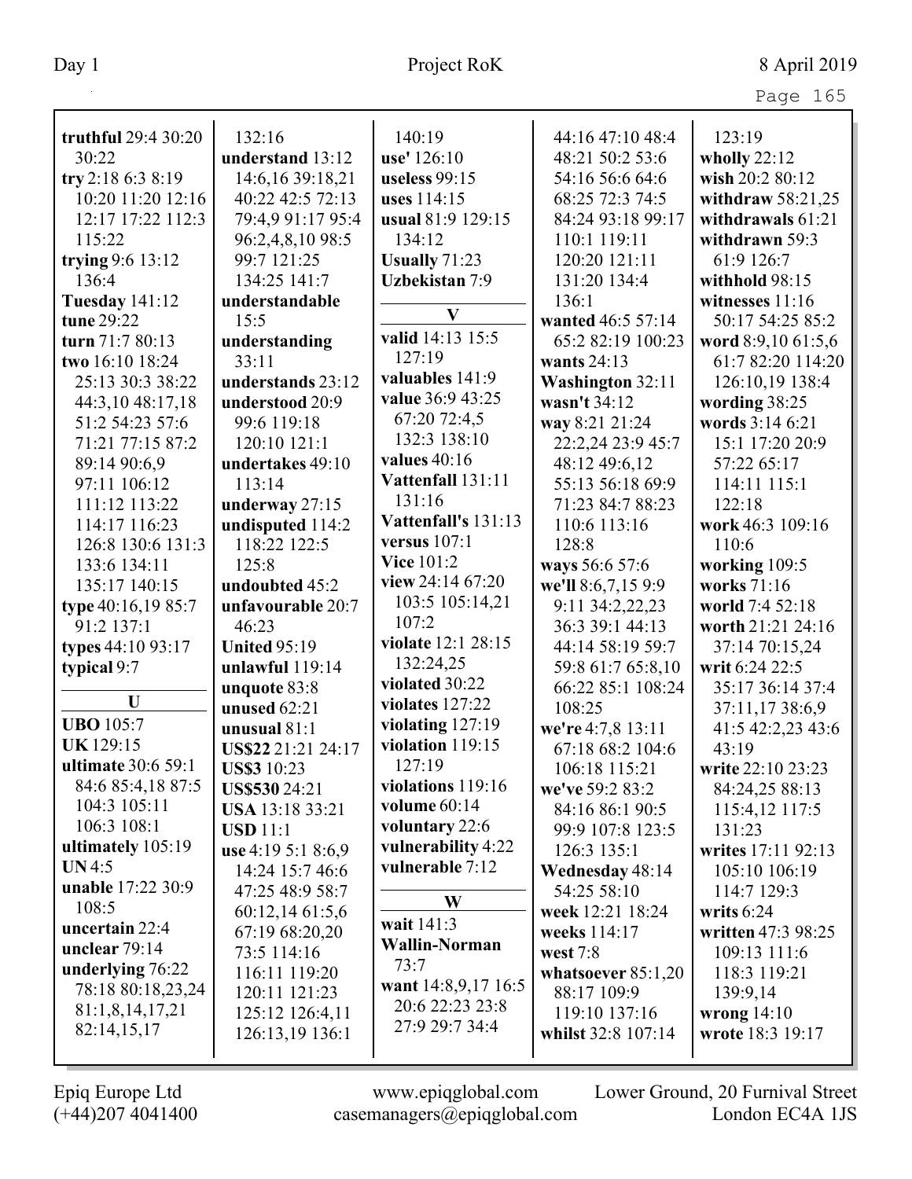**truthful** 29:4 30:20 30:22
**try** 2:18 6:3 8:19 10:20 11:20 12:16 12:17 17:22 112:3 115:22
**trying** 9:6 13:12 136:4
**Tuesday** 141:12
**tune** 29:22
**turn** 71:7 80:13
**two** 16:10 18:24 25:13 30:3 38:22 44:3,10 48:17,18 51:2 54:23 57:6 71:21 77:15 87:2 89:14 90:6,9 97:11 106:12 111:12 113:22 114:17 116:23 126:8 130:6 131:3 133:6 134:11 135:17 140:15
**type** 40:16,19 85:7 91:2 137:1
**types** 44:10 93:17
**typical** 9:7

**U**

**UBO** 105:7
**UK** 129:15
**ultimate** 30:6 59:1 84:6 85:4,18 87:5 104:3 105:11 106:3 108:1
**ultimately** 105:19
**UN** 4:5
**unable** 17:22 30:9 108:5
**uncertain** 22:4
**unclear** 79:14
**underlying** 76:22 78:18 80:18,23,24 81:1,8,14,17,21 82:14,15,17 132:16
**understand** 13:12 14:6,16 39:18,21 40:22 42:5 72:13 79:4,9 91:17 95:4 96:2,4,8,10 98:5 99:7 121:25 134:25 141:7
**understandable** 15:5
**understanding** 33:11
**understands** 23:12
**understood** 20:9 99:6 119:18 120:10 121:1
**undertakes** 49:10 113:14
**underway** 27:15
**undisputed** 114:2 118:22 122:5 125:8
**undoubted** 45:2
**unfavourable** 20:7 46:23
**United** 95:19
**unlawful** 119:14
**unquote** 83:8
**unused** 62:21
**unusual** 81:1
**US$22** 21:21 24:17
**US$3** 10:23
**US$530** 24:21
**USA** 13:18 33:21
**USD** 11:1
**use** 4:19 5:1 8:6,9 14:24 15:7 46:6 47:25 48:9 58:7 60:12,14 61:5,6 67:19 68:20,20 73:5 114:16 116:11 119:20 120:11 121:23 125:12 126:4,11 126:13,19 136:1 140:19
**use'** 126:10
**useless** 99:15
**uses** 114:15
**usual** 81:9 129:15 134:12
**Usually** 71:23
**Uzbekistan** 7:9

**V**

**valid** 14:13 15:5 127:19
**valuables** 141:9
**value** 36:9 43:25 67:20 72:4,5 132:3 138:10
**values** 40:16
**Vattenfall** 131:11 131:16
**Vattenfall's** 131:13
**versus** 107:1
**Vice** 101:2
**view** 24:14 67:20 103:5 105:14,21 107:2
**violate** 12:1 28:15 132:24,25
**violated** 30:22
**violates** 127:22
**violating** 127:19
**violation** 119:15 127:19
**violations** 119:16
**volume** 60:14
**voluntary** 22:6
**vulnerability** 4:22
**vulnerable** 7:12

**W**

**wait** 141:3
**Wallin-Norman** 73:7
**want** 14:8,9,17 16:5 20:6 22:23 23:8 27:9 29:7 34:4 44:16 47:10 48:4 48:21 50:2 53:6 54:16 56:6 64:6 68:25 72:3 74:5 84:24 93:18 99:17 110:1 119:11 120:20 121:11 131:20 134:4 136:1
**wanted** 46:5 57:14 65:2 82:19 100:23
**wants** 24:13
**Washington** 32:11
**wasn't** 34:12
**way** 8:21 21:24 22:2,24 23:9 45:7 48:12 49:6,12 55:13 56:18 69:9 71:23 84:7 88:23 110:6 113:16 128:8
**ways** 56:6 57:6
**we'll** 8:6,7,15 9:9 9:11 34:2,22,23 36:3 39:1 44:13 44:14 58:19 59:7 59:8 61:7 65:8,10 66:22 85:1 108:24 108:25
**we're** 4:7,8 13:11 67:18 68:2 104:6 106:18 115:21
**we've** 59:2 83:2 84:16 86:1 90:5 99:9 107:8 123:5 126:3 135:1
**Wednesday** 48:14 54:25 58:10
**week** 12:21 18:24
**weeks** 114:17
**west** 7:8
**whatsoever** 85:1,20 88:17 109:9 119:10 137:16
**whilst** 32:8 107:14 123:19
**wholly** 22:12
**wish** 20:2 80:12
**withdraw** 58:21,25
**withdrawals** 61:21
**withdrawn** 59:3 61:9 126:7
**withhold** 98:15
**witnesses** 11:16 50:17 54:25 85:2
**word** 8:9,10 61:5,6 61:7 82:20 114:20 126:10,19 138:4
**wording** 38:25
**words** 3:14 6:21 15:1 17:20 20:9 57:22 65:17 114:11 115:1 122:18
**work** 46:3 109:16 110:6
**working** 109:5
**works** 71:16
**world** 7:4 52:18
**worth** 21:21 24:16 37:14 70:15,24
**writ** 6:24 22:5 35:17 36:14 37:4 37:11,17 38:6,9 41:5 42:2,23 43:6 43:19
**write** 22:10 23:23 84:24,25 88:13 115:4,12 117:5 131:23
**writes** 17:11 92:13 105:10 106:19 114:7 129:3
**writs** 6:24
**written** 47:3 98:25 109:13 111:6 118:3 119:21 139:9,14
**wrong** 14:10
**wrote** 18:3 19:17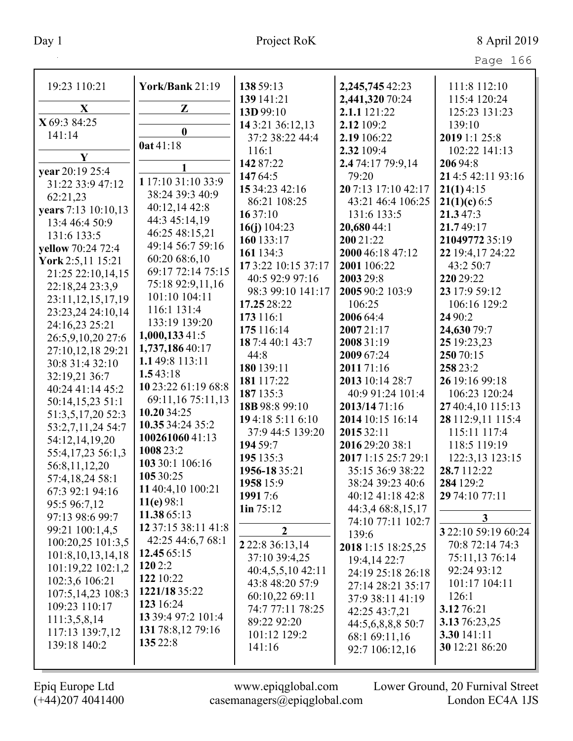19:23 110:21

**X**

**X** 69:3 84:25 141:14

**Y**

**year** 20:19 25:4 31:22 33:9 47:12 62:21,23
**years** 7:13 10:10,13 13:4 46:4 50:9 131:6 133:5
**yellow** 70:24 72:4
**York** 2:5,11 15:21 21:25 22:10,14,15 22:18,24 23:3,9 23:11,12,15,17,19 23:23,24 24:10,14 24:16,23 25:21 26:5,9,10,20 27:6 27:10,12,18 29:21 30:8 31:4 32:10 32:19,21 36:7 40:24 41:14 45:2 50:14,15,23 51:1 51:3,5,17,20 52:3 53:2,7,11,24 54:7 54:12,14,19,20 55:4,17,23 56:1,3 56:8,11,12,20 57:4,18,24 58:1 67:3 92:1 94:16 95:5 96:7,12 97:13 98:6 99:7 99:21 100:1,4,5 100:20,25 101:3,5 101:8,10,13,14,18 101:19,22 102:1,2 102:3,6 106:21 107:5,14,23 108:3 109:23 110:17 111:3,5,8,14 117:13 139:7,12 139:18 140:2
**York/Bank** 21:19

**Z**

**0**

**0at** 41:18

**1**

**1** 17:10 31:10 33:9 38:24 39:3 40:9 40:12,14 42:8 44:3 45:14,19 46:25 48:15,21 49:14 56:7 59:16 60:20 68:6,10 69:17 72:14 75:15 75:18 92:9,11,16 101:10 104:11 116:1 131:4 133:19 139:20
**1,000,133** 41:5
**1,737,186** 40:17
**1.1** 49:8 113:11
**1.5** 43:18
**10** 23:22 61:19 68:8 69:11,16 75:11,13
**10.20** 34:25
**10.35** 34:24 35:2
**100261060** 41:13
**1008** 23:2
**103** 30:1 106:16
**105** 30:25
**11** 40:4,10 100:21
**11(e)** 98:1
**11.38** 65:13
**12** 37:15 38:11 41:8 42:25 44:6,7 68:1
**12.45** 65:15
**120** 2:2
**122** 10:22
**1221/18** 35:22
**123** 16:24
**13** 39:4 97:2 101:4
**131** 78:8,12 79:16
**135** 22:8
**138** 59:13
**139** 141:21
**13D** 99:10
**14** 3:21 36:12,13 37:2 38:22 44:4 116:1
**142** 87:22
**147** 64:5
**15** 34:23 42:16 86:21 108:25
**16** 37:10
**16(j)** 104:23
**160** 133:17
**161** 134:3
**17** 3:22 10:15 37:17 40:5 92:9 97:16 98:3 99:10 141:17
**17.25** 28:22
**173** 116:1
**175** 116:14
**18** 7:4 40:1 43:7 44:8
**180** 139:11
**181** 117:22
**187** 135:3
**18B** 98:8 99:10
**19** 4:18 5:11 6:10 37:9 44:5 139:20
**194** 59:7
**195** 135:3
**1956-18** 35:21
**1958** 15:9
**1991** 7:6
**1in** 75:12

**2**

**2** 22:8 36:13,14 37:10 39:4,25 40:4,5,5,10 42:11 43:8 48:20 57:9 60:10,22 69:11 74:7 77:11 78:25 89:22 92:20 101:12 129:2 141:16
**2,245,745** 42:23
**2,441,320** 70:24
**2.1.1** 121:22
**2.12** 109:2
**2.19** 106:22
**2.32** 109:4
**2.4** 74:17 79:9,14 79:20
**20** 7:13 17:10 42:17 43:21 46:4 106:25 131:6 133:5
**20,680** 44:1
**200** 21:22
**2000** 46:18 47:12
**2001** 106:22
**2003** 29:8
**2005** 90:2 103:9 106:25
**2006** 64:4
**2007** 21:17
**2008** 31:19
**2009** 67:24
**2011** 71:16
**2013** 10:14 28:7 40:9 91:24 101:4
**2013/14** 71:16
**2014** 10:15 16:14
**2015** 32:11
**2016** 29:20 38:1
**2017** 1:15 25:7 29:1 35:15 36:9 38:22 38:24 39:23 40:6 40:12 41:18 42:8 44:3,4 68:8,15,17 74:10 77:11 102:7 139:6
**2018** 1:15 18:25,25 19:4,14 22:7 24:19 25:18 26:18 27:14 28:21 35:17 37:9 38:11 41:19 42:25 43:7,21 44:5,6,8,8,8 50:7 68:1 69:11,16 92:7 106:12,16
111:8 112:10 115:4 120:24 125:23 131:23 139:10
**2019** 1:1 25:8 102:22 141:13
**206** 94:8
**21** 4:5 42:11 93:16
**21(1)** 4:15
**21(1)(c)** 6:5
**21.3** 47:3
**21.7** 49:17
**21049772** 35:19
**22** 19:4,17 24:22 43:2 50:7
**220** 29:22
**23** 17:9 59:12 106:16 129:2
**24** 90:2
**24,630** 79:7
**25** 19:23,23
**250** 70:15
**258** 23:2
**26** 19:16 99:18 106:23 120:24
**27** 40:4,10 115:13
**28** 112:9,11 115:4 115:11 117:4 118:5 119:19 122:3,13 123:15
**28.7** 112:22
**284** 129:2
**29** 74:10 77:11

**3**

**3** 22:10 59:19 60:24 70:8 72:14 74:3 75:11,13 76:14 92:24 93:12 101:17 104:11 126:1
**3.12** 76:21
**3.13** 76:23,25
**3.30** 141:11
**30** 12:21 86:20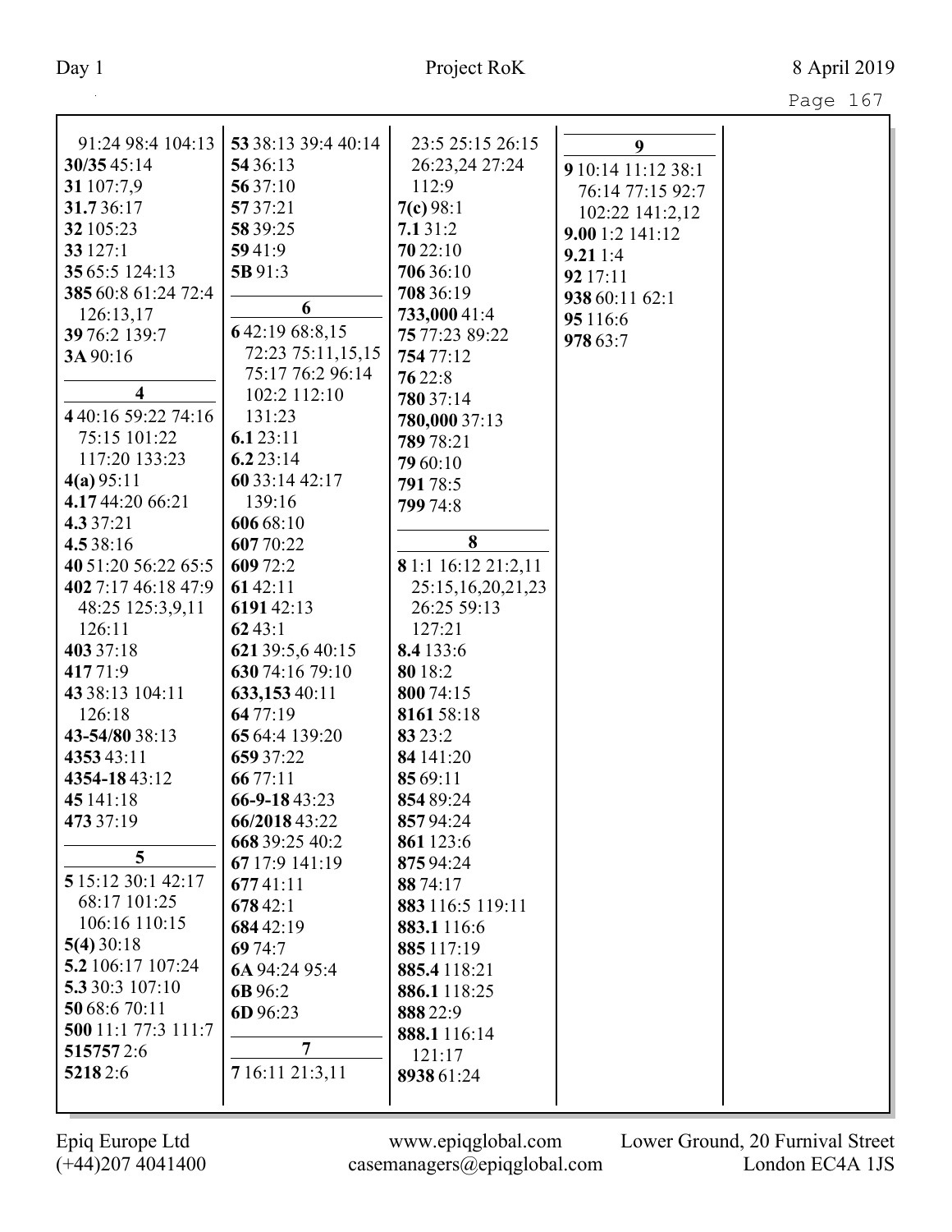91:24 98:4 104:13
**30/35** 45:14
**31** 107:7,9
**31.7** 36:17
**32** 105:23
**33** 127:1
**35** 65:5 124:13
**385** 60:8 61:24 72:4 126:13,17
**39** 76:2 139:7
**3A** 90:16

**4**

**4** 40:16 59:22 74:16 75:15 101:22 117:20 133:23
**4(a)** 95:11
**4.17** 44:20 66:21
**4.3** 37:21
**4.5** 38:16
**40** 51:20 56:22 65:5
**402** 7:17 46:18 47:9 48:25 125:3,9,11 126:11
**403** 37:18
**417** 71:9
**43** 38:13 104:11 126:18
**43-54/80** 38:13
**4353** 43:11
**4354-18** 43:12
**45** 141:18
**473** 37:19

**5**

**5** 15:12 30:1 42:17 68:17 101:25 106:16 110:15
**5(4)** 30:18
**5.2** 106:17 107:24
**5.3** 30:3 107:10
**50** 68:6 70:11
**500** 11:1 77:3 111:7
**515757** 2:6
**5218** 2:6
**53** 38:13 39:4 40:14
**54** 36:13
**56** 37:10
**57** 37:21
**58** 39:25
**59** 41:9
**5B** 91:3

**6**

**6** 42:19 68:8,15 72:23 75:11,15,15 75:17 76:2 96:14 102:2 112:10 131:23
**6.1** 23:11
**6.2** 23:14
**60** 33:14 42:17 139:16
**606** 68:10
**607** 70:22
**609** 72:2
**61** 42:11
**6191** 42:13
**62** 43:1
**621** 39:5,6 40:15
**630** 74:16 79:10
**633,153** 40:11
**64** 77:19
**65** 64:4 139:20
**659** 37:22
**66** 77:11
**66-9-18** 43:23
**66/2018** 43:22
**668** 39:25 40:2
**67** 17:9 141:19
**677** 41:11
**678** 42:1
**684** 42:19
**69** 74:7
**6A** 94:24 95:4
**6B** 96:2
**6D** 96:23

**7**

**7** 16:11 21:3,11 23:5 25:15 26:15 26:23,24 27:24 112:9
**7(c)** 98:1
**7.1** 31:2
**70** 22:10
**706** 36:10
**708** 36:19
**733,000** 41:4
**75** 77:23 89:22
**754** 77:12
**76** 22:8
**780** 37:14
**780,000** 37:13
**789** 78:21
**79** 60:10
**791** 78:5
**799** 74:8

**8**

**8** 1:1 16:12 21:2,11 25:15,16,20,21,23 26:25 59:13 127:21
**8.4** 133:6
**80** 18:2
**800** 74:15
**8161** 58:18
**83** 23:2
**84** 141:20
**85** 69:11
**854** 89:24
**857** 94:24
**861** 123:6
**875** 94:24
**88** 74:17
**883** 116:5 119:11
**883.1** 116:6
**885** 117:19
**885.4** 118:21
**886.1** 118:25
**888** 22:9
**888.1** 116:14 121:17
**8938** 61:24

**9**

**9** 10:14 11:12 38:1 76:14 77:15 92:7 102:22 141:2,12
**9.00** 1:2 141:12
**9.21** 1:4
**92** 17:11
**938** 60:11 62:1
**95** 116:6
**978** 63:7